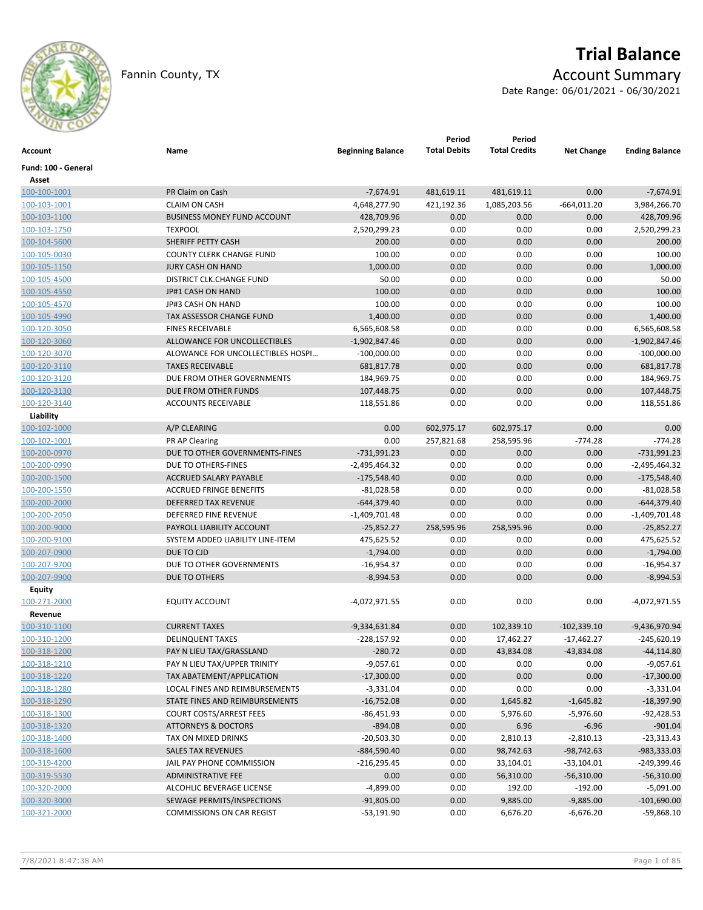# Trial Balance

Fannin County, TX

## Account Summary

Date Range: 06/01/2021 - 06/30/2021

| Account | Name | Beginning Balance | Period Total Debits | Period Total Credits | Net Change | Ending Balance |
|---|---|---|---|---|---|---|
| **Fund: 100 - General** | | | | | | |
| **Asset** | | | | | | |
| 100-100-1001 | PR Claim on Cash | -7,674.91 | 481,619.11 | 481,619.11 | 0.00 | -7,674.91 |
| 100-103-1001 | CLAIM ON CASH | 4,648,277.90 | 421,192.36 | 1,085,203.56 | -664,011.20 | 3,984,266.70 |
| 100-103-1100 | BUSINESS MONEY FUND ACCOUNT | 428,709.96 | 0.00 | 0.00 | 0.00 | 428,709.96 |
| 100-103-1750 | TEXPOOL | 2,520,299.23 | 0.00 | 0.00 | 0.00 | 2,520,299.23 |
| 100-104-5600 | SHERIFF PETTY CASH | 200.00 | 0.00 | 0.00 | 0.00 | 200.00 |
| 100-105-0030 | COUNTY CLERK CHANGE FUND | 100.00 | 0.00 | 0.00 | 0.00 | 100.00 |
| 100-105-1150 | JURY CASH ON HAND | 1,000.00 | 0.00 | 0.00 | 0.00 | 1,000.00 |
| 100-105-4500 | DISTRICT CLK.CHANGE FUND | 50.00 | 0.00 | 0.00 | 0.00 | 50.00 |
| 100-105-4550 | JP#1 CASH ON HAND | 100.00 | 0.00 | 0.00 | 0.00 | 100.00 |
| 100-105-4570 | JP#3 CASH ON HAND | 100.00 | 0.00 | 0.00 | 0.00 | 100.00 |
| 100-105-4990 | TAX ASSESSOR CHANGE FUND | 1,400.00 | 0.00 | 0.00 | 0.00 | 1,400.00 |
| 100-120-3050 | FINES RECEIVABLE | 6,565,608.58 | 0.00 | 0.00 | 0.00 | 6,565,608.58 |
| 100-120-3060 | ALLOWANCE FOR UNCOLLECTIBLES | -1,902,847.46 | 0.00 | 0.00 | 0.00 | -1,902,847.46 |
| 100-120-3070 | ALOWANCE FOR UNCOLLECTIBLES HOSPI… | -100,000.00 | 0.00 | 0.00 | 0.00 | -100,000.00 |
| 100-120-3110 | TAXES RECEIVABLE | 681,817.78 | 0.00 | 0.00 | 0.00 | 681,817.78 |
| 100-120-3120 | DUE FROM OTHER GOVERNMENTS | 184,969.75 | 0.00 | 0.00 | 0.00 | 184,969.75 |
| 100-120-3130 | DUE FROM OTHER FUNDS | 107,448.75 | 0.00 | 0.00 | 0.00 | 107,448.75 |
| 100-120-3140 | ACCOUNTS RECEIVABLE | 118,551.86 | 0.00 | 0.00 | 0.00 | 118,551.86 |
| **Liability** | | | | | | |
| 100-102-1000 | A/P CLEARING | 0.00 | 602,975.17 | 602,975.17 | 0.00 | 0.00 |
| 100-102-1001 | PR AP Clearing | 0.00 | 257,821.68 | 258,595.96 | -774.28 | -774.28 |
| 100-200-0970 | DUE TO OTHER GOVERNMENTS-FINES | -731,991.23 | 0.00 | 0.00 | 0.00 | -731,991.23 |
| 100-200-0990 | DUE TO OTHERS-FINES | -2,495,464.32 | 0.00 | 0.00 | 0.00 | -2,495,464.32 |
| 100-200-1500 | ACCRUED SALARY PAYABLE | -175,548.40 | 0.00 | 0.00 | 0.00 | -175,548.40 |
| 100-200-1550 | ACCRUED FRINGE BENEFITS | -81,028.58 | 0.00 | 0.00 | 0.00 | -81,028.58 |
| 100-200-2000 | DEFERRED TAX REVENUE | -644,379.40 | 0.00 | 0.00 | 0.00 | -644,379.40 |
| 100-200-2050 | DEFERRED FINE REVENUE | -1,409,701.48 | 0.00 | 0.00 | 0.00 | -1,409,701.48 |
| 100-200-9000 | PAYROLL LIABILITY ACCOUNT | -25,852.27 | 258,595.96 | 258,595.96 | 0.00 | -25,852.27 |
| 100-200-9100 | SYSTEM ADDED LIABILITY LINE-ITEM | 475,625.52 | 0.00 | 0.00 | 0.00 | 475,625.52 |
| 100-207-0900 | DUE TO CJD | -1,794.00 | 0.00 | 0.00 | 0.00 | -1,794.00 |
| 100-207-9700 | DUE TO OTHER GOVERNMENTS | -16,954.37 | 0.00 | 0.00 | 0.00 | -16,954.37 |
| 100-207-9900 | DUE TO OTHERS | -8,994.53 | 0.00 | 0.00 | 0.00 | -8,994.53 |
| **Equity** | | | | | | |
| 100-271-2000 | EQUITY ACCOUNT | -4,072,971.55 | 0.00 | 0.00 | 0.00 | -4,072,971.55 |
| **Revenue** | | | | | | |
| 100-310-1100 | CURRENT TAXES | -9,334,631.84 | 0.00 | 102,339.10 | -102,339.10 | -9,436,970.94 |
| 100-310-1200 | DELINQUENT TAXES | -228,157.92 | 0.00 | 17,462.27 | -17,462.27 | -245,620.19 |
| 100-318-1200 | PAY N LIEU TAX/GRASSLAND | -280.72 | 0.00 | 43,834.08 | -43,834.08 | -44,114.80 |
| 100-318-1210 | PAY N LIEU TAX/UPPER TRINITY | -9,057.61 | 0.00 | 0.00 | 0.00 | -9,057.61 |
| 100-318-1220 | TAX ABATEMENT/APPLICATION | -17,300.00 | 0.00 | 0.00 | 0.00 | -17,300.00 |
| 100-318-1280 | LOCAL FINES AND REIMBURSEMENTS | -3,331.04 | 0.00 | 0.00 | 0.00 | -3,331.04 |
| 100-318-1290 | STATE FINES AND REIMBURSEMENTS | -16,752.08 | 0.00 | 1,645.82 | -1,645.82 | -18,397.90 |
| 100-318-1300 | COURT COSTS/ARREST FEES | -86,451.93 | 0.00 | 5,976.60 | -5,976.60 | -92,428.53 |
| 100-318-1320 | ATTORNEYS & DOCTORS | -894.08 | 0.00 | 6.96 | -6.96 | -901.04 |
| 100-318-1400 | TAX ON MIXED DRINKS | -20,503.30 | 0.00 | 2,810.13 | -2,810.13 | -23,313.43 |
| 100-318-1600 | SALES TAX REVENUES | -884,590.40 | 0.00 | 98,742.63 | -98,742.63 | -983,333.03 |
| 100-319-4200 | JAIL PAY PHONE COMMISSION | -216,295.45 | 0.00 | 33,104.01 | -33,104.01 | -249,399.46 |
| 100-319-5530 | ADMINISTRATIVE FEE | 0.00 | 0.00 | 56,310.00 | -56,310.00 | -56,310.00 |
| 100-320-2000 | ALCOHLIC BEVERAGE LICENSE | -4,899.00 | 0.00 | 192.00 | -192.00 | -5,091.00 |
| 100-320-3000 | SEWAGE PERMITS/INSPECTIONS | -91,805.00 | 0.00 | 9,885.00 | -9,885.00 | -101,690.00 |
| 100-321-2000 | COMMISSIONS ON CAR REGIST | -53,191.90 | 0.00 | 6,676.20 | -6,676.20 | -59,868.10 |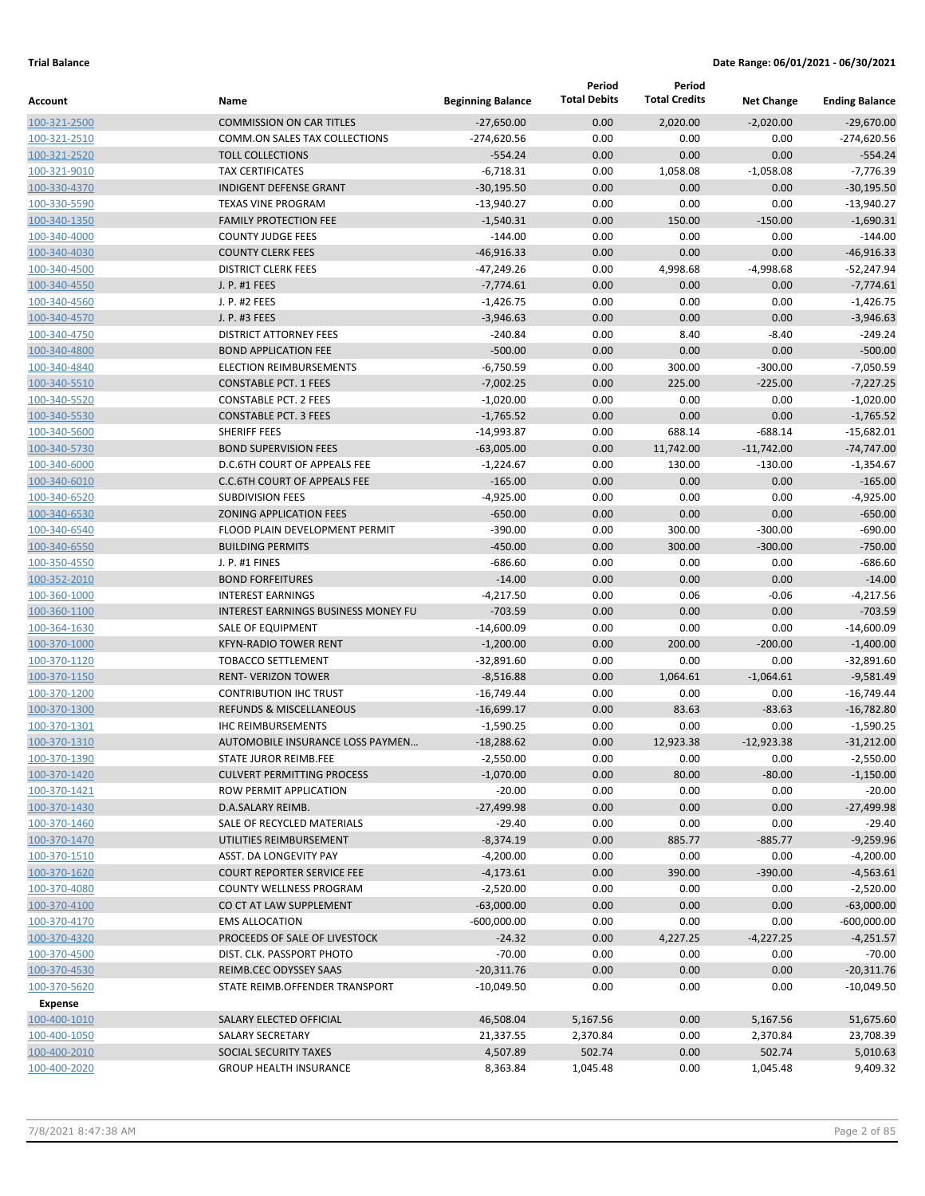**Trial Balance** **Date Range: 06/01/2021 - 06/30/2021**

| Account | Name | Beginning Balance | Period Total Debits | Period Total Credits | Net Change | Ending Balance |
|---|---|---|---|---|---|---|
| 100-321-2500 | COMMISSION ON CAR TITLES | -27,650.00 | 0.00 | 2,020.00 | -2,020.00 | -29,670.00 |
| 100-321-2510 | COMM.ON SALES TAX COLLECTIONS | -274,620.56 | 0.00 | 0.00 | 0.00 | -274,620.56 |
| 100-321-2520 | TOLL COLLECTIONS | -554.24 | 0.00 | 0.00 | 0.00 | -554.24 |
| 100-321-9010 | TAX CERTIFICATES | -6,718.31 | 0.00 | 1,058.08 | -1,058.08 | -7,776.39 |
| 100-330-4370 | INDIGENT DEFENSE GRANT | -30,195.50 | 0.00 | 0.00 | 0.00 | -30,195.50 |
| 100-330-5590 | TEXAS VINE PROGRAM | -13,940.27 | 0.00 | 0.00 | 0.00 | -13,940.27 |
| 100-340-1350 | FAMILY PROTECTION FEE | -1,540.31 | 0.00 | 150.00 | -150.00 | -1,690.31 |
| 100-340-4000 | COUNTY JUDGE FEES | -144.00 | 0.00 | 0.00 | 0.00 | -144.00 |
| 100-340-4030 | COUNTY CLERK FEES | -46,916.33 | 0.00 | 0.00 | 0.00 | -46,916.33 |
| 100-340-4500 | DISTRICT CLERK FEES | -47,249.26 | 0.00 | 4,998.68 | -4,998.68 | -52,247.94 |
| 100-340-4550 | J. P. #1 FEES | -7,774.61 | 0.00 | 0.00 | 0.00 | -7,774.61 |
| 100-340-4560 | J. P. #2 FEES | -1,426.75 | 0.00 | 0.00 | 0.00 | -1,426.75 |
| 100-340-4570 | J. P. #3 FEES | -3,946.63 | 0.00 | 0.00 | 0.00 | -3,946.63 |
| 100-340-4750 | DISTRICT ATTORNEY FEES | -240.84 | 0.00 | 8.40 | -8.40 | -249.24 |
| 100-340-4800 | BOND APPLICATION FEE | -500.00 | 0.00 | 0.00 | 0.00 | -500.00 |
| 100-340-4840 | ELECTION REIMBURSEMENTS | -6,750.59 | 0.00 | 300.00 | -300.00 | -7,050.59 |
| 100-340-5510 | CONSTABLE PCT. 1 FEES | -7,002.25 | 0.00 | 225.00 | -225.00 | -7,227.25 |
| 100-340-5520 | CONSTABLE PCT. 2 FEES | -1,020.00 | 0.00 | 0.00 | 0.00 | -1,020.00 |
| 100-340-5530 | CONSTABLE PCT. 3 FEES | -1,765.52 | 0.00 | 0.00 | 0.00 | -1,765.52 |
| 100-340-5600 | SHERIFF FEES | -14,993.87 | 0.00 | 688.14 | -688.14 | -15,682.01 |
| 100-340-5730 | BOND SUPERVISION FEES | -63,005.00 | 0.00 | 11,742.00 | -11,742.00 | -74,747.00 |
| 100-340-6000 | D.C.6TH COURT OF APPEALS FEE | -1,224.67 | 0.00 | 130.00 | -130.00 | -1,354.67 |
| 100-340-6010 | C.C.6TH COURT OF APPEALS FEE | -165.00 | 0.00 | 0.00 | 0.00 | -165.00 |
| 100-340-6520 | SUBDIVISION FEES | -4,925.00 | 0.00 | 0.00 | 0.00 | -4,925.00 |
| 100-340-6530 | ZONING APPLICATION FEES | -650.00 | 0.00 | 0.00 | 0.00 | -650.00 |
| 100-340-6540 | FLOOD PLAIN DEVELOPMENT PERMIT | -390.00 | 0.00 | 300.00 | -300.00 | -690.00 |
| 100-340-6550 | BUILDING PERMITS | -450.00 | 0.00 | 300.00 | -300.00 | -750.00 |
| 100-350-4550 | J. P. #1 FINES | -686.60 | 0.00 | 0.00 | 0.00 | -686.60 |
| 100-352-2010 | BOND FORFEITURES | -14.00 | 0.00 | 0.00 | 0.00 | -14.00 |
| 100-360-1000 | INTEREST EARNINGS | -4,217.50 | 0.00 | 0.06 | -0.06 | -4,217.56 |
| 100-360-1100 | INTEREST EARNINGS BUSINESS MONEY FU | -703.59 | 0.00 | 0.00 | 0.00 | -703.59 |
| 100-364-1630 | SALE OF EQUIPMENT | -14,600.09 | 0.00 | 0.00 | 0.00 | -14,600.09 |
| 100-370-1000 | KFYN-RADIO TOWER RENT | -1,200.00 | 0.00 | 200.00 | -200.00 | -1,400.00 |
| 100-370-1120 | TOBACCO SETTLEMENT | -32,891.60 | 0.00 | 0.00 | 0.00 | -32,891.60 |
| 100-370-1150 | RENT- VERIZON TOWER | -8,516.88 | 0.00 | 1,064.61 | -1,064.61 | -9,581.49 |
| 100-370-1200 | CONTRIBUTION IHC TRUST | -16,749.44 | 0.00 | 0.00 | 0.00 | -16,749.44 |
| 100-370-1300 | REFUNDS & MISCELLANEOUS | -16,699.17 | 0.00 | 83.63 | -83.63 | -16,782.80 |
| 100-370-1301 | IHC REIMBURSEMENTS | -1,590.25 | 0.00 | 0.00 | 0.00 | -1,590.25 |
| 100-370-1310 | AUTOMOBILE INSURANCE LOSS PAYMEN… | -18,288.62 | 0.00 | 12,923.38 | -12,923.38 | -31,212.00 |
| 100-370-1390 | STATE JUROR REIMB.FEE | -2,550.00 | 0.00 | 0.00 | 0.00 | -2,550.00 |
| 100-370-1420 | CULVERT PERMITTING PROCESS | -1,070.00 | 0.00 | 80.00 | -80.00 | -1,150.00 |
| 100-370-1421 | ROW PERMIT APPLICATION | -20.00 | 0.00 | 0.00 | 0.00 | -20.00 |
| 100-370-1430 | D.A.SALARY REIMB. | -27,499.98 | 0.00 | 0.00 | 0.00 | -27,499.98 |
| 100-370-1460 | SALE OF RECYCLED MATERIALS | -29.40 | 0.00 | 0.00 | 0.00 | -29.40 |
| 100-370-1470 | UTILITIES REIMBURSEMENT | -8,374.19 | 0.00 | 885.77 | -885.77 | -9,259.96 |
| 100-370-1510 | ASST. DA LONGEVITY PAY | -4,200.00 | 0.00 | 0.00 | 0.00 | -4,200.00 |
| 100-370-1620 | COURT REPORTER SERVICE FEE | -4,173.61 | 0.00 | 390.00 | -390.00 | -4,563.61 |
| 100-370-4080 | COUNTY WELLNESS PROGRAM | -2,520.00 | 0.00 | 0.00 | 0.00 | -2,520.00 |
| 100-370-4100 | CO CT AT LAW SUPPLEMENT | -63,000.00 | 0.00 | 0.00 | 0.00 | -63,000.00 |
| 100-370-4170 | EMS ALLOCATION | -600,000.00 | 0.00 | 0.00 | 0.00 | -600,000.00 |
| 100-370-4320 | PROCEEDS OF SALE OF LIVESTOCK | -24.32 | 0.00 | 4,227.25 | -4,227.25 | -4,251.57 |
| 100-370-4500 | DIST. CLK. PASSPORT PHOTO | -70.00 | 0.00 | 0.00 | 0.00 | -70.00 |
| 100-370-4530 | REIMB.CEC ODYSSEY SAAS | -20,311.76 | 0.00 | 0.00 | 0.00 | -20,311.76 |
| 100-370-5620 | STATE REIMB.OFFENDER TRANSPORT | -10,049.50 | 0.00 | 0.00 | 0.00 | -10,049.50 |
| **Expense** | | | | | | |
| 100-400-1010 | SALARY ELECTED OFFICIAL | 46,508.04 | 5,167.56 | 0.00 | 5,167.56 | 51,675.60 |
| 100-400-1050 | SALARY SECRETARY | 21,337.55 | 2,370.84 | 0.00 | 2,370.84 | 23,708.39 |
| 100-400-2010 | SOCIAL SECURITY TAXES | 4,507.89 | 502.74 | 0.00 | 502.74 | 5,010.63 |
| 100-400-2020 | GROUP HEALTH INSURANCE | 8,363.84 | 1,045.48 | 0.00 | 1,045.48 | 9,409.32 |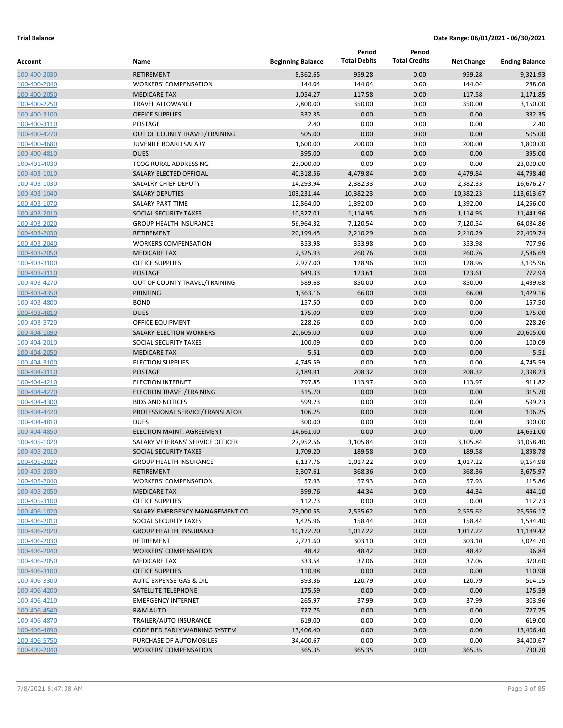**Trial Balance** **Date Range: 06/01/2021 - 06/30/2021**

| Account | Name | Beginning Balance | Period Total Debits | Period Total Credits | Net Change | Ending Balance |
|---|---|---|---|---|---|---|
| 100-400-2030 | RETIREMENT | 8,362.65 | 959.28 | 0.00 | 959.28 | 9,321.93 |
| 100-400-2040 | WORKERS' COMPENSATION | 144.04 | 144.04 | 0.00 | 144.04 | 288.08 |
| 100-400-2050 | MEDICARE TAX | 1,054.27 | 117.58 | 0.00 | 117.58 | 1,171.85 |
| 100-400-2250 | TRAVEL ALLOWANCE | 2,800.00 | 350.00 | 0.00 | 350.00 | 3,150.00 |
| 100-400-3100 | OFFICE SUPPLIES | 332.35 | 0.00 | 0.00 | 0.00 | 332.35 |
| 100-400-3110 | POSTAGE | 2.40 | 0.00 | 0.00 | 0.00 | 2.40 |
| 100-400-4270 | OUT OF COUNTY TRAVEL/TRAINING | 505.00 | 0.00 | 0.00 | 0.00 | 505.00 |
| 100-400-4680 | JUVENILE BOARD SALARY | 1,600.00 | 200.00 | 0.00 | 200.00 | 1,800.00 |
| 100-400-4810 | DUES | 395.00 | 0.00 | 0.00 | 0.00 | 395.00 |
| 100-401-4030 | TCOG RURAL ADDRESSING | 23,000.00 | 0.00 | 0.00 | 0.00 | 23,000.00 |
| 100-403-1010 | SALARY ELECTED OFFICIAL | 40,318.56 | 4,479.84 | 0.00 | 4,479.84 | 44,798.40 |
| 100-403-1030 | SALALRY CHIEF DEPUTY | 14,293.94 | 2,382.33 | 0.00 | 2,382.33 | 16,676.27 |
| 100-403-1040 | SALARY DEPUTIES | 103,231.44 | 10,382.23 | 0.00 | 10,382.23 | 113,613.67 |
| 100-403-1070 | SALARY PART-TIME | 12,864.00 | 1,392.00 | 0.00 | 1,392.00 | 14,256.00 |
| 100-403-2010 | SOCIAL SECURITY TAXES | 10,327.01 | 1,114.95 | 0.00 | 1,114.95 | 11,441.96 |
| 100-403-2020 | GROUP HEALTH INSURANCE | 56,964.32 | 7,120.54 | 0.00 | 7,120.54 | 64,084.86 |
| 100-403-2030 | RETIREMENT | 20,199.45 | 2,210.29 | 0.00 | 2,210.29 | 22,409.74 |
| 100-403-2040 | WORKERS COMPENSATION | 353.98 | 353.98 | 0.00 | 353.98 | 707.96 |
| 100-403-2050 | MEDICARE TAX | 2,325.93 | 260.76 | 0.00 | 260.76 | 2,586.69 |
| 100-403-3100 | OFFICE SUPPLIES | 2,977.00 | 128.96 | 0.00 | 128.96 | 3,105.96 |
| 100-403-3110 | POSTAGE | 649.33 | 123.61 | 0.00 | 123.61 | 772.94 |
| 100-403-4270 | OUT OF COUNTY TRAVEL/TRAINING | 589.68 | 850.00 | 0.00 | 850.00 | 1,439.68 |
| 100-403-4350 | PRINTING | 1,363.16 | 66.00 | 0.00 | 66.00 | 1,429.16 |
| 100-403-4800 | BOND | 157.50 | 0.00 | 0.00 | 0.00 | 157.50 |
| 100-403-4810 | DUES | 175.00 | 0.00 | 0.00 | 0.00 | 175.00 |
| 100-403-5720 | OFFICE EQUIPMENT | 228.26 | 0.00 | 0.00 | 0.00 | 228.26 |
| 100-404-1090 | SALARY-ELECTION WORKERS | 20,605.00 | 0.00 | 0.00 | 0.00 | 20,605.00 |
| 100-404-2010 | SOCIAL SECURITY TAXES | 100.09 | 0.00 | 0.00 | 0.00 | 100.09 |
| 100-404-2050 | MEDICARE TAX | -5.51 | 0.00 | 0.00 | 0.00 | -5.51 |
| 100-404-3100 | ELECTION SUPPLIES | 4,745.59 | 0.00 | 0.00 | 0.00 | 4,745.59 |
| 100-404-3110 | POSTAGE | 2,189.91 | 208.32 | 0.00 | 208.32 | 2,398.23 |
| 100-404-4210 | ELECTION INTERNET | 797.85 | 113.97 | 0.00 | 113.97 | 911.82 |
| 100-404-4270 | ELECTION TRAVEL/TRAINING | 315.70 | 0.00 | 0.00 | 0.00 | 315.70 |
| 100-404-4300 | BIDS AND NOTICES | 599.23 | 0.00 | 0.00 | 0.00 | 599.23 |
| 100-404-4420 | PROFESSIONAL SERVICE/TRANSLATOR | 106.25 | 0.00 | 0.00 | 0.00 | 106.25 |
| 100-404-4810 | DUES | 300.00 | 0.00 | 0.00 | 0.00 | 300.00 |
| 100-404-4850 | ELECTION MAINT. AGREEMENT | 14,661.00 | 0.00 | 0.00 | 0.00 | 14,661.00 |
| 100-405-1020 | SALARY VETERANS' SERVICE OFFICER | 27,952.56 | 3,105.84 | 0.00 | 3,105.84 | 31,058.40 |
| 100-405-2010 | SOCIAL SECURITY TAXES | 1,709.20 | 189.58 | 0.00 | 189.58 | 1,898.78 |
| 100-405-2020 | GROUP HEALTH INSURANCE | 8,137.76 | 1,017.22 | 0.00 | 1,017.22 | 9,154.98 |
| 100-405-2030 | RETIREMENT | 3,307.61 | 368.36 | 0.00 | 368.36 | 3,675.97 |
| 100-405-2040 | WORKERS' COMPENSATION | 57.93 | 57.93 | 0.00 | 57.93 | 115.86 |
| 100-405-2050 | MEDICARE TAX | 399.76 | 44.34 | 0.00 | 44.34 | 444.10 |
| 100-405-3100 | OFFICE SUPPLIES | 112.73 | 0.00 | 0.00 | 0.00 | 112.73 |
| 100-406-1020 | SALARY-EMERGENCY MANAGEMENT CO... | 23,000.55 | 2,555.62 | 0.00 | 2,555.62 | 25,556.17 |
| 100-406-2010 | SOCIAL SECURITY TAXES | 1,425.96 | 158.44 | 0.00 | 158.44 | 1,584.40 |
| 100-406-2020 | GROUP HEALTH INSURANCE | 10,172.20 | 1,017.22 | 0.00 | 1,017.22 | 11,189.42 |
| 100-406-2030 | RETIREMENT | 2,721.60 | 303.10 | 0.00 | 303.10 | 3,024.70 |
| 100-406-2040 | WORKERS' COMPENSATION | 48.42 | 48.42 | 0.00 | 48.42 | 96.84 |
| 100-406-2050 | MEDICARE TAX | 333.54 | 37.06 | 0.00 | 37.06 | 370.60 |
| 100-406-3100 | OFFICE SUPPLIES | 110.98 | 0.00 | 0.00 | 0.00 | 110.98 |
| 100-406-3300 | AUTO EXPENSE-GAS & OIL | 393.36 | 120.79 | 0.00 | 120.79 | 514.15 |
| 100-406-4200 | SATELLITE TELEPHONE | 175.59 | 0.00 | 0.00 | 0.00 | 175.59 |
| 100-406-4210 | EMERGENCY INTERNET | 265.97 | 37.99 | 0.00 | 37.99 | 303.96 |
| 100-406-4540 | R&M AUTO | 727.75 | 0.00 | 0.00 | 0.00 | 727.75 |
| 100-406-4870 | TRAILER/AUTO INSURANCE | 619.00 | 0.00 | 0.00 | 0.00 | 619.00 |
| 100-406-4890 | CODE RED EARLY WARNING SYSTEM | 13,406.40 | 0.00 | 0.00 | 0.00 | 13,406.40 |
| 100-406-5750 | PURCHASE OF AUTOMOBILES | 34,400.67 | 0.00 | 0.00 | 0.00 | 34,400.67 |
| 100-409-2040 | WORKERS' COMPENSATION | 365.35 | 365.35 | 0.00 | 365.35 | 730.70 |

7/8/2021 8:47:38 AM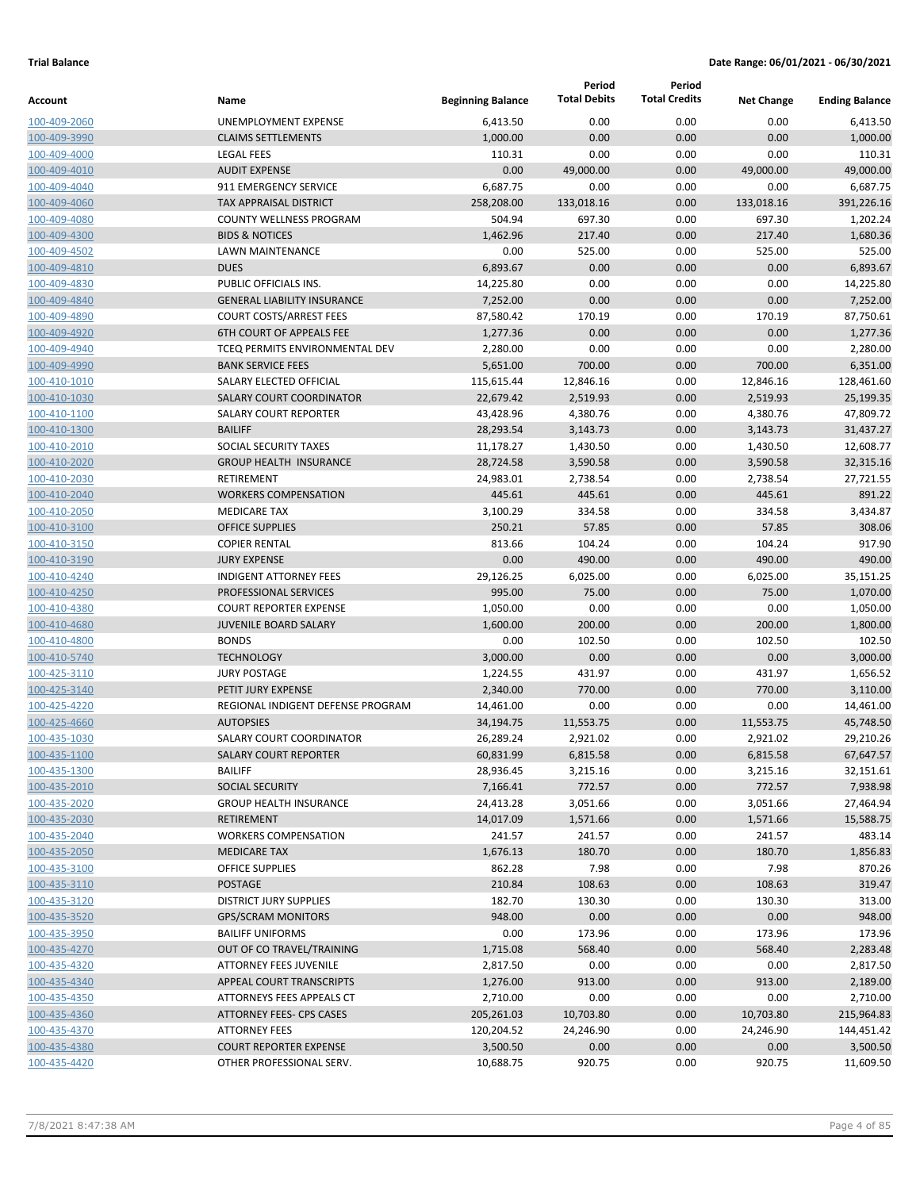**Trial Balance** **Date Range: 06/01/2021 - 06/30/2021**

| Account | Name | Beginning Balance | Period Total Debits | Period Total Credits | Net Change | Ending Balance |
|---|---|---|---|---|---|---|
| 100-409-2060 | UNEMPLOYMENT EXPENSE | 6,413.50 | 0.00 | 0.00 | 0.00 | 6,413.50 |
| 100-409-3990 | CLAIMS SETTLEMENTS | 1,000.00 | 0.00 | 0.00 | 0.00 | 1,000.00 |
| 100-409-4000 | LEGAL FEES | 110.31 | 0.00 | 0.00 | 0.00 | 110.31 |
| 100-409-4010 | AUDIT EXPENSE | 0.00 | 49,000.00 | 0.00 | 49,000.00 | 49,000.00 |
| 100-409-4040 | 911 EMERGENCY SERVICE | 6,687.75 | 0.00 | 0.00 | 0.00 | 6,687.75 |
| 100-409-4060 | TAX APPRAISAL DISTRICT | 258,208.00 | 133,018.16 | 0.00 | 133,018.16 | 391,226.16 |
| 100-409-4080 | COUNTY WELLNESS PROGRAM | 504.94 | 697.30 | 0.00 | 697.30 | 1,202.24 |
| 100-409-4300 | BIDS & NOTICES | 1,462.96 | 217.40 | 0.00 | 217.40 | 1,680.36 |
| 100-409-4502 | LAWN MAINTENANCE | 0.00 | 525.00 | 0.00 | 525.00 | 525.00 |
| 100-409-4810 | DUES | 6,893.67 | 0.00 | 0.00 | 0.00 | 6,893.67 |
| 100-409-4830 | PUBLIC OFFICIALS INS. | 14,225.80 | 0.00 | 0.00 | 0.00 | 14,225.80 |
| 100-409-4840 | GENERAL LIABILITY INSURANCE | 7,252.00 | 0.00 | 0.00 | 0.00 | 7,252.00 |
| 100-409-4890 | COURT COSTS/ARREST FEES | 87,580.42 | 170.19 | 0.00 | 170.19 | 87,750.61 |
| 100-409-4920 | 6TH COURT OF APPEALS FEE | 1,277.36 | 0.00 | 0.00 | 0.00 | 1,277.36 |
| 100-409-4940 | TCEQ PERMITS ENVIRONMENTAL DEV | 2,280.00 | 0.00 | 0.00 | 0.00 | 2,280.00 |
| 100-409-4990 | BANK SERVICE FEES | 5,651.00 | 700.00 | 0.00 | 700.00 | 6,351.00 |
| 100-410-1010 | SALARY ELECTED OFFICIAL | 115,615.44 | 12,846.16 | 0.00 | 12,846.16 | 128,461.60 |
| 100-410-1030 | SALARY COURT COORDINATOR | 22,679.42 | 2,519.93 | 0.00 | 2,519.93 | 25,199.35 |
| 100-410-1100 | SALARY COURT REPORTER | 43,428.96 | 4,380.76 | 0.00 | 4,380.76 | 47,809.72 |
| 100-410-1300 | BAILIFF | 28,293.54 | 3,143.73 | 0.00 | 3,143.73 | 31,437.27 |
| 100-410-2010 | SOCIAL SECURITY TAXES | 11,178.27 | 1,430.50 | 0.00 | 1,430.50 | 12,608.77 |
| 100-410-2020 | GROUP HEALTH INSURANCE | 28,724.58 | 3,590.58 | 0.00 | 3,590.58 | 32,315.16 |
| 100-410-2030 | RETIREMENT | 24,983.01 | 2,738.54 | 0.00 | 2,738.54 | 27,721.55 |
| 100-410-2040 | WORKERS COMPENSATION | 445.61 | 445.61 | 0.00 | 445.61 | 891.22 |
| 100-410-2050 | MEDICARE TAX | 3,100.29 | 334.58 | 0.00 | 334.58 | 3,434.87 |
| 100-410-3100 | OFFICE SUPPLIES | 250.21 | 57.85 | 0.00 | 57.85 | 308.06 |
| 100-410-3150 | COPIER RENTAL | 813.66 | 104.24 | 0.00 | 104.24 | 917.90 |
| 100-410-3190 | JURY EXPENSE | 0.00 | 490.00 | 0.00 | 490.00 | 490.00 |
| 100-410-4240 | INDIGENT ATTORNEY FEES | 29,126.25 | 6,025.00 | 0.00 | 6,025.00 | 35,151.25 |
| 100-410-4250 | PROFESSIONAL SERVICES | 995.00 | 75.00 | 0.00 | 75.00 | 1,070.00 |
| 100-410-4380 | COURT REPORTER EXPENSE | 1,050.00 | 0.00 | 0.00 | 0.00 | 1,050.00 |
| 100-410-4680 | JUVENILE BOARD SALARY | 1,600.00 | 200.00 | 0.00 | 200.00 | 1,800.00 |
| 100-410-4800 | BONDS | 0.00 | 102.50 | 0.00 | 102.50 | 102.50 |
| 100-410-5740 | TECHNOLOGY | 3,000.00 | 0.00 | 0.00 | 0.00 | 3,000.00 |
| 100-425-3110 | JURY POSTAGE | 1,224.55 | 431.97 | 0.00 | 431.97 | 1,656.52 |
| 100-425-3140 | PETIT JURY EXPENSE | 2,340.00 | 770.00 | 0.00 | 770.00 | 3,110.00 |
| 100-425-4220 | REGIONAL INDIGENT DEFENSE PROGRAM | 14,461.00 | 0.00 | 0.00 | 0.00 | 14,461.00 |
| 100-425-4660 | AUTOPSIES | 34,194.75 | 11,553.75 | 0.00 | 11,553.75 | 45,748.50 |
| 100-435-1030 | SALARY COURT COORDINATOR | 26,289.24 | 2,921.02 | 0.00 | 2,921.02 | 29,210.26 |
| 100-435-1100 | SALARY COURT REPORTER | 60,831.99 | 6,815.58 | 0.00 | 6,815.58 | 67,647.57 |
| 100-435-1300 | BAILIFF | 28,936.45 | 3,215.16 | 0.00 | 3,215.16 | 32,151.61 |
| 100-435-2010 | SOCIAL SECURITY | 7,166.41 | 772.57 | 0.00 | 772.57 | 7,938.98 |
| 100-435-2020 | GROUP HEALTH INSURANCE | 24,413.28 | 3,051.66 | 0.00 | 3,051.66 | 27,464.94 |
| 100-435-2030 | RETIREMENT | 14,017.09 | 1,571.66 | 0.00 | 1,571.66 | 15,588.75 |
| 100-435-2040 | WORKERS COMPENSATION | 241.57 | 241.57 | 0.00 | 241.57 | 483.14 |
| 100-435-2050 | MEDICARE TAX | 1,676.13 | 180.70 | 0.00 | 180.70 | 1,856.83 |
| 100-435-3100 | OFFICE SUPPLIES | 862.28 | 7.98 | 0.00 | 7.98 | 870.26 |
| 100-435-3110 | POSTAGE | 210.84 | 108.63 | 0.00 | 108.63 | 319.47 |
| 100-435-3120 | DISTRICT JURY SUPPLIES | 182.70 | 130.30 | 0.00 | 130.30 | 313.00 |
| 100-435-3520 | GPS/SCRAM MONITORS | 948.00 | 0.00 | 0.00 | 0.00 | 948.00 |
| 100-435-3950 | BAILIFF UNIFORMS | 0.00 | 173.96 | 0.00 | 173.96 | 173.96 |
| 100-435-4270 | OUT OF CO TRAVEL/TRAINING | 1,715.08 | 568.40 | 0.00 | 568.40 | 2,283.48 |
| 100-435-4320 | ATTORNEY FEES JUVENILE | 2,817.50 | 0.00 | 0.00 | 0.00 | 2,817.50 |
| 100-435-4340 | APPEAL COURT TRANSCRIPTS | 1,276.00 | 913.00 | 0.00 | 913.00 | 2,189.00 |
| 100-435-4350 | ATTORNEYS FEES APPEALS CT | 2,710.00 | 0.00 | 0.00 | 0.00 | 2,710.00 |
| 100-435-4360 | ATTORNEY FEES- CPS CASES | 205,261.03 | 10,703.80 | 0.00 | 10,703.80 | 215,964.83 |
| 100-435-4370 | ATTORNEY FEES | 120,204.52 | 24,246.90 | 0.00 | 24,246.90 | 144,451.42 |
| 100-435-4380 | COURT REPORTER EXPENSE | 3,500.50 | 0.00 | 0.00 | 0.00 | 3,500.50 |
| 100-435-4420 | OTHER PROFESSIONAL SERV. | 10,688.75 | 920.75 | 0.00 | 920.75 | 11,609.50 |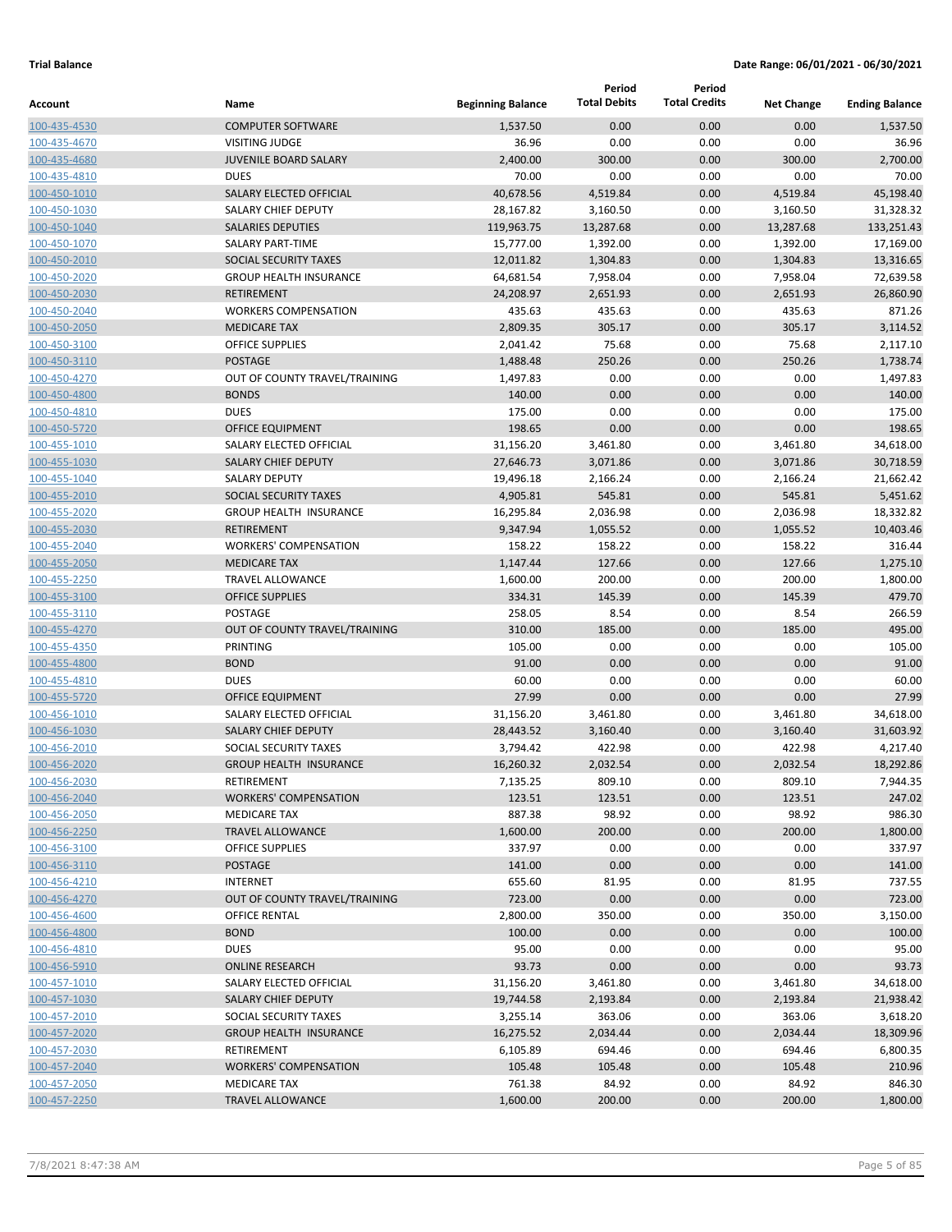**Trial Balance** **Date Range: 06/01/2021 - 06/30/2021**

| Account | Name | Beginning Balance | Period Total Debits | Period Total Credits | Net Change | Ending Balance |
|---|---|---|---|---|---|---|
| 100-435-4530 | COMPUTER SOFTWARE | 1,537.50 | 0.00 | 0.00 | 0.00 | 1,537.50 |
| 100-435-4670 | VISITING JUDGE | 36.96 | 0.00 | 0.00 | 0.00 | 36.96 |
| 100-435-4680 | JUVENILE BOARD SALARY | 2,400.00 | 300.00 | 0.00 | 300.00 | 2,700.00 |
| 100-435-4810 | DUES | 70.00 | 0.00 | 0.00 | 0.00 | 70.00 |
| 100-450-1010 | SALARY ELECTED OFFICIAL | 40,678.56 | 4,519.84 | 0.00 | 4,519.84 | 45,198.40 |
| 100-450-1030 | SALARY CHIEF DEPUTY | 28,167.82 | 3,160.50 | 0.00 | 3,160.50 | 31,328.32 |
| 100-450-1040 | SALARIES DEPUTIES | 119,963.75 | 13,287.68 | 0.00 | 13,287.68 | 133,251.43 |
| 100-450-1070 | SALARY PART-TIME | 15,777.00 | 1,392.00 | 0.00 | 1,392.00 | 17,169.00 |
| 100-450-2010 | SOCIAL SECURITY TAXES | 12,011.82 | 1,304.83 | 0.00 | 1,304.83 | 13,316.65 |
| 100-450-2020 | GROUP HEALTH INSURANCE | 64,681.54 | 7,958.04 | 0.00 | 7,958.04 | 72,639.58 |
| 100-450-2030 | RETIREMENT | 24,208.97 | 2,651.93 | 0.00 | 2,651.93 | 26,860.90 |
| 100-450-2040 | WORKERS COMPENSATION | 435.63 | 435.63 | 0.00 | 435.63 | 871.26 |
| 100-450-2050 | MEDICARE TAX | 2,809.35 | 305.17 | 0.00 | 305.17 | 3,114.52 |
| 100-450-3100 | OFFICE SUPPLIES | 2,041.42 | 75.68 | 0.00 | 75.68 | 2,117.10 |
| 100-450-3110 | POSTAGE | 1,488.48 | 250.26 | 0.00 | 250.26 | 1,738.74 |
| 100-450-4270 | OUT OF COUNTY TRAVEL/TRAINING | 1,497.83 | 0.00 | 0.00 | 0.00 | 1,497.83 |
| 100-450-4800 | BONDS | 140.00 | 0.00 | 0.00 | 0.00 | 140.00 |
| 100-450-4810 | DUES | 175.00 | 0.00 | 0.00 | 0.00 | 175.00 |
| 100-450-5720 | OFFICE EQUIPMENT | 198.65 | 0.00 | 0.00 | 0.00 | 198.65 |
| 100-455-1010 | SALARY ELECTED OFFICIAL | 31,156.20 | 3,461.80 | 0.00 | 3,461.80 | 34,618.00 |
| 100-455-1030 | SALARY CHIEF DEPUTY | 27,646.73 | 3,071.86 | 0.00 | 3,071.86 | 30,718.59 |
| 100-455-1040 | SALARY DEPUTY | 19,496.18 | 2,166.24 | 0.00 | 2,166.24 | 21,662.42 |
| 100-455-2010 | SOCIAL SECURITY TAXES | 4,905.81 | 545.81 | 0.00 | 545.81 | 5,451.62 |
| 100-455-2020 | GROUP HEALTH INSURANCE | 16,295.84 | 2,036.98 | 0.00 | 2,036.98 | 18,332.82 |
| 100-455-2030 | RETIREMENT | 9,347.94 | 1,055.52 | 0.00 | 1,055.52 | 10,403.46 |
| 100-455-2040 | WORKERS' COMPENSATION | 158.22 | 158.22 | 0.00 | 158.22 | 316.44 |
| 100-455-2050 | MEDICARE TAX | 1,147.44 | 127.66 | 0.00 | 127.66 | 1,275.10 |
| 100-455-2250 | TRAVEL ALLOWANCE | 1,600.00 | 200.00 | 0.00 | 200.00 | 1,800.00 |
| 100-455-3100 | OFFICE SUPPLIES | 334.31 | 145.39 | 0.00 | 145.39 | 479.70 |
| 100-455-3110 | POSTAGE | 258.05 | 8.54 | 0.00 | 8.54 | 266.59 |
| 100-455-4270 | OUT OF COUNTY TRAVEL/TRAINING | 310.00 | 185.00 | 0.00 | 185.00 | 495.00 |
| 100-455-4350 | PRINTING | 105.00 | 0.00 | 0.00 | 0.00 | 105.00 |
| 100-455-4800 | BOND | 91.00 | 0.00 | 0.00 | 0.00 | 91.00 |
| 100-455-4810 | DUES | 60.00 | 0.00 | 0.00 | 0.00 | 60.00 |
| 100-455-5720 | OFFICE EQUIPMENT | 27.99 | 0.00 | 0.00 | 0.00 | 27.99 |
| 100-456-1010 | SALARY ELECTED OFFICIAL | 31,156.20 | 3,461.80 | 0.00 | 3,461.80 | 34,618.00 |
| 100-456-1030 | SALARY CHIEF DEPUTY | 28,443.52 | 3,160.40 | 0.00 | 3,160.40 | 31,603.92 |
| 100-456-2010 | SOCIAL SECURITY TAXES | 3,794.42 | 422.98 | 0.00 | 422.98 | 4,217.40 |
| 100-456-2020 | GROUP HEALTH INSURANCE | 16,260.32 | 2,032.54 | 0.00 | 2,032.54 | 18,292.86 |
| 100-456-2030 | RETIREMENT | 7,135.25 | 809.10 | 0.00 | 809.10 | 7,944.35 |
| 100-456-2040 | WORKERS' COMPENSATION | 123.51 | 123.51 | 0.00 | 123.51 | 247.02 |
| 100-456-2050 | MEDICARE TAX | 887.38 | 98.92 | 0.00 | 98.92 | 986.30 |
| 100-456-2250 | TRAVEL ALLOWANCE | 1,600.00 | 200.00 | 0.00 | 200.00 | 1,800.00 |
| 100-456-3100 | OFFICE SUPPLIES | 337.97 | 0.00 | 0.00 | 0.00 | 337.97 |
| 100-456-3110 | POSTAGE | 141.00 | 0.00 | 0.00 | 0.00 | 141.00 |
| 100-456-4210 | INTERNET | 655.60 | 81.95 | 0.00 | 81.95 | 737.55 |
| 100-456-4270 | OUT OF COUNTY TRAVEL/TRAINING | 723.00 | 0.00 | 0.00 | 0.00 | 723.00 |
| 100-456-4600 | OFFICE RENTAL | 2,800.00 | 350.00 | 0.00 | 350.00 | 3,150.00 |
| 100-456-4800 | BOND | 100.00 | 0.00 | 0.00 | 0.00 | 100.00 |
| 100-456-4810 | DUES | 95.00 | 0.00 | 0.00 | 0.00 | 95.00 |
| 100-456-5910 | ONLINE RESEARCH | 93.73 | 0.00 | 0.00 | 0.00 | 93.73 |
| 100-457-1010 | SALARY ELECTED OFFICIAL | 31,156.20 | 3,461.80 | 0.00 | 3,461.80 | 34,618.00 |
| 100-457-1030 | SALARY CHIEF DEPUTY | 19,744.58 | 2,193.84 | 0.00 | 2,193.84 | 21,938.42 |
| 100-457-2010 | SOCIAL SECURITY TAXES | 3,255.14 | 363.06 | 0.00 | 363.06 | 3,618.20 |
| 100-457-2020 | GROUP HEALTH INSURANCE | 16,275.52 | 2,034.44 | 0.00 | 2,034.44 | 18,309.96 |
| 100-457-2030 | RETIREMENT | 6,105.89 | 694.46 | 0.00 | 694.46 | 6,800.35 |
| 100-457-2040 | WORKERS' COMPENSATION | 105.48 | 105.48 | 0.00 | 105.48 | 210.96 |
| 100-457-2050 | MEDICARE TAX | 761.38 | 84.92 | 0.00 | 84.92 | 846.30 |
| 100-457-2250 | TRAVEL ALLOWANCE | 1,600.00 | 200.00 | 0.00 | 200.00 | 1,800.00 |

7/8/2021 8:47:38 AM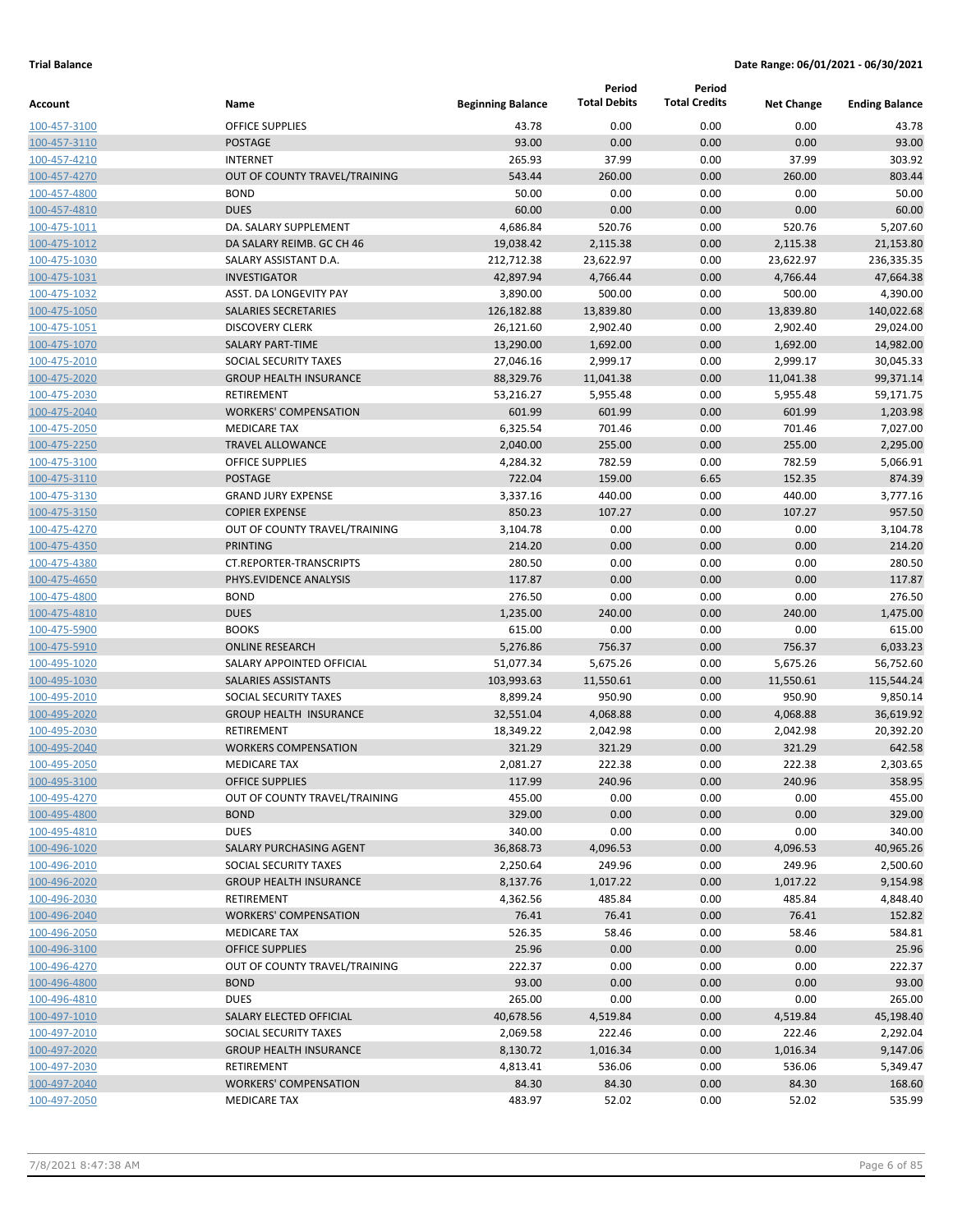**Trial Balance** **Date Range: 06/01/2021 - 06/30/2021**

| Account | Name | Beginning Balance | Period Total Debits | Period Total Credits | Net Change | Ending Balance |
|---|---|---|---|---|---|---|
| 100-457-3100 | OFFICE SUPPLIES | 43.78 | 0.00 | 0.00 | 0.00 | 43.78 |
| 100-457-3110 | POSTAGE | 93.00 | 0.00 | 0.00 | 0.00 | 93.00 |
| 100-457-4210 | INTERNET | 265.93 | 37.99 | 0.00 | 37.99 | 303.92 |
| 100-457-4270 | OUT OF COUNTY TRAVEL/TRAINING | 543.44 | 260.00 | 0.00 | 260.00 | 803.44 |
| 100-457-4800 | BOND | 50.00 | 0.00 | 0.00 | 0.00 | 50.00 |
| 100-457-4810 | DUES | 60.00 | 0.00 | 0.00 | 0.00 | 60.00 |
| 100-475-1011 | DA. SALARY SUPPLEMENT | 4,686.84 | 520.76 | 0.00 | 520.76 | 5,207.60 |
| 100-475-1012 | DA SALARY REIMB. GC CH 46 | 19,038.42 | 2,115.38 | 0.00 | 2,115.38 | 21,153.80 |
| 100-475-1030 | SALARY ASSISTANT D.A. | 212,712.38 | 23,622.97 | 0.00 | 23,622.97 | 236,335.35 |
| 100-475-1031 | INVESTIGATOR | 42,897.94 | 4,766.44 | 0.00 | 4,766.44 | 47,664.38 |
| 100-475-1032 | ASST. DA LONGEVITY PAY | 3,890.00 | 500.00 | 0.00 | 500.00 | 4,390.00 |
| 100-475-1050 | SALARIES SECRETARIES | 126,182.88 | 13,839.80 | 0.00 | 13,839.80 | 140,022.68 |
| 100-475-1051 | DISCOVERY CLERK | 26,121.60 | 2,902.40 | 0.00 | 2,902.40 | 29,024.00 |
| 100-475-1070 | SALARY PART-TIME | 13,290.00 | 1,692.00 | 0.00 | 1,692.00 | 14,982.00 |
| 100-475-2010 | SOCIAL SECURITY TAXES | 27,046.16 | 2,999.17 | 0.00 | 2,999.17 | 30,045.33 |
| 100-475-2020 | GROUP HEALTH INSURANCE | 88,329.76 | 11,041.38 | 0.00 | 11,041.38 | 99,371.14 |
| 100-475-2030 | RETIREMENT | 53,216.27 | 5,955.48 | 0.00 | 5,955.48 | 59,171.75 |
| 100-475-2040 | WORKERS' COMPENSATION | 601.99 | 601.99 | 0.00 | 601.99 | 1,203.98 |
| 100-475-2050 | MEDICARE TAX | 6,325.54 | 701.46 | 0.00 | 701.46 | 7,027.00 |
| 100-475-2250 | TRAVEL ALLOWANCE | 2,040.00 | 255.00 | 0.00 | 255.00 | 2,295.00 |
| 100-475-3100 | OFFICE SUPPLIES | 4,284.32 | 782.59 | 0.00 | 782.59 | 5,066.91 |
| 100-475-3110 | POSTAGE | 722.04 | 159.00 | 6.65 | 152.35 | 874.39 |
| 100-475-3130 | GRAND JURY EXPENSE | 3,337.16 | 440.00 | 0.00 | 440.00 | 3,777.16 |
| 100-475-3150 | COPIER EXPENSE | 850.23 | 107.27 | 0.00 | 107.27 | 957.50 |
| 100-475-4270 | OUT OF COUNTY TRAVEL/TRAINING | 3,104.78 | 0.00 | 0.00 | 0.00 | 3,104.78 |
| 100-475-4350 | PRINTING | 214.20 | 0.00 | 0.00 | 0.00 | 214.20 |
| 100-475-4380 | CT.REPORTER-TRANSCRIPTS | 280.50 | 0.00 | 0.00 | 0.00 | 280.50 |
| 100-475-4650 | PHYS.EVIDENCE ANALYSIS | 117.87 | 0.00 | 0.00 | 0.00 | 117.87 |
| 100-475-4800 | BOND | 276.50 | 0.00 | 0.00 | 0.00 | 276.50 |
| 100-475-4810 | DUES | 1,235.00 | 240.00 | 0.00 | 240.00 | 1,475.00 |
| 100-475-5900 | BOOKS | 615.00 | 0.00 | 0.00 | 0.00 | 615.00 |
| 100-475-5910 | ONLINE RESEARCH | 5,276.86 | 756.37 | 0.00 | 756.37 | 6,033.23 |
| 100-495-1020 | SALARY APPOINTED OFFICIAL | 51,077.34 | 5,675.26 | 0.00 | 5,675.26 | 56,752.60 |
| 100-495-1030 | SALARIES ASSISTANTS | 103,993.63 | 11,550.61 | 0.00 | 11,550.61 | 115,544.24 |
| 100-495-2010 | SOCIAL SECURITY TAXES | 8,899.24 | 950.90 | 0.00 | 950.90 | 9,850.14 |
| 100-495-2020 | GROUP HEALTH INSURANCE | 32,551.04 | 4,068.88 | 0.00 | 4,068.88 | 36,619.92 |
| 100-495-2030 | RETIREMENT | 18,349.22 | 2,042.98 | 0.00 | 2,042.98 | 20,392.20 |
| 100-495-2040 | WORKERS COMPENSATION | 321.29 | 321.29 | 0.00 | 321.29 | 642.58 |
| 100-495-2050 | MEDICARE TAX | 2,081.27 | 222.38 | 0.00 | 222.38 | 2,303.65 |
| 100-495-3100 | OFFICE SUPPLIES | 117.99 | 240.96 | 0.00 | 240.96 | 358.95 |
| 100-495-4270 | OUT OF COUNTY TRAVEL/TRAINING | 455.00 | 0.00 | 0.00 | 0.00 | 455.00 |
| 100-495-4800 | BOND | 329.00 | 0.00 | 0.00 | 0.00 | 329.00 |
| 100-495-4810 | DUES | 340.00 | 0.00 | 0.00 | 0.00 | 340.00 |
| 100-496-1020 | SALARY PURCHASING AGENT | 36,868.73 | 4,096.53 | 0.00 | 4,096.53 | 40,965.26 |
| 100-496-2010 | SOCIAL SECURITY TAXES | 2,250.64 | 249.96 | 0.00 | 249.96 | 2,500.60 |
| 100-496-2020 | GROUP HEALTH INSURANCE | 8,137.76 | 1,017.22 | 0.00 | 1,017.22 | 9,154.98 |
| 100-496-2030 | RETIREMENT | 4,362.56 | 485.84 | 0.00 | 485.84 | 4,848.40 |
| 100-496-2040 | WORKERS' COMPENSATION | 76.41 | 76.41 | 0.00 | 76.41 | 152.82 |
| 100-496-2050 | MEDICARE TAX | 526.35 | 58.46 | 0.00 | 58.46 | 584.81 |
| 100-496-3100 | OFFICE SUPPLIES | 25.96 | 0.00 | 0.00 | 0.00 | 25.96 |
| 100-496-4270 | OUT OF COUNTY TRAVEL/TRAINING | 222.37 | 0.00 | 0.00 | 0.00 | 222.37 |
| 100-496-4800 | BOND | 93.00 | 0.00 | 0.00 | 0.00 | 93.00 |
| 100-496-4810 | DUES | 265.00 | 0.00 | 0.00 | 0.00 | 265.00 |
| 100-497-1010 | SALARY ELECTED OFFICIAL | 40,678.56 | 4,519.84 | 0.00 | 4,519.84 | 45,198.40 |
| 100-497-2010 | SOCIAL SECURITY TAXES | 2,069.58 | 222.46 | 0.00 | 222.46 | 2,292.04 |
| 100-497-2020 | GROUP HEALTH INSURANCE | 8,130.72 | 1,016.34 | 0.00 | 1,016.34 | 9,147.06 |
| 100-497-2030 | RETIREMENT | 4,813.41 | 536.06 | 0.00 | 536.06 | 5,349.47 |
| 100-497-2040 | WORKERS' COMPENSATION | 84.30 | 84.30 | 0.00 | 84.30 | 168.60 |
| 100-497-2050 | MEDICARE TAX | 483.97 | 52.02 | 0.00 | 52.02 | 535.99 |

7/8/2021 8:47:38 AM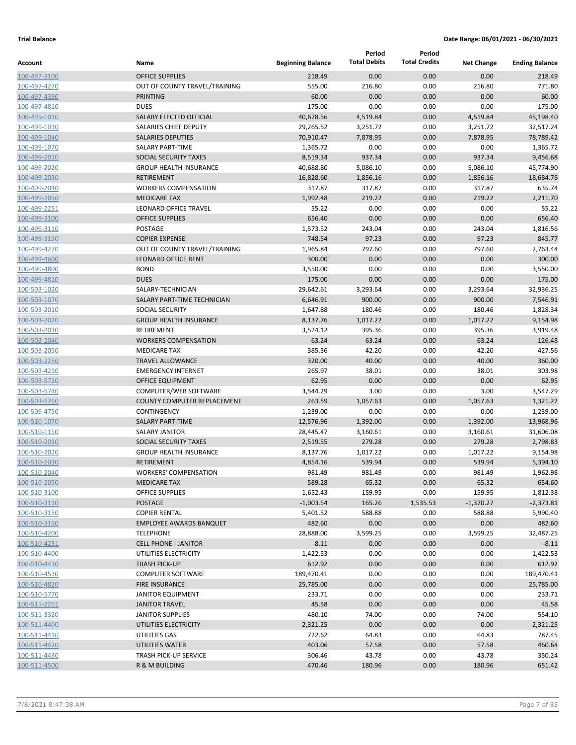**Trial Balance** **Date Range: 06/01/2021 - 06/30/2021**

| Account | Name | Beginning Balance | Period Total Debits | Period Total Credits | Net Change | Ending Balance |
|---|---|---|---|---|---|---|
| 100-497-3100 | OFFICE SUPPLIES | 218.49 | 0.00 | 0.00 | 0.00 | 218.49 |
| 100-497-4270 | OUT OF COUNTY TRAVEL/TRAINING | 555.00 | 216.80 | 0.00 | 216.80 | 771.80 |
| 100-497-4350 | PRINTING | 60.00 | 0.00 | 0.00 | 0.00 | 60.00 |
| 100-497-4810 | DUES | 175.00 | 0.00 | 0.00 | 0.00 | 175.00 |
| 100-499-1010 | SALARY ELECTED OFFICIAL | 40,678.56 | 4,519.84 | 0.00 | 4,519.84 | 45,198.40 |
| 100-499-1030 | SALARIES CHIEF DEPUTY | 29,265.52 | 3,251.72 | 0.00 | 3,251.72 | 32,517.24 |
| 100-499-1040 | SALARIES DEPUTIES | 70,910.47 | 7,878.95 | 0.00 | 7,878.95 | 78,789.42 |
| 100-499-1070 | SALARY PART-TIME | 1,365.72 | 0.00 | 0.00 | 0.00 | 1,365.72 |
| 100-499-2010 | SOCIAL SECURITY TAXES | 8,519.34 | 937.34 | 0.00 | 937.34 | 9,456.68 |
| 100-499-2020 | GROUP HEALTH INSURANCE | 40,688.80 | 5,086.10 | 0.00 | 5,086.10 | 45,774.90 |
| 100-499-2030 | RETIREMENT | 16,828.60 | 1,856.16 | 0.00 | 1,856.16 | 18,684.76 |
| 100-499-2040 | WORKERS COMPENSATION | 317.87 | 317.87 | 0.00 | 317.87 | 635.74 |
| 100-499-2050 | MEDICARE TAX | 1,992.48 | 219.22 | 0.00 | 219.22 | 2,211.70 |
| 100-499-2251 | LEONARD OFFICE TRAVEL | 55.22 | 0.00 | 0.00 | 0.00 | 55.22 |
| 100-499-3100 | OFFICE SUPPLIES | 656.40 | 0.00 | 0.00 | 0.00 | 656.40 |
| 100-499-3110 | POSTAGE | 1,573.52 | 243.04 | 0.00 | 243.04 | 1,816.56 |
| 100-499-3150 | COPIER EXPENSE | 748.54 | 97.23 | 0.00 | 97.23 | 845.77 |
| 100-499-4270 | OUT OF COUNTY TRAVEL/TRAINING | 1,965.84 | 797.60 | 0.00 | 797.60 | 2,763.44 |
| 100-499-4600 | LEONARD OFFICE RENT | 300.00 | 0.00 | 0.00 | 0.00 | 300.00 |
| 100-499-4800 | BOND | 3,550.00 | 0.00 | 0.00 | 0.00 | 3,550.00 |
| 100-499-4810 | DUES | 175.00 | 0.00 | 0.00 | 0.00 | 175.00 |
| 100-503-1020 | SALARY-TECHNICIAN | 29,642.61 | 3,293.64 | 0.00 | 3,293.64 | 32,936.25 |
| 100-503-1070 | SALARY PART-TIME TECHNICIAN | 6,646.91 | 900.00 | 0.00 | 900.00 | 7,546.91 |
| 100-503-2010 | SOCIAL SECURITY | 1,647.88 | 180.46 | 0.00 | 180.46 | 1,828.34 |
| 100-503-2020 | GROUP HEALTH INSURANCE | 8,137.76 | 1,017.22 | 0.00 | 1,017.22 | 9,154.98 |
| 100-503-2030 | RETIREMENT | 3,524.12 | 395.36 | 0.00 | 395.36 | 3,919.48 |
| 100-503-2040 | WORKERS COMPENSATION | 63.24 | 63.24 | 0.00 | 63.24 | 126.48 |
| 100-503-2050 | MEDICARE TAX | 385.36 | 42.20 | 0.00 | 42.20 | 427.56 |
| 100-503-2250 | TRAVEL ALLOWANCE | 320.00 | 40.00 | 0.00 | 40.00 | 360.00 |
| 100-503-4210 | EMERGENCY INTERNET | 265.97 | 38.01 | 0.00 | 38.01 | 303.98 |
| 100-503-5720 | OFFICE EQUIPMENT | 62.95 | 0.00 | 0.00 | 0.00 | 62.95 |
| 100-503-5740 | COMPUTER/WEB SOFTWARE | 3,544.29 | 3.00 | 0.00 | 3.00 | 3,547.29 |
| 100-503-5760 | COUNTY COMPUTER REPLACEMENT | 263.59 | 1,057.63 | 0.00 | 1,057.63 | 1,321.22 |
| 100-509-4750 | CONTINGENCY | 1,239.00 | 0.00 | 0.00 | 0.00 | 1,239.00 |
| 100-510-1070 | SALARY PART-TIME | 12,576.96 | 1,392.00 | 0.00 | 1,392.00 | 13,968.96 |
| 100-510-1150 | SALARY JANITOR | 28,445.47 | 3,160.61 | 0.00 | 3,160.61 | 31,606.08 |
| 100-510-2010 | SOCIAL SECURITY TAXES | 2,519.55 | 279.28 | 0.00 | 279.28 | 2,798.83 |
| 100-510-2020 | GROUP HEALTH INSURANCE | 8,137.76 | 1,017.22 | 0.00 | 1,017.22 | 9,154.98 |
| 100-510-2030 | RETIREMENT | 4,854.16 | 539.94 | 0.00 | 539.94 | 5,394.10 |
| 100-510-2040 | WORKERS' COMPENSATION | 981.49 | 981.49 | 0.00 | 981.49 | 1,962.98 |
| 100-510-2050 | MEDICARE TAX | 589.28 | 65.32 | 0.00 | 65.32 | 654.60 |
| 100-510-3100 | OFFICE SUPPLIES | 1,652.43 | 159.95 | 0.00 | 159.95 | 1,812.38 |
| 100-510-3110 | POSTAGE | -1,003.54 | 165.26 | 1,535.53 | -1,370.27 | -2,373.81 |
| 100-510-3150 | COPIER RENTAL | 5,401.52 | 588.88 | 0.00 | 588.88 | 5,990.40 |
| 100-510-3160 | EMPLOYEE AWARDS BANQUET | 482.60 | 0.00 | 0.00 | 0.00 | 482.60 |
| 100-510-4200 | TELEPHONE | 28,888.00 | 3,599.25 | 0.00 | 3,599.25 | 32,487.25 |
| 100-510-4231 | CELL PHONE - JANITOR | -8.11 | 0.00 | 0.00 | 0.00 | -8.11 |
| 100-510-4400 | UTILITIES ELECTRICITY | 1,422.53 | 0.00 | 0.00 | 0.00 | 1,422.53 |
| 100-510-4430 | TRASH PICK-UP | 612.92 | 0.00 | 0.00 | 0.00 | 612.92 |
| 100-510-4530 | COMPUTER SOFTWARE | 189,470.41 | 0.00 | 0.00 | 0.00 | 189,470.41 |
| 100-510-4820 | FIRE INSURANCE | 25,785.00 | 0.00 | 0.00 | 0.00 | 25,785.00 |
| 100-510-5770 | JANITOR EQUIPMENT | 233.71 | 0.00 | 0.00 | 0.00 | 233.71 |
| 100-511-2251 | JANITOR TRAVEL | 45.58 | 0.00 | 0.00 | 0.00 | 45.58 |
| 100-511-3320 | JANITOR SUPPLIES | 480.10 | 74.00 | 0.00 | 74.00 | 554.10 |
| 100-511-4400 | UTILITIES ELECTRICITY | 2,321.25 | 0.00 | 0.00 | 0.00 | 2,321.25 |
| 100-511-4410 | UTILITIES GAS | 722.62 | 64.83 | 0.00 | 64.83 | 787.45 |
| 100-511-4420 | UTILITIES WATER | 403.06 | 57.58 | 0.00 | 57.58 | 460.64 |
| 100-511-4430 | TRASH PICK-UP SERVICE | 306.46 | 43.78 | 0.00 | 43.78 | 350.24 |
| 100-511-4500 | R & M BUILDING | 470.46 | 180.96 | 0.00 | 180.96 | 651.42 |

7/8/2021 8:47:38 AM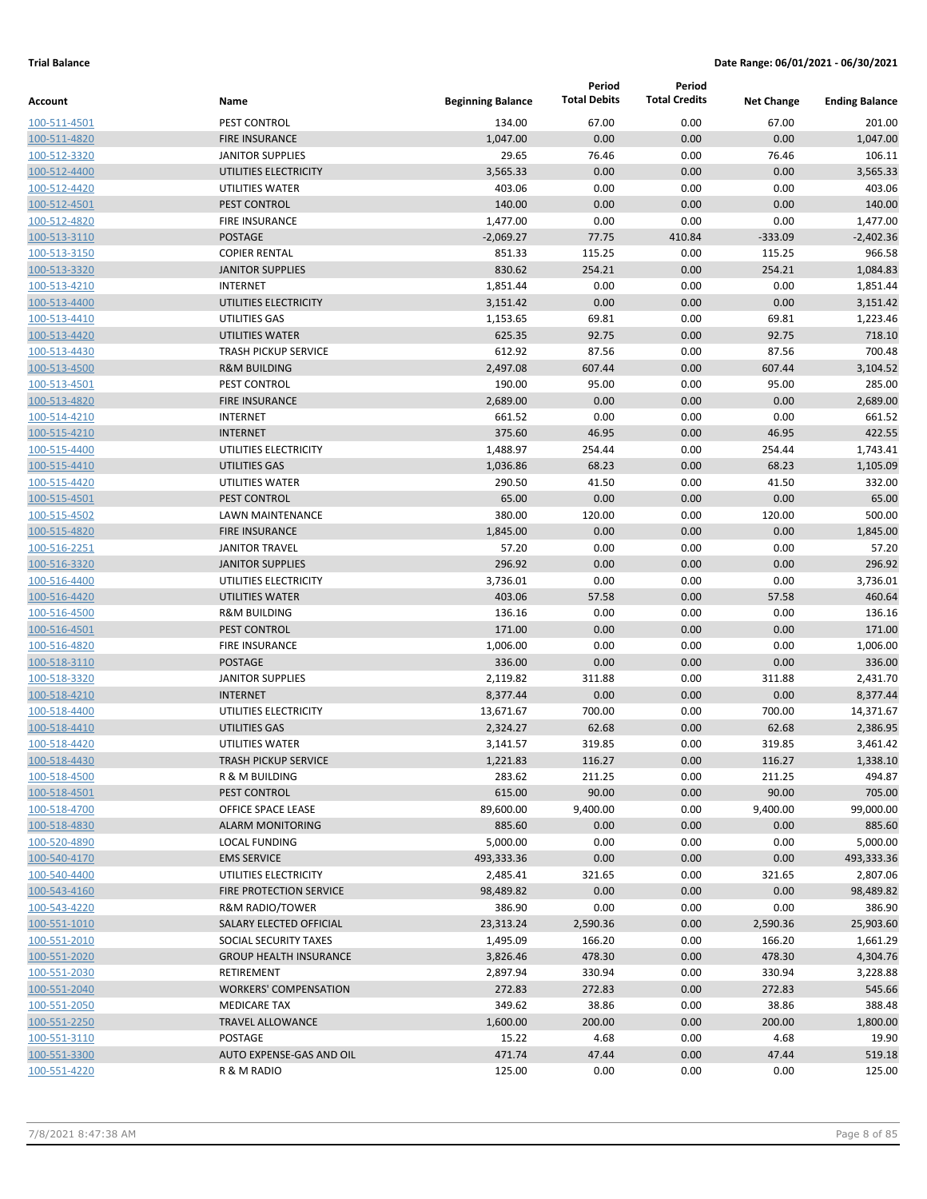**Trial Balance** **Date Range: 06/01/2021 - 06/30/2021**

| Account | Name | Beginning Balance | Period Total Debits | Period Total Credits | Net Change | Ending Balance |
|---|---|---|---|---|---|---|
| 100-511-4501 | PEST CONTROL | 134.00 | 67.00 | 0.00 | 67.00 | 201.00 |
| 100-511-4820 | FIRE INSURANCE | 1,047.00 | 0.00 | 0.00 | 0.00 | 1,047.00 |
| 100-512-3320 | JANITOR SUPPLIES | 29.65 | 76.46 | 0.00 | 76.46 | 106.11 |
| 100-512-4400 | UTILITIES ELECTRICITY | 3,565.33 | 0.00 | 0.00 | 0.00 | 3,565.33 |
| 100-512-4420 | UTILITIES WATER | 403.06 | 0.00 | 0.00 | 0.00 | 403.06 |
| 100-512-4501 | PEST CONTROL | 140.00 | 0.00 | 0.00 | 0.00 | 140.00 |
| 100-512-4820 | FIRE INSURANCE | 1,477.00 | 0.00 | 0.00 | 0.00 | 1,477.00 |
| 100-513-3110 | POSTAGE | -2,069.27 | 77.75 | 410.84 | -333.09 | -2,402.36 |
| 100-513-3150 | COPIER RENTAL | 851.33 | 115.25 | 0.00 | 115.25 | 966.58 |
| 100-513-3320 | JANITOR SUPPLIES | 830.62 | 254.21 | 0.00 | 254.21 | 1,084.83 |
| 100-513-4210 | INTERNET | 1,851.44 | 0.00 | 0.00 | 0.00 | 1,851.44 |
| 100-513-4400 | UTILITIES ELECTRICITY | 3,151.42 | 0.00 | 0.00 | 0.00 | 3,151.42 |
| 100-513-4410 | UTILITIES GAS | 1,153.65 | 69.81 | 0.00 | 69.81 | 1,223.46 |
| 100-513-4420 | UTILITIES WATER | 625.35 | 92.75 | 0.00 | 92.75 | 718.10 |
| 100-513-4430 | TRASH PICKUP SERVICE | 612.92 | 87.56 | 0.00 | 87.56 | 700.48 |
| 100-513-4500 | R&M BUILDING | 2,497.08 | 607.44 | 0.00 | 607.44 | 3,104.52 |
| 100-513-4501 | PEST CONTROL | 190.00 | 95.00 | 0.00 | 95.00 | 285.00 |
| 100-513-4820 | FIRE INSURANCE | 2,689.00 | 0.00 | 0.00 | 0.00 | 2,689.00 |
| 100-514-4210 | INTERNET | 661.52 | 0.00 | 0.00 | 0.00 | 661.52 |
| 100-515-4210 | INTERNET | 375.60 | 46.95 | 0.00 | 46.95 | 422.55 |
| 100-515-4400 | UTILITIES ELECTRICITY | 1,488.97 | 254.44 | 0.00 | 254.44 | 1,743.41 |
| 100-515-4410 | UTILITIES GAS | 1,036.86 | 68.23 | 0.00 | 68.23 | 1,105.09 |
| 100-515-4420 | UTILITIES WATER | 290.50 | 41.50 | 0.00 | 41.50 | 332.00 |
| 100-515-4501 | PEST CONTROL | 65.00 | 0.00 | 0.00 | 0.00 | 65.00 |
| 100-515-4502 | LAWN MAINTENANCE | 380.00 | 120.00 | 0.00 | 120.00 | 500.00 |
| 100-515-4820 | FIRE INSURANCE | 1,845.00 | 0.00 | 0.00 | 0.00 | 1,845.00 |
| 100-516-2251 | JANITOR TRAVEL | 57.20 | 0.00 | 0.00 | 0.00 | 57.20 |
| 100-516-3320 | JANITOR SUPPLIES | 296.92 | 0.00 | 0.00 | 0.00 | 296.92 |
| 100-516-4400 | UTILITIES ELECTRICITY | 3,736.01 | 0.00 | 0.00 | 0.00 | 3,736.01 |
| 100-516-4420 | UTILITIES WATER | 403.06 | 57.58 | 0.00 | 57.58 | 460.64 |
| 100-516-4500 | R&M BUILDING | 136.16 | 0.00 | 0.00 | 0.00 | 136.16 |
| 100-516-4501 | PEST CONTROL | 171.00 | 0.00 | 0.00 | 0.00 | 171.00 |
| 100-516-4820 | FIRE INSURANCE | 1,006.00 | 0.00 | 0.00 | 0.00 | 1,006.00 |
| 100-518-3110 | POSTAGE | 336.00 | 0.00 | 0.00 | 0.00 | 336.00 |
| 100-518-3320 | JANITOR SUPPLIES | 2,119.82 | 311.88 | 0.00 | 311.88 | 2,431.70 |
| 100-518-4210 | INTERNET | 8,377.44 | 0.00 | 0.00 | 0.00 | 8,377.44 |
| 100-518-4400 | UTILITIES ELECTRICITY | 13,671.67 | 700.00 | 0.00 | 700.00 | 14,371.67 |
| 100-518-4410 | UTILITIES GAS | 2,324.27 | 62.68 | 0.00 | 62.68 | 2,386.95 |
| 100-518-4420 | UTILITIES WATER | 3,141.57 | 319.85 | 0.00 | 319.85 | 3,461.42 |
| 100-518-4430 | TRASH PICKUP SERVICE | 1,221.83 | 116.27 | 0.00 | 116.27 | 1,338.10 |
| 100-518-4500 | R & M BUILDING | 283.62 | 211.25 | 0.00 | 211.25 | 494.87 |
| 100-518-4501 | PEST CONTROL | 615.00 | 90.00 | 0.00 | 90.00 | 705.00 |
| 100-518-4700 | OFFICE SPACE LEASE | 89,600.00 | 9,400.00 | 0.00 | 9,400.00 | 99,000.00 |
| 100-518-4830 | ALARM MONITORING | 885.60 | 0.00 | 0.00 | 0.00 | 885.60 |
| 100-520-4890 | LOCAL FUNDING | 5,000.00 | 0.00 | 0.00 | 0.00 | 5,000.00 |
| 100-540-4170 | EMS SERVICE | 493,333.36 | 0.00 | 0.00 | 0.00 | 493,333.36 |
| 100-540-4400 | UTILITIES ELECTRICITY | 2,485.41 | 321.65 | 0.00 | 321.65 | 2,807.06 |
| 100-543-4160 | FIRE PROTECTION SERVICE | 98,489.82 | 0.00 | 0.00 | 0.00 | 98,489.82 |
| 100-543-4220 | R&M RADIO/TOWER | 386.90 | 0.00 | 0.00 | 0.00 | 386.90 |
| 100-551-1010 | SALARY ELECTED OFFICIAL | 23,313.24 | 2,590.36 | 0.00 | 2,590.36 | 25,903.60 |
| 100-551-2010 | SOCIAL SECURITY TAXES | 1,495.09 | 166.20 | 0.00 | 166.20 | 1,661.29 |
| 100-551-2020 | GROUP HEALTH INSURANCE | 3,826.46 | 478.30 | 0.00 | 478.30 | 4,304.76 |
| 100-551-2030 | RETIREMENT | 2,897.94 | 330.94 | 0.00 | 330.94 | 3,228.88 |
| 100-551-2040 | WORKERS' COMPENSATION | 272.83 | 272.83 | 0.00 | 272.83 | 545.66 |
| 100-551-2050 | MEDICARE TAX | 349.62 | 38.86 | 0.00 | 38.86 | 388.48 |
| 100-551-2250 | TRAVEL ALLOWANCE | 1,600.00 | 200.00 | 0.00 | 200.00 | 1,800.00 |
| 100-551-3110 | POSTAGE | 15.22 | 4.68 | 0.00 | 4.68 | 19.90 |
| 100-551-3300 | AUTO EXPENSE-GAS AND OIL | 471.74 | 47.44 | 0.00 | 47.44 | 519.18 |
| 100-551-4220 | R & M RADIO | 125.00 | 0.00 | 0.00 | 0.00 | 125.00 |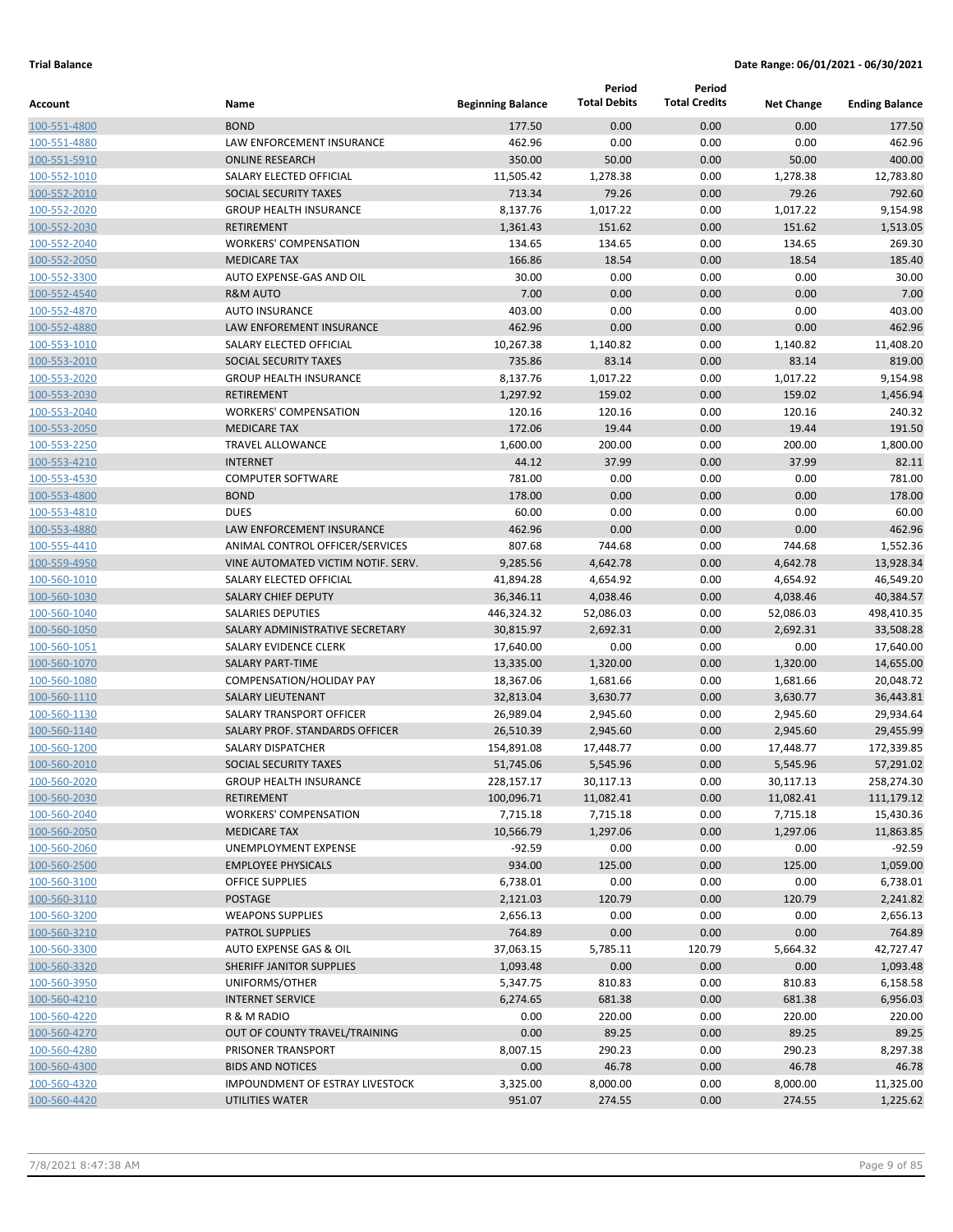**Trial Balance** **Date Range: 06/01/2021 - 06/30/2021**

| Account | Name | Beginning Balance | Period Total Debits | Period Total Credits | Net Change | Ending Balance |
|---|---|---|---|---|---|---|
| 100-551-4800 | BOND | 177.50 | 0.00 | 0.00 | 0.00 | 177.50 |
| 100-551-4880 | LAW ENFORCEMENT INSURANCE | 462.96 | 0.00 | 0.00 | 0.00 | 462.96 |
| 100-551-5910 | ONLINE RESEARCH | 350.00 | 50.00 | 0.00 | 50.00 | 400.00 |
| 100-552-1010 | SALARY ELECTED OFFICIAL | 11,505.42 | 1,278.38 | 0.00 | 1,278.38 | 12,783.80 |
| 100-552-2010 | SOCIAL SECURITY TAXES | 713.34 | 79.26 | 0.00 | 79.26 | 792.60 |
| 100-552-2020 | GROUP HEALTH INSURANCE | 8,137.76 | 1,017.22 | 0.00 | 1,017.22 | 9,154.98 |
| 100-552-2030 | RETIREMENT | 1,361.43 | 151.62 | 0.00 | 151.62 | 1,513.05 |
| 100-552-2040 | WORKERS' COMPENSATION | 134.65 | 134.65 | 0.00 | 134.65 | 269.30 |
| 100-552-2050 | MEDICARE TAX | 166.86 | 18.54 | 0.00 | 18.54 | 185.40 |
| 100-552-3300 | AUTO EXPENSE-GAS AND OIL | 30.00 | 0.00 | 0.00 | 0.00 | 30.00 |
| 100-552-4540 | R&M AUTO | 7.00 | 0.00 | 0.00 | 0.00 | 7.00 |
| 100-552-4870 | AUTO INSURANCE | 403.00 | 0.00 | 0.00 | 0.00 | 403.00 |
| 100-552-4880 | LAW ENFOREMENT INSURANCE | 462.96 | 0.00 | 0.00 | 0.00 | 462.96 |
| 100-553-1010 | SALARY ELECTED OFFICIAL | 10,267.38 | 1,140.82 | 0.00 | 1,140.82 | 11,408.20 |
| 100-553-2010 | SOCIAL SECURITY TAXES | 735.86 | 83.14 | 0.00 | 83.14 | 819.00 |
| 100-553-2020 | GROUP HEALTH INSURANCE | 8,137.76 | 1,017.22 | 0.00 | 1,017.22 | 9,154.98 |
| 100-553-2030 | RETIREMENT | 1,297.92 | 159.02 | 0.00 | 159.02 | 1,456.94 |
| 100-553-2040 | WORKERS' COMPENSATION | 120.16 | 120.16 | 0.00 | 120.16 | 240.32 |
| 100-553-2050 | MEDICARE TAX | 172.06 | 19.44 | 0.00 | 19.44 | 191.50 |
| 100-553-2250 | TRAVEL ALLOWANCE | 1,600.00 | 200.00 | 0.00 | 200.00 | 1,800.00 |
| 100-553-4210 | INTERNET | 44.12 | 37.99 | 0.00 | 37.99 | 82.11 |
| 100-553-4530 | COMPUTER SOFTWARE | 781.00 | 0.00 | 0.00 | 0.00 | 781.00 |
| 100-553-4800 | BOND | 178.00 | 0.00 | 0.00 | 0.00 | 178.00 |
| 100-553-4810 | DUES | 60.00 | 0.00 | 0.00 | 0.00 | 60.00 |
| 100-553-4880 | LAW ENFORCEMENT INSURANCE | 462.96 | 0.00 | 0.00 | 0.00 | 462.96 |
| 100-555-4410 | ANIMAL CONTROL OFFICER/SERVICES | 807.68 | 744.68 | 0.00 | 744.68 | 1,552.36 |
| 100-559-4950 | VINE AUTOMATED VICTIM NOTIF. SERV. | 9,285.56 | 4,642.78 | 0.00 | 4,642.78 | 13,928.34 |
| 100-560-1010 | SALARY ELECTED OFFICIAL | 41,894.28 | 4,654.92 | 0.00 | 4,654.92 | 46,549.20 |
| 100-560-1030 | SALARY CHIEF DEPUTY | 36,346.11 | 4,038.46 | 0.00 | 4,038.46 | 40,384.57 |
| 100-560-1040 | SALARIES DEPUTIES | 446,324.32 | 52,086.03 | 0.00 | 52,086.03 | 498,410.35 |
| 100-560-1050 | SALARY ADMINISTRATIVE SECRETARY | 30,815.97 | 2,692.31 | 0.00 | 2,692.31 | 33,508.28 |
| 100-560-1051 | SALARY EVIDENCE CLERK | 17,640.00 | 0.00 | 0.00 | 0.00 | 17,640.00 |
| 100-560-1070 | SALARY PART-TIME | 13,335.00 | 1,320.00 | 0.00 | 1,320.00 | 14,655.00 |
| 100-560-1080 | COMPENSATION/HOLIDAY PAY | 18,367.06 | 1,681.66 | 0.00 | 1,681.66 | 20,048.72 |
| 100-560-1110 | SALARY LIEUTENANT | 32,813.04 | 3,630.77 | 0.00 | 3,630.77 | 36,443.81 |
| 100-560-1130 | SALARY TRANSPORT OFFICER | 26,989.04 | 2,945.60 | 0.00 | 2,945.60 | 29,934.64 |
| 100-560-1140 | SALARY PROF. STANDARDS OFFICER | 26,510.39 | 2,945.60 | 0.00 | 2,945.60 | 29,455.99 |
| 100-560-1200 | SALARY DISPATCHER | 154,891.08 | 17,448.77 | 0.00 | 17,448.77 | 172,339.85 |
| 100-560-2010 | SOCIAL SECURITY TAXES | 51,745.06 | 5,545.96 | 0.00 | 5,545.96 | 57,291.02 |
| 100-560-2020 | GROUP HEALTH INSURANCE | 228,157.17 | 30,117.13 | 0.00 | 30,117.13 | 258,274.30 |
| 100-560-2030 | RETIREMENT | 100,096.71 | 11,082.41 | 0.00 | 11,082.41 | 111,179.12 |
| 100-560-2040 | WORKERS' COMPENSATION | 7,715.18 | 7,715.18 | 0.00 | 7,715.18 | 15,430.36 |
| 100-560-2050 | MEDICARE TAX | 10,566.79 | 1,297.06 | 0.00 | 1,297.06 | 11,863.85 |
| 100-560-2060 | UNEMPLOYMENT EXPENSE | -92.59 | 0.00 | 0.00 | 0.00 | -92.59 |
| 100-560-2500 | EMPLOYEE PHYSICALS | 934.00 | 125.00 | 0.00 | 125.00 | 1,059.00 |
| 100-560-3100 | OFFICE SUPPLIES | 6,738.01 | 0.00 | 0.00 | 0.00 | 6,738.01 |
| 100-560-3110 | POSTAGE | 2,121.03 | 120.79 | 0.00 | 120.79 | 2,241.82 |
| 100-560-3200 | WEAPONS SUPPLIES | 2,656.13 | 0.00 | 0.00 | 0.00 | 2,656.13 |
| 100-560-3210 | PATROL SUPPLIES | 764.89 | 0.00 | 0.00 | 0.00 | 764.89 |
| 100-560-3300 | AUTO EXPENSE GAS & OIL | 37,063.15 | 5,785.11 | 120.79 | 5,664.32 | 42,727.47 |
| 100-560-3320 | SHERIFF JANITOR SUPPLIES | 1,093.48 | 0.00 | 0.00 | 0.00 | 1,093.48 |
| 100-560-3950 | UNIFORMS/OTHER | 5,347.75 | 810.83 | 0.00 | 810.83 | 6,158.58 |
| 100-560-4210 | INTERNET SERVICE | 6,274.65 | 681.38 | 0.00 | 681.38 | 6,956.03 |
| 100-560-4220 | R & M RADIO | 0.00 | 220.00 | 0.00 | 220.00 | 220.00 |
| 100-560-4270 | OUT OF COUNTY TRAVEL/TRAINING | 0.00 | 89.25 | 0.00 | 89.25 | 89.25 |
| 100-560-4280 | PRISONER TRANSPORT | 8,007.15 | 290.23 | 0.00 | 290.23 | 8,297.38 |
| 100-560-4300 | BIDS AND NOTICES | 0.00 | 46.78 | 0.00 | 46.78 | 46.78 |
| 100-560-4320 | IMPOUNDMENT OF ESTRAY LIVESTOCK | 3,325.00 | 8,000.00 | 0.00 | 8,000.00 | 11,325.00 |
| 100-560-4420 | UTILITIES WATER | 951.07 | 274.55 | 0.00 | 274.55 | 1,225.62 |

7/8/2021 8:47:38 AM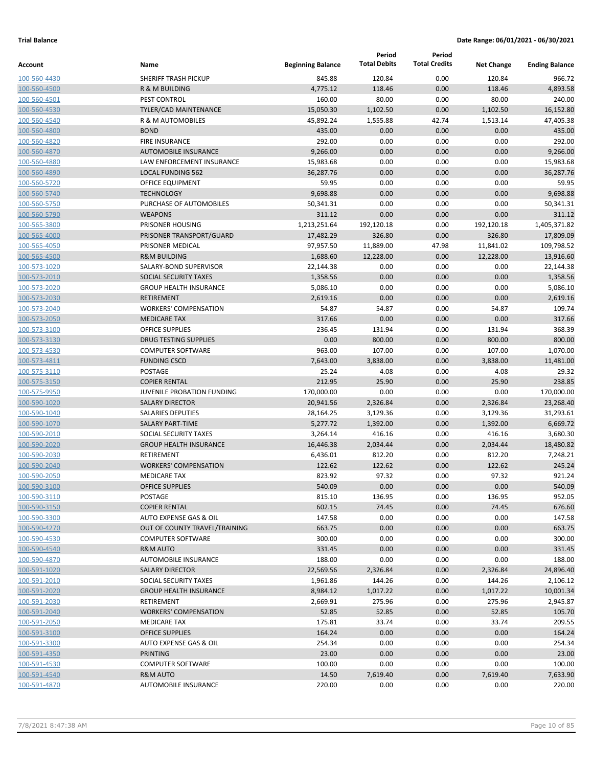**Trial Balance** **Date Range: 06/01/2021 - 06/30/2021**

| Account | Name | Beginning Balance | Period Total Debits | Period Total Credits | Net Change | Ending Balance |
|---|---|---|---|---|---|---|
| 100-560-4430 | SHERIFF TRASH PICKUP | 845.88 | 120.84 | 0.00 | 120.84 | 966.72 |
| 100-560-4500 | R & M BUILDING | 4,775.12 | 118.46 | 0.00 | 118.46 | 4,893.58 |
| 100-560-4501 | PEST CONTROL | 160.00 | 80.00 | 0.00 | 80.00 | 240.00 |
| 100-560-4530 | TYLER/CAD MAINTENANCE | 15,050.30 | 1,102.50 | 0.00 | 1,102.50 | 16,152.80 |
| 100-560-4540 | R & M AUTOMOBILES | 45,892.24 | 1,555.88 | 42.74 | 1,513.14 | 47,405.38 |
| 100-560-4800 | BOND | 435.00 | 0.00 | 0.00 | 0.00 | 435.00 |
| 100-560-4820 | FIRE INSURANCE | 292.00 | 0.00 | 0.00 | 0.00 | 292.00 |
| 100-560-4870 | AUTOMOBILE INSURANCE | 9,266.00 | 0.00 | 0.00 | 0.00 | 9,266.00 |
| 100-560-4880 | LAW ENFORCEMENT INSURANCE | 15,983.68 | 0.00 | 0.00 | 0.00 | 15,983.68 |
| 100-560-4890 | LOCAL FUNDING 562 | 36,287.76 | 0.00 | 0.00 | 0.00 | 36,287.76 |
| 100-560-5720 | OFFICE EQUIPMENT | 59.95 | 0.00 | 0.00 | 0.00 | 59.95 |
| 100-560-5740 | TECHNOLOGY | 9,698.88 | 0.00 | 0.00 | 0.00 | 9,698.88 |
| 100-560-5750 | PURCHASE OF AUTOMOBILES | 50,341.31 | 0.00 | 0.00 | 0.00 | 50,341.31 |
| 100-560-5790 | WEAPONS | 311.12 | 0.00 | 0.00 | 0.00 | 311.12 |
| 100-565-3800 | PRISONER HOUSING | 1,213,251.64 | 192,120.18 | 0.00 | 192,120.18 | 1,405,371.82 |
| 100-565-4000 | PRISONER TRANSPORT/GUARD | 17,482.29 | 326.80 | 0.00 | 326.80 | 17,809.09 |
| 100-565-4050 | PRISONER MEDICAL | 97,957.50 | 11,889.00 | 47.98 | 11,841.02 | 109,798.52 |
| 100-565-4500 | R&M BUILDING | 1,688.60 | 12,228.00 | 0.00 | 12,228.00 | 13,916.60 |
| 100-573-1020 | SALARY-BOND SUPERVISOR | 22,144.38 | 0.00 | 0.00 | 0.00 | 22,144.38 |
| 100-573-2010 | SOCIAL SECURITY TAXES | 1,358.56 | 0.00 | 0.00 | 0.00 | 1,358.56 |
| 100-573-2020 | GROUP HEALTH INSURANCE | 5,086.10 | 0.00 | 0.00 | 0.00 | 5,086.10 |
| 100-573-2030 | RETIREMENT | 2,619.16 | 0.00 | 0.00 | 0.00 | 2,619.16 |
| 100-573-2040 | WORKERS' COMPENSATION | 54.87 | 54.87 | 0.00 | 54.87 | 109.74 |
| 100-573-2050 | MEDICARE TAX | 317.66 | 0.00 | 0.00 | 0.00 | 317.66 |
| 100-573-3100 | OFFICE SUPPLIES | 236.45 | 131.94 | 0.00 | 131.94 | 368.39 |
| 100-573-3130 | DRUG TESTING SUPPLIES | 0.00 | 800.00 | 0.00 | 800.00 | 800.00 |
| 100-573-4530 | COMPUTER SOFTWARE | 963.00 | 107.00 | 0.00 | 107.00 | 1,070.00 |
| 100-573-4811 | FUNDING CSCD | 7,643.00 | 3,838.00 | 0.00 | 3,838.00 | 11,481.00 |
| 100-575-3110 | POSTAGE | 25.24 | 4.08 | 0.00 | 4.08 | 29.32 |
| 100-575-3150 | COPIER RENTAL | 212.95 | 25.90 | 0.00 | 25.90 | 238.85 |
| 100-575-9950 | JUVENILE PROBATION FUNDING | 170,000.00 | 0.00 | 0.00 | 0.00 | 170,000.00 |
| 100-590-1020 | SALARY DIRECTOR | 20,941.56 | 2,326.84 | 0.00 | 2,326.84 | 23,268.40 |
| 100-590-1040 | SALARIES DEPUTIES | 28,164.25 | 3,129.36 | 0.00 | 3,129.36 | 31,293.61 |
| 100-590-1070 | SALARY PART-TIME | 5,277.72 | 1,392.00 | 0.00 | 1,392.00 | 6,669.72 |
| 100-590-2010 | SOCIAL SECURITY TAXES | 3,264.14 | 416.16 | 0.00 | 416.16 | 3,680.30 |
| 100-590-2020 | GROUP HEALTH INSURANCE | 16,446.38 | 2,034.44 | 0.00 | 2,034.44 | 18,480.82 |
| 100-590-2030 | RETIREMENT | 6,436.01 | 812.20 | 0.00 | 812.20 | 7,248.21 |
| 100-590-2040 | WORKERS' COMPENSATION | 122.62 | 122.62 | 0.00 | 122.62 | 245.24 |
| 100-590-2050 | MEDICARE TAX | 823.92 | 97.32 | 0.00 | 97.32 | 921.24 |
| 100-590-3100 | OFFICE SUPPLIES | 540.09 | 0.00 | 0.00 | 0.00 | 540.09 |
| 100-590-3110 | POSTAGE | 815.10 | 136.95 | 0.00 | 136.95 | 952.05 |
| 100-590-3150 | COPIER RENTAL | 602.15 | 74.45 | 0.00 | 74.45 | 676.60 |
| 100-590-3300 | AUTO EXPENSE GAS & OIL | 147.58 | 0.00 | 0.00 | 0.00 | 147.58 |
| 100-590-4270 | OUT OF COUNTY TRAVEL/TRAINING | 663.75 | 0.00 | 0.00 | 0.00 | 663.75 |
| 100-590-4530 | COMPUTER SOFTWARE | 300.00 | 0.00 | 0.00 | 0.00 | 300.00 |
| 100-590-4540 | R&M AUTO | 331.45 | 0.00 | 0.00 | 0.00 | 331.45 |
| 100-590-4870 | AUTOMOBILE INSURANCE | 188.00 | 0.00 | 0.00 | 0.00 | 188.00 |
| 100-591-1020 | SALARY DIRECTOR | 22,569.56 | 2,326.84 | 0.00 | 2,326.84 | 24,896.40 |
| 100-591-2010 | SOCIAL SECURITY TAXES | 1,961.86 | 144.26 | 0.00 | 144.26 | 2,106.12 |
| 100-591-2020 | GROUP HEALTH INSURANCE | 8,984.12 | 1,017.22 | 0.00 | 1,017.22 | 10,001.34 |
| 100-591-2030 | RETIREMENT | 2,669.91 | 275.96 | 0.00 | 275.96 | 2,945.87 |
| 100-591-2040 | WORKERS' COMPENSATION | 52.85 | 52.85 | 0.00 | 52.85 | 105.70 |
| 100-591-2050 | MEDICARE TAX | 175.81 | 33.74 | 0.00 | 33.74 | 209.55 |
| 100-591-3100 | OFFICE SUPPLIES | 164.24 | 0.00 | 0.00 | 0.00 | 164.24 |
| 100-591-3300 | AUTO EXPENSE GAS & OIL | 254.34 | 0.00 | 0.00 | 0.00 | 254.34 |
| 100-591-4350 | PRINTING | 23.00 | 0.00 | 0.00 | 0.00 | 23.00 |
| 100-591-4530 | COMPUTER SOFTWARE | 100.00 | 0.00 | 0.00 | 0.00 | 100.00 |
| 100-591-4540 | R&M AUTO | 14.50 | 7,619.40 | 0.00 | 7,619.40 | 7,633.90 |
| 100-591-4870 | AUTOMOBILE INSURANCE | 220.00 | 0.00 | 0.00 | 0.00 | 220.00 |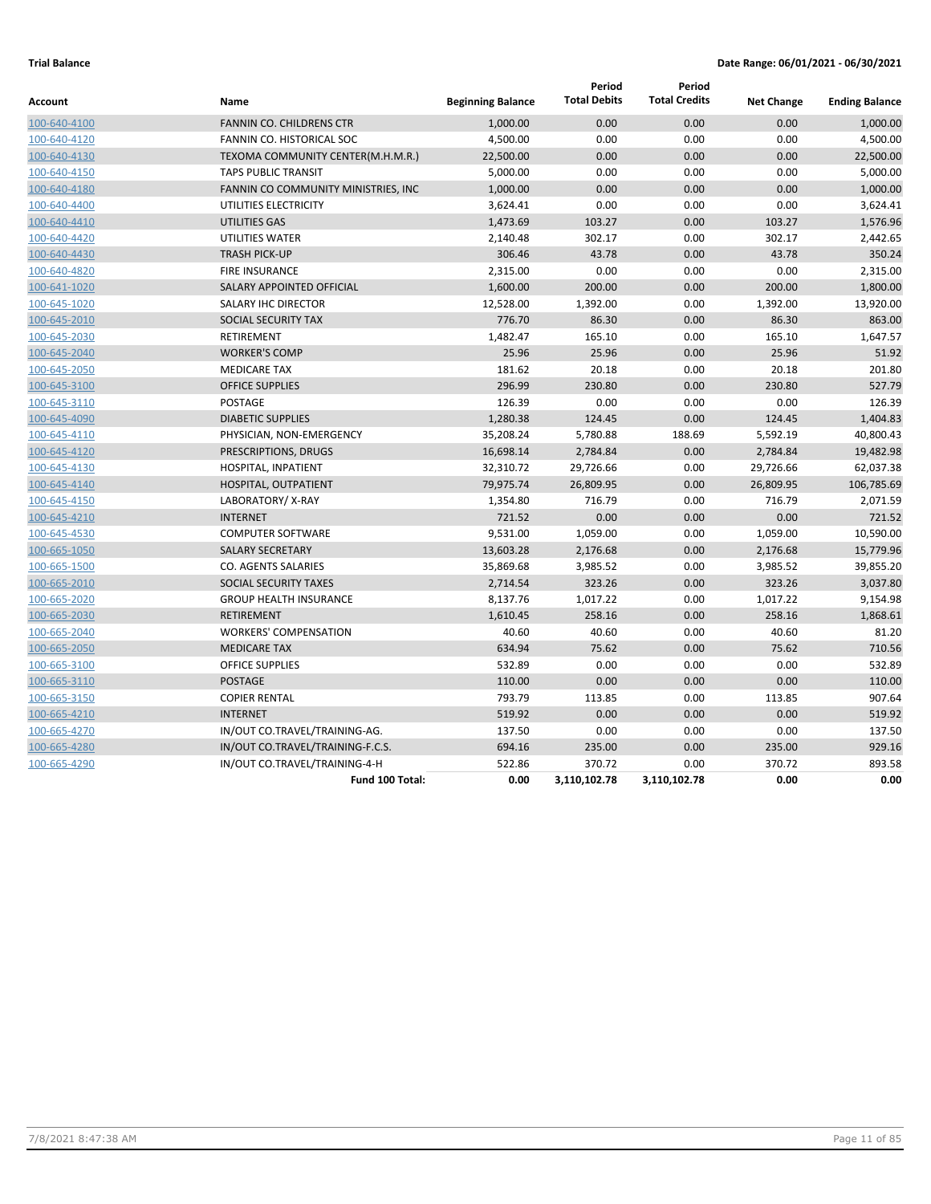**Trial Balance** **Date Range: 06/01/2021 - 06/30/2021**

| Account | Name | Beginning Balance | Period Total Debits | Period Total Credits | Net Change | Ending Balance |
|---|---|---|---|---|---|---|
| 100-640-4100 | FANNIN CO. CHILDRENS CTR | 1,000.00 | 0.00 | 0.00 | 0.00 | 1,000.00 |
| 100-640-4120 | FANNIN CO. HISTORICAL SOC | 4,500.00 | 0.00 | 0.00 | 0.00 | 4,500.00 |
| 100-640-4130 | TEXOMA COMMUNITY CENTER(M.H.M.R.) | 22,500.00 | 0.00 | 0.00 | 0.00 | 22,500.00 |
| 100-640-4150 | TAPS PUBLIC TRANSIT | 5,000.00 | 0.00 | 0.00 | 0.00 | 5,000.00 |
| 100-640-4180 | FANNIN CO COMMUNITY MINISTRIES, INC | 1,000.00 | 0.00 | 0.00 | 0.00 | 1,000.00 |
| 100-640-4400 | UTILITIES ELECTRICITY | 3,624.41 | 0.00 | 0.00 | 0.00 | 3,624.41 |
| 100-640-4410 | UTILITIES GAS | 1,473.69 | 103.27 | 0.00 | 103.27 | 1,576.96 |
| 100-640-4420 | UTILITIES WATER | 2,140.48 | 302.17 | 0.00 | 302.17 | 2,442.65 |
| 100-640-4430 | TRASH PICK-UP | 306.46 | 43.78 | 0.00 | 43.78 | 350.24 |
| 100-640-4820 | FIRE INSURANCE | 2,315.00 | 0.00 | 0.00 | 0.00 | 2,315.00 |
| 100-641-1020 | SALARY APPOINTED OFFICIAL | 1,600.00 | 200.00 | 0.00 | 200.00 | 1,800.00 |
| 100-645-1020 | SALARY IHC DIRECTOR | 12,528.00 | 1,392.00 | 0.00 | 1,392.00 | 13,920.00 |
| 100-645-2010 | SOCIAL SECURITY TAX | 776.70 | 86.30 | 0.00 | 86.30 | 863.00 |
| 100-645-2030 | RETIREMENT | 1,482.47 | 165.10 | 0.00 | 165.10 | 1,647.57 |
| 100-645-2040 | WORKER'S COMP | 25.96 | 25.96 | 0.00 | 25.96 | 51.92 |
| 100-645-2050 | MEDICARE TAX | 181.62 | 20.18 | 0.00 | 20.18 | 201.80 |
| 100-645-3100 | OFFICE SUPPLIES | 296.99 | 230.80 | 0.00 | 230.80 | 527.79 |
| 100-645-3110 | POSTAGE | 126.39 | 0.00 | 0.00 | 0.00 | 126.39 |
| 100-645-4090 | DIABETIC SUPPLIES | 1,280.38 | 124.45 | 0.00 | 124.45 | 1,404.83 |
| 100-645-4110 | PHYSICIAN, NON-EMERGENCY | 35,208.24 | 5,780.88 | 188.69 | 5,592.19 | 40,800.43 |
| 100-645-4120 | PRESCRIPTIONS, DRUGS | 16,698.14 | 2,784.84 | 0.00 | 2,784.84 | 19,482.98 |
| 100-645-4130 | HOSPITAL, INPATIENT | 32,310.72 | 29,726.66 | 0.00 | 29,726.66 | 62,037.38 |
| 100-645-4140 | HOSPITAL, OUTPATIENT | 79,975.74 | 26,809.95 | 0.00 | 26,809.95 | 106,785.69 |
| 100-645-4150 | LABORATORY/ X-RAY | 1,354.80 | 716.79 | 0.00 | 716.79 | 2,071.59 |
| 100-645-4210 | INTERNET | 721.52 | 0.00 | 0.00 | 0.00 | 721.52 |
| 100-645-4530 | COMPUTER SOFTWARE | 9,531.00 | 1,059.00 | 0.00 | 1,059.00 | 10,590.00 |
| 100-665-1050 | SALARY SECRETARY | 13,603.28 | 2,176.68 | 0.00 | 2,176.68 | 15,779.96 |
| 100-665-1500 | CO. AGENTS SALARIES | 35,869.68 | 3,985.52 | 0.00 | 3,985.52 | 39,855.20 |
| 100-665-2010 | SOCIAL SECURITY TAXES | 2,714.54 | 323.26 | 0.00 | 323.26 | 3,037.80 |
| 100-665-2020 | GROUP HEALTH INSURANCE | 8,137.76 | 1,017.22 | 0.00 | 1,017.22 | 9,154.98 |
| 100-665-2030 | RETIREMENT | 1,610.45 | 258.16 | 0.00 | 258.16 | 1,868.61 |
| 100-665-2040 | WORKERS' COMPENSATION | 40.60 | 40.60 | 0.00 | 40.60 | 81.20 |
| 100-665-2050 | MEDICARE TAX | 634.94 | 75.62 | 0.00 | 75.62 | 710.56 |
| 100-665-3100 | OFFICE SUPPLIES | 532.89 | 0.00 | 0.00 | 0.00 | 532.89 |
| 100-665-3110 | POSTAGE | 110.00 | 0.00 | 0.00 | 0.00 | 110.00 |
| 100-665-3150 | COPIER RENTAL | 793.79 | 113.85 | 0.00 | 113.85 | 907.64 |
| 100-665-4210 | INTERNET | 519.92 | 0.00 | 0.00 | 0.00 | 519.92 |
| 100-665-4270 | IN/OUT CO.TRAVEL/TRAINING-AG. | 137.50 | 0.00 | 0.00 | 0.00 | 137.50 |
| 100-665-4280 | IN/OUT CO.TRAVEL/TRAINING-F.C.S. | 694.16 | 235.00 | 0.00 | 235.00 | 929.16 |
| 100-665-4290 | IN/OUT CO.TRAVEL/TRAINING-4-H | 522.86 | 370.72 | 0.00 | 370.72 | 893.58 |
| | **Fund 100 Total:** | **0.00** | **3,110,102.78** | **3,110,102.78** | **0.00** | **0.00** |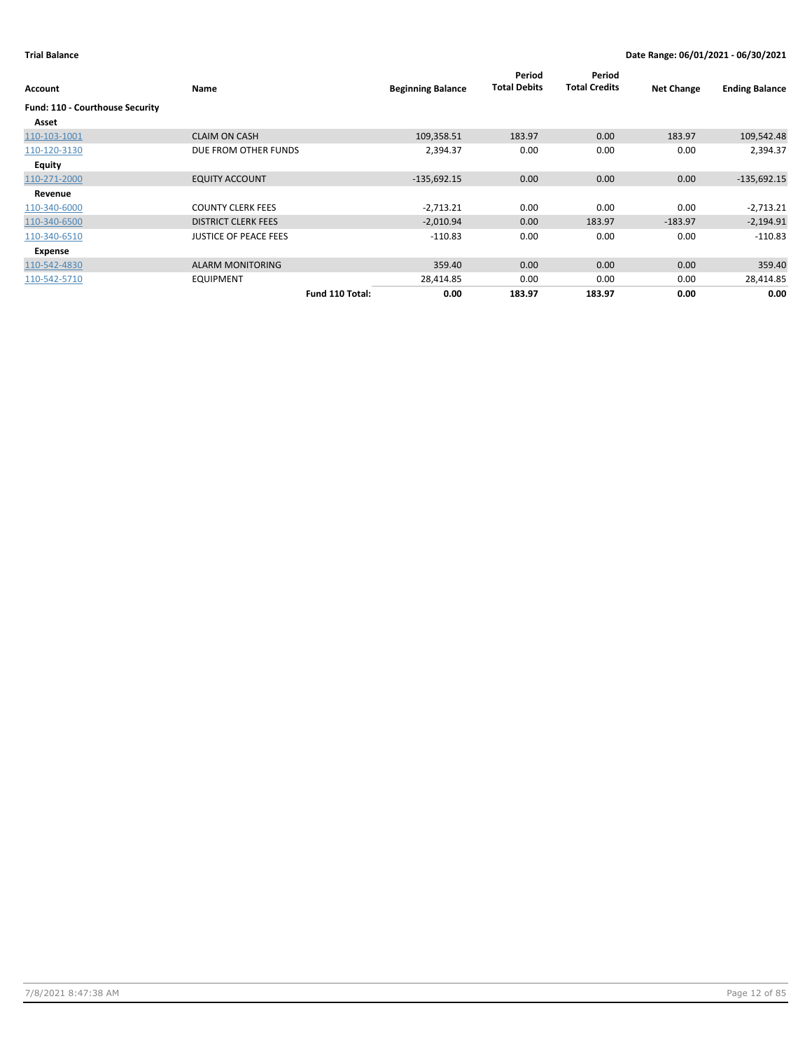**Trial Balance** — **Date Range: 06/01/2021 - 06/30/2021**

| Account | Name | Beginning Balance | Period Total Debits | Period Total Credits | Net Change | Ending Balance |
|---|---|---|---|---|---|---|
| **Fund: 110 - Courthouse Security** | | | | | | |
| **Asset** | | | | | | |
| 110-103-1001 | CLAIM ON CASH | 109,358.51 | 183.97 | 0.00 | 183.97 | 109,542.48 |
| 110-120-3130 | DUE FROM OTHER FUNDS | 2,394.37 | 0.00 | 0.00 | 0.00 | 2,394.37 |
| **Equity** | | | | | | |
| 110-271-2000 | EQUITY ACCOUNT | -135,692.15 | 0.00 | 0.00 | 0.00 | -135,692.15 |
| **Revenue** | | | | | | |
| 110-340-6000 | COUNTY CLERK FEES | -2,713.21 | 0.00 | 0.00 | 0.00 | -2,713.21 |
| 110-340-6500 | DISTRICT CLERK FEES | -2,010.94 | 0.00 | 183.97 | -183.97 | -2,194.91 |
| 110-340-6510 | JUSTICE OF PEACE FEES | -110.83 | 0.00 | 0.00 | 0.00 | -110.83 |
| **Expense** | | | | | | |
| 110-542-4830 | ALARM MONITORING | 359.40 | 0.00 | 0.00 | 0.00 | 359.40 |
| 110-542-5710 | EQUIPMENT | 28,414.85 | 0.00 | 0.00 | 0.00 | 28,414.85 |
| | **Fund 110 Total:** | **0.00** | **183.97** | **183.97** | **0.00** | **0.00** |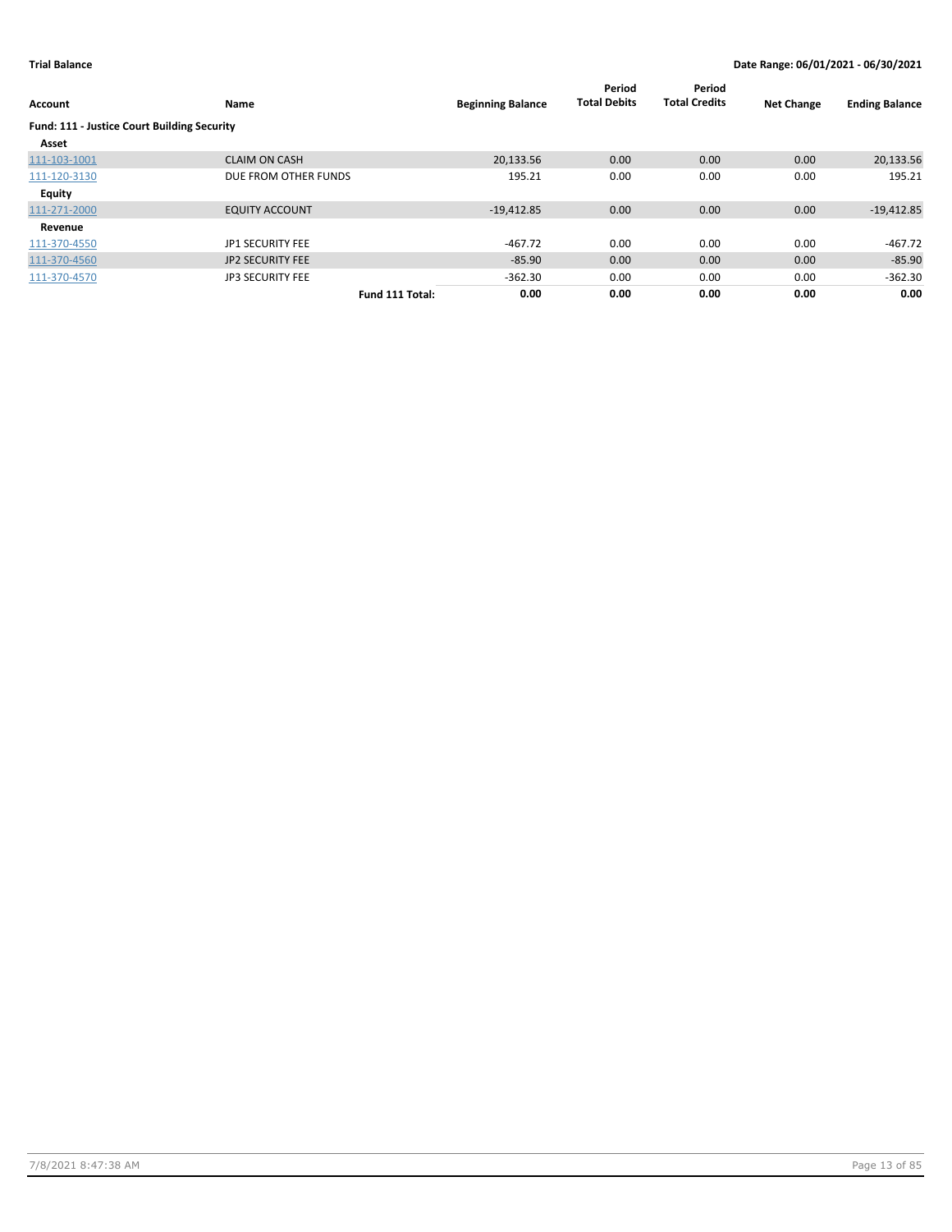**Trial Balance** | **Date Range: 06/01/2021 - 06/30/2021**

| Account | Name | | Beginning Balance | Period Total Debits | Period Total Credits | Net Change | Ending Balance |
|---|---|---|---|---|---|---|---|
| **Fund: 111 - Justice Court Building Security** | | | | | | | |
| **Asset** | | | | | | | |
| 111-103-1001 | CLAIM ON CASH | | 20,133.56 | 0.00 | 0.00 | 0.00 | 20,133.56 |
| 111-120-3130 | DUE FROM OTHER FUNDS | | 195.21 | 0.00 | 0.00 | 0.00 | 195.21 |
| **Equity** | | | | | | | |
| 111-271-2000 | EQUITY ACCOUNT | | -19,412.85 | 0.00 | 0.00 | 0.00 | -19,412.85 |
| **Revenue** | | | | | | | |
| 111-370-4550 | JP1 SECURITY FEE | | -467.72 | 0.00 | 0.00 | 0.00 | -467.72 |
| 111-370-4560 | JP2 SECURITY FEE | | -85.90 | 0.00 | 0.00 | 0.00 | -85.90 |
| 111-370-4570 | JP3 SECURITY FEE | | -362.30 | 0.00 | 0.00 | 0.00 | -362.30 |
| | | **Fund 111 Total:** | **0.00** | **0.00** | **0.00** | **0.00** | **0.00** |

7/8/2021 8:47:38 AM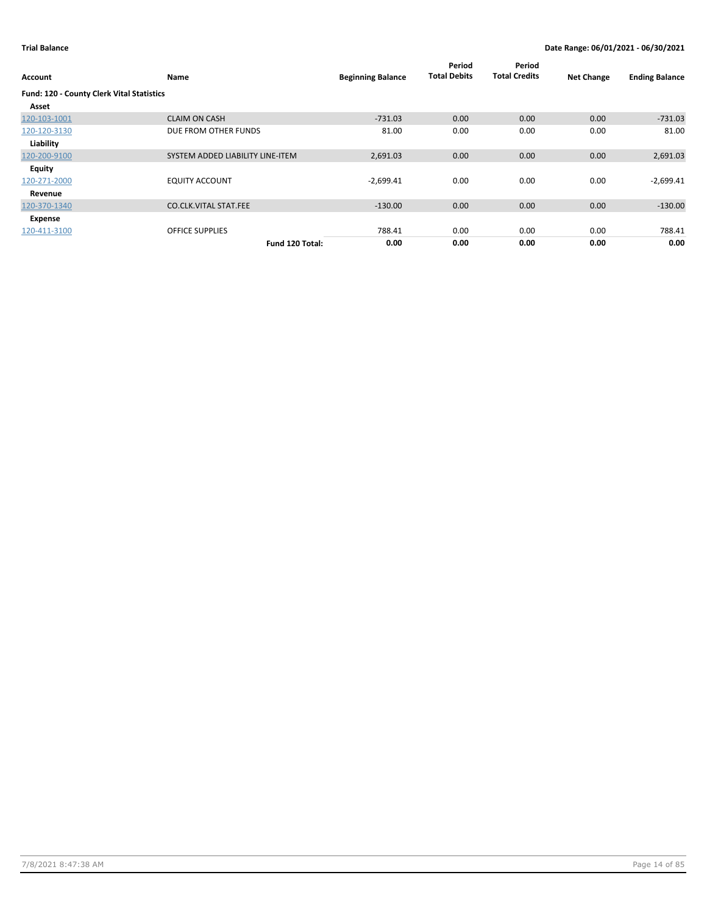**Trial Balance** **Date Range: 06/01/2021 - 06/30/2021**

| Account | Name | Beginning Balance | Period Total Debits | Period Total Credits | Net Change | Ending Balance |
|---|---|---|---|---|---|---|
| **Fund: 120 - County Clerk Vital Statistics** | | | | | | |
| **Asset** | | | | | | |
| 120-103-1001 | CLAIM ON CASH | -731.03 | 0.00 | 0.00 | 0.00 | -731.03 |
| 120-120-3130 | DUE FROM OTHER FUNDS | 81.00 | 0.00 | 0.00 | 0.00 | 81.00 |
| **Liability** | | | | | | |
| 120-200-9100 | SYSTEM ADDED LIABILITY LINE-ITEM | 2,691.03 | 0.00 | 0.00 | 0.00 | 2,691.03 |
| **Equity** | | | | | | |
| 120-271-2000 | EQUITY ACCOUNT | -2,699.41 | 0.00 | 0.00 | 0.00 | -2,699.41 |
| **Revenue** | | | | | | |
| 120-370-1340 | CO.CLK.VITAL STAT.FEE | -130.00 | 0.00 | 0.00 | 0.00 | -130.00 |
| **Expense** | | | | | | |
| 120-411-3100 | OFFICE SUPPLIES | 788.41 | 0.00 | 0.00 | 0.00 | 788.41 |
| | **Fund 120 Total:** | **0.00** | **0.00** | **0.00** | **0.00** | **0.00** |

7/8/2021 8:47:38 AM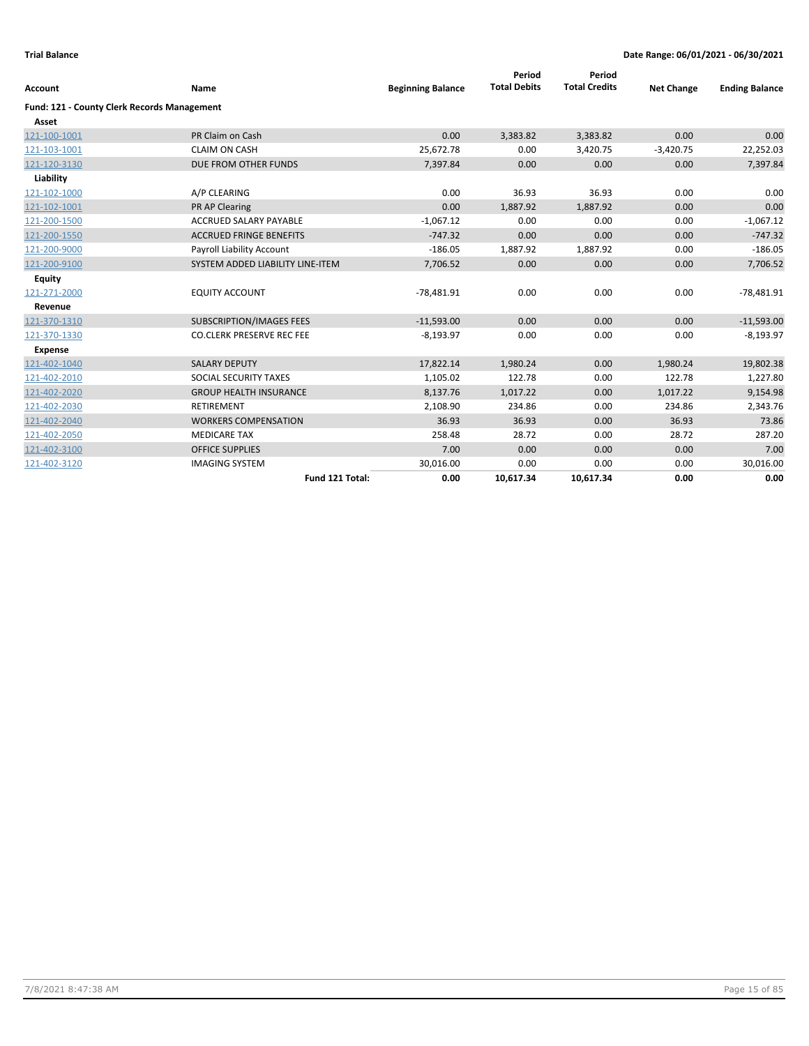**Trial Balance** | **Date Range: 06/01/2021 - 06/30/2021**

| Account | Name | Beginning Balance | Period Total Debits | Period Total Credits | Net Change | Ending Balance |
|---|---|---|---|---|---|---|
| **Fund: 121 - County Clerk Records Management** | | | | | | |
| **Asset** | | | | | | |
| 121-100-1001 | PR Claim on Cash | 0.00 | 3,383.82 | 3,383.82 | 0.00 | 0.00 |
| 121-103-1001 | CLAIM ON CASH | 25,672.78 | 0.00 | 3,420.75 | -3,420.75 | 22,252.03 |
| 121-120-3130 | DUE FROM OTHER FUNDS | 7,397.84 | 0.00 | 0.00 | 0.00 | 7,397.84 |
| **Liability** | | | | | | |
| 121-102-1000 | A/P CLEARING | 0.00 | 36.93 | 36.93 | 0.00 | 0.00 |
| 121-102-1001 | PR AP Clearing | 0.00 | 1,887.92 | 1,887.92 | 0.00 | 0.00 |
| 121-200-1500 | ACCRUED SALARY PAYABLE | -1,067.12 | 0.00 | 0.00 | 0.00 | -1,067.12 |
| 121-200-1550 | ACCRUED FRINGE BENEFITS | -747.32 | 0.00 | 0.00 | 0.00 | -747.32 |
| 121-200-9000 | Payroll Liability Account | -186.05 | 1,887.92 | 1,887.92 | 0.00 | -186.05 |
| 121-200-9100 | SYSTEM ADDED LIABILITY LINE-ITEM | 7,706.52 | 0.00 | 0.00 | 0.00 | 7,706.52 |
| **Equity** | | | | | | |
| 121-271-2000 | EQUITY ACCOUNT | -78,481.91 | 0.00 | 0.00 | 0.00 | -78,481.91 |
| **Revenue** | | | | | | |
| 121-370-1310 | SUBSCRIPTION/IMAGES FEES | -11,593.00 | 0.00 | 0.00 | 0.00 | -11,593.00 |
| 121-370-1330 | CO.CLERK PRESERVE REC FEE | -8,193.97 | 0.00 | 0.00 | 0.00 | -8,193.97 |
| **Expense** | | | | | | |
| 121-402-1040 | SALARY DEPUTY | 17,822.14 | 1,980.24 | 0.00 | 1,980.24 | 19,802.38 |
| 121-402-2010 | SOCIAL SECURITY TAXES | 1,105.02 | 122.78 | 0.00 | 122.78 | 1,227.80 |
| 121-402-2020 | GROUP HEALTH INSURANCE | 8,137.76 | 1,017.22 | 0.00 | 1,017.22 | 9,154.98 |
| 121-402-2030 | RETIREMENT | 2,108.90 | 234.86 | 0.00 | 234.86 | 2,343.76 |
| 121-402-2040 | WORKERS COMPENSATION | 36.93 | 36.93 | 0.00 | 36.93 | 73.86 |
| 121-402-2050 | MEDICARE TAX | 258.48 | 28.72 | 0.00 | 28.72 | 287.20 |
| 121-402-3100 | OFFICE SUPPLIES | 7.00 | 0.00 | 0.00 | 0.00 | 7.00 |
| 121-402-3120 | IMAGING SYSTEM | 30,016.00 | 0.00 | 0.00 | 0.00 | 30,016.00 |
| | **Fund 121 Total:** | **0.00** | **10,617.34** | **10,617.34** | **0.00** | **0.00** |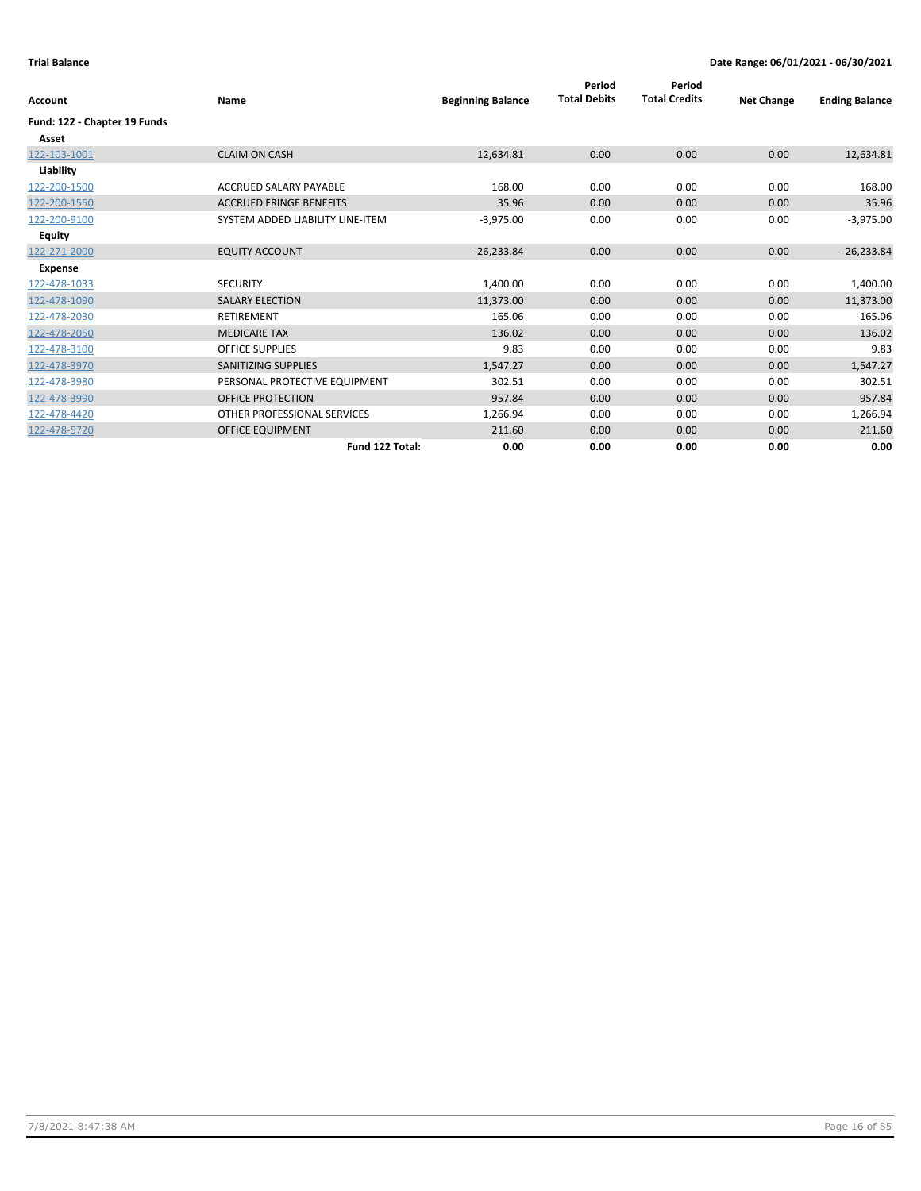**Trial Balance** — **Date Range: 06/01/2021 - 06/30/2021**

| Account | Name | Beginning Balance | Period Total Debits | Period Total Credits | Net Change | Ending Balance |
|---|---|---|---|---|---|---|
| **Fund: 122 - Chapter 19 Funds** | | | | | | |
| **Asset** | | | | | | |
| 122-103-1001 | CLAIM ON CASH | 12,634.81 | 0.00 | 0.00 | 0.00 | 12,634.81 |
| **Liability** | | | | | | |
| 122-200-1500 | ACCRUED SALARY PAYABLE | 168.00 | 0.00 | 0.00 | 0.00 | 168.00 |
| 122-200-1550 | ACCRUED FRINGE BENEFITS | 35.96 | 0.00 | 0.00 | 0.00 | 35.96 |
| 122-200-9100 | SYSTEM ADDED LIABILITY LINE-ITEM | -3,975.00 | 0.00 | 0.00 | 0.00 | -3,975.00 |
| **Equity** | | | | | | |
| 122-271-2000 | EQUITY ACCOUNT | -26,233.84 | 0.00 | 0.00 | 0.00 | -26,233.84 |
| **Expense** | | | | | | |
| 122-478-1033 | SECURITY | 1,400.00 | 0.00 | 0.00 | 0.00 | 1,400.00 |
| 122-478-1090 | SALARY ELECTION | 11,373.00 | 0.00 | 0.00 | 0.00 | 11,373.00 |
| 122-478-2030 | RETIREMENT | 165.06 | 0.00 | 0.00 | 0.00 | 165.06 |
| 122-478-2050 | MEDICARE TAX | 136.02 | 0.00 | 0.00 | 0.00 | 136.02 |
| 122-478-3100 | OFFICE SUPPLIES | 9.83 | 0.00 | 0.00 | 0.00 | 9.83 |
| 122-478-3970 | SANITIZING SUPPLIES | 1,547.27 | 0.00 | 0.00 | 0.00 | 1,547.27 |
| 122-478-3980 | PERSONAL PROTECTIVE EQUIPMENT | 302.51 | 0.00 | 0.00 | 0.00 | 302.51 |
| 122-478-3990 | OFFICE PROTECTION | 957.84 | 0.00 | 0.00 | 0.00 | 957.84 |
| 122-478-4420 | OTHER PROFESSIONAL SERVICES | 1,266.94 | 0.00 | 0.00 | 0.00 | 1,266.94 |
| 122-478-5720 | OFFICE EQUIPMENT | 211.60 | 0.00 | 0.00 | 0.00 | 211.60 |
| | **Fund 122 Total:** | **0.00** | **0.00** | **0.00** | **0.00** | **0.00** |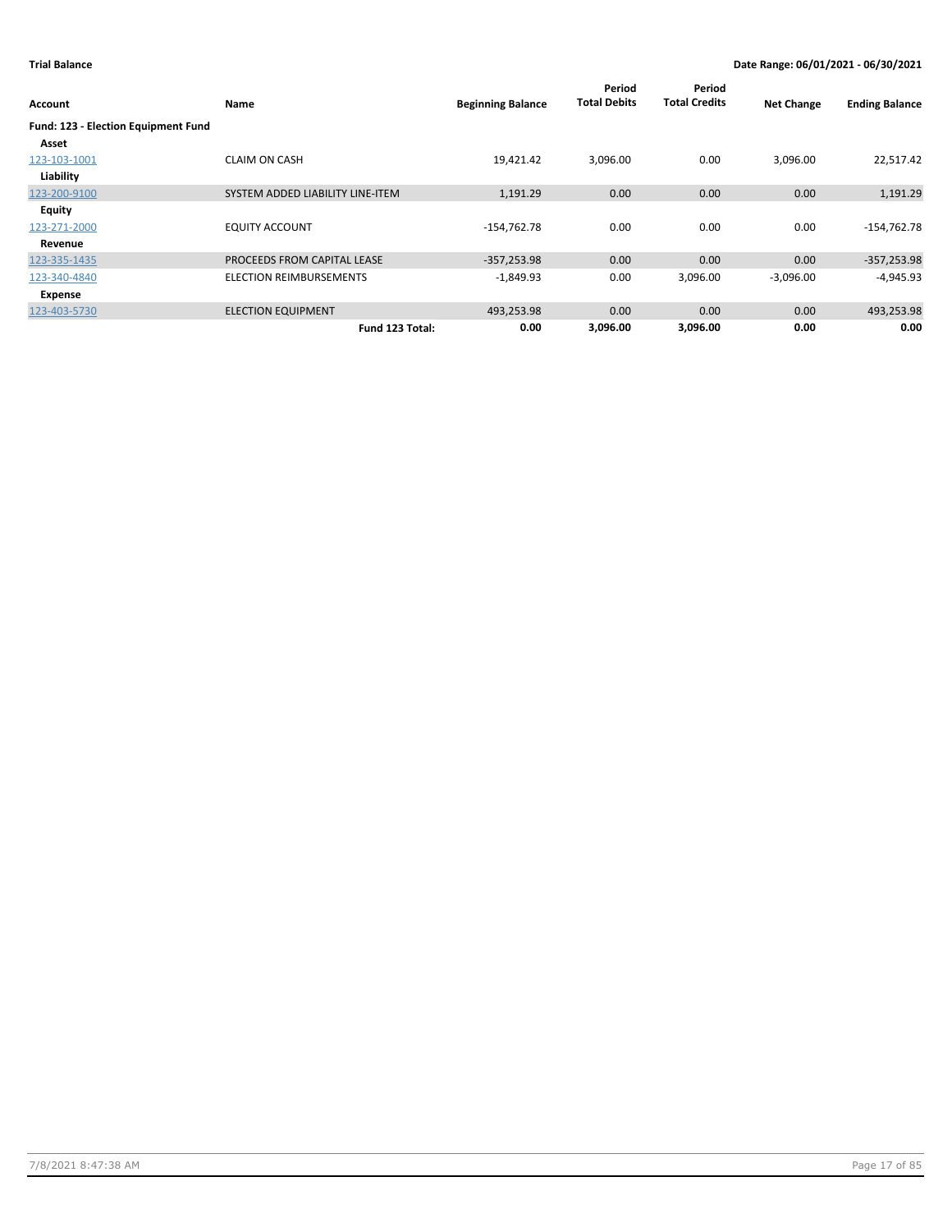**Trial Balance** | **Date Range: 06/01/2021 - 06/30/2021**

| Account | Name | Beginning Balance | Period Total Debits | Period Total Credits | Net Change | Ending Balance |
|---|---|---|---|---|---|---|
| **Fund: 123 - Election Equipment Fund** | | | | | | |
| **Asset** | | | | | | |
| 123-103-1001 | CLAIM ON CASH | 19,421.42 | 3,096.00 | 0.00 | 3,096.00 | 22,517.42 |
| **Liability** | | | | | | |
| 123-200-9100 | SYSTEM ADDED LIABILITY LINE-ITEM | 1,191.29 | 0.00 | 0.00 | 0.00 | 1,191.29 |
| **Equity** | | | | | | |
| 123-271-2000 | EQUITY ACCOUNT | -154,762.78 | 0.00 | 0.00 | 0.00 | -154,762.78 |
| **Revenue** | | | | | | |
| 123-335-1435 | PROCEEDS FROM CAPITAL LEASE | -357,253.98 | 0.00 | 0.00 | 0.00 | -357,253.98 |
| 123-340-4840 | ELECTION REIMBURSEMENTS | -1,849.93 | 0.00 | 3,096.00 | -3,096.00 | -4,945.93 |
| **Expense** | | | | | | |
| 123-403-5730 | ELECTION EQUIPMENT | 493,253.98 | 0.00 | 0.00 | 0.00 | 493,253.98 |
| | **Fund 123 Total:** | **0.00** | **3,096.00** | **3,096.00** | **0.00** | **0.00** |

7/8/2021 8:47:38 AM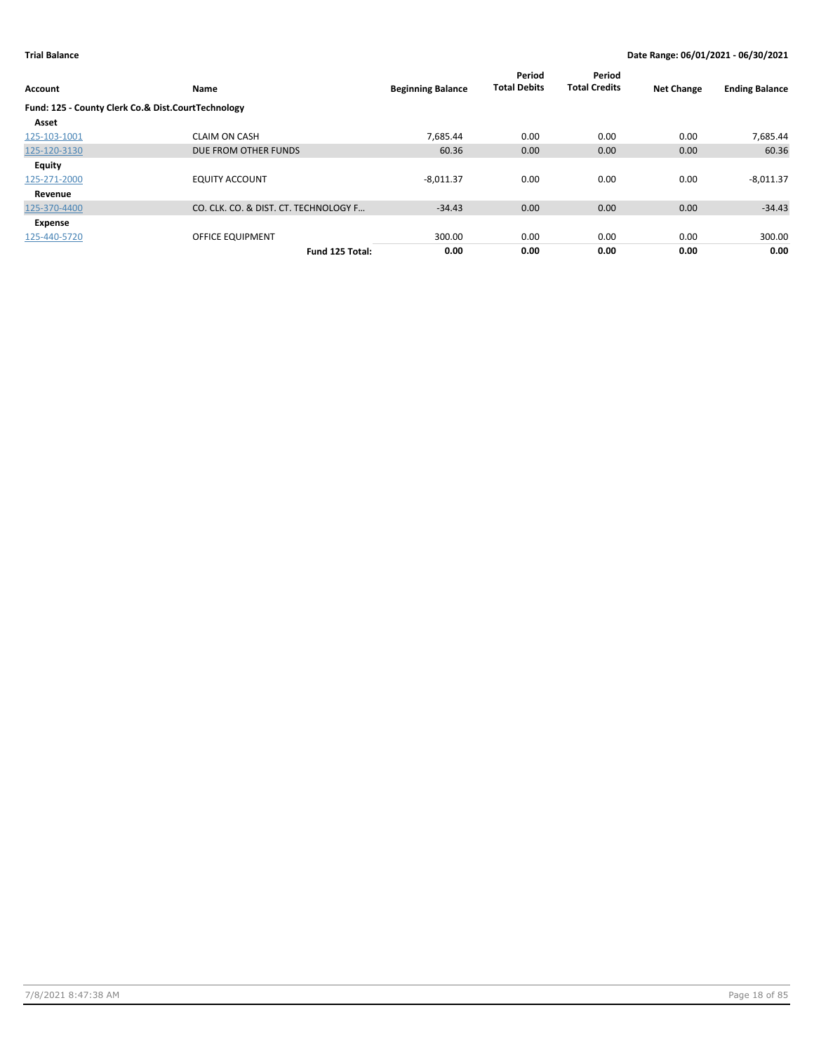**Trial Balance** **Date Range: 06/01/2021 - 06/30/2021**

| Account | Name | Beginning Balance | Period Total Debits | Period Total Credits | Net Change | Ending Balance |
|---|---|---|---|---|---|---|
| **Fund: 125 - County Clerk Co.& Dist.CourtTechnology** | | | | | | |
| **Asset** | | | | | | |
| 125-103-1001 | CLAIM ON CASH | 7,685.44 | 0.00 | 0.00 | 0.00 | 7,685.44 |
| 125-120-3130 | DUE FROM OTHER FUNDS | 60.36 | 0.00 | 0.00 | 0.00 | 60.36 |
| **Equity** | | | | | | |
| 125-271-2000 | EQUITY ACCOUNT | -8,011.37 | 0.00 | 0.00 | 0.00 | -8,011.37 |
| **Revenue** | | | | | | |
| 125-370-4400 | CO. CLK. CO. & DIST. CT. TECHNOLOGY F… | -34.43 | 0.00 | 0.00 | 0.00 | -34.43 |
| **Expense** | | | | | | |
| 125-440-5720 | OFFICE EQUIPMENT | 300.00 | 0.00 | 0.00 | 0.00 | 300.00 |
| | **Fund 125 Total:** | **0.00** | **0.00** | **0.00** | **0.00** | **0.00** |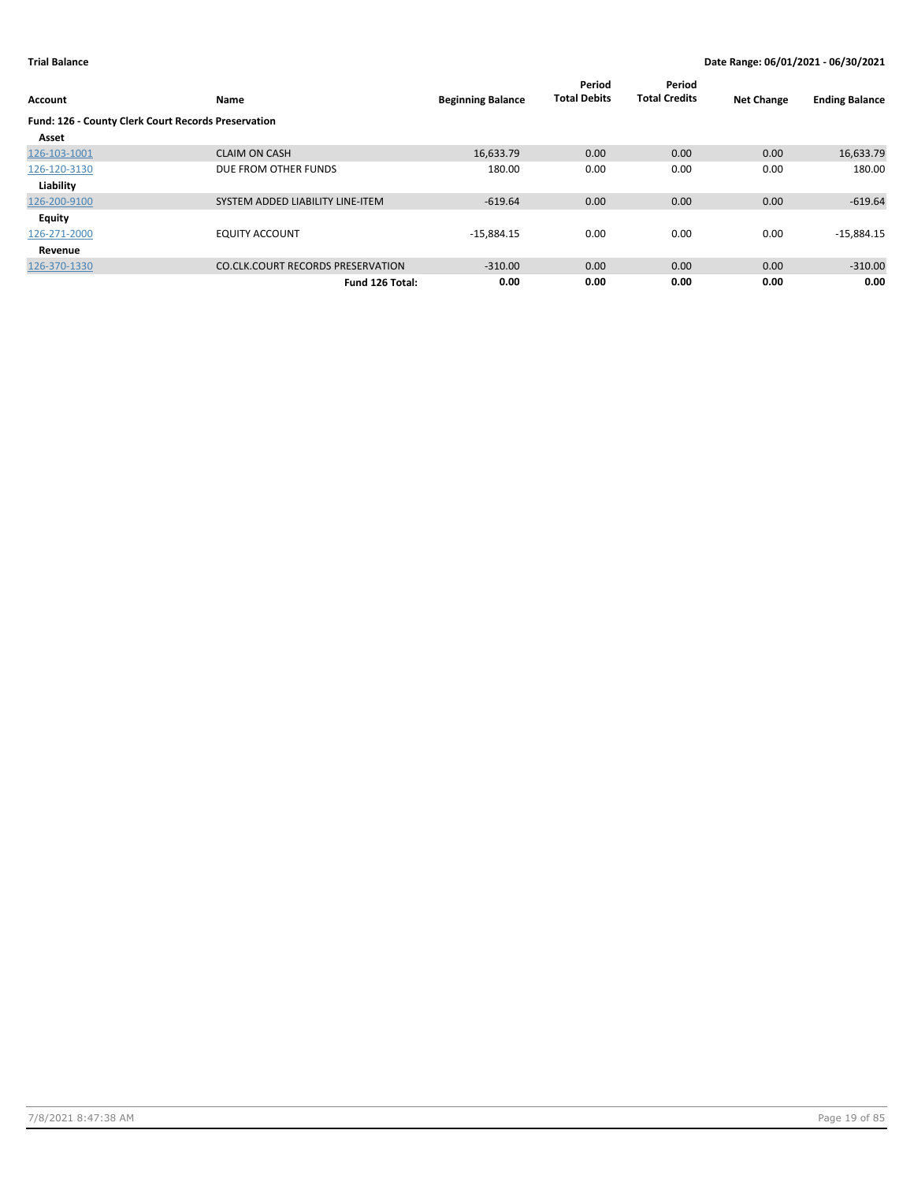**Trial Balance** **Date Range: 06/01/2021 - 06/30/2021**

| Account | Name | Beginning Balance | Period Total Debits | Period Total Credits | Net Change | Ending Balance |
|---|---|---|---|---|---|---|
| **Fund: 126 - County Clerk Court Records Preservation** | | | | | | |
| **Asset** | | | | | | |
| 126-103-1001 | CLAIM ON CASH | 16,633.79 | 0.00 | 0.00 | 0.00 | 16,633.79 |
| 126-120-3130 | DUE FROM OTHER FUNDS | 180.00 | 0.00 | 0.00 | 0.00 | 180.00 |
| **Liability** | | | | | | |
| 126-200-9100 | SYSTEM ADDED LIABILITY LINE-ITEM | -619.64 | 0.00 | 0.00 | 0.00 | -619.64 |
| **Equity** | | | | | | |
| 126-271-2000 | EQUITY ACCOUNT | -15,884.15 | 0.00 | 0.00 | 0.00 | -15,884.15 |
| **Revenue** | | | | | | |
| 126-370-1330 | CO.CLK.COURT RECORDS PRESERVATION | -310.00 | 0.00 | 0.00 | 0.00 | -310.00 |
| | **Fund 126 Total:** | **0.00** | **0.00** | **0.00** | **0.00** | **0.00** |

7/8/2021 8:47:38 AM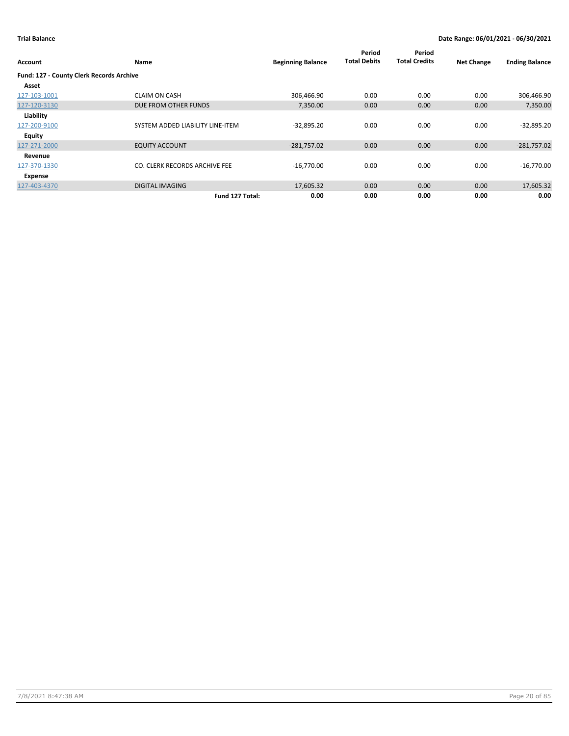**Trial Balance** — **Date Range: 06/01/2021 - 06/30/2021**

| Account | Name | Beginning Balance | Period Total Debits | Period Total Credits | Net Change | Ending Balance |
|---|---|---|---|---|---|---|
| **Fund: 127 - County Clerk Records Archive** | | | | | | |
| **Asset** | | | | | | |
| 127-103-1001 | CLAIM ON CASH | 306,466.90 | 0.00 | 0.00 | 0.00 | 306,466.90 |
| 127-120-3130 | DUE FROM OTHER FUNDS | 7,350.00 | 0.00 | 0.00 | 0.00 | 7,350.00 |
| **Liability** | | | | | | |
| 127-200-9100 | SYSTEM ADDED LIABILITY LINE-ITEM | -32,895.20 | 0.00 | 0.00 | 0.00 | -32,895.20 |
| **Equity** | | | | | | |
| 127-271-2000 | EQUITY ACCOUNT | -281,757.02 | 0.00 | 0.00 | 0.00 | -281,757.02 |
| **Revenue** | | | | | | |
| 127-370-1330 | CO. CLERK RECORDS ARCHIVE FEE | -16,770.00 | 0.00 | 0.00 | 0.00 | -16,770.00 |
| **Expense** | | | | | | |
| 127-403-4370 | DIGITAL IMAGING | 17,605.32 | 0.00 | 0.00 | 0.00 | 17,605.32 |
| | **Fund 127 Total:** | **0.00** | **0.00** | **0.00** | **0.00** | **0.00** |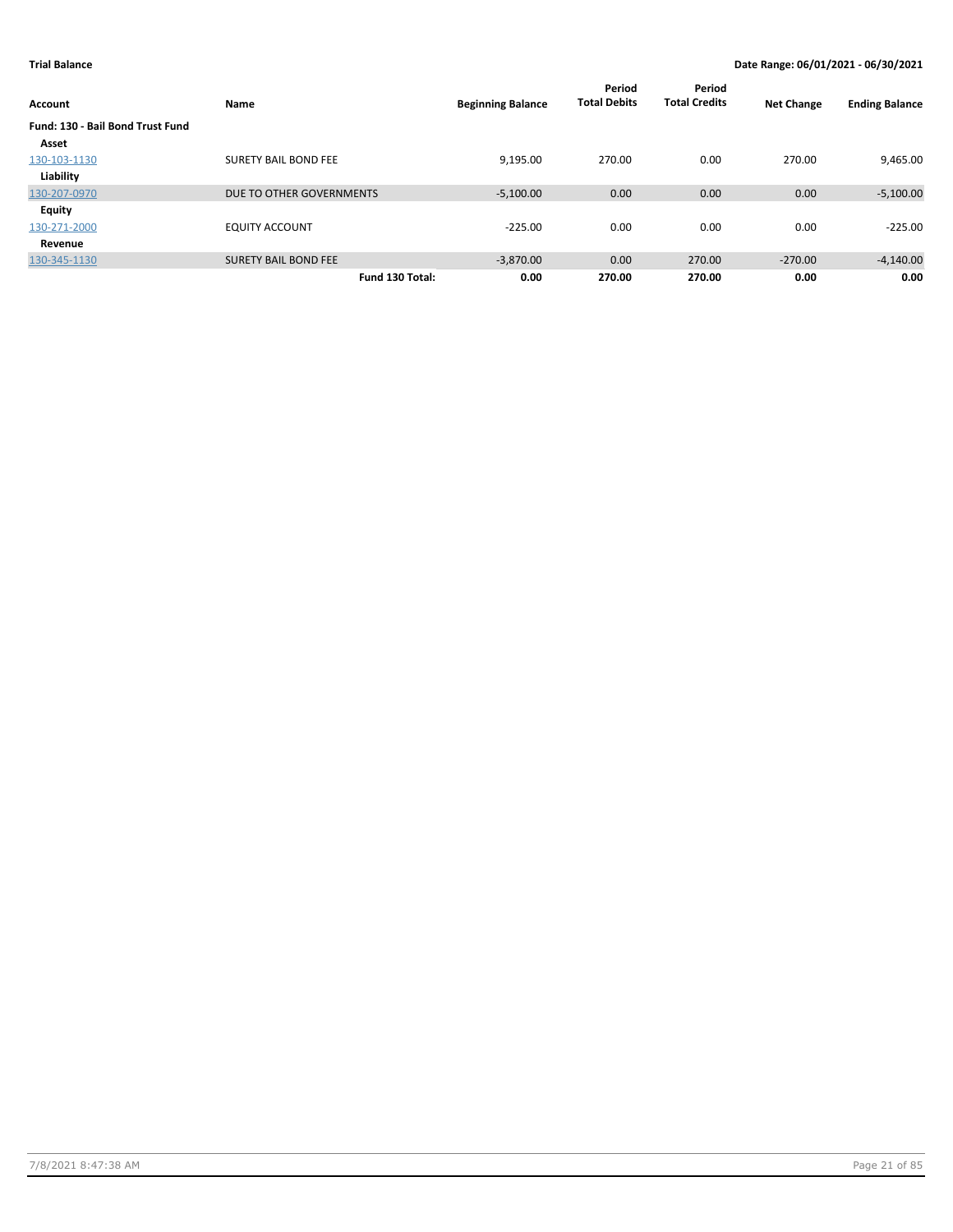**Trial Balance** — Date Range: 06/01/2021 - 06/30/2021

| Account | Name | Beginning Balance | Period Total Debits | Period Total Credits | Net Change | Ending Balance |
|---|---|---|---|---|---|---|
| **Fund: 130 - Bail Bond Trust Fund** | | | | | | |
| **Asset** | | | | | | |
| 130-103-1130 | SURETY BAIL BOND FEE | 9,195.00 | 270.00 | 0.00 | 270.00 | 9,465.00 |
| **Liability** | | | | | | |
| 130-207-0970 | DUE TO OTHER GOVERNMENTS | -5,100.00 | 0.00 | 0.00 | 0.00 | -5,100.00 |
| **Equity** | | | | | | |
| 130-271-2000 | EQUITY ACCOUNT | -225.00 | 0.00 | 0.00 | 0.00 | -225.00 |
| **Revenue** | | | | | | |
| 130-345-1130 | SURETY BAIL BOND FEE | -3,870.00 | 0.00 | 270.00 | -270.00 | -4,140.00 |
| | **Fund 130 Total:** | **0.00** | **270.00** | **270.00** | **0.00** | **0.00** |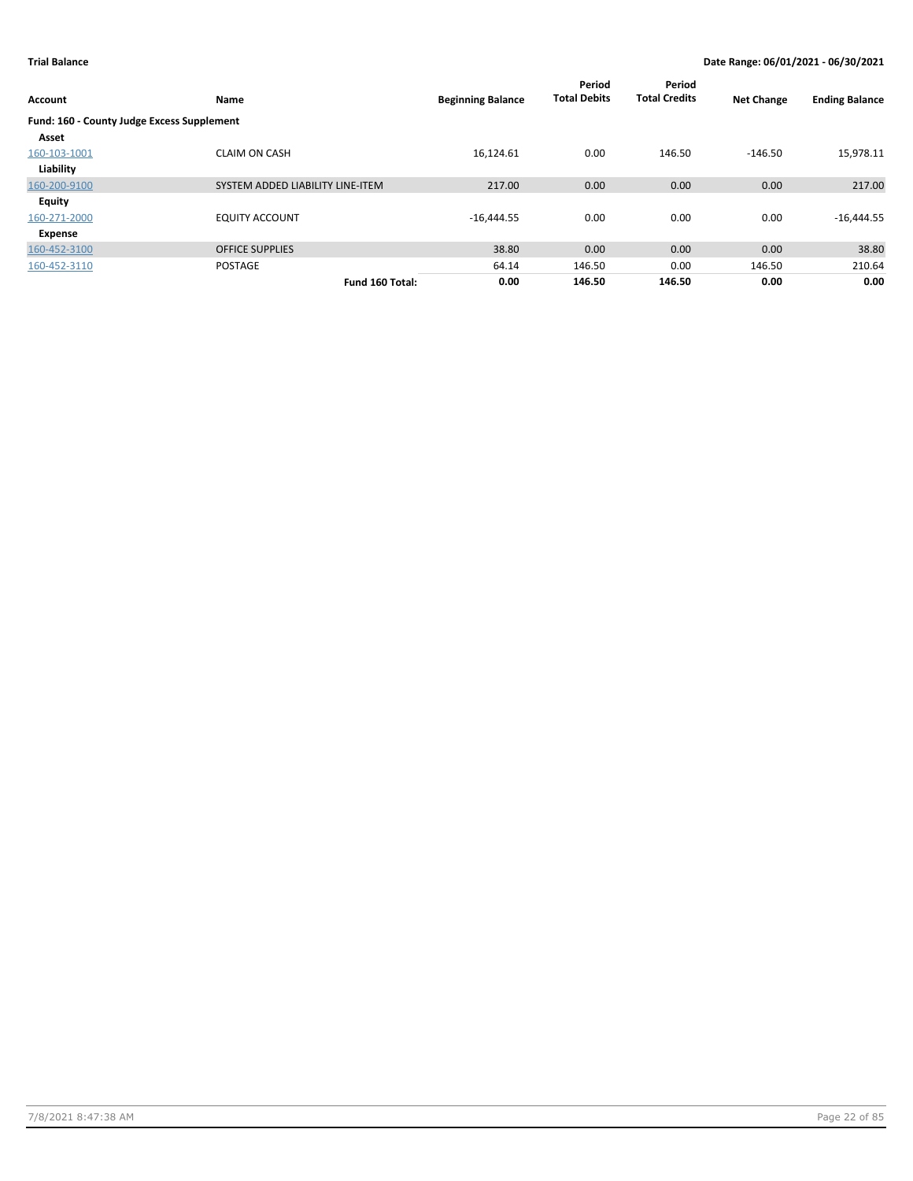**Trial Balance** — Date Range: 06/01/2021 - 06/30/2021

| Account | Name | Beginning Balance | Period Total Debits | Period Total Credits | Net Change | Ending Balance |
|---|---|---|---|---|---|---|
| **Fund: 160 - County Judge Excess Supplement** | | | | | | |
| **Asset** | | | | | | |
| 160-103-1001 | CLAIM ON CASH | 16,124.61 | 0.00 | 146.50 | -146.50 | 15,978.11 |
| **Liability** | | | | | | |
| 160-200-9100 | SYSTEM ADDED LIABILITY LINE-ITEM | 217.00 | 0.00 | 0.00 | 0.00 | 217.00 |
| **Equity** | | | | | | |
| 160-271-2000 | EQUITY ACCOUNT | -16,444.55 | 0.00 | 0.00 | 0.00 | -16,444.55 |
| **Expense** | | | | | | |
| 160-452-3100 | OFFICE SUPPLIES | 38.80 | 0.00 | 0.00 | 0.00 | 38.80 |
| 160-452-3110 | POSTAGE | 64.14 | 146.50 | 0.00 | 146.50 | 210.64 |
| | **Fund 160 Total:** | **0.00** | **146.50** | **146.50** | **0.00** | **0.00** |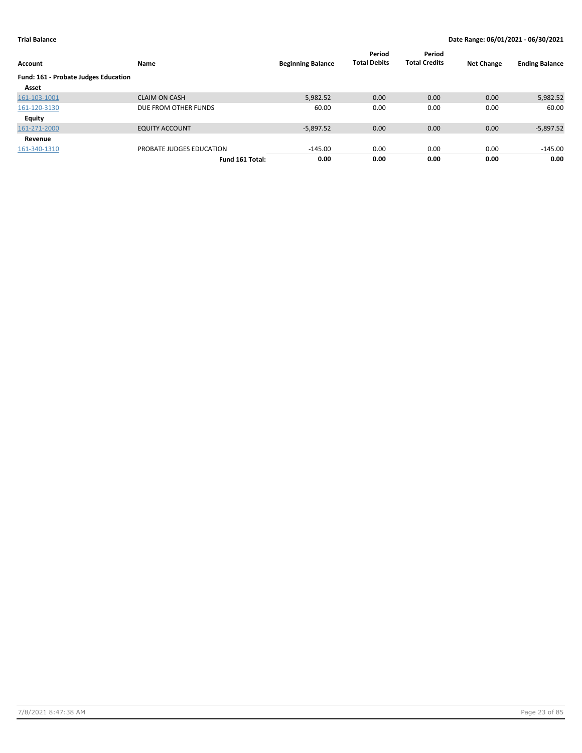**Trial Balance** **Date Range: 06/01/2021 - 06/30/2021**

| Account | Name | Beginning Balance | Period Total Debits | Period Total Credits | Net Change | Ending Balance |
|---|---|---|---|---|---|---|
| **Fund: 161 - Probate Judges Education** | | | | | | |
| **Asset** | | | | | | |
| 161-103-1001 | CLAIM ON CASH | 5,982.52 | 0.00 | 0.00 | 0.00 | 5,982.52 |
| 161-120-3130 | DUE FROM OTHER FUNDS | 60.00 | 0.00 | 0.00 | 0.00 | 60.00 |
| **Equity** | | | | | | |
| 161-271-2000 | EQUITY ACCOUNT | -5,897.52 | 0.00 | 0.00 | 0.00 | -5,897.52 |
| **Revenue** | | | | | | |
| 161-340-1310 | PROBATE JUDGES EDUCATION | -145.00 | 0.00 | 0.00 | 0.00 | -145.00 |
| | **Fund 161 Total:** | **0.00** | **0.00** | **0.00** | **0.00** | **0.00** |

7/8/2021 8:47:38 AM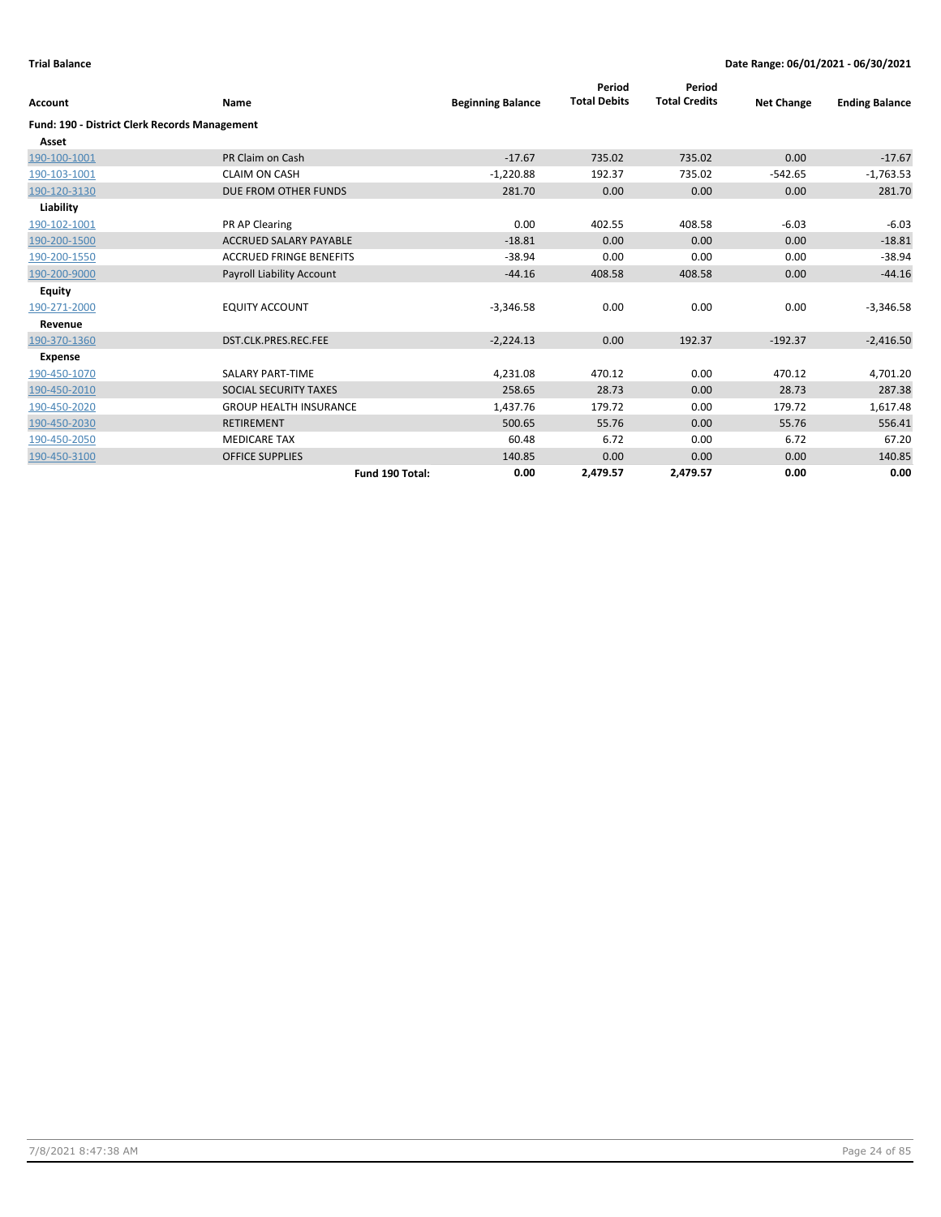**Trial Balance** **Date Range: 06/01/2021 - 06/30/2021**

| Account | Name | Beginning Balance | Period Total Debits | Period Total Credits | Net Change | Ending Balance |
|---|---|---|---|---|---|---|
| **Fund: 190 - District Clerk Records Management** | | | | | | |
| **Asset** | | | | | | |
| 190-100-1001 | PR Claim on Cash | -17.67 | 735.02 | 735.02 | 0.00 | -17.67 |
| 190-103-1001 | CLAIM ON CASH | -1,220.88 | 192.37 | 735.02 | -542.65 | -1,763.53 |
| 190-120-3130 | DUE FROM OTHER FUNDS | 281.70 | 0.00 | 0.00 | 0.00 | 281.70 |
| **Liability** | | | | | | |
| 190-102-1001 | PR AP Clearing | 0.00 | 402.55 | 408.58 | -6.03 | -6.03 |
| 190-200-1500 | ACCRUED SALARY PAYABLE | -18.81 | 0.00 | 0.00 | 0.00 | -18.81 |
| 190-200-1550 | ACCRUED FRINGE BENEFITS | -38.94 | 0.00 | 0.00 | 0.00 | -38.94 |
| 190-200-9000 | Payroll Liability Account | -44.16 | 408.58 | 408.58 | 0.00 | -44.16 |
| **Equity** | | | | | | |
| 190-271-2000 | EQUITY ACCOUNT | -3,346.58 | 0.00 | 0.00 | 0.00 | -3,346.58 |
| **Revenue** | | | | | | |
| 190-370-1360 | DST.CLK.PRES.REC.FEE | -2,224.13 | 0.00 | 192.37 | -192.37 | -2,416.50 |
| **Expense** | | | | | | |
| 190-450-1070 | SALARY PART-TIME | 4,231.08 | 470.12 | 0.00 | 470.12 | 4,701.20 |
| 190-450-2010 | SOCIAL SECURITY TAXES | 258.65 | 28.73 | 0.00 | 28.73 | 287.38 |
| 190-450-2020 | GROUP HEALTH INSURANCE | 1,437.76 | 179.72 | 0.00 | 179.72 | 1,617.48 |
| 190-450-2030 | RETIREMENT | 500.65 | 55.76 | 0.00 | 55.76 | 556.41 |
| 190-450-2050 | MEDICARE TAX | 60.48 | 6.72 | 0.00 | 6.72 | 67.20 |
| 190-450-3100 | OFFICE SUPPLIES | 140.85 | 0.00 | 0.00 | 0.00 | 140.85 |
| | **Fund 190 Total:** | **0.00** | **2,479.57** | **2,479.57** | **0.00** | **0.00** |

7/8/2021 8:47:38 AM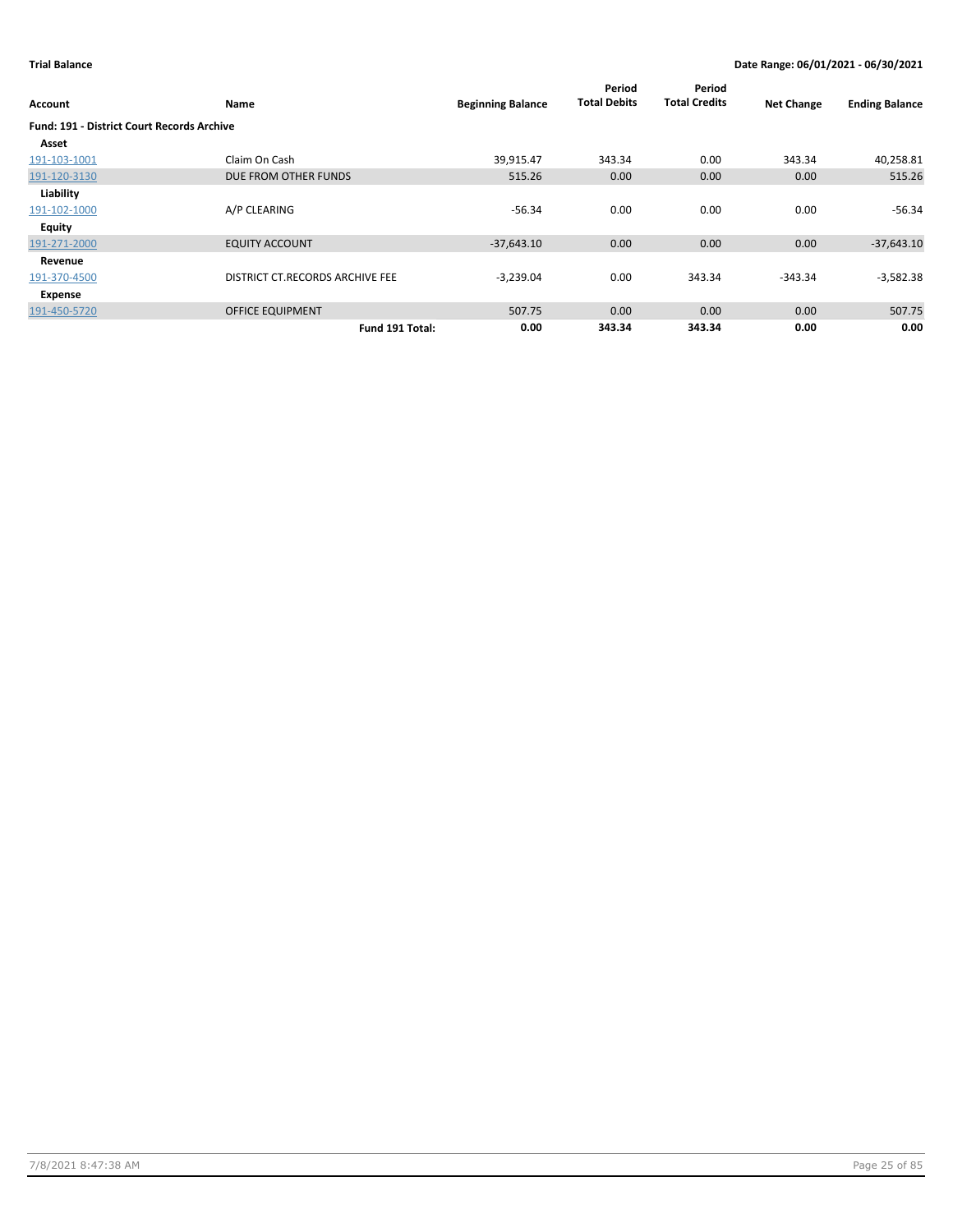**Trial Balance** **Date Range: 06/01/2021 - 06/30/2021**

| Account | Name | Beginning Balance | Period Total Debits | Period Total Credits | Net Change | Ending Balance |
|---|---|---|---|---|---|---|
| **Fund: 191 - District Court Records Archive** | | | | | | |
| **Asset** | | | | | | |
| 191-103-1001 | Claim On Cash | 39,915.47 | 343.34 | 0.00 | 343.34 | 40,258.81 |
| 191-120-3130 | DUE FROM OTHER FUNDS | 515.26 | 0.00 | 0.00 | 0.00 | 515.26 |
| **Liability** | | | | | | |
| 191-102-1000 | A/P CLEARING | -56.34 | 0.00 | 0.00 | 0.00 | -56.34 |
| **Equity** | | | | | | |
| 191-271-2000 | EQUITY ACCOUNT | -37,643.10 | 0.00 | 0.00 | 0.00 | -37,643.10 |
| **Revenue** | | | | | | |
| 191-370-4500 | DISTRICT CT.RECORDS ARCHIVE FEE | -3,239.04 | 0.00 | 343.34 | -343.34 | -3,582.38 |
| **Expense** | | | | | | |
| 191-450-5720 | OFFICE EQUIPMENT | 507.75 | 0.00 | 0.00 | 0.00 | 507.75 |
| | **Fund 191 Total:** | **0.00** | **343.34** | **343.34** | **0.00** | **0.00** |

7/8/2021 8:47:38 AM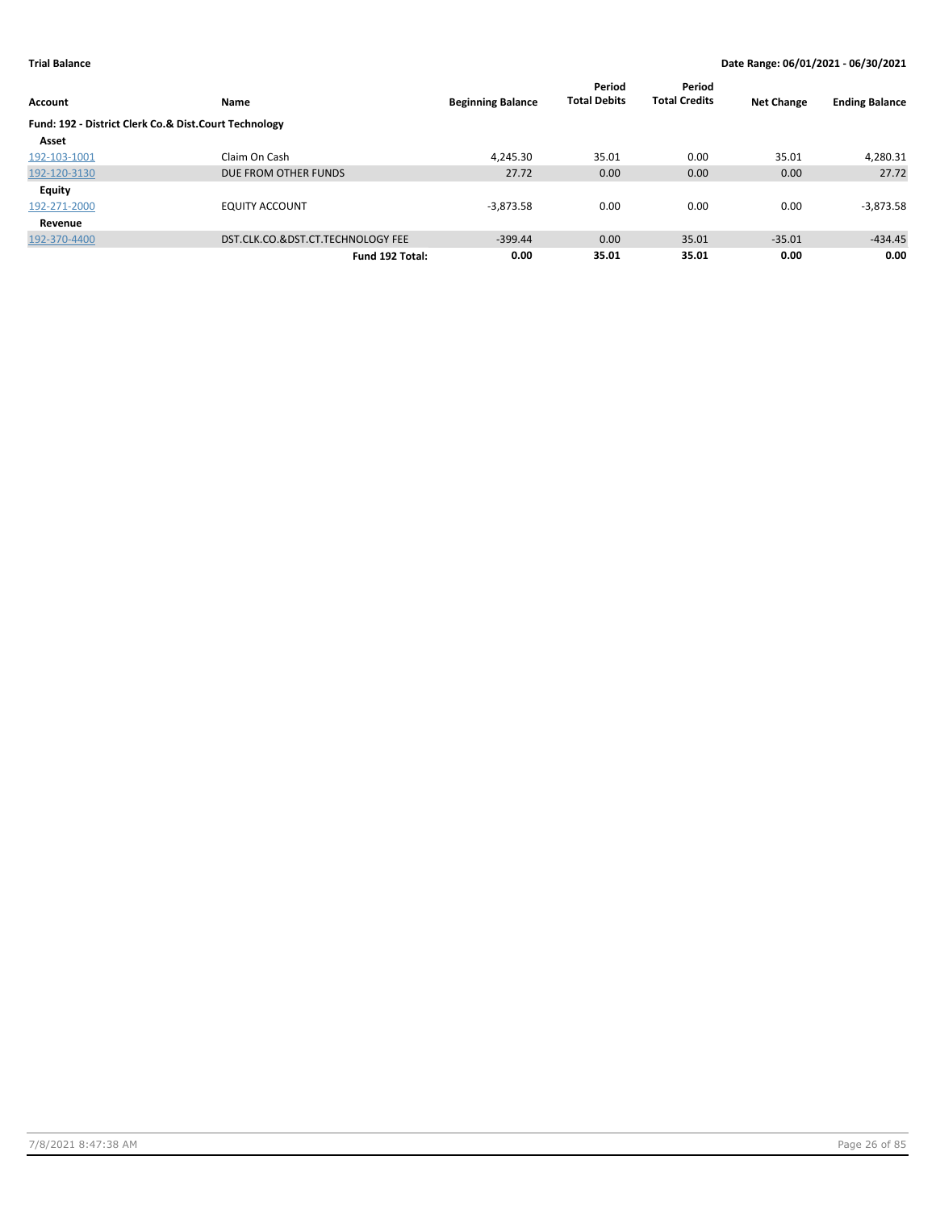**Trial Balance** | **Date Range: 06/01/2021 - 06/30/2021**

| Account | Name | Beginning Balance | Period Total Debits | Period Total Credits | Net Change | Ending Balance |
|---|---|---|---|---|---|---|
| **Fund: 192 - District Clerk Co.& Dist.Court Technology** | | | | | | |
| **Asset** | | | | | | |
| 192-103-1001 | Claim On Cash | 4,245.30 | 35.01 | 0.00 | 35.01 | 4,280.31 |
| 192-120-3130 | DUE FROM OTHER FUNDS | 27.72 | 0.00 | 0.00 | 0.00 | 27.72 |
| **Equity** | | | | | | |
| 192-271-2000 | EQUITY ACCOUNT | -3,873.58 | 0.00 | 0.00 | 0.00 | -3,873.58 |
| **Revenue** | | | | | | |
| 192-370-4400 | DST.CLK.CO.&DST.CT.TECHNOLOGY FEE | -399.44 | 0.00 | 35.01 | -35.01 | -434.45 |
| | **Fund 192 Total:** | **0.00** | **35.01** | **35.01** | **0.00** | **0.00** |

7/8/2021 8:47:38 AM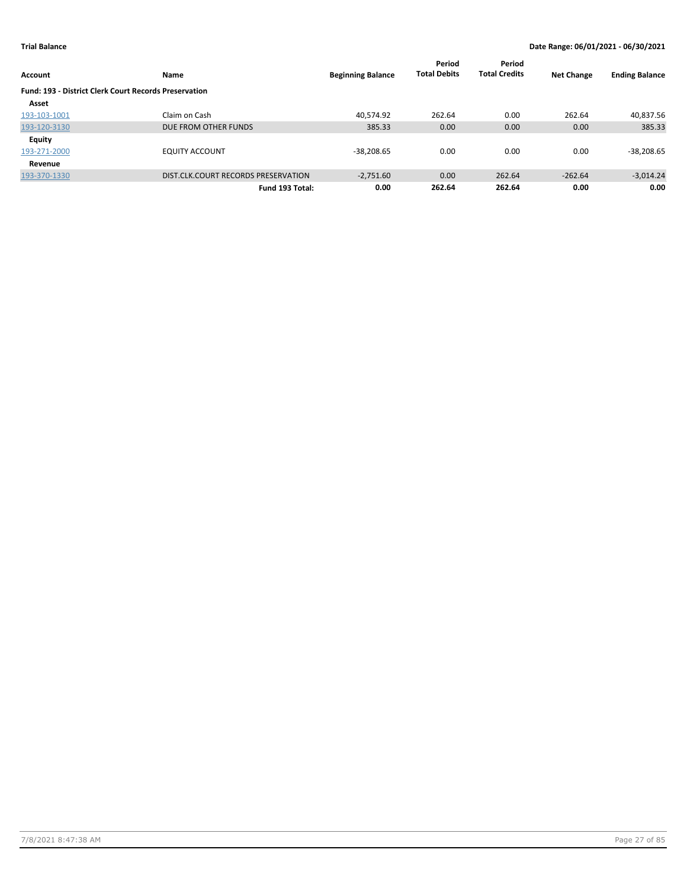**Trial Balance** | **Date Range: 06/01/2021 - 06/30/2021**

| Account | Name | Beginning Balance | Period Total Debits | Period Total Credits | Net Change | Ending Balance |
|---|---|---|---|---|---|---|
| **Fund: 193 - District Clerk Court Records Preservation** | | | | | | |
| **Asset** | | | | | | |
| 193-103-1001 | Claim on Cash | 40,574.92 | 262.64 | 0.00 | 262.64 | 40,837.56 |
| 193-120-3130 | DUE FROM OTHER FUNDS | 385.33 | 0.00 | 0.00 | 0.00 | 385.33 |
| **Equity** | | | | | | |
| 193-271-2000 | EQUITY ACCOUNT | -38,208.65 | 0.00 | 0.00 | 0.00 | -38,208.65 |
| **Revenue** | | | | | | |
| 193-370-1330 | DIST.CLK.COURT RECORDS PRESERVATION | -2,751.60 | 0.00 | 262.64 | -262.64 | -3,014.24 |
| | **Fund 193 Total:** | **0.00** | **262.64** | **262.64** | **0.00** | **0.00** |

7/8/2021 8:47:38 AM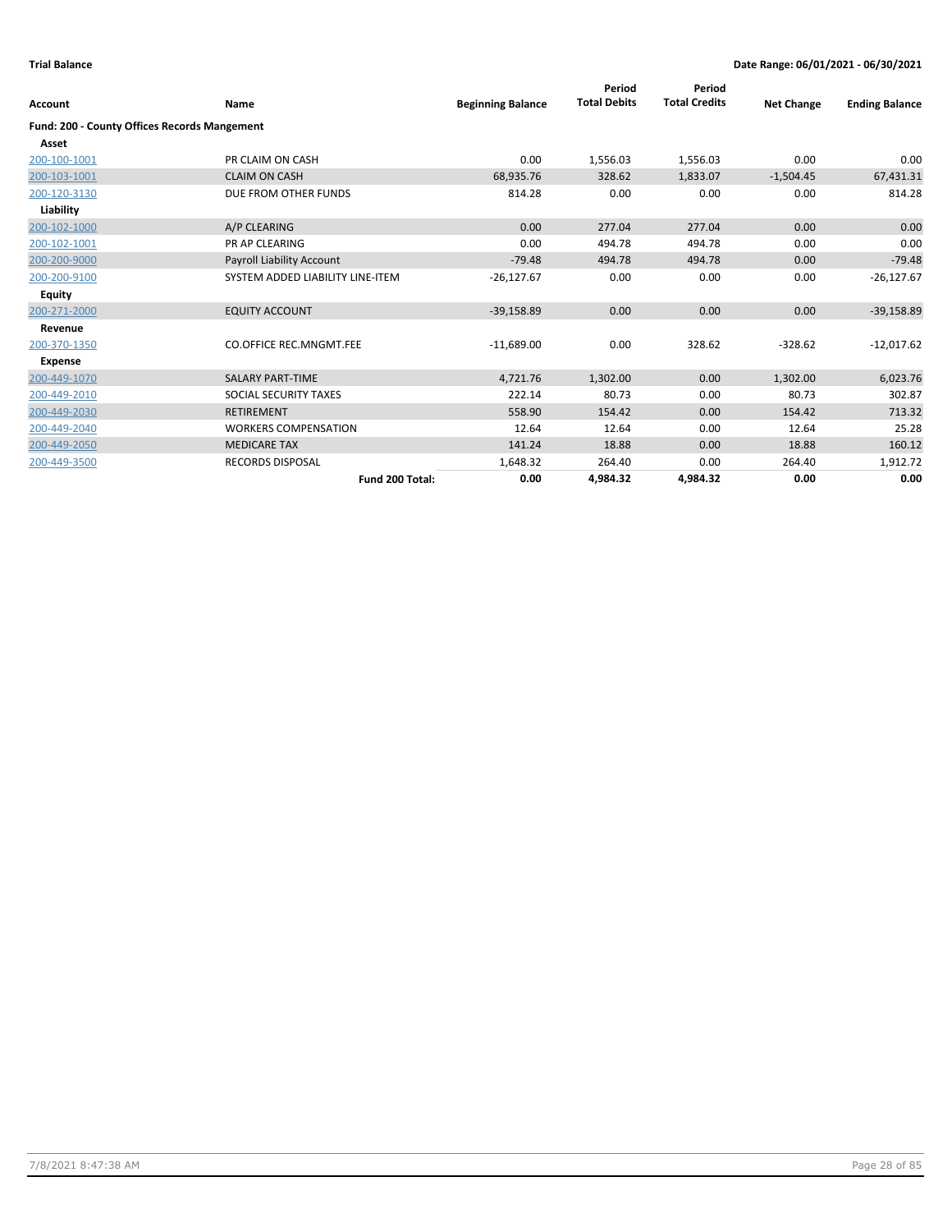**Trial Balance** | **Date Range: 06/01/2021 - 06/30/2021**

| Account | Name | Beginning Balance | Period Total Debits | Period Total Credits | Net Change | Ending Balance |
|---|---|---|---|---|---|---|
| **Fund: 200 - County Offices Records Mangement** | | | | | | |
| **Asset** | | | | | | |
| 200-100-1001 | PR CLAIM ON CASH | 0.00 | 1,556.03 | 1,556.03 | 0.00 | 0.00 |
| 200-103-1001 | CLAIM ON CASH | 68,935.76 | 328.62 | 1,833.07 | -1,504.45 | 67,431.31 |
| 200-120-3130 | DUE FROM OTHER FUNDS | 814.28 | 0.00 | 0.00 | 0.00 | 814.28 |
| **Liability** | | | | | | |
| 200-102-1000 | A/P CLEARING | 0.00 | 277.04 | 277.04 | 0.00 | 0.00 |
| 200-102-1001 | PR AP CLEARING | 0.00 | 494.78 | 494.78 | 0.00 | 0.00 |
| 200-200-9000 | Payroll Liability Account | -79.48 | 494.78 | 494.78 | 0.00 | -79.48 |
| 200-200-9100 | SYSTEM ADDED LIABILITY LINE-ITEM | -26,127.67 | 0.00 | 0.00 | 0.00 | -26,127.67 |
| **Equity** | | | | | | |
| 200-271-2000 | EQUITY ACCOUNT | -39,158.89 | 0.00 | 0.00 | 0.00 | -39,158.89 |
| **Revenue** | | | | | | |
| 200-370-1350 | CO.OFFICE REC.MNGMT.FEE | -11,689.00 | 0.00 | 328.62 | -328.62 | -12,017.62 |
| **Expense** | | | | | | |
| 200-449-1070 | SALARY PART-TIME | 4,721.76 | 1,302.00 | 0.00 | 1,302.00 | 6,023.76 |
| 200-449-2010 | SOCIAL SECURITY TAXES | 222.14 | 80.73 | 0.00 | 80.73 | 302.87 |
| 200-449-2030 | RETIREMENT | 558.90 | 154.42 | 0.00 | 154.42 | 713.32 |
| 200-449-2040 | WORKERS COMPENSATION | 12.64 | 12.64 | 0.00 | 12.64 | 25.28 |
| 200-449-2050 | MEDICARE TAX | 141.24 | 18.88 | 0.00 | 18.88 | 160.12 |
| 200-449-3500 | RECORDS DISPOSAL | 1,648.32 | 264.40 | 0.00 | 264.40 | 1,912.72 |
| | **Fund 200 Total:** | **0.00** | **4,984.32** | **4,984.32** | **0.00** | **0.00** |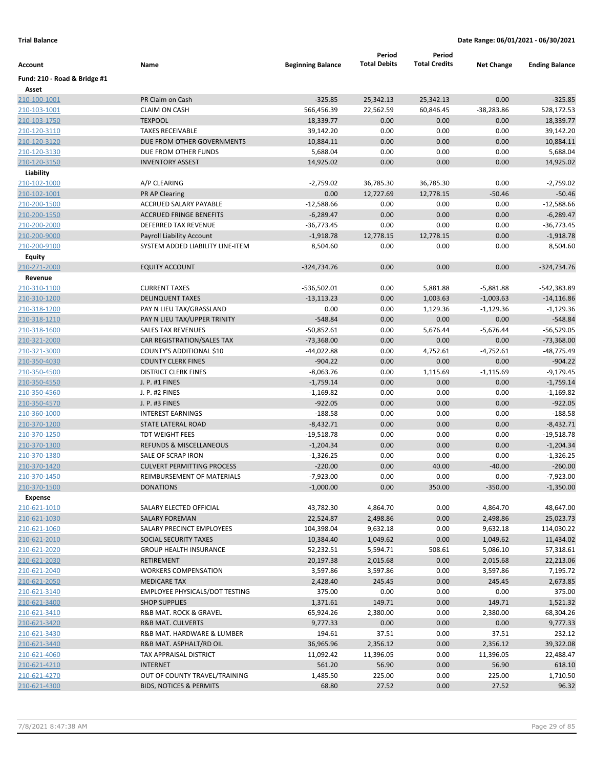**Trial Balance** | **Date Range: 06/01/2021 - 06/30/2021**

| Account | Name | Beginning Balance | Period Total Debits | Period Total Credits | Net Change | Ending Balance |
|---|---|---|---|---|---|---|
| **Fund: 210 - Road & Bridge #1** | | | | | | |
| **Asset** | | | | | | |
| 210-100-1001 | PR Claim on Cash | -325.85 | 25,342.13 | 25,342.13 | 0.00 | -325.85 |
| 210-103-1001 | CLAIM ON CASH | 566,456.39 | 22,562.59 | 60,846.45 | -38,283.86 | 528,172.53 |
| 210-103-1750 | TEXPOOL | 18,339.77 | 0.00 | 0.00 | 0.00 | 18,339.77 |
| 210-120-3110 | TAXES RECEIVABLE | 39,142.20 | 0.00 | 0.00 | 0.00 | 39,142.20 |
| 210-120-3120 | DUE FROM OTHER GOVERNMENTS | 10,884.11 | 0.00 | 0.00 | 0.00 | 10,884.11 |
| 210-120-3130 | DUE FROM OTHER FUNDS | 5,688.04 | 0.00 | 0.00 | 0.00 | 5,688.04 |
| 210-120-3150 | INVENTORY ASSEST | 14,925.02 | 0.00 | 0.00 | 0.00 | 14,925.02 |
| **Liability** | | | | | | |
| 210-102-1000 | A/P CLEARING | -2,759.02 | 36,785.30 | 36,785.30 | 0.00 | -2,759.02 |
| 210-102-1001 | PR AP Clearing | 0.00 | 12,727.69 | 12,778.15 | -50.46 | -50.46 |
| 210-200-1500 | ACCRUED SALARY PAYABLE | -12,588.66 | 0.00 | 0.00 | 0.00 | -12,588.66 |
| 210-200-1550 | ACCRUED FRINGE BENEFITS | -6,289.47 | 0.00 | 0.00 | 0.00 | -6,289.47 |
| 210-200-2000 | DEFERRED TAX REVENUE | -36,773.45 | 0.00 | 0.00 | 0.00 | -36,773.45 |
| 210-200-9000 | Payroll Liability Account | -1,918.78 | 12,778.15 | 12,778.15 | 0.00 | -1,918.78 |
| 210-200-9100 | SYSTEM ADDED LIABILITY LINE-ITEM | 8,504.60 | 0.00 | 0.00 | 0.00 | 8,504.60 |
| **Equity** | | | | | | |
| 210-271-2000 | EQUITY ACCOUNT | -324,734.76 | 0.00 | 0.00 | 0.00 | -324,734.76 |
| **Revenue** | | | | | | |
| 210-310-1100 | CURRENT TAXES | -536,502.01 | 0.00 | 5,881.88 | -5,881.88 | -542,383.89 |
| 210-310-1200 | DELINQUENT TAXES | -13,113.23 | 0.00 | 1,003.63 | -1,003.63 | -14,116.86 |
| 210-318-1200 | PAY N LIEU TAX/GRASSLAND | 0.00 | 0.00 | 1,129.36 | -1,129.36 | -1,129.36 |
| 210-318-1210 | PAY N LIEU TAX/UPPER TRINITY | -548.84 | 0.00 | 0.00 | 0.00 | -548.84 |
| 210-318-1600 | SALES TAX REVENUES | -50,852.61 | 0.00 | 5,676.44 | -5,676.44 | -56,529.05 |
| 210-321-2000 | CAR REGISTRATION/SALES TAX | -73,368.00 | 0.00 | 0.00 | 0.00 | -73,368.00 |
| 210-321-3000 | COUNTY'S ADDITIONAL $10 | -44,022.88 | 0.00 | 4,752.61 | -4,752.61 | -48,775.49 |
| 210-350-4030 | COUNTY CLERK FINES | -904.22 | 0.00 | 0.00 | 0.00 | -904.22 |
| 210-350-4500 | DISTRICT CLERK FINES | -8,063.76 | 0.00 | 1,115.69 | -1,115.69 | -9,179.45 |
| 210-350-4550 | J. P. #1 FINES | -1,759.14 | 0.00 | 0.00 | 0.00 | -1,759.14 |
| 210-350-4560 | J. P. #2 FINES | -1,169.82 | 0.00 | 0.00 | 0.00 | -1,169.82 |
| 210-350-4570 | J. P. #3 FINES | -922.05 | 0.00 | 0.00 | 0.00 | -922.05 |
| 210-360-1000 | INTEREST EARNINGS | -188.58 | 0.00 | 0.00 | 0.00 | -188.58 |
| 210-370-1200 | STATE LATERAL ROAD | -8,432.71 | 0.00 | 0.00 | 0.00 | -8,432.71 |
| 210-370-1250 | TDT WEIGHT FEES | -19,518.78 | 0.00 | 0.00 | 0.00 | -19,518.78 |
| 210-370-1300 | REFUNDS & MISCELLANEOUS | -1,204.34 | 0.00 | 0.00 | 0.00 | -1,204.34 |
| 210-370-1380 | SALE OF SCRAP IRON | -1,326.25 | 0.00 | 0.00 | 0.00 | -1,326.25 |
| 210-370-1420 | CULVERT PERMITTING PROCESS | -220.00 | 0.00 | 40.00 | -40.00 | -260.00 |
| 210-370-1450 | REIMBURSEMENT OF MATERIALS | -7,923.00 | 0.00 | 0.00 | 0.00 | -7,923.00 |
| 210-370-1500 | DONATIONS | -1,000.00 | 0.00 | 350.00 | -350.00 | -1,350.00 |
| **Expense** | | | | | | |
| 210-621-1010 | SALARY ELECTED OFFICIAL | 43,782.30 | 4,864.70 | 0.00 | 4,864.70 | 48,647.00 |
| 210-621-1030 | SALARY FOREMAN | 22,524.87 | 2,498.86 | 0.00 | 2,498.86 | 25,023.73 |
| 210-621-1060 | SALARY PRECINCT EMPLOYEES | 104,398.04 | 9,632.18 | 0.00 | 9,632.18 | 114,030.22 |
| 210-621-2010 | SOCIAL SECURITY TAXES | 10,384.40 | 1,049.62 | 0.00 | 1,049.62 | 11,434.02 |
| 210-621-2020 | GROUP HEALTH INSURANCE | 52,232.51 | 5,594.71 | 508.61 | 5,086.10 | 57,318.61 |
| 210-621-2030 | RETIREMENT | 20,197.38 | 2,015.68 | 0.00 | 2,015.68 | 22,213.06 |
| 210-621-2040 | WORKERS COMPENSATION | 3,597.86 | 3,597.86 | 0.00 | 3,597.86 | 7,195.72 |
| 210-621-2050 | MEDICARE TAX | 2,428.40 | 245.45 | 0.00 | 245.45 | 2,673.85 |
| 210-621-3140 | EMPLOYEE PHYSICALS/DOT TESTING | 375.00 | 0.00 | 0.00 | 0.00 | 375.00 |
| 210-621-3400 | SHOP SUPPLIES | 1,371.61 | 149.71 | 0.00 | 149.71 | 1,521.32 |
| 210-621-3410 | R&B MAT. ROCK & GRAVEL | 65,924.26 | 2,380.00 | 0.00 | 2,380.00 | 68,304.26 |
| 210-621-3420 | R&B MAT. CULVERTS | 9,777.33 | 0.00 | 0.00 | 0.00 | 9,777.33 |
| 210-621-3430 | R&B MAT. HARDWARE & LUMBER | 194.61 | 37.51 | 0.00 | 37.51 | 232.12 |
| 210-621-3440 | R&B MAT. ASPHALT/RD OIL | 36,965.96 | 2,356.12 | 0.00 | 2,356.12 | 39,322.08 |
| 210-621-4060 | TAX APPRAISAL DISTRICT | 11,092.42 | 11,396.05 | 0.00 | 11,396.05 | 22,488.47 |
| 210-621-4210 | INTERNET | 561.20 | 56.90 | 0.00 | 56.90 | 618.10 |
| 210-621-4270 | OUT OF COUNTY TRAVEL/TRAINING | 1,485.50 | 225.00 | 0.00 | 225.00 | 1,710.50 |
| 210-621-4300 | BIDS, NOTICES & PERMITS | 68.80 | 27.52 | 0.00 | 27.52 | 96.32 |

7/8/2021 8:47:38 AM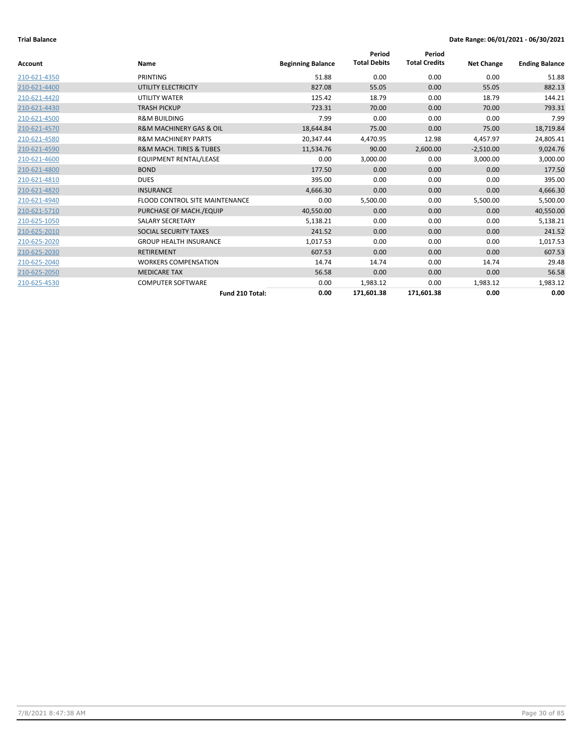**Trial Balance** | **Date Range: 06/01/2021 - 06/30/2021**

| Account | Name | Beginning Balance | Period Total Debits | Period Total Credits | Net Change | Ending Balance |
|---|---|---|---|---|---|---|
| 210-621-4350 | PRINTING | 51.88 | 0.00 | 0.00 | 0.00 | 51.88 |
| 210-621-4400 | UTILITY ELECTRICITY | 827.08 | 55.05 | 0.00 | 55.05 | 882.13 |
| 210-621-4420 | UTILITY WATER | 125.42 | 18.79 | 0.00 | 18.79 | 144.21 |
| 210-621-4430 | TRASH PICKUP | 723.31 | 70.00 | 0.00 | 70.00 | 793.31 |
| 210-621-4500 | R&M BUILDING | 7.99 | 0.00 | 0.00 | 0.00 | 7.99 |
| 210-621-4570 | R&M MACHINERY GAS & OIL | 18,644.84 | 75.00 | 0.00 | 75.00 | 18,719.84 |
| 210-621-4580 | R&M MACHINERY PARTS | 20,347.44 | 4,470.95 | 12.98 | 4,457.97 | 24,805.41 |
| 210-621-4590 | R&M MACH. TIRES & TUBES | 11,534.76 | 90.00 | 2,600.00 | -2,510.00 | 9,024.76 |
| 210-621-4600 | EQUIPMENT RENTAL/LEASE | 0.00 | 3,000.00 | 0.00 | 3,000.00 | 3,000.00 |
| 210-621-4800 | BOND | 177.50 | 0.00 | 0.00 | 0.00 | 177.50 |
| 210-621-4810 | DUES | 395.00 | 0.00 | 0.00 | 0.00 | 395.00 |
| 210-621-4820 | INSURANCE | 4,666.30 | 0.00 | 0.00 | 0.00 | 4,666.30 |
| 210-621-4940 | FLOOD CONTROL SITE MAINTENANCE | 0.00 | 5,500.00 | 0.00 | 5,500.00 | 5,500.00 |
| 210-621-5710 | PURCHASE OF MACH./EQUIP | 40,550.00 | 0.00 | 0.00 | 0.00 | 40,550.00 |
| 210-625-1050 | SALARY SECRETARY | 5,138.21 | 0.00 | 0.00 | 0.00 | 5,138.21 |
| 210-625-2010 | SOCIAL SECURITY TAXES | 241.52 | 0.00 | 0.00 | 0.00 | 241.52 |
| 210-625-2020 | GROUP HEALTH INSURANCE | 1,017.53 | 0.00 | 0.00 | 0.00 | 1,017.53 |
| 210-625-2030 | RETIREMENT | 607.53 | 0.00 | 0.00 | 0.00 | 607.53 |
| 210-625-2040 | WORKERS COMPENSATION | 14.74 | 14.74 | 0.00 | 14.74 | 29.48 |
| 210-625-2050 | MEDICARE TAX | 56.58 | 0.00 | 0.00 | 0.00 | 56.58 |
| 210-625-4530 | COMPUTER SOFTWARE | 0.00 | 1,983.12 | 0.00 | 1,983.12 | 1,983.12 |
| | **Fund 210 Total:** | **0.00** | **171,601.38** | **171,601.38** | **0.00** | **0.00** |

7/8/2021 8:47:38 AM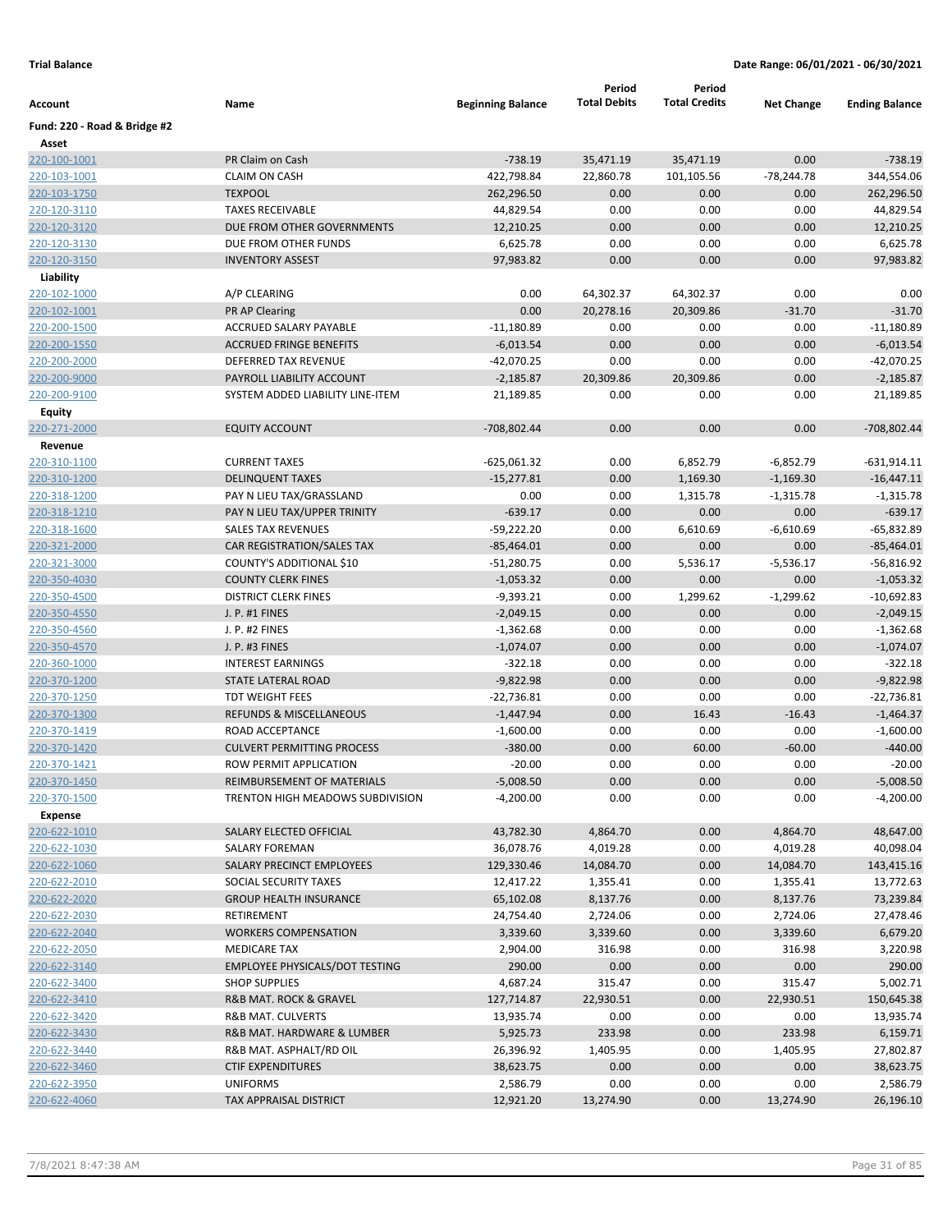**Trial Balance** | **Date Range: 06/01/2021 - 06/30/2021**

| Account | Name | Beginning Balance | Period Total Debits | Period Total Credits | Net Change | Ending Balance |
|---|---|---|---|---|---|---|
| **Fund: 220 - Road & Bridge #2** | | | | | | |
| **Asset** | | | | | | |
| 220-100-1001 | PR Claim on Cash | -738.19 | 35,471.19 | 35,471.19 | 0.00 | -738.19 |
| 220-103-1001 | CLAIM ON CASH | 422,798.84 | 22,860.78 | 101,105.56 | -78,244.78 | 344,554.06 |
| 220-103-1750 | TEXPOOL | 262,296.50 | 0.00 | 0.00 | 0.00 | 262,296.50 |
| 220-120-3110 | TAXES RECEIVABLE | 44,829.54 | 0.00 | 0.00 | 0.00 | 44,829.54 |
| 220-120-3120 | DUE FROM OTHER GOVERNMENTS | 12,210.25 | 0.00 | 0.00 | 0.00 | 12,210.25 |
| 220-120-3130 | DUE FROM OTHER FUNDS | 6,625.78 | 0.00 | 0.00 | 0.00 | 6,625.78 |
| 220-120-3150 | INVENTORY ASSEST | 97,983.82 | 0.00 | 0.00 | 0.00 | 97,983.82 |
| **Liability** | | | | | | |
| 220-102-1000 | A/P CLEARING | 0.00 | 64,302.37 | 64,302.37 | 0.00 | 0.00 |
| 220-102-1001 | PR AP Clearing | 0.00 | 20,278.16 | 20,309.86 | -31.70 | -31.70 |
| 220-200-1500 | ACCRUED SALARY PAYABLE | -11,180.89 | 0.00 | 0.00 | 0.00 | -11,180.89 |
| 220-200-1550 | ACCRUED FRINGE BENEFITS | -6,013.54 | 0.00 | 0.00 | 0.00 | -6,013.54 |
| 220-200-2000 | DEFERRED TAX REVENUE | -42,070.25 | 0.00 | 0.00 | 0.00 | -42,070.25 |
| 220-200-9000 | PAYROLL LIABILITY ACCOUNT | -2,185.87 | 20,309.86 | 20,309.86 | 0.00 | -2,185.87 |
| 220-200-9100 | SYSTEM ADDED LIABILITY LINE-ITEM | 21,189.85 | 0.00 | 0.00 | 0.00 | 21,189.85 |
| **Equity** | | | | | | |
| 220-271-2000 | EQUITY ACCOUNT | -708,802.44 | 0.00 | 0.00 | 0.00 | -708,802.44 |
| **Revenue** | | | | | | |
| 220-310-1100 | CURRENT TAXES | -625,061.32 | 0.00 | 6,852.79 | -6,852.79 | -631,914.11 |
| 220-310-1200 | DELINQUENT TAXES | -15,277.81 | 0.00 | 1,169.30 | -1,169.30 | -16,447.11 |
| 220-318-1200 | PAY N LIEU TAX/GRASSLAND | 0.00 | 0.00 | 1,315.78 | -1,315.78 | -1,315.78 |
| 220-318-1210 | PAY N LIEU TAX/UPPER TRINITY | -639.17 | 0.00 | 0.00 | 0.00 | -639.17 |
| 220-318-1600 | SALES TAX REVENUES | -59,222.20 | 0.00 | 6,610.69 | -6,610.69 | -65,832.89 |
| 220-321-2000 | CAR REGISTRATION/SALES TAX | -85,464.01 | 0.00 | 0.00 | 0.00 | -85,464.01 |
| 220-321-3000 | COUNTY'S ADDITIONAL $10 | -51,280.75 | 0.00 | 5,536.17 | -5,536.17 | -56,816.92 |
| 220-350-4030 | COUNTY CLERK FINES | -1,053.32 | 0.00 | 0.00 | 0.00 | -1,053.32 |
| 220-350-4500 | DISTRICT CLERK FINES | -9,393.21 | 0.00 | 1,299.62 | -1,299.62 | -10,692.83 |
| 220-350-4550 | J. P. #1 FINES | -2,049.15 | 0.00 | 0.00 | 0.00 | -2,049.15 |
| 220-350-4560 | J. P. #2 FINES | -1,362.68 | 0.00 | 0.00 | 0.00 | -1,362.68 |
| 220-350-4570 | J. P. #3 FINES | -1,074.07 | 0.00 | 0.00 | 0.00 | -1,074.07 |
| 220-360-1000 | INTEREST EARNINGS | -322.18 | 0.00 | 0.00 | 0.00 | -322.18 |
| 220-370-1200 | STATE LATERAL ROAD | -9,822.98 | 0.00 | 0.00 | 0.00 | -9,822.98 |
| 220-370-1250 | TDT WEIGHT FEES | -22,736.81 | 0.00 | 0.00 | 0.00 | -22,736.81 |
| 220-370-1300 | REFUNDS & MISCELLANEOUS | -1,447.94 | 0.00 | 16.43 | -16.43 | -1,464.37 |
| 220-370-1419 | ROAD ACCEPTANCE | -1,600.00 | 0.00 | 0.00 | 0.00 | -1,600.00 |
| 220-370-1420 | CULVERT PERMITTING PROCESS | -380.00 | 0.00 | 60.00 | -60.00 | -440.00 |
| 220-370-1421 | ROW PERMIT APPLICATION | -20.00 | 0.00 | 0.00 | 0.00 | -20.00 |
| 220-370-1450 | REIMBURSEMENT OF MATERIALS | -5,008.50 | 0.00 | 0.00 | 0.00 | -5,008.50 |
| 220-370-1500 | TRENTON HIGH MEADOWS SUBDIVISION | -4,200.00 | 0.00 | 0.00 | 0.00 | -4,200.00 |
| **Expense** | | | | | | |
| 220-622-1010 | SALARY ELECTED OFFICIAL | 43,782.30 | 4,864.70 | 0.00 | 4,864.70 | 48,647.00 |
| 220-622-1030 | SALARY FOREMAN | 36,078.76 | 4,019.28 | 0.00 | 4,019.28 | 40,098.04 |
| 220-622-1060 | SALARY PRECINCT EMPLOYEES | 129,330.46 | 14,084.70 | 0.00 | 14,084.70 | 143,415.16 |
| 220-622-2010 | SOCIAL SECURITY TAXES | 12,417.22 | 1,355.41 | 0.00 | 1,355.41 | 13,772.63 |
| 220-622-2020 | GROUP HEALTH INSURANCE | 65,102.08 | 8,137.76 | 0.00 | 8,137.76 | 73,239.84 |
| 220-622-2030 | RETIREMENT | 24,754.40 | 2,724.06 | 0.00 | 2,724.06 | 27,478.46 |
| 220-622-2040 | WORKERS COMPENSATION | 3,339.60 | 3,339.60 | 0.00 | 3,339.60 | 6,679.20 |
| 220-622-2050 | MEDICARE TAX | 2,904.00 | 316.98 | 0.00 | 316.98 | 3,220.98 |
| 220-622-3140 | EMPLOYEE PHYSICALS/DOT TESTING | 290.00 | 0.00 | 0.00 | 0.00 | 290.00 |
| 220-622-3400 | SHOP SUPPLIES | 4,687.24 | 315.47 | 0.00 | 315.47 | 5,002.71 |
| 220-622-3410 | R&B MAT. ROCK & GRAVEL | 127,714.87 | 22,930.51 | 0.00 | 22,930.51 | 150,645.38 |
| 220-622-3420 | R&B MAT. CULVERTS | 13,935.74 | 0.00 | 0.00 | 0.00 | 13,935.74 |
| 220-622-3430 | R&B MAT. HARDWARE & LUMBER | 5,925.73 | 233.98 | 0.00 | 233.98 | 6,159.71 |
| 220-622-3440 | R&B MAT. ASPHALT/RD OIL | 26,396.92 | 1,405.95 | 0.00 | 1,405.95 | 27,802.87 |
| 220-622-3460 | CTIF EXPENDITURES | 38,623.75 | 0.00 | 0.00 | 0.00 | 38,623.75 |
| 220-622-3950 | UNIFORMS | 2,586.79 | 0.00 | 0.00 | 0.00 | 2,586.79 |
| 220-622-4060 | TAX APPRAISAL DISTRICT | 12,921.20 | 13,274.90 | 0.00 | 13,274.90 | 26,196.10 |

7/8/2021 8:47:38 AM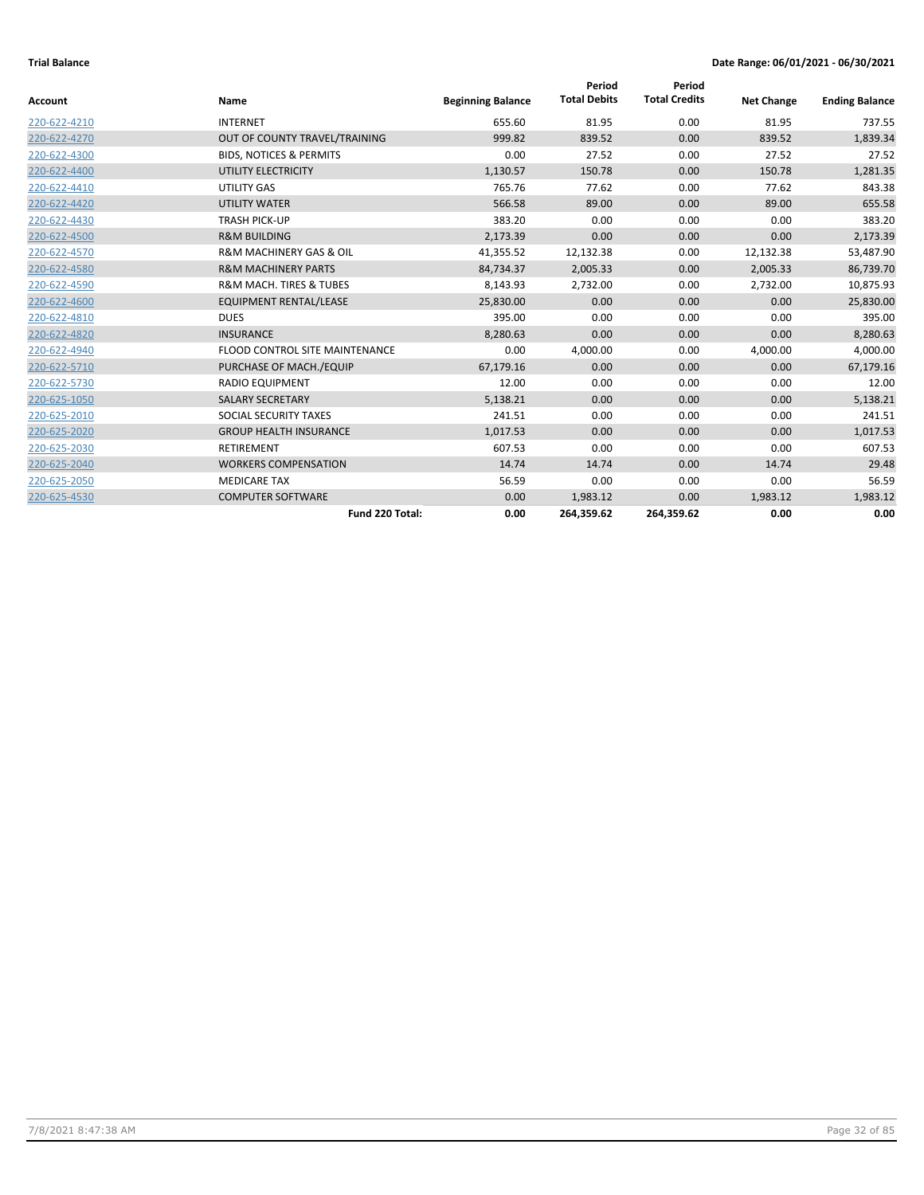**Trial Balance** **Date Range: 06/01/2021 - 06/30/2021**

| Account | Name | Beginning Balance | Period Total Debits | Period Total Credits | Net Change | Ending Balance |
|---|---|---|---|---|---|---|
| 220-622-4210 | INTERNET | 655.60 | 81.95 | 0.00 | 81.95 | 737.55 |
| 220-622-4270 | OUT OF COUNTY TRAVEL/TRAINING | 999.82 | 839.52 | 0.00 | 839.52 | 1,839.34 |
| 220-622-4300 | BIDS, NOTICES & PERMITS | 0.00 | 27.52 | 0.00 | 27.52 | 27.52 |
| 220-622-4400 | UTILITY ELECTRICITY | 1,130.57 | 150.78 | 0.00 | 150.78 | 1,281.35 |
| 220-622-4410 | UTILITY GAS | 765.76 | 77.62 | 0.00 | 77.62 | 843.38 |
| 220-622-4420 | UTILITY WATER | 566.58 | 89.00 | 0.00 | 89.00 | 655.58 |
| 220-622-4430 | TRASH PICK-UP | 383.20 | 0.00 | 0.00 | 0.00 | 383.20 |
| 220-622-4500 | R&M BUILDING | 2,173.39 | 0.00 | 0.00 | 0.00 | 2,173.39 |
| 220-622-4570 | R&M MACHINERY GAS & OIL | 41,355.52 | 12,132.38 | 0.00 | 12,132.38 | 53,487.90 |
| 220-622-4580 | R&M MACHINERY PARTS | 84,734.37 | 2,005.33 | 0.00 | 2,005.33 | 86,739.70 |
| 220-622-4590 | R&M MACH. TIRES & TUBES | 8,143.93 | 2,732.00 | 0.00 | 2,732.00 | 10,875.93 |
| 220-622-4600 | EQUIPMENT RENTAL/LEASE | 25,830.00 | 0.00 | 0.00 | 0.00 | 25,830.00 |
| 220-622-4810 | DUES | 395.00 | 0.00 | 0.00 | 0.00 | 395.00 |
| 220-622-4820 | INSURANCE | 8,280.63 | 0.00 | 0.00 | 0.00 | 8,280.63 |
| 220-622-4940 | FLOOD CONTROL SITE MAINTENANCE | 0.00 | 4,000.00 | 0.00 | 4,000.00 | 4,000.00 |
| 220-622-5710 | PURCHASE OF MACH./EQUIP | 67,179.16 | 0.00 | 0.00 | 0.00 | 67,179.16 |
| 220-622-5730 | RADIO EQUIPMENT | 12.00 | 0.00 | 0.00 | 0.00 | 12.00 |
| 220-625-1050 | SALARY SECRETARY | 5,138.21 | 0.00 | 0.00 | 0.00 | 5,138.21 |
| 220-625-2010 | SOCIAL SECURITY TAXES | 241.51 | 0.00 | 0.00 | 0.00 | 241.51 |
| 220-625-2020 | GROUP HEALTH INSURANCE | 1,017.53 | 0.00 | 0.00 | 0.00 | 1,017.53 |
| 220-625-2030 | RETIREMENT | 607.53 | 0.00 | 0.00 | 0.00 | 607.53 |
| 220-625-2040 | WORKERS COMPENSATION | 14.74 | 14.74 | 0.00 | 14.74 | 29.48 |
| 220-625-2050 | MEDICARE TAX | 56.59 | 0.00 | 0.00 | 0.00 | 56.59 |
| 220-625-4530 | COMPUTER SOFTWARE | 0.00 | 1,983.12 | 0.00 | 1,983.12 | 1,983.12 |
| | **Fund 220 Total:** | **0.00** | **264,359.62** | **264,359.62** | **0.00** | **0.00** |

7/8/2021 8:47:38 AM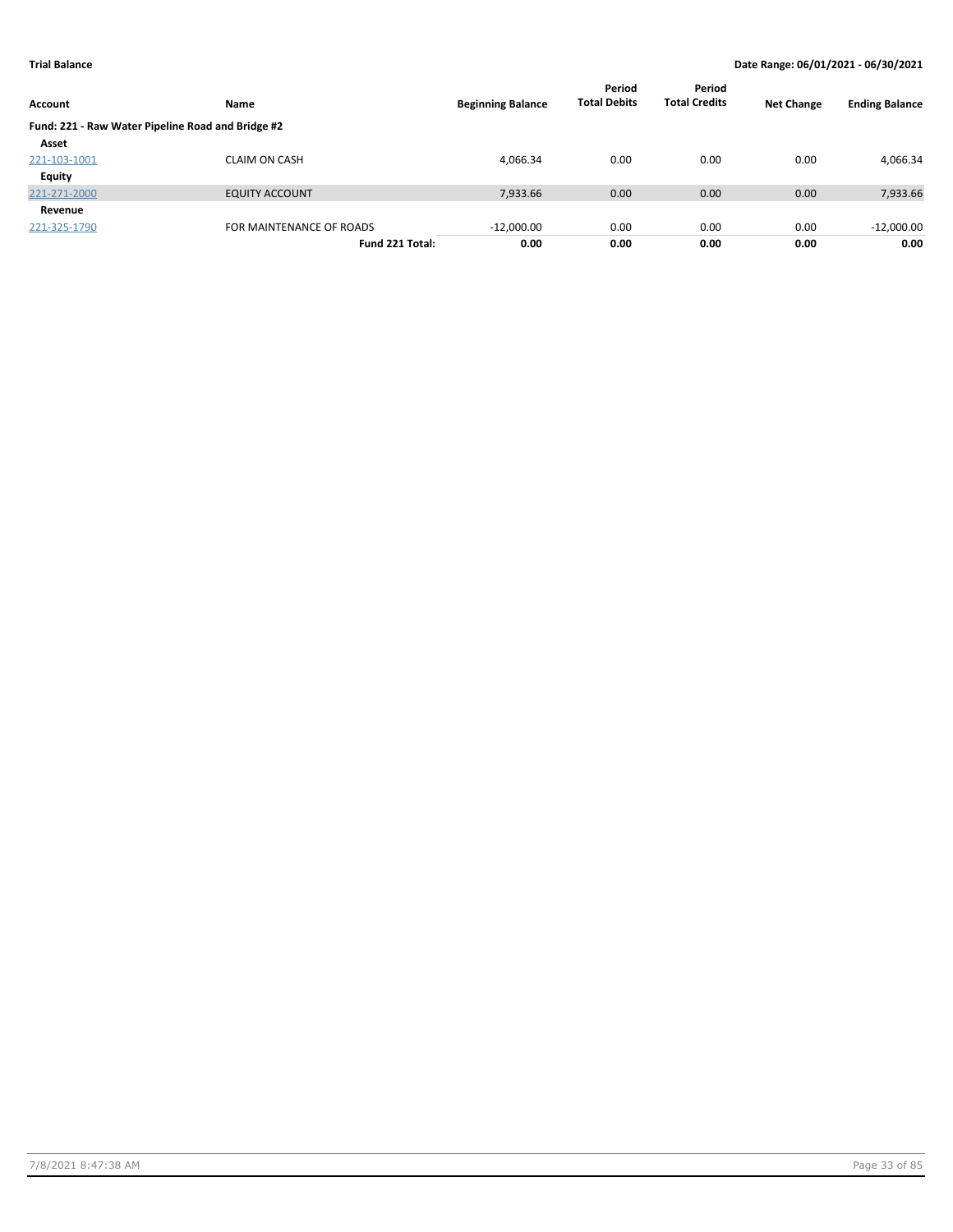**Trial Balance** | **Date Range: 06/01/2021 - 06/30/2021**

| Account | Name | Beginning Balance | Period Total Debits | Period Total Credits | Net Change | Ending Balance |
|---|---|---|---|---|---|---|
| **Fund: 221 - Raw Water Pipeline Road and Bridge #2** | | | | | | |
| **Asset** | | | | | | |
| 221-103-1001 | CLAIM ON CASH | 4,066.34 | 0.00 | 0.00 | 0.00 | 4,066.34 |
| **Equity** | | | | | | |
| 221-271-2000 | EQUITY ACCOUNT | 7,933.66 | 0.00 | 0.00 | 0.00 | 7,933.66 |
| **Revenue** | | | | | | |
| 221-325-1790 | FOR MAINTENANCE OF ROADS | -12,000.00 | 0.00 | 0.00 | 0.00 | -12,000.00 |
| | **Fund 221 Total:** | **0.00** | **0.00** | **0.00** | **0.00** | **0.00** |

7/8/2021 8:47:38 AM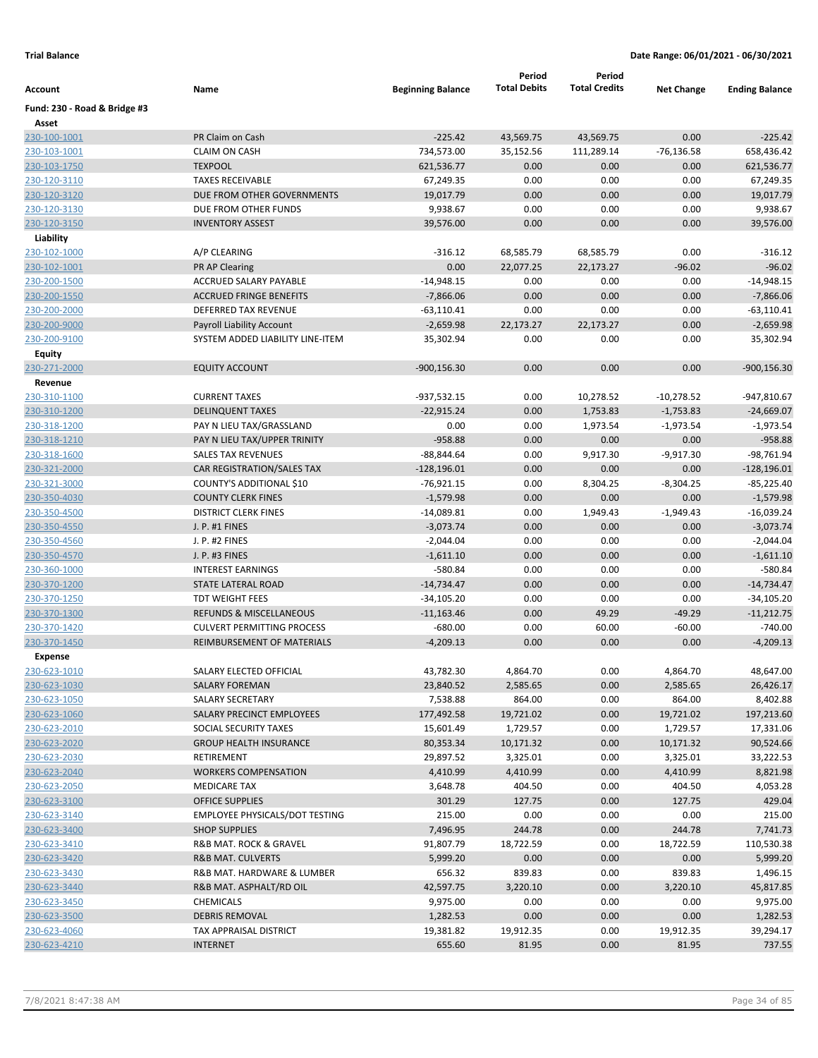**Trial Balance** **Date Range: 06/01/2021 - 06/30/2021**

| Account | Name | Beginning Balance | Period Total Debits | Period Total Credits | Net Change | Ending Balance |
|---|---|---|---|---|---|---|
| **Fund: 230 - Road & Bridge #3** | | | | | | |
| **Asset** | | | | | | |
| 230-100-1001 | PR Claim on Cash | -225.42 | 43,569.75 | 43,569.75 | 0.00 | -225.42 |
| 230-103-1001 | CLAIM ON CASH | 734,573.00 | 35,152.56 | 111,289.14 | -76,136.58 | 658,436.42 |
| 230-103-1750 | TEXPOOL | 621,536.77 | 0.00 | 0.00 | 0.00 | 621,536.77 |
| 230-120-3110 | TAXES RECEIVABLE | 67,249.35 | 0.00 | 0.00 | 0.00 | 67,249.35 |
| 230-120-3120 | DUE FROM OTHER GOVERNMENTS | 19,017.79 | 0.00 | 0.00 | 0.00 | 19,017.79 |
| 230-120-3130 | DUE FROM OTHER FUNDS | 9,938.67 | 0.00 | 0.00 | 0.00 | 9,938.67 |
| 230-120-3150 | INVENTORY ASSEST | 39,576.00 | 0.00 | 0.00 | 0.00 | 39,576.00 |
| **Liability** | | | | | | |
| 230-102-1000 | A/P CLEARING | -316.12 | 68,585.79 | 68,585.79 | 0.00 | -316.12 |
| 230-102-1001 | PR AP Clearing | 0.00 | 22,077.25 | 22,173.27 | -96.02 | -96.02 |
| 230-200-1500 | ACCRUED SALARY PAYABLE | -14,948.15 | 0.00 | 0.00 | 0.00 | -14,948.15 |
| 230-200-1550 | ACCRUED FRINGE BENEFITS | -7,866.06 | 0.00 | 0.00 | 0.00 | -7,866.06 |
| 230-200-2000 | DEFERRED TAX REVENUE | -63,110.41 | 0.00 | 0.00 | 0.00 | -63,110.41 |
| 230-200-9000 | Payroll Liability Account | -2,659.98 | 22,173.27 | 22,173.27 | 0.00 | -2,659.98 |
| 230-200-9100 | SYSTEM ADDED LIABILITY LINE-ITEM | 35,302.94 | 0.00 | 0.00 | 0.00 | 35,302.94 |
| **Equity** | | | | | | |
| 230-271-2000 | EQUITY ACCOUNT | -900,156.30 | 0.00 | 0.00 | 0.00 | -900,156.30 |
| **Revenue** | | | | | | |
| 230-310-1100 | CURRENT TAXES | -937,532.15 | 0.00 | 10,278.52 | -10,278.52 | -947,810.67 |
| 230-310-1200 | DELINQUENT TAXES | -22,915.24 | 0.00 | 1,753.83 | -1,753.83 | -24,669.07 |
| 230-318-1200 | PAY N LIEU TAX/GRASSLAND | 0.00 | 0.00 | 1,973.54 | -1,973.54 | -1,973.54 |
| 230-318-1210 | PAY N LIEU TAX/UPPER TRINITY | -958.88 | 0.00 | 0.00 | 0.00 | -958.88 |
| 230-318-1600 | SALES TAX REVENUES | -88,844.64 | 0.00 | 9,917.30 | -9,917.30 | -98,761.94 |
| 230-321-2000 | CAR REGISTRATION/SALES TAX | -128,196.01 | 0.00 | 0.00 | 0.00 | -128,196.01 |
| 230-321-3000 | COUNTY'S ADDITIONAL $10 | -76,921.15 | 0.00 | 8,304.25 | -8,304.25 | -85,225.40 |
| 230-350-4030 | COUNTY CLERK FINES | -1,579.98 | 0.00 | 0.00 | 0.00 | -1,579.98 |
| 230-350-4500 | DISTRICT CLERK FINES | -14,089.81 | 0.00 | 1,949.43 | -1,949.43 | -16,039.24 |
| 230-350-4550 | J. P. #1 FINES | -3,073.74 | 0.00 | 0.00 | 0.00 | -3,073.74 |
| 230-350-4560 | J. P. #2 FINES | -2,044.04 | 0.00 | 0.00 | 0.00 | -2,044.04 |
| 230-350-4570 | J. P. #3 FINES | -1,611.10 | 0.00 | 0.00 | 0.00 | -1,611.10 |
| 230-360-1000 | INTEREST EARNINGS | -580.84 | 0.00 | 0.00 | 0.00 | -580.84 |
| 230-370-1200 | STATE LATERAL ROAD | -14,734.47 | 0.00 | 0.00 | 0.00 | -14,734.47 |
| 230-370-1250 | TDT WEIGHT FEES | -34,105.20 | 0.00 | 0.00 | 0.00 | -34,105.20 |
| 230-370-1300 | REFUNDS & MISCELLANEOUS | -11,163.46 | 0.00 | 49.29 | -49.29 | -11,212.75 |
| 230-370-1420 | CULVERT PERMITTING PROCESS | -680.00 | 0.00 | 60.00 | -60.00 | -740.00 |
| 230-370-1450 | REIMBURSEMENT OF MATERIALS | -4,209.13 | 0.00 | 0.00 | 0.00 | -4,209.13 |
| **Expense** | | | | | | |
| 230-623-1010 | SALARY ELECTED OFFICIAL | 43,782.30 | 4,864.70 | 0.00 | 4,864.70 | 48,647.00 |
| 230-623-1030 | SALARY FOREMAN | 23,840.52 | 2,585.65 | 0.00 | 2,585.65 | 26,426.17 |
| 230-623-1050 | SALARY SECRETARY | 7,538.88 | 864.00 | 0.00 | 864.00 | 8,402.88 |
| 230-623-1060 | SALARY PRECINCT EMPLOYEES | 177,492.58 | 19,721.02 | 0.00 | 19,721.02 | 197,213.60 |
| 230-623-2010 | SOCIAL SECURITY TAXES | 15,601.49 | 1,729.57 | 0.00 | 1,729.57 | 17,331.06 |
| 230-623-2020 | GROUP HEALTH INSURANCE | 80,353.34 | 10,171.32 | 0.00 | 10,171.32 | 90,524.66 |
| 230-623-2030 | RETIREMENT | 29,897.52 | 3,325.01 | 0.00 | 3,325.01 | 33,222.53 |
| 230-623-2040 | WORKERS COMPENSATION | 4,410.99 | 4,410.99 | 0.00 | 4,410.99 | 8,821.98 |
| 230-623-2050 | MEDICARE TAX | 3,648.78 | 404.50 | 0.00 | 404.50 | 4,053.28 |
| 230-623-3100 | OFFICE SUPPLIES | 301.29 | 127.75 | 0.00 | 127.75 | 429.04 |
| 230-623-3140 | EMPLOYEE PHYSICALS/DOT TESTING | 215.00 | 0.00 | 0.00 | 0.00 | 215.00 |
| 230-623-3400 | SHOP SUPPLIES | 7,496.95 | 244.78 | 0.00 | 244.78 | 7,741.73 |
| 230-623-3410 | R&B MAT. ROCK & GRAVEL | 91,807.79 | 18,722.59 | 0.00 | 18,722.59 | 110,530.38 |
| 230-623-3420 | R&B MAT. CULVERTS | 5,999.20 | 0.00 | 0.00 | 0.00 | 5,999.20 |
| 230-623-3430 | R&B MAT. HARDWARE & LUMBER | 656.32 | 839.83 | 0.00 | 839.83 | 1,496.15 |
| 230-623-3440 | R&B MAT. ASPHALT/RD OIL | 42,597.75 | 3,220.10 | 0.00 | 3,220.10 | 45,817.85 |
| 230-623-3450 | CHEMICALS | 9,975.00 | 0.00 | 0.00 | 0.00 | 9,975.00 |
| 230-623-3500 | DEBRIS REMOVAL | 1,282.53 | 0.00 | 0.00 | 0.00 | 1,282.53 |
| 230-623-4060 | TAX APPRAISAL DISTRICT | 19,381.82 | 19,912.35 | 0.00 | 19,912.35 | 39,294.17 |
| 230-623-4210 | INTERNET | 655.60 | 81.95 | 0.00 | 81.95 | 737.55 |

7/8/2021 8:47:38 AM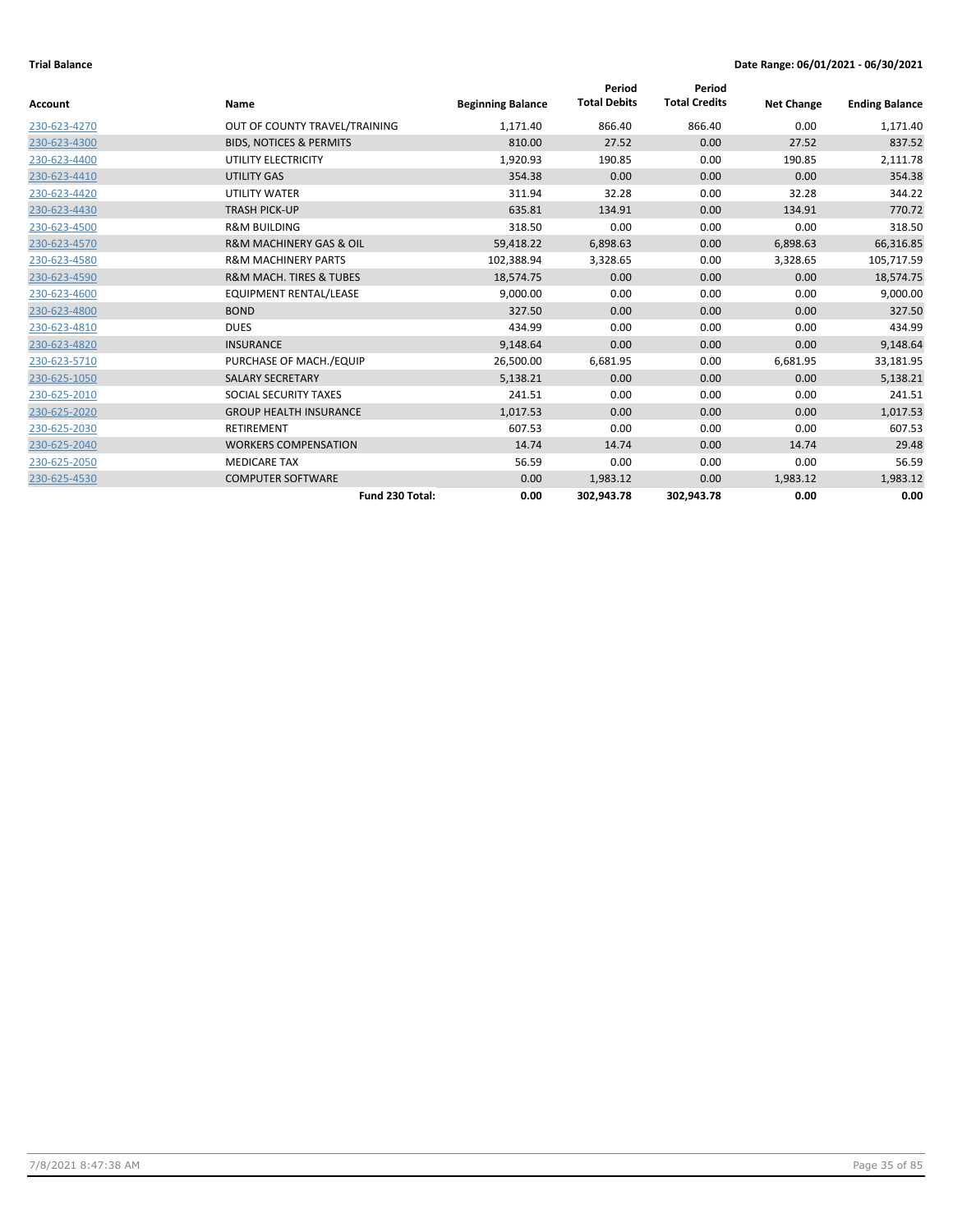**Trial Balance** **Date Range: 06/01/2021 - 06/30/2021**

| Account | Name | Beginning Balance | Period Total Debits | Period Total Credits | Net Change | Ending Balance |
|---|---|---|---|---|---|---|
| 230-623-4270 | OUT OF COUNTY TRAVEL/TRAINING | 1,171.40 | 866.40 | 866.40 | 0.00 | 1,171.40 |
| 230-623-4300 | BIDS, NOTICES & PERMITS | 810.00 | 27.52 | 0.00 | 27.52 | 837.52 |
| 230-623-4400 | UTILITY ELECTRICITY | 1,920.93 | 190.85 | 0.00 | 190.85 | 2,111.78 |
| 230-623-4410 | UTILITY GAS | 354.38 | 0.00 | 0.00 | 0.00 | 354.38 |
| 230-623-4420 | UTILITY WATER | 311.94 | 32.28 | 0.00 | 32.28 | 344.22 |
| 230-623-4430 | TRASH PICK-UP | 635.81 | 134.91 | 0.00 | 134.91 | 770.72 |
| 230-623-4500 | R&M BUILDING | 318.50 | 0.00 | 0.00 | 0.00 | 318.50 |
| 230-623-4570 | R&M MACHINERY GAS & OIL | 59,418.22 | 6,898.63 | 0.00 | 6,898.63 | 66,316.85 |
| 230-623-4580 | R&M MACHINERY PARTS | 102,388.94 | 3,328.65 | 0.00 | 3,328.65 | 105,717.59 |
| 230-623-4590 | R&M MACH. TIRES & TUBES | 18,574.75 | 0.00 | 0.00 | 0.00 | 18,574.75 |
| 230-623-4600 | EQUIPMENT RENTAL/LEASE | 9,000.00 | 0.00 | 0.00 | 0.00 | 9,000.00 |
| 230-623-4800 | BOND | 327.50 | 0.00 | 0.00 | 0.00 | 327.50 |
| 230-623-4810 | DUES | 434.99 | 0.00 | 0.00 | 0.00 | 434.99 |
| 230-623-4820 | INSURANCE | 9,148.64 | 0.00 | 0.00 | 0.00 | 9,148.64 |
| 230-623-5710 | PURCHASE OF MACH./EQUIP | 26,500.00 | 6,681.95 | 0.00 | 6,681.95 | 33,181.95 |
| 230-625-1050 | SALARY SECRETARY | 5,138.21 | 0.00 | 0.00 | 0.00 | 5,138.21 |
| 230-625-2010 | SOCIAL SECURITY TAXES | 241.51 | 0.00 | 0.00 | 0.00 | 241.51 |
| 230-625-2020 | GROUP HEALTH INSURANCE | 1,017.53 | 0.00 | 0.00 | 0.00 | 1,017.53 |
| 230-625-2030 | RETIREMENT | 607.53 | 0.00 | 0.00 | 0.00 | 607.53 |
| 230-625-2040 | WORKERS COMPENSATION | 14.74 | 14.74 | 0.00 | 14.74 | 29.48 |
| 230-625-2050 | MEDICARE TAX | 56.59 | 0.00 | 0.00 | 0.00 | 56.59 |
| 230-625-4530 | COMPUTER SOFTWARE | 0.00 | 1,983.12 | 0.00 | 1,983.12 | 1,983.12 |
| | **Fund 230 Total:** | **0.00** | **302,943.78** | **302,943.78** | **0.00** | **0.00** |

7/8/2021 8:47:38 AM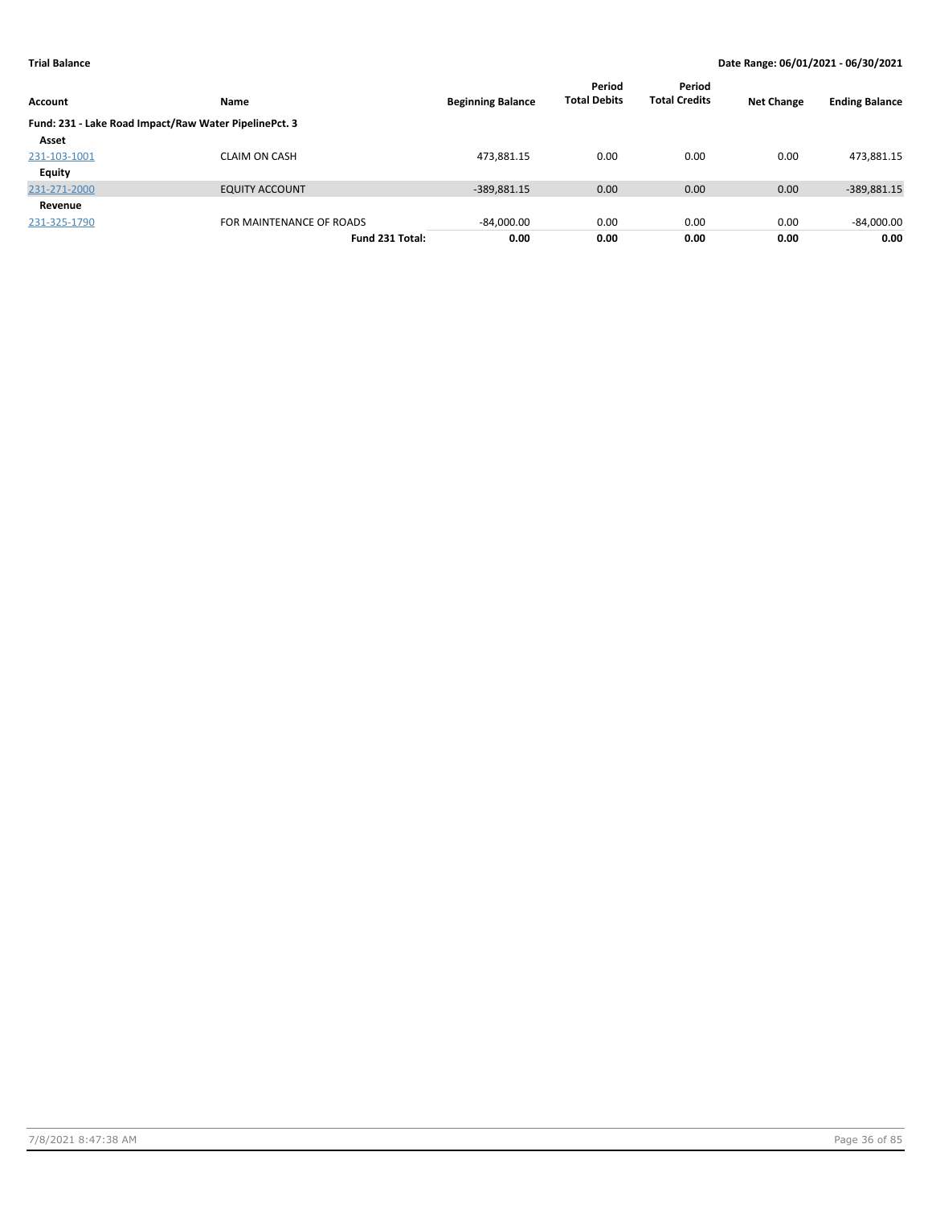**Trial Balance** | **Date Range: 06/01/2021 - 06/30/2021**

| Account | Name | Beginning Balance | Period Total Debits | Period Total Credits | Net Change | Ending Balance |
|---|---|---|---|---|---|---|
| **Fund: 231 - Lake Road Impact/Raw Water PipelinePct. 3** | | | | | | |
| **Asset** | | | | | | |
| 231-103-1001 | CLAIM ON CASH | 473,881.15 | 0.00 | 0.00 | 0.00 | 473,881.15 |
| **Equity** | | | | | | |
| 231-271-2000 | EQUITY ACCOUNT | -389,881.15 | 0.00 | 0.00 | 0.00 | -389,881.15 |
| **Revenue** | | | | | | |
| 231-325-1790 | FOR MAINTENANCE OF ROADS | -84,000.00 | 0.00 | 0.00 | 0.00 | -84,000.00 |
| | **Fund 231 Total:** | **0.00** | **0.00** | **0.00** | **0.00** | **0.00** |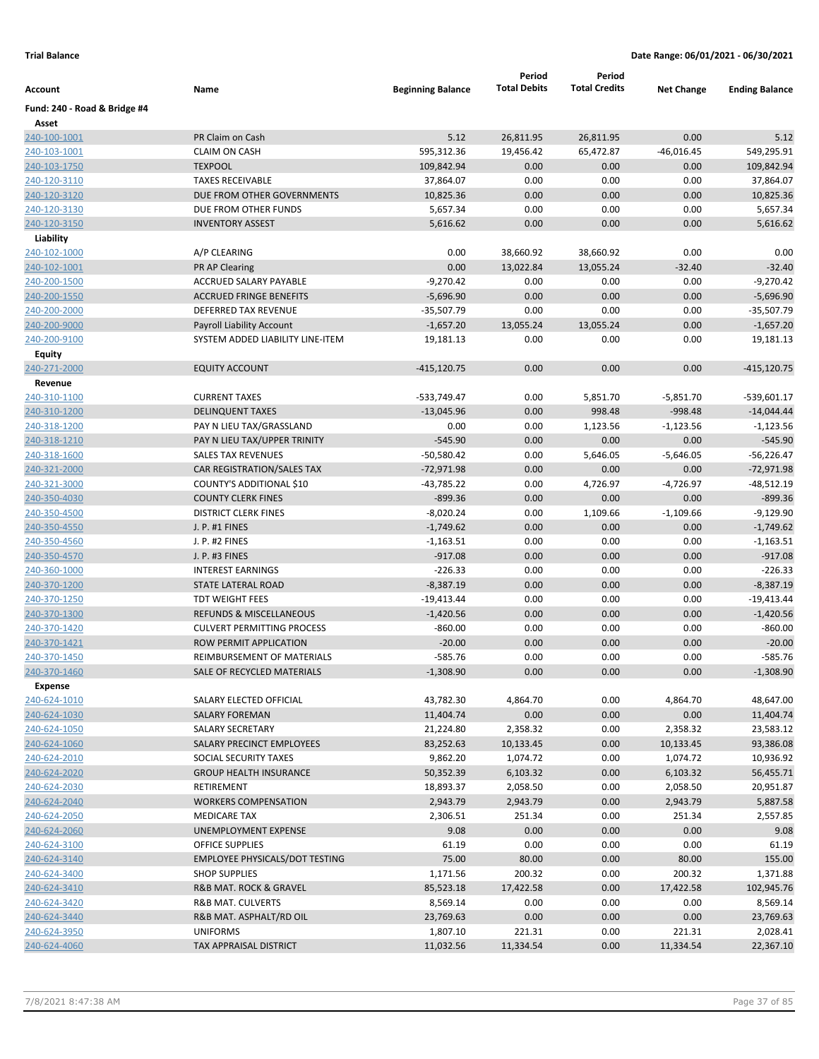**Trial Balance** **Date Range: 06/01/2021 - 06/30/2021**

| Account | Name | Beginning Balance | Period Total Debits | Period Total Credits | Net Change | Ending Balance |
|---|---|---|---|---|---|---|
| **Fund: 240 - Road & Bridge #4** | | | | | | |
| **Asset** | | | | | | |
| 240-100-1001 | PR Claim on Cash | 5.12 | 26,811.95 | 26,811.95 | 0.00 | 5.12 |
| 240-103-1001 | CLAIM ON CASH | 595,312.36 | 19,456.42 | 65,472.87 | -46,016.45 | 549,295.91 |
| 240-103-1750 | TEXPOOL | 109,842.94 | 0.00 | 0.00 | 0.00 | 109,842.94 |
| 240-120-3110 | TAXES RECEIVABLE | 37,864.07 | 0.00 | 0.00 | 0.00 | 37,864.07 |
| 240-120-3120 | DUE FROM OTHER GOVERNMENTS | 10,825.36 | 0.00 | 0.00 | 0.00 | 10,825.36 |
| 240-120-3130 | DUE FROM OTHER FUNDS | 5,657.34 | 0.00 | 0.00 | 0.00 | 5,657.34 |
| 240-120-3150 | INVENTORY ASSEST | 5,616.62 | 0.00 | 0.00 | 0.00 | 5,616.62 |
| **Liability** | | | | | | |
| 240-102-1000 | A/P CLEARING | 0.00 | 38,660.92 | 38,660.92 | 0.00 | 0.00 |
| 240-102-1001 | PR AP Clearing | 0.00 | 13,022.84 | 13,055.24 | -32.40 | -32.40 |
| 240-200-1500 | ACCRUED SALARY PAYABLE | -9,270.42 | 0.00 | 0.00 | 0.00 | -9,270.42 |
| 240-200-1550 | ACCRUED FRINGE BENEFITS | -5,696.90 | 0.00 | 0.00 | 0.00 | -5,696.90 |
| 240-200-2000 | DEFERRED TAX REVENUE | -35,507.79 | 0.00 | 0.00 | 0.00 | -35,507.79 |
| 240-200-9000 | Payroll Liability Account | -1,657.20 | 13,055.24 | 13,055.24 | 0.00 | -1,657.20 |
| 240-200-9100 | SYSTEM ADDED LIABILITY LINE-ITEM | 19,181.13 | 0.00 | 0.00 | 0.00 | 19,181.13 |
| **Equity** | | | | | | |
| 240-271-2000 | EQUITY ACCOUNT | -415,120.75 | 0.00 | 0.00 | 0.00 | -415,120.75 |
| **Revenue** | | | | | | |
| 240-310-1100 | CURRENT TAXES | -533,749.47 | 0.00 | 5,851.70 | -5,851.70 | -539,601.17 |
| 240-310-1200 | DELINQUENT TAXES | -13,045.96 | 0.00 | 998.48 | -998.48 | -14,044.44 |
| 240-318-1200 | PAY N LIEU TAX/GRASSLAND | 0.00 | 0.00 | 1,123.56 | -1,123.56 | -1,123.56 |
| 240-318-1210 | PAY N LIEU TAX/UPPER TRINITY | -545.90 | 0.00 | 0.00 | 0.00 | -545.90 |
| 240-318-1600 | SALES TAX REVENUES | -50,580.42 | 0.00 | 5,646.05 | -5,646.05 | -56,226.47 |
| 240-321-2000 | CAR REGISTRATION/SALES TAX | -72,971.98 | 0.00 | 0.00 | 0.00 | -72,971.98 |
| 240-321-3000 | COUNTY'S ADDITIONAL $10 | -43,785.22 | 0.00 | 4,726.97 | -4,726.97 | -48,512.19 |
| 240-350-4030 | COUNTY CLERK FINES | -899.36 | 0.00 | 0.00 | 0.00 | -899.36 |
| 240-350-4500 | DISTRICT CLERK FINES | -8,020.24 | 0.00 | 1,109.66 | -1,109.66 | -9,129.90 |
| 240-350-4550 | J. P. #1 FINES | -1,749.62 | 0.00 | 0.00 | 0.00 | -1,749.62 |
| 240-350-4560 | J. P. #2 FINES | -1,163.51 | 0.00 | 0.00 | 0.00 | -1,163.51 |
| 240-350-4570 | J. P. #3 FINES | -917.08 | 0.00 | 0.00 | 0.00 | -917.08 |
| 240-360-1000 | INTEREST EARNINGS | -226.33 | 0.00 | 0.00 | 0.00 | -226.33 |
| 240-370-1200 | STATE LATERAL ROAD | -8,387.19 | 0.00 | 0.00 | 0.00 | -8,387.19 |
| 240-370-1250 | TDT WEIGHT FEES | -19,413.44 | 0.00 | 0.00 | 0.00 | -19,413.44 |
| 240-370-1300 | REFUNDS & MISCELLANEOUS | -1,420.56 | 0.00 | 0.00 | 0.00 | -1,420.56 |
| 240-370-1420 | CULVERT PERMITTING PROCESS | -860.00 | 0.00 | 0.00 | 0.00 | -860.00 |
| 240-370-1421 | ROW PERMIT APPLICATION | -20.00 | 0.00 | 0.00 | 0.00 | -20.00 |
| 240-370-1450 | REIMBURSEMENT OF MATERIALS | -585.76 | 0.00 | 0.00 | 0.00 | -585.76 |
| 240-370-1460 | SALE OF RECYCLED MATERIALS | -1,308.90 | 0.00 | 0.00 | 0.00 | -1,308.90 |
| **Expense** | | | | | | |
| 240-624-1010 | SALARY ELECTED OFFICIAL | 43,782.30 | 4,864.70 | 0.00 | 4,864.70 | 48,647.00 |
| 240-624-1030 | SALARY FOREMAN | 11,404.74 | 0.00 | 0.00 | 0.00 | 11,404.74 |
| 240-624-1050 | SALARY SECRETARY | 21,224.80 | 2,358.32 | 0.00 | 2,358.32 | 23,583.12 |
| 240-624-1060 | SALARY PRECINCT EMPLOYEES | 83,252.63 | 10,133.45 | 0.00 | 10,133.45 | 93,386.08 |
| 240-624-2010 | SOCIAL SECURITY TAXES | 9,862.20 | 1,074.72 | 0.00 | 1,074.72 | 10,936.92 |
| 240-624-2020 | GROUP HEALTH INSURANCE | 50,352.39 | 6,103.32 | 0.00 | 6,103.32 | 56,455.71 |
| 240-624-2030 | RETIREMENT | 18,893.37 | 2,058.50 | 0.00 | 2,058.50 | 20,951.87 |
| 240-624-2040 | WORKERS COMPENSATION | 2,943.79 | 2,943.79 | 0.00 | 2,943.79 | 5,887.58 |
| 240-624-2050 | MEDICARE TAX | 2,306.51 | 251.34 | 0.00 | 251.34 | 2,557.85 |
| 240-624-2060 | UNEMPLOYMENT EXPENSE | 9.08 | 0.00 | 0.00 | 0.00 | 9.08 |
| 240-624-3100 | OFFICE SUPPLIES | 61.19 | 0.00 | 0.00 | 0.00 | 61.19 |
| 240-624-3140 | EMPLOYEE PHYSICALS/DOT TESTING | 75.00 | 80.00 | 0.00 | 80.00 | 155.00 |
| 240-624-3400 | SHOP SUPPLIES | 1,171.56 | 200.32 | 0.00 | 200.32 | 1,371.88 |
| 240-624-3410 | R&B MAT. ROCK & GRAVEL | 85,523.18 | 17,422.58 | 0.00 | 17,422.58 | 102,945.76 |
| 240-624-3420 | R&B MAT. CULVERTS | 8,569.14 | 0.00 | 0.00 | 0.00 | 8,569.14 |
| 240-624-3440 | R&B MAT. ASPHALT/RD OIL | 23,769.63 | 0.00 | 0.00 | 0.00 | 23,769.63 |
| 240-624-3950 | UNIFORMS | 1,807.10 | 221.31 | 0.00 | 221.31 | 2,028.41 |
| 240-624-4060 | TAX APPRAISAL DISTRICT | 11,032.56 | 11,334.54 | 0.00 | 11,334.54 | 22,367.10 |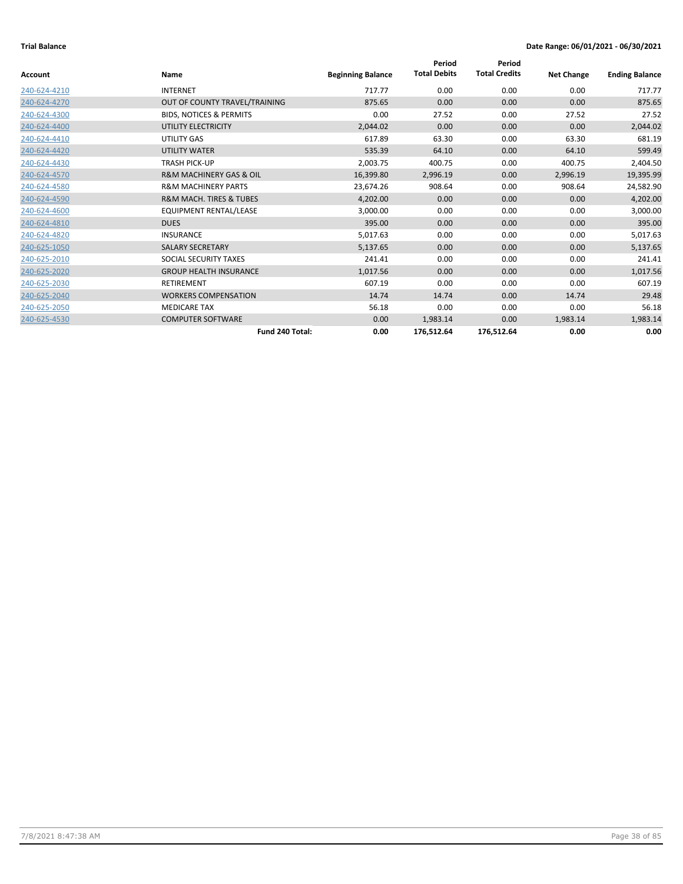**Trial Balance** **Date Range: 06/01/2021 - 06/30/2021**

| Account | Name | Beginning Balance | Period Total Debits | Period Total Credits | Net Change | Ending Balance |
|---|---|---|---|---|---|---|
| 240-624-4210 | INTERNET | 717.77 | 0.00 | 0.00 | 0.00 | 717.77 |
| 240-624-4270 | OUT OF COUNTY TRAVEL/TRAINING | 875.65 | 0.00 | 0.00 | 0.00 | 875.65 |
| 240-624-4300 | BIDS, NOTICES & PERMITS | 0.00 | 27.52 | 0.00 | 27.52 | 27.52 |
| 240-624-4400 | UTILITY ELECTRICITY | 2,044.02 | 0.00 | 0.00 | 0.00 | 2,044.02 |
| 240-624-4410 | UTILITY GAS | 617.89 | 63.30 | 0.00 | 63.30 | 681.19 |
| 240-624-4420 | UTILITY WATER | 535.39 | 64.10 | 0.00 | 64.10 | 599.49 |
| 240-624-4430 | TRASH PICK-UP | 2,003.75 | 400.75 | 0.00 | 400.75 | 2,404.50 |
| 240-624-4570 | R&M MACHINERY GAS & OIL | 16,399.80 | 2,996.19 | 0.00 | 2,996.19 | 19,395.99 |
| 240-624-4580 | R&M MACHINERY PARTS | 23,674.26 | 908.64 | 0.00 | 908.64 | 24,582.90 |
| 240-624-4590 | R&M MACH. TIRES & TUBES | 4,202.00 | 0.00 | 0.00 | 0.00 | 4,202.00 |
| 240-624-4600 | EQUIPMENT RENTAL/LEASE | 3,000.00 | 0.00 | 0.00 | 0.00 | 3,000.00 |
| 240-624-4810 | DUES | 395.00 | 0.00 | 0.00 | 0.00 | 395.00 |
| 240-624-4820 | INSURANCE | 5,017.63 | 0.00 | 0.00 | 0.00 | 5,017.63 |
| 240-625-1050 | SALARY SECRETARY | 5,137.65 | 0.00 | 0.00 | 0.00 | 5,137.65 |
| 240-625-2010 | SOCIAL SECURITY TAXES | 241.41 | 0.00 | 0.00 | 0.00 | 241.41 |
| 240-625-2020 | GROUP HEALTH INSURANCE | 1,017.56 | 0.00 | 0.00 | 0.00 | 1,017.56 |
| 240-625-2030 | RETIREMENT | 607.19 | 0.00 | 0.00 | 0.00 | 607.19 |
| 240-625-2040 | WORKERS COMPENSATION | 14.74 | 14.74 | 0.00 | 14.74 | 29.48 |
| 240-625-2050 | MEDICARE TAX | 56.18 | 0.00 | 0.00 | 0.00 | 56.18 |
| 240-625-4530 | COMPUTER SOFTWARE | 0.00 | 1,983.14 | 0.00 | 1,983.14 | 1,983.14 |
| | **Fund 240 Total:** | **0.00** | **176,512.64** | **176,512.64** | **0.00** | **0.00** |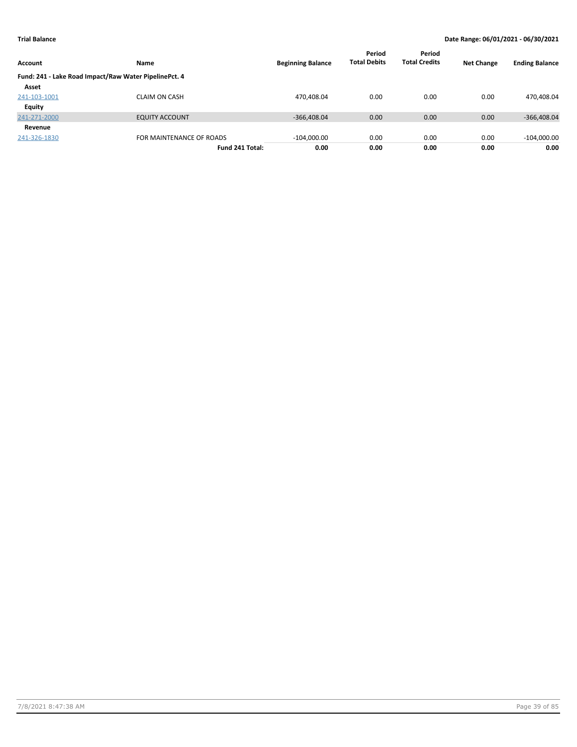**Trial Balance** — Date Range: 06/01/2021 - 06/30/2021

| Account | Name | Beginning Balance | Period Total Debits | Period Total Credits | Net Change | Ending Balance |
|---|---|---|---|---|---|---|
| **Fund: 241 - Lake Road Impact/Raw Water PipelinePct. 4** | | | | | | |
| **Asset** | | | | | | |
| 241-103-1001 | CLAIM ON CASH | 470,408.04 | 0.00 | 0.00 | 0.00 | 470,408.04 |
| **Equity** | | | | | | |
| 241-271-2000 | EQUITY ACCOUNT | -366,408.04 | 0.00 | 0.00 | 0.00 | -366,408.04 |
| **Revenue** | | | | | | |
| 241-326-1830 | FOR MAINTENANCE OF ROADS | -104,000.00 | 0.00 | 0.00 | 0.00 | -104,000.00 |
| | **Fund 241 Total:** | **0.00** | **0.00** | **0.00** | **0.00** | **0.00** |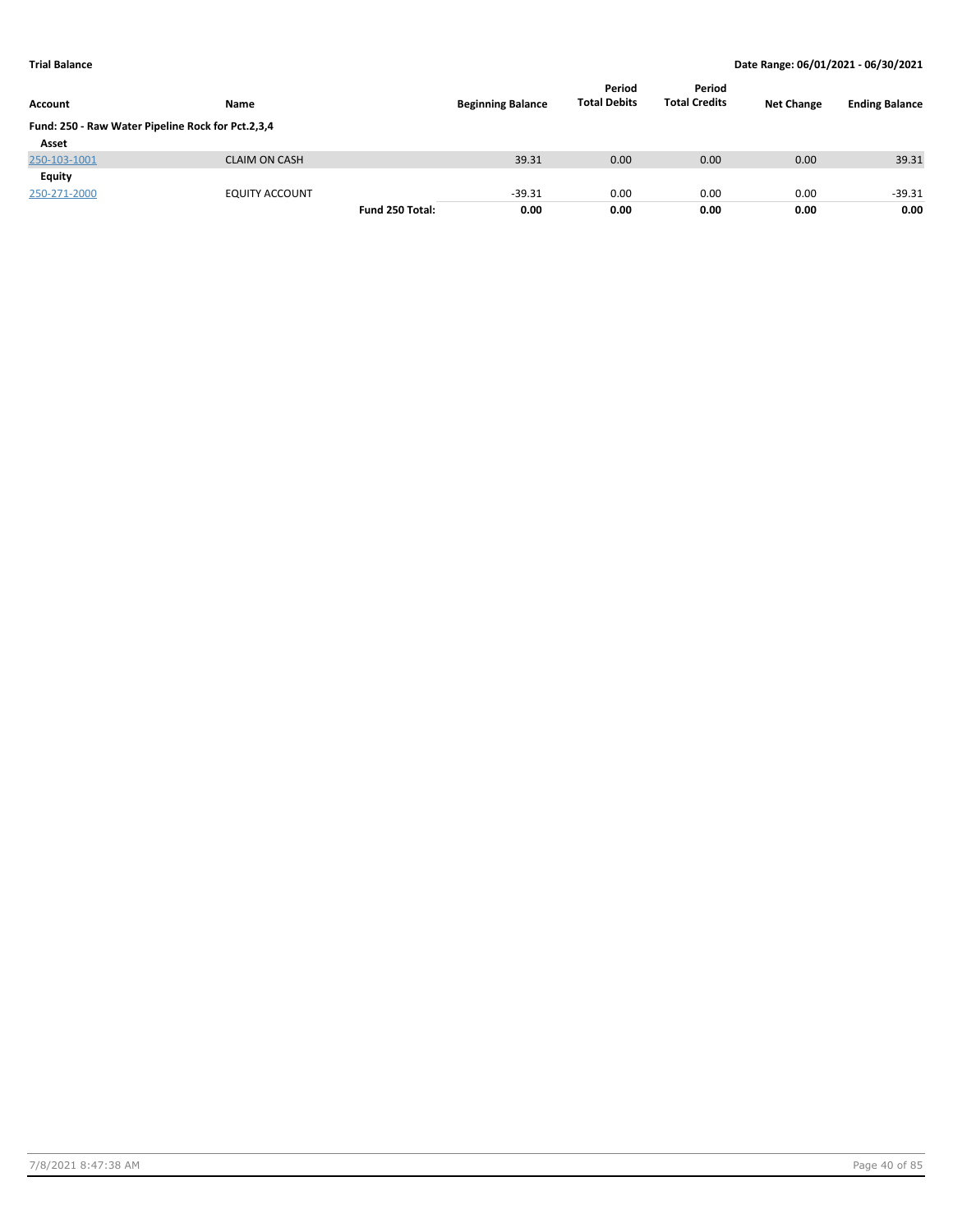**Trial Balance** **Date Range: 06/01/2021 - 06/30/2021**

| Account | Name | | Beginning Balance | Period Total Debits | Period Total Credits | Net Change | Ending Balance |
|---|---|---|---|---|---|---|---|
| **Fund: 250 - Raw Water Pipeline Rock for Pct.2,3,4** | | | | | | | |
| **Asset** | | | | | | | |
| 250-103-1001 | CLAIM ON CASH | | 39.31 | 0.00 | 0.00 | 0.00 | 39.31 |
| **Equity** | | | | | | | |
| 250-271-2000 | EQUITY ACCOUNT | | -39.31 | 0.00 | 0.00 | 0.00 | -39.31 |
| | | **Fund 250 Total:** | **0.00** | **0.00** | **0.00** | **0.00** | **0.00** |

7/8/2021 8:47:38 AM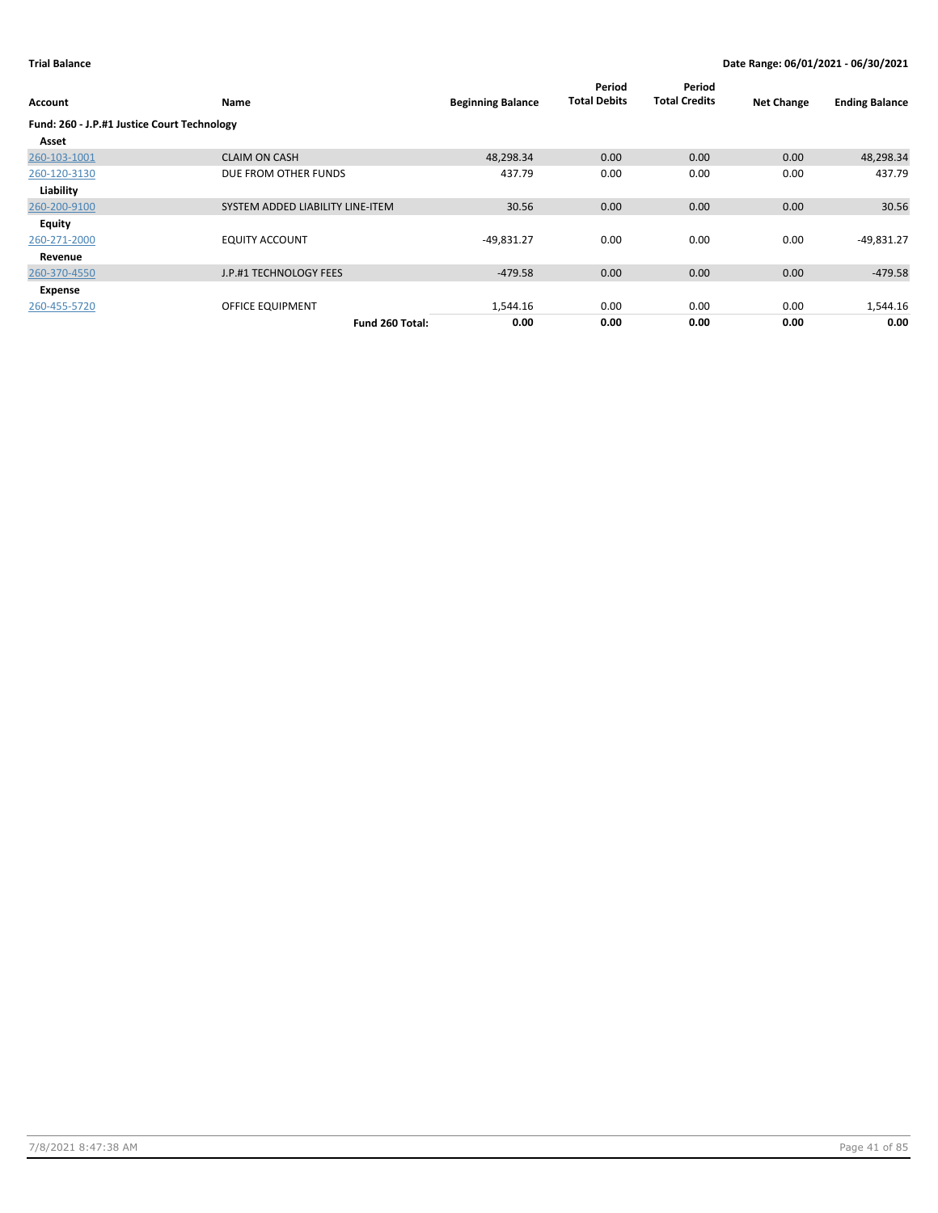**Trial Balance** — Date Range: 06/01/2021 - 06/30/2021

| Account | Name | Beginning Balance | Period Total Debits | Period Total Credits | Net Change | Ending Balance |
|---|---|---|---|---|---|---|
| **Fund: 260 - J.P.#1 Justice Court Technology** | | | | | | |
| **Asset** | | | | | | |
| 260-103-1001 | CLAIM ON CASH | 48,298.34 | 0.00 | 0.00 | 0.00 | 48,298.34 |
| 260-120-3130 | DUE FROM OTHER FUNDS | 437.79 | 0.00 | 0.00 | 0.00 | 437.79 |
| **Liability** | | | | | | |
| 260-200-9100 | SYSTEM ADDED LIABILITY LINE-ITEM | 30.56 | 0.00 | 0.00 | 0.00 | 30.56 |
| **Equity** | | | | | | |
| 260-271-2000 | EQUITY ACCOUNT | -49,831.27 | 0.00 | 0.00 | 0.00 | -49,831.27 |
| **Revenue** | | | | | | |
| 260-370-4550 | J.P.#1 TECHNOLOGY FEES | -479.58 | 0.00 | 0.00 | 0.00 | -479.58 |
| **Expense** | | | | | | |
| 260-455-5720 | OFFICE EQUIPMENT | 1,544.16 | 0.00 | 0.00 | 0.00 | 1,544.16 |
| | **Fund 260 Total:** | **0.00** | **0.00** | **0.00** | **0.00** | **0.00** |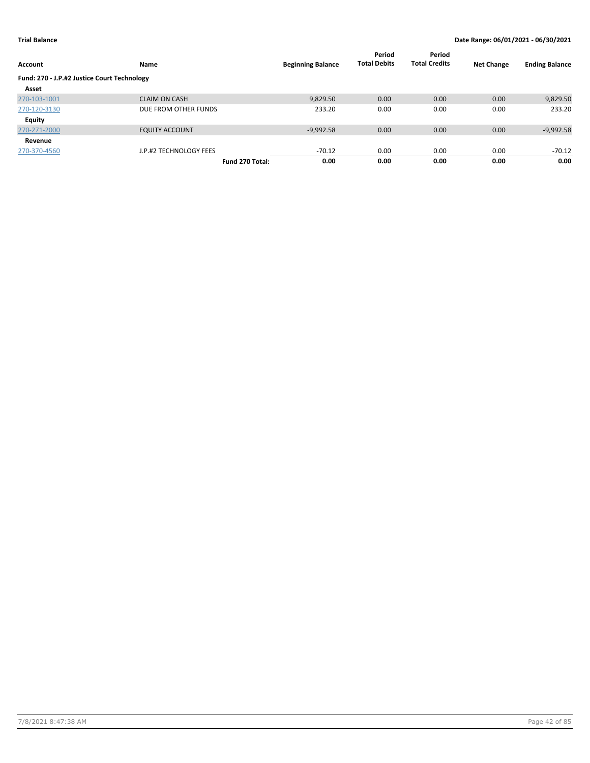**Trial Balance** — Date Range: 06/01/2021 - 06/30/2021

| Account | Name | Beginning Balance | Period Total Debits | Period Total Credits | Net Change | Ending Balance |
|---|---|---|---|---|---|---|
| **Fund: 270 - J.P.#2 Justice Court Technology** | | | | | | |
| **Asset** | | | | | | |
| 270-103-1001 | CLAIM ON CASH | 9,829.50 | 0.00 | 0.00 | 0.00 | 9,829.50 |
| 270-120-3130 | DUE FROM OTHER FUNDS | 233.20 | 0.00 | 0.00 | 0.00 | 233.20 |
| **Equity** | | | | | | |
| 270-271-2000 | EQUITY ACCOUNT | -9,992.58 | 0.00 | 0.00 | 0.00 | -9,992.58 |
| **Revenue** | | | | | | |
| 270-370-4560 | J.P.#2 TECHNOLOGY FEES | -70.12 | 0.00 | 0.00 | 0.00 | -70.12 |
| | **Fund 270 Total:** | **0.00** | **0.00** | **0.00** | **0.00** | **0.00** |

7/8/2021 8:47:38 AM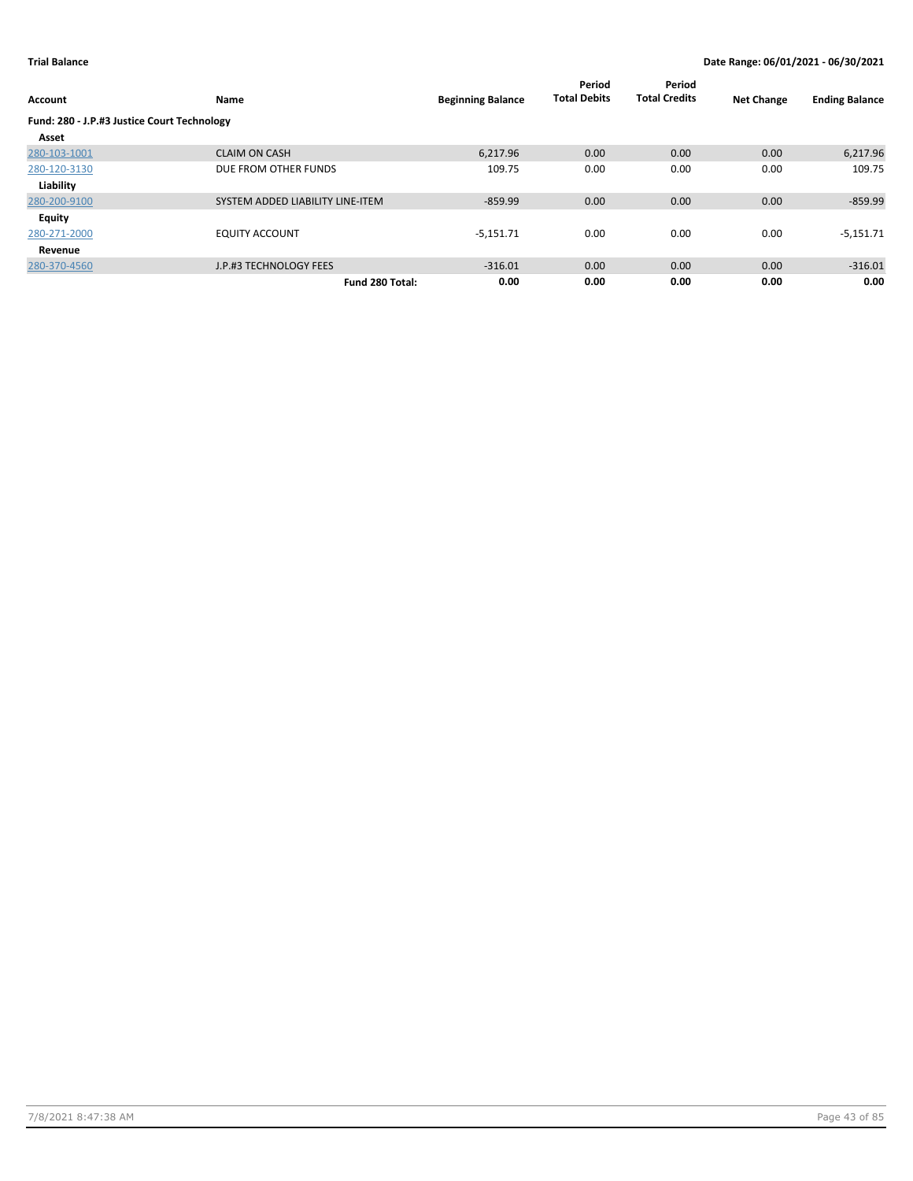**Trial Balance** **Date Range: 06/01/2021 - 06/30/2021**

| Account | Name | Beginning Balance | Period Total Debits | Period Total Credits | Net Change | Ending Balance |
|---|---|---|---|---|---|---|
| **Fund: 280 - J.P.#3 Justice Court Technology** | | | | | | |
| **Asset** | | | | | | |
| 280-103-1001 | CLAIM ON CASH | 6,217.96 | 0.00 | 0.00 | 0.00 | 6,217.96 |
| 280-120-3130 | DUE FROM OTHER FUNDS | 109.75 | 0.00 | 0.00 | 0.00 | 109.75 |
| **Liability** | | | | | | |
| 280-200-9100 | SYSTEM ADDED LIABILITY LINE-ITEM | -859.99 | 0.00 | 0.00 | 0.00 | -859.99 |
| **Equity** | | | | | | |
| 280-271-2000 | EQUITY ACCOUNT | -5,151.71 | 0.00 | 0.00 | 0.00 | -5,151.71 |
| **Revenue** | | | | | | |
| 280-370-4560 | J.P.#3 TECHNOLOGY FEES | -316.01 | 0.00 | 0.00 | 0.00 | -316.01 |
| | **Fund 280 Total:** | **0.00** | **0.00** | **0.00** | **0.00** | **0.00** |

7/8/2021 8:47:38 AM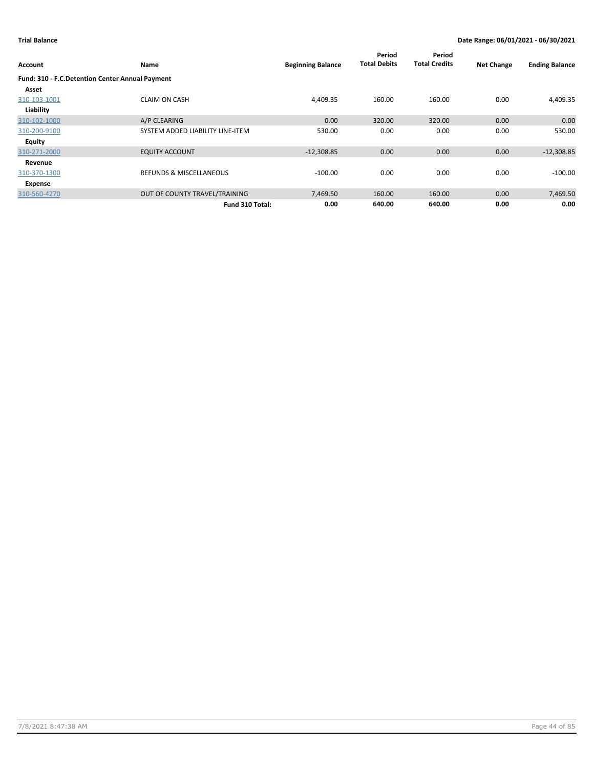**Trial Balance** | **Date Range: 06/01/2021 - 06/30/2021**

| Account | Name | Beginning Balance | Period Total Debits | Period Total Credits | Net Change | Ending Balance |
|---|---|---|---|---|---|---|
| **Fund: 310 - F.C.Detention Center Annual Payment** | | | | | | |
| **Asset** | | | | | | |
| 310-103-1001 | CLAIM ON CASH | 4,409.35 | 160.00 | 160.00 | 0.00 | 4,409.35 |
| **Liability** | | | | | | |
| 310-102-1000 | A/P CLEARING | 0.00 | 320.00 | 320.00 | 0.00 | 0.00 |
| 310-200-9100 | SYSTEM ADDED LIABILITY LINE-ITEM | 530.00 | 0.00 | 0.00 | 0.00 | 530.00 |
| **Equity** | | | | | | |
| 310-271-2000 | EQUITY ACCOUNT | -12,308.85 | 0.00 | 0.00 | 0.00 | -12,308.85 |
| **Revenue** | | | | | | |
| 310-370-1300 | REFUNDS & MISCELLANEOUS | -100.00 | 0.00 | 0.00 | 0.00 | -100.00 |
| **Expense** | | | | | | |
| 310-560-4270 | OUT OF COUNTY TRAVEL/TRAINING | 7,469.50 | 160.00 | 160.00 | 0.00 | 7,469.50 |
| | **Fund 310 Total:** | **0.00** | **640.00** | **640.00** | **0.00** | **0.00** |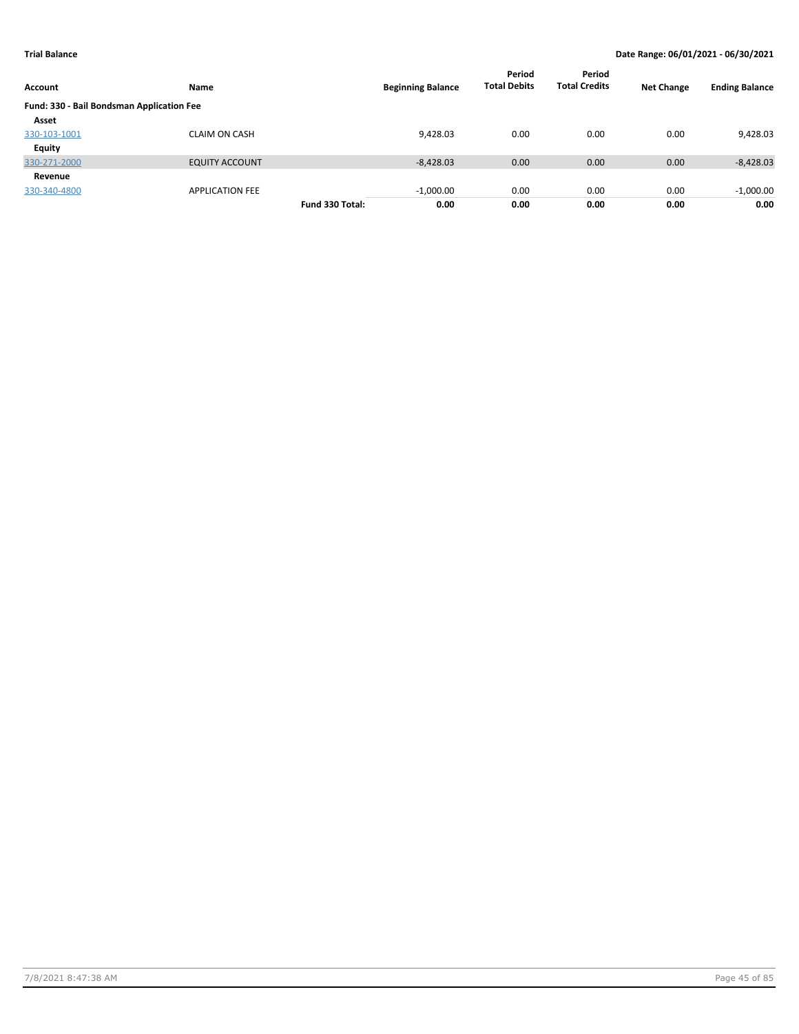**Trial Balance** — **Date Range: 06/01/2021 - 06/30/2021**

| Account | Name | | Beginning Balance | Period Total Debits | Period Total Credits | Net Change | Ending Balance |
|---|---|---|---|---|---|---|---|
| **Fund: 330 - Bail Bondsman Application Fee** | | | | | | | |
| **Asset** | | | | | | | |
| 330-103-1001 | CLAIM ON CASH | | 9,428.03 | 0.00 | 0.00 | 0.00 | 9,428.03 |
| **Equity** | | | | | | | |
| 330-271-2000 | EQUITY ACCOUNT | | -8,428.03 | 0.00 | 0.00 | 0.00 | -8,428.03 |
| **Revenue** | | | | | | | |
| 330-340-4800 | APPLICATION FEE | | -1,000.00 | 0.00 | 0.00 | 0.00 | -1,000.00 |
| | | **Fund 330 Total:** | **0.00** | **0.00** | **0.00** | **0.00** | **0.00** |

7/8/2021 8:47:38 AM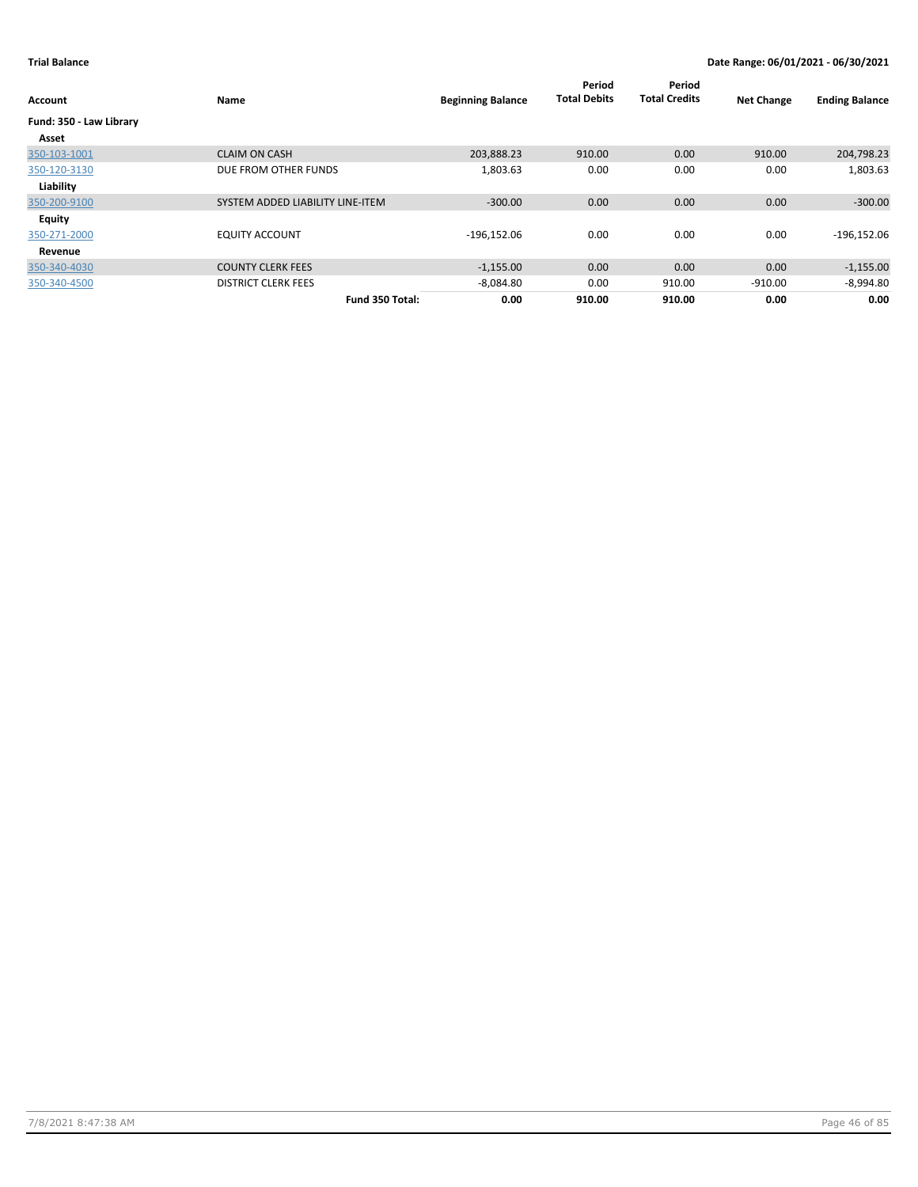**Trial Balance** **Date Range: 06/01/2021 - 06/30/2021**

| Account | Name | Beginning Balance | Period Total Debits | Period Total Credits | Net Change | Ending Balance |
|---|---|---|---|---|---|---|
| **Fund: 350 - Law Library** | | | | | | |
| **Asset** | | | | | | |
| 350-103-1001 | CLAIM ON CASH | 203,888.23 | 910.00 | 0.00 | 910.00 | 204,798.23 |
| 350-120-3130 | DUE FROM OTHER FUNDS | 1,803.63 | 0.00 | 0.00 | 0.00 | 1,803.63 |
| **Liability** | | | | | | |
| 350-200-9100 | SYSTEM ADDED LIABILITY LINE-ITEM | -300.00 | 0.00 | 0.00 | 0.00 | -300.00 |
| **Equity** | | | | | | |
| 350-271-2000 | EQUITY ACCOUNT | -196,152.06 | 0.00 | 0.00 | 0.00 | -196,152.06 |
| **Revenue** | | | | | | |
| 350-340-4030 | COUNTY CLERK FEES | -1,155.00 | 0.00 | 0.00 | 0.00 | -1,155.00 |
| 350-340-4500 | DISTRICT CLERK FEES | -8,084.80 | 0.00 | 910.00 | -910.00 | -8,994.80 |
| | **Fund 350 Total:** | **0.00** | **910.00** | **910.00** | **0.00** | **0.00** |

7/8/2021 8:47:38 AM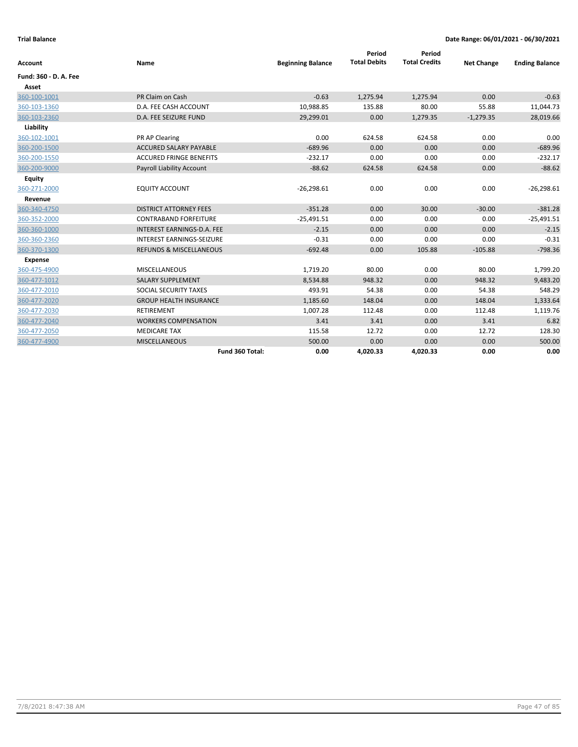**Trial Balance** **Date Range: 06/01/2021 - 06/30/2021**

| Account | Name | Beginning Balance | Period Total Debits | Period Total Credits | Net Change | Ending Balance |
|---|---|---|---|---|---|---|
| **Fund: 360 - D. A. Fee** | | | | | | |
| **Asset** | | | | | | |
| 360-100-1001 | PR Claim on Cash | -0.63 | 1,275.94 | 1,275.94 | 0.00 | -0.63 |
| 360-103-1360 | D.A. FEE CASH ACCOUNT | 10,988.85 | 135.88 | 80.00 | 55.88 | 11,044.73 |
| 360-103-2360 | D.A. FEE SEIZURE FUND | 29,299.01 | 0.00 | 1,279.35 | -1,279.35 | 28,019.66 |
| **Liability** | | | | | | |
| 360-102-1001 | PR AP Clearing | 0.00 | 624.58 | 624.58 | 0.00 | 0.00 |
| 360-200-1500 | ACCURED SALARY PAYABLE | -689.96 | 0.00 | 0.00 | 0.00 | -689.96 |
| 360-200-1550 | ACCURED FRINGE BENEFITS | -232.17 | 0.00 | 0.00 | 0.00 | -232.17 |
| 360-200-9000 | Payroll Liability Account | -88.62 | 624.58 | 624.58 | 0.00 | -88.62 |
| **Equity** | | | | | | |
| 360-271-2000 | EQUITY ACCOUNT | -26,298.61 | 0.00 | 0.00 | 0.00 | -26,298.61 |
| **Revenue** | | | | | | |
| 360-340-4750 | DISTRICT ATTORNEY FEES | -351.28 | 0.00 | 30.00 | -30.00 | -381.28 |
| 360-352-2000 | CONTRABAND FORFEITURE | -25,491.51 | 0.00 | 0.00 | 0.00 | -25,491.51 |
| 360-360-1000 | INTEREST EARNINGS-D.A. FEE | -2.15 | 0.00 | 0.00 | 0.00 | -2.15 |
| 360-360-2360 | INTEREST EARNINGS-SEIZURE | -0.31 | 0.00 | 0.00 | 0.00 | -0.31 |
| 360-370-1300 | REFUNDS & MISCELLANEOUS | -692.48 | 0.00 | 105.88 | -105.88 | -798.36 |
| **Expense** | | | | | | |
| 360-475-4900 | MISCELLANEOUS | 1,719.20 | 80.00 | 0.00 | 80.00 | 1,799.20 |
| 360-477-1012 | SALARY SUPPLEMENT | 8,534.88 | 948.32 | 0.00 | 948.32 | 9,483.20 |
| 360-477-2010 | SOCIAL SECURITY TAXES | 493.91 | 54.38 | 0.00 | 54.38 | 548.29 |
| 360-477-2020 | GROUP HEALTH INSURANCE | 1,185.60 | 148.04 | 0.00 | 148.04 | 1,333.64 |
| 360-477-2030 | RETIREMENT | 1,007.28 | 112.48 | 0.00 | 112.48 | 1,119.76 |
| 360-477-2040 | WORKERS COMPENSATION | 3.41 | 3.41 | 0.00 | 3.41 | 6.82 |
| 360-477-2050 | MEDICARE TAX | 115.58 | 12.72 | 0.00 | 12.72 | 128.30 |
| 360-477-4900 | MISCELLANEOUS | 500.00 | 0.00 | 0.00 | 0.00 | 500.00 |
| | **Fund 360 Total:** | **0.00** | **4,020.33** | **4,020.33** | **0.00** | **0.00** |

7/8/2021 8:47:38 AM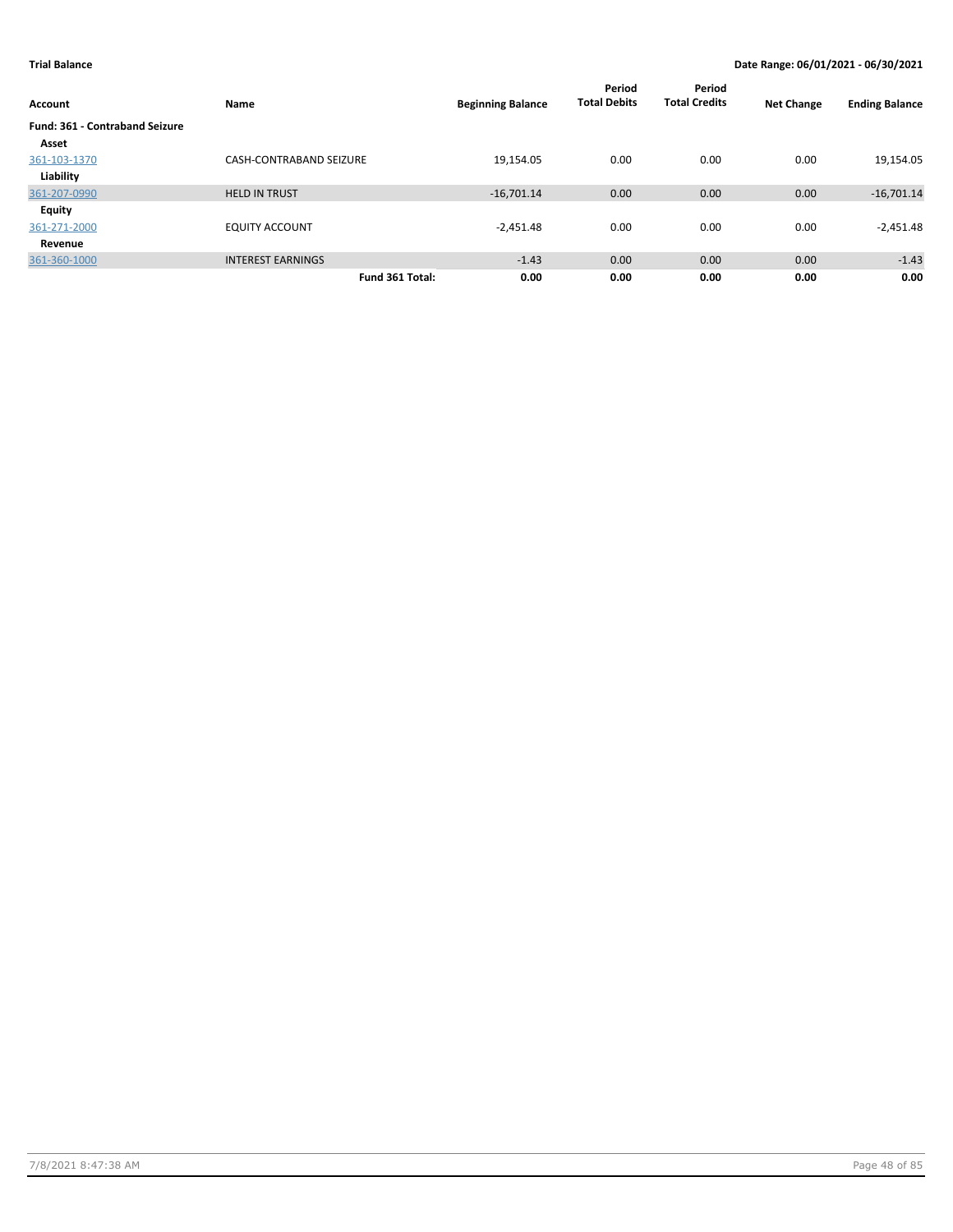**Trial Balance** | **Date Range: 06/01/2021 - 06/30/2021**

| Account | Name | Beginning Balance | Period Total Debits | Period Total Credits | Net Change | Ending Balance |
|---|---|---|---|---|---|---|
| **Fund: 361 - Contraband Seizure** | | | | | | |
| **Asset** | | | | | | |
| 361-103-1370 | CASH-CONTRABAND SEIZURE | 19,154.05 | 0.00 | 0.00 | 0.00 | 19,154.05 |
| **Liability** | | | | | | |
| 361-207-0990 | HELD IN TRUST | -16,701.14 | 0.00 | 0.00 | 0.00 | -16,701.14 |
| **Equity** | | | | | | |
| 361-271-2000 | EQUITY ACCOUNT | -2,451.48 | 0.00 | 0.00 | 0.00 | -2,451.48 |
| **Revenue** | | | | | | |
| 361-360-1000 | INTEREST EARNINGS | -1.43 | 0.00 | 0.00 | 0.00 | -1.43 |
| | **Fund 361 Total:** | **0.00** | **0.00** | **0.00** | **0.00** | **0.00** |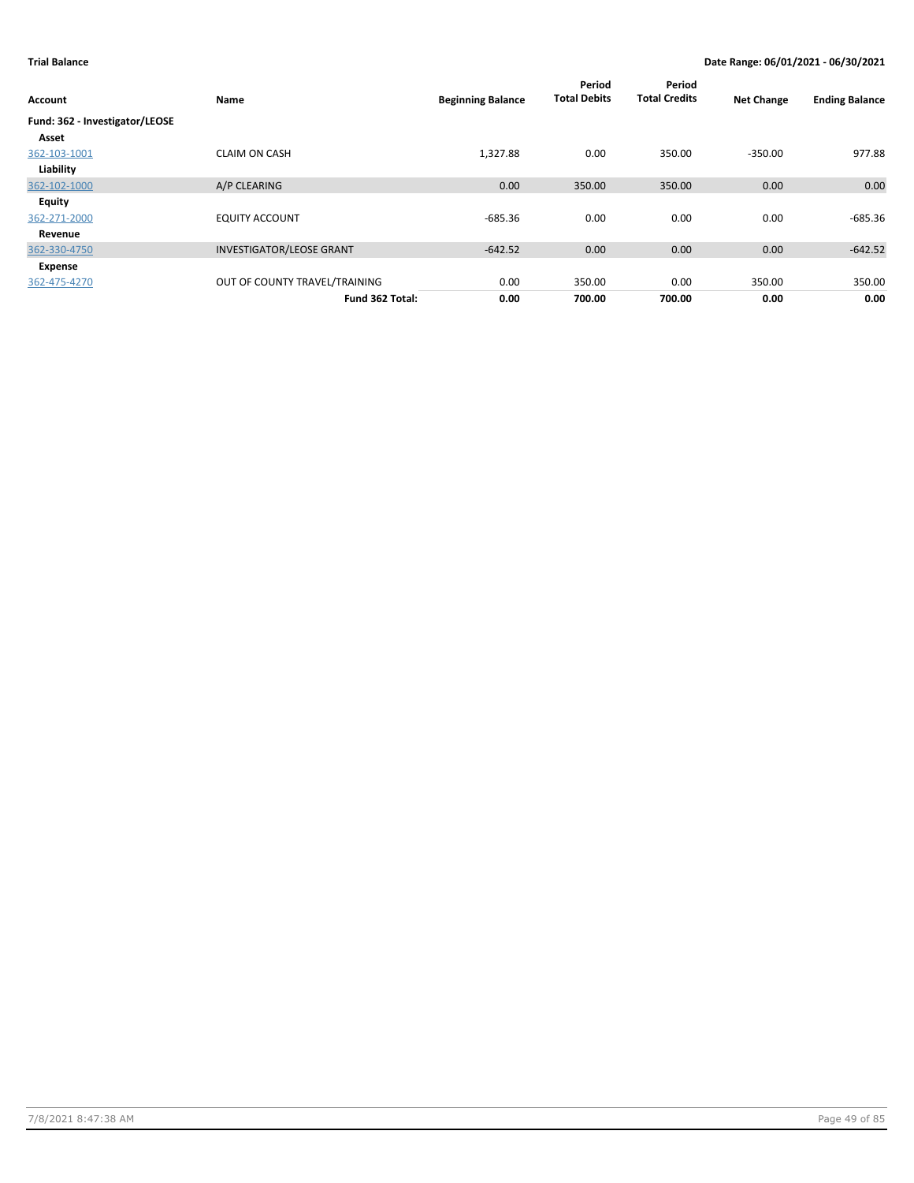**Trial Balance** **Date Range: 06/01/2021 - 06/30/2021**

| Account | Name | Beginning Balance | Period Total Debits | Period Total Credits | Net Change | Ending Balance |
|---|---|---|---|---|---|---|
| **Fund: 362 - Investigator/LEOSE** | | | | | | |
| **Asset** | | | | | | |
| 362-103-1001 | CLAIM ON CASH | 1,327.88 | 0.00 | 350.00 | -350.00 | 977.88 |
| **Liability** | | | | | | |
| 362-102-1000 | A/P CLEARING | 0.00 | 350.00 | 350.00 | 0.00 | 0.00 |
| **Equity** | | | | | | |
| 362-271-2000 | EQUITY ACCOUNT | -685.36 | 0.00 | 0.00 | 0.00 | -685.36 |
| **Revenue** | | | | | | |
| 362-330-4750 | INVESTIGATOR/LEOSE GRANT | -642.52 | 0.00 | 0.00 | 0.00 | -642.52 |
| **Expense** | | | | | | |
| 362-475-4270 | OUT OF COUNTY TRAVEL/TRAINING | 0.00 | 350.00 | 0.00 | 350.00 | 350.00 |
| | **Fund 362 Total:** | **0.00** | **700.00** | **700.00** | **0.00** | **0.00** |

7/8/2021 8:47:38 AM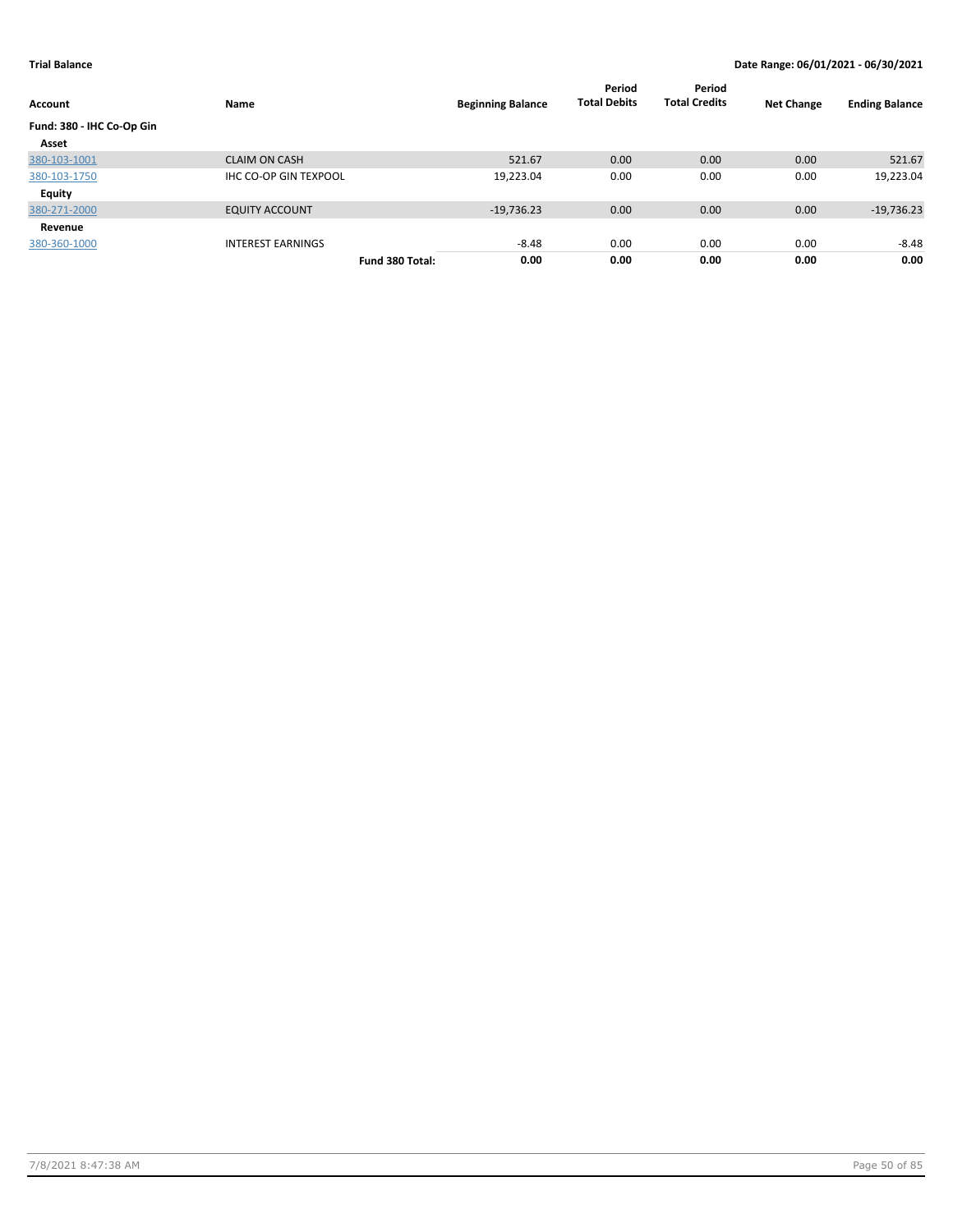**Trial Balance** | **Date Range: 06/01/2021 - 06/30/2021**

| Account | Name | | Beginning Balance | Period Total Debits | Period Total Credits | Net Change | Ending Balance |
|---|---|---|---|---|---|---|---|
| **Fund: 380 - IHC Co-Op Gin** | | | | | | | |
| **Asset** | | | | | | | |
| 380-103-1001 | CLAIM ON CASH | | 521.67 | 0.00 | 0.00 | 0.00 | 521.67 |
| 380-103-1750 | IHC CO-OP GIN TEXPOOL | | 19,223.04 | 0.00 | 0.00 | 0.00 | 19,223.04 |
| **Equity** | | | | | | | |
| 380-271-2000 | EQUITY ACCOUNT | | -19,736.23 | 0.00 | 0.00 | 0.00 | -19,736.23 |
| **Revenue** | | | | | | | |
| 380-360-1000 | INTEREST EARNINGS | | -8.48 | 0.00 | 0.00 | 0.00 | -8.48 |
| | | **Fund 380 Total:** | **0.00** | **0.00** | **0.00** | **0.00** | **0.00** |

7/8/2021 8:47:38 AM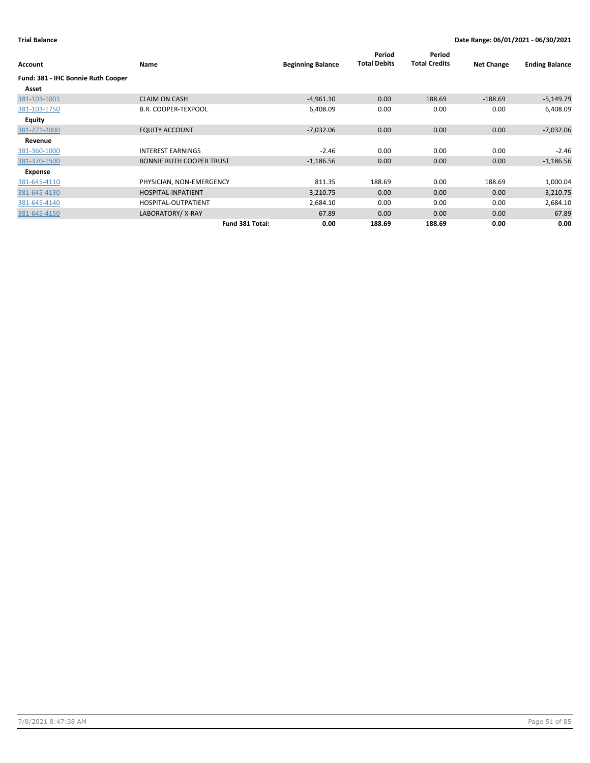**Trial Balance** | **Date Range: 06/01/2021 - 06/30/2021**

| Account | Name | Beginning Balance | Period Total Debits | Period Total Credits | Net Change | Ending Balance |
|---|---|---|---|---|---|---|
| **Fund: 381 - IHC Bonnie Ruth Cooper** | | | | | | |
| **Asset** | | | | | | |
| 381-103-1001 | CLAIM ON CASH | -4,961.10 | 0.00 | 188.69 | -188.69 | -5,149.79 |
| 381-103-1750 | B.R. COOPER-TEXPOOL | 6,408.09 | 0.00 | 0.00 | 0.00 | 6,408.09 |
| **Equity** | | | | | | |
| 381-271-2000 | EQUITY ACCOUNT | -7,032.06 | 0.00 | 0.00 | 0.00 | -7,032.06 |
| **Revenue** | | | | | | |
| 381-360-1000 | INTEREST EARNINGS | -2.46 | 0.00 | 0.00 | 0.00 | -2.46 |
| 381-370-1500 | BONNIE RUTH COOPER TRUST | -1,186.56 | 0.00 | 0.00 | 0.00 | -1,186.56 |
| **Expense** | | | | | | |
| 381-645-4110 | PHYSICIAN, NON-EMERGENCY | 811.35 | 188.69 | 0.00 | 188.69 | 1,000.04 |
| 381-645-4130 | HOSPITAL-INPATIENT | 3,210.75 | 0.00 | 0.00 | 0.00 | 3,210.75 |
| 381-645-4140 | HOSPITAL-OUTPATIENT | 2,684.10 | 0.00 | 0.00 | 0.00 | 2,684.10 |
| 381-645-4150 | LABORATORY/ X-RAY | 67.89 | 0.00 | 0.00 | 0.00 | 67.89 |
| | **Fund 381 Total:** | **0.00** | **188.69** | **188.69** | **0.00** | **0.00** |

7/8/2021 8:47:38 AM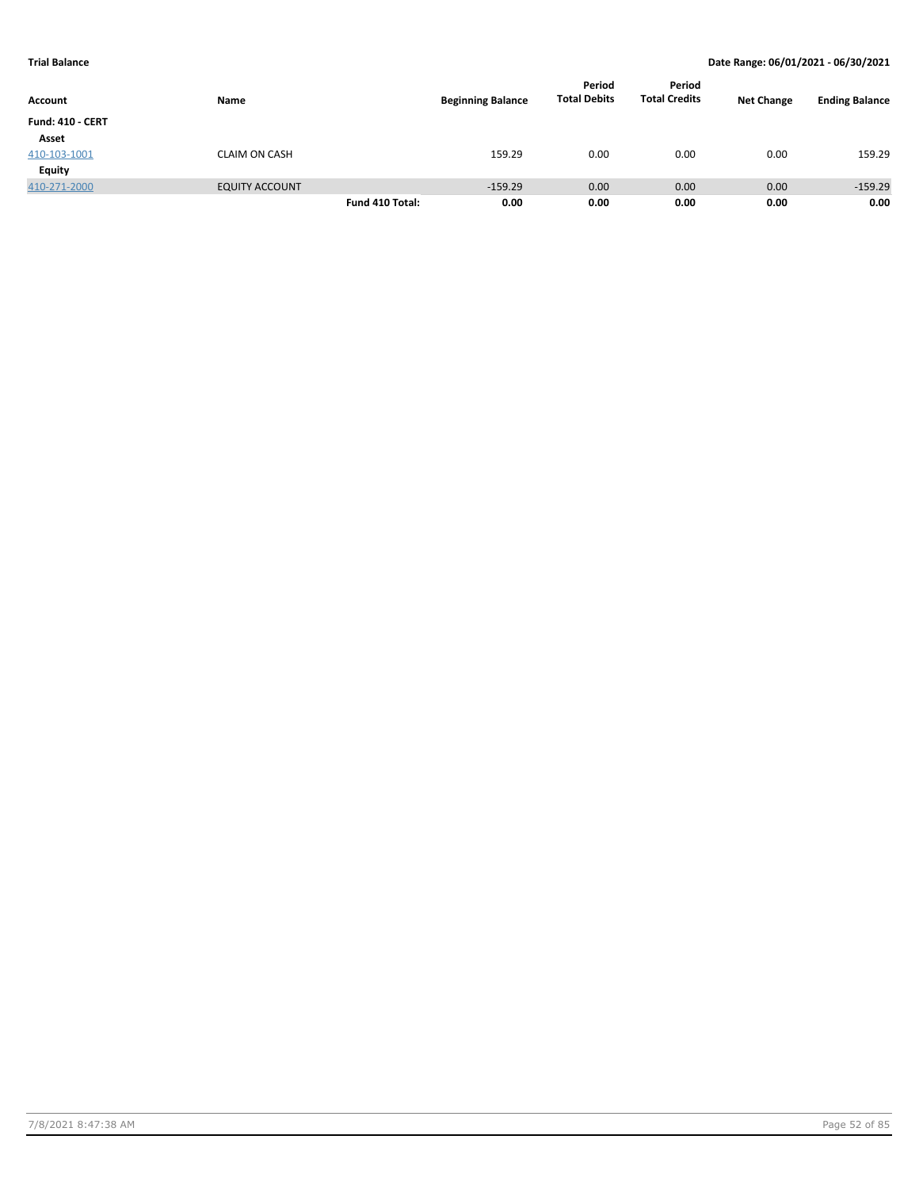**Trial Balance** | **Date Range: 06/01/2021 - 06/30/2021**

| Account | Name | | Beginning Balance | Period Total Debits | Period Total Credits | Net Change | Ending Balance |
|---|---|---|---|---|---|---|---|
| **Fund: 410 - CERT** | | | | | | | |
| **Asset** | | | | | | | |
| 410-103-1001 | CLAIM ON CASH | | 159.29 | 0.00 | 0.00 | 0.00 | 159.29 |
| **Equity** | | | | | | | |
| 410-271-2000 | EQUITY ACCOUNT | | -159.29 | 0.00 | 0.00 | 0.00 | -159.29 |
| | | **Fund 410 Total:** | **0.00** | **0.00** | **0.00** | **0.00** | **0.00** |

7/8/2021 8:47:38 AM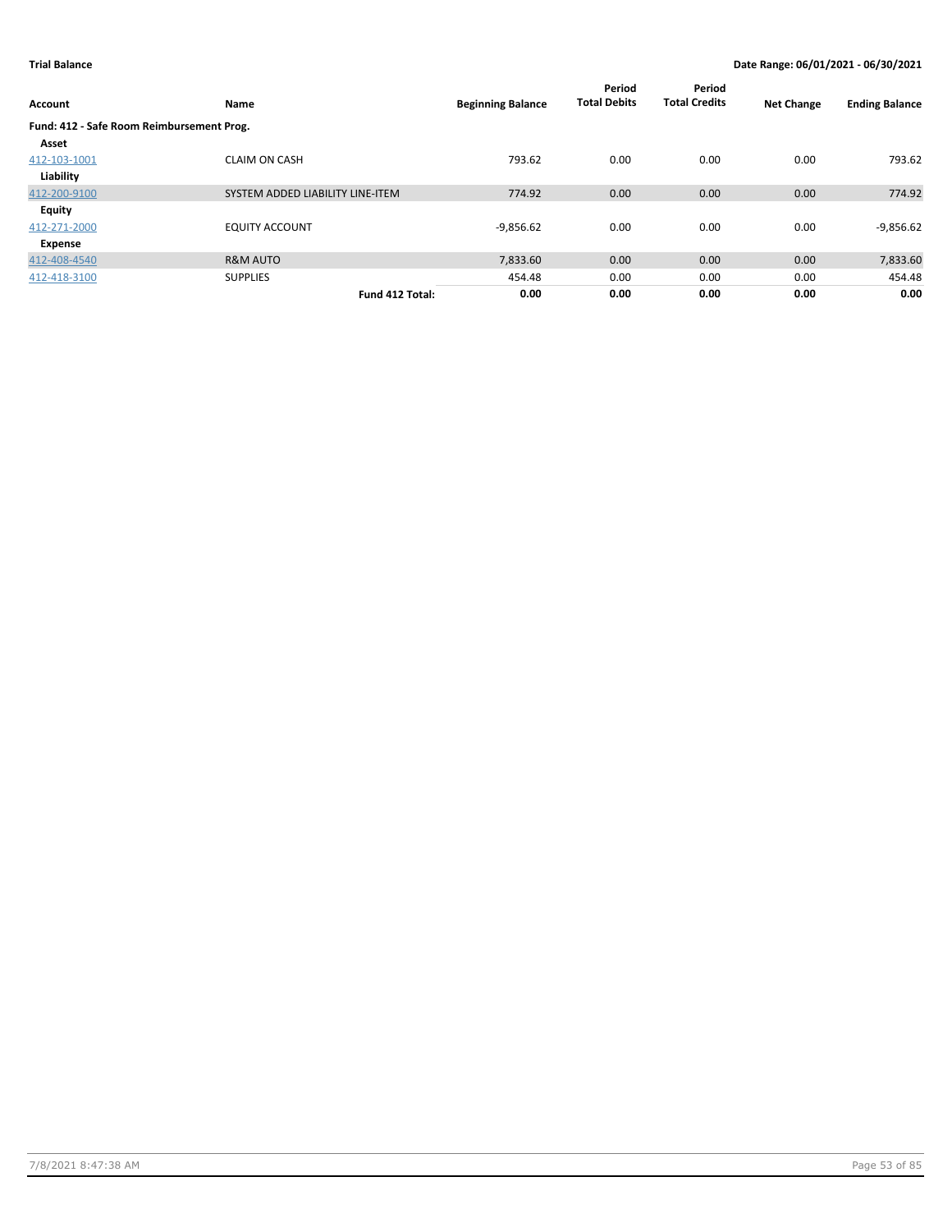**Trial Balance** — Date Range: 06/01/2021 - 06/30/2021

| Account | Name | Beginning Balance | Period Total Debits | Period Total Credits | Net Change | Ending Balance |
|---|---|---|---|---|---|---|
| **Fund: 412 - Safe Room Reimbursement Prog.** | | | | | | |
| **Asset** | | | | | | |
| 412-103-1001 | CLAIM ON CASH | 793.62 | 0.00 | 0.00 | 0.00 | 793.62 |
| **Liability** | | | | | | |
| 412-200-9100 | SYSTEM ADDED LIABILITY LINE-ITEM | 774.92 | 0.00 | 0.00 | 0.00 | 774.92 |
| **Equity** | | | | | | |
| 412-271-2000 | EQUITY ACCOUNT | -9,856.62 | 0.00 | 0.00 | 0.00 | -9,856.62 |
| **Expense** | | | | | | |
| 412-408-4540 | R&M AUTO | 7,833.60 | 0.00 | 0.00 | 0.00 | 7,833.60 |
| 412-418-3100 | SUPPLIES | 454.48 | 0.00 | 0.00 | 0.00 | 454.48 |
| | **Fund 412 Total:** | **0.00** | **0.00** | **0.00** | **0.00** | **0.00** |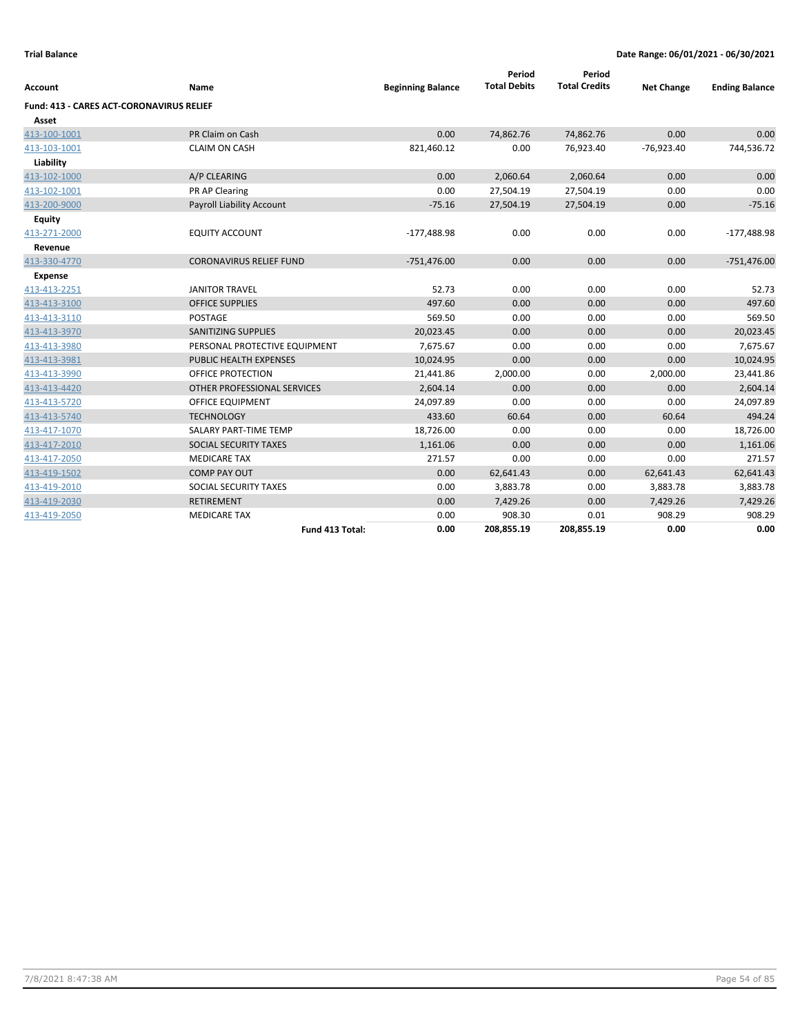**Trial Balance** **Date Range: 06/01/2021 - 06/30/2021**

| Account | Name | Beginning Balance | Period Total Debits | Period Total Credits | Net Change | Ending Balance |
|---|---|---|---|---|---|---|
| **Fund: 413 - CARES ACT-CORONAVIRUS RELIEF** | | | | | | |
| **Asset** | | | | | | |
| 413-100-1001 | PR Claim on Cash | 0.00 | 74,862.76 | 74,862.76 | 0.00 | 0.00 |
| 413-103-1001 | CLAIM ON CASH | 821,460.12 | 0.00 | 76,923.40 | -76,923.40 | 744,536.72 |
| **Liability** | | | | | | |
| 413-102-1000 | A/P CLEARING | 0.00 | 2,060.64 | 2,060.64 | 0.00 | 0.00 |
| 413-102-1001 | PR AP Clearing | 0.00 | 27,504.19 | 27,504.19 | 0.00 | 0.00 |
| 413-200-9000 | Payroll Liability Account | -75.16 | 27,504.19 | 27,504.19 | 0.00 | -75.16 |
| **Equity** | | | | | | |
| 413-271-2000 | EQUITY ACCOUNT | -177,488.98 | 0.00 | 0.00 | 0.00 | -177,488.98 |
| **Revenue** | | | | | | |
| 413-330-4770 | CORONAVIRUS RELIEF FUND | -751,476.00 | 0.00 | 0.00 | 0.00 | -751,476.00 |
| **Expense** | | | | | | |
| 413-413-2251 | JANITOR TRAVEL | 52.73 | 0.00 | 0.00 | 0.00 | 52.73 |
| 413-413-3100 | OFFICE SUPPLIES | 497.60 | 0.00 | 0.00 | 0.00 | 497.60 |
| 413-413-3110 | POSTAGE | 569.50 | 0.00 | 0.00 | 0.00 | 569.50 |
| 413-413-3970 | SANITIZING SUPPLIES | 20,023.45 | 0.00 | 0.00 | 0.00 | 20,023.45 |
| 413-413-3980 | PERSONAL PROTECTIVE EQUIPMENT | 7,675.67 | 0.00 | 0.00 | 0.00 | 7,675.67 |
| 413-413-3981 | PUBLIC HEALTH EXPENSES | 10,024.95 | 0.00 | 0.00 | 0.00 | 10,024.95 |
| 413-413-3990 | OFFICE PROTECTION | 21,441.86 | 2,000.00 | 0.00 | 2,000.00 | 23,441.86 |
| 413-413-4420 | OTHER PROFESSIONAL SERVICES | 2,604.14 | 0.00 | 0.00 | 0.00 | 2,604.14 |
| 413-413-5720 | OFFICE EQUIPMENT | 24,097.89 | 0.00 | 0.00 | 0.00 | 24,097.89 |
| 413-413-5740 | TECHNOLOGY | 433.60 | 60.64 | 0.00 | 60.64 | 494.24 |
| 413-417-1070 | SALARY PART-TIME TEMP | 18,726.00 | 0.00 | 0.00 | 0.00 | 18,726.00 |
| 413-417-2010 | SOCIAL SECURITY TAXES | 1,161.06 | 0.00 | 0.00 | 0.00 | 1,161.06 |
| 413-417-2050 | MEDICARE TAX | 271.57 | 0.00 | 0.00 | 0.00 | 271.57 |
| 413-419-1502 | COMP PAY OUT | 0.00 | 62,641.43 | 0.00 | 62,641.43 | 62,641.43 |
| 413-419-2010 | SOCIAL SECURITY TAXES | 0.00 | 3,883.78 | 0.00 | 3,883.78 | 3,883.78 |
| 413-419-2030 | RETIREMENT | 0.00 | 7,429.26 | 0.00 | 7,429.26 | 7,429.26 |
| 413-419-2050 | MEDICARE TAX | 0.00 | 908.30 | 0.01 | 908.29 | 908.29 |
| | **Fund 413 Total:** | **0.00** | **208,855.19** | **208,855.19** | **0.00** | **0.00** |

7/8/2021 8:47:38 AM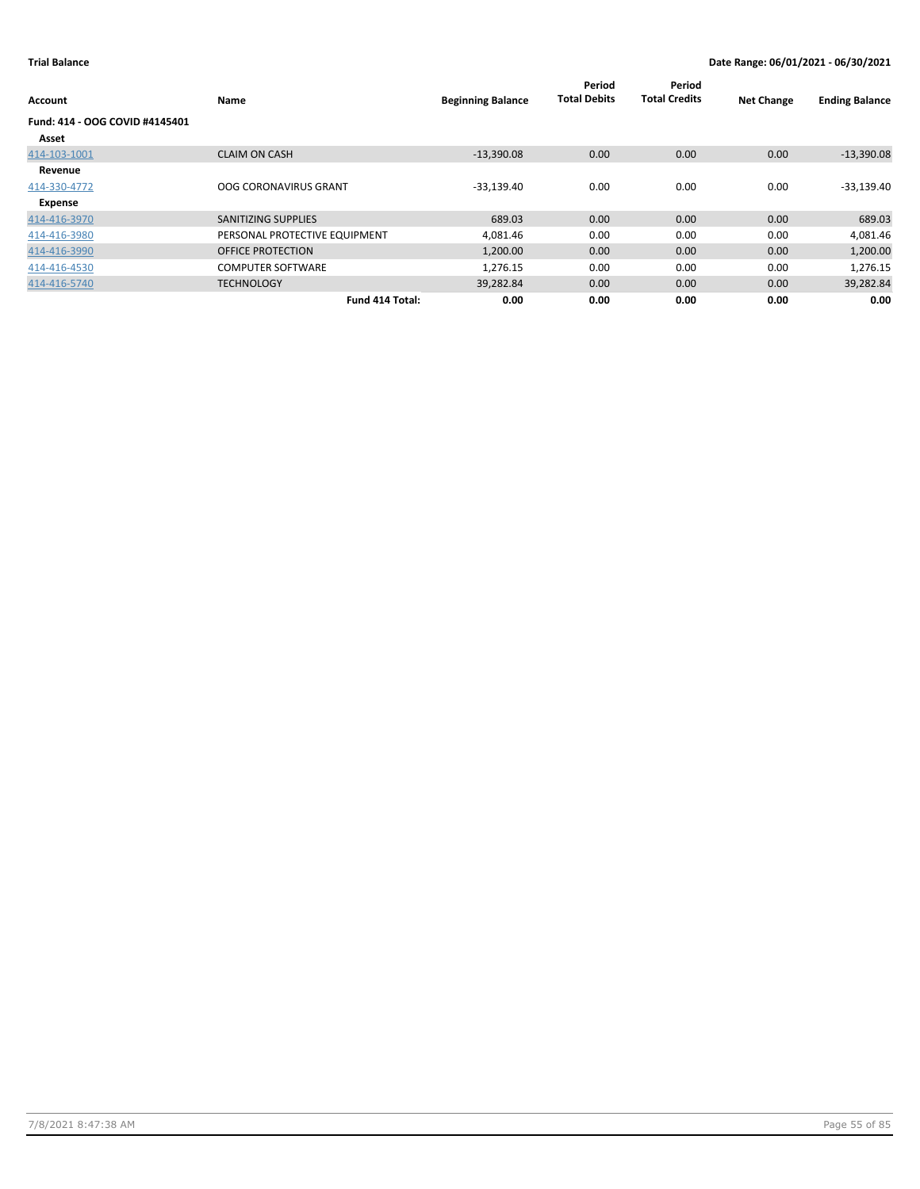**Trial Balance** **Date Range: 06/01/2021 - 06/30/2021**

| Account | Name | Beginning Balance | Period Total Debits | Period Total Credits | Net Change | Ending Balance |
|---|---|---|---|---|---|---|
| **Fund: 414 - OOG COVID #4145401** | | | | | | |
| **Asset** | | | | | | |
| 414-103-1001 | CLAIM ON CASH | -13,390.08 | 0.00 | 0.00 | 0.00 | -13,390.08 |
| **Revenue** | | | | | | |
| 414-330-4772 | OOG CORONAVIRUS GRANT | -33,139.40 | 0.00 | 0.00 | 0.00 | -33,139.40 |
| **Expense** | | | | | | |
| 414-416-3970 | SANITIZING SUPPLIES | 689.03 | 0.00 | 0.00 | 0.00 | 689.03 |
| 414-416-3980 | PERSONAL PROTECTIVE EQUIPMENT | 4,081.46 | 0.00 | 0.00 | 0.00 | 4,081.46 |
| 414-416-3990 | OFFICE PROTECTION | 1,200.00 | 0.00 | 0.00 | 0.00 | 1,200.00 |
| 414-416-4530 | COMPUTER SOFTWARE | 1,276.15 | 0.00 | 0.00 | 0.00 | 1,276.15 |
| 414-416-5740 | TECHNOLOGY | 39,282.84 | 0.00 | 0.00 | 0.00 | 39,282.84 |
| | **Fund 414 Total:** | **0.00** | **0.00** | **0.00** | **0.00** | **0.00** |

7/8/2021 8:47:38 AM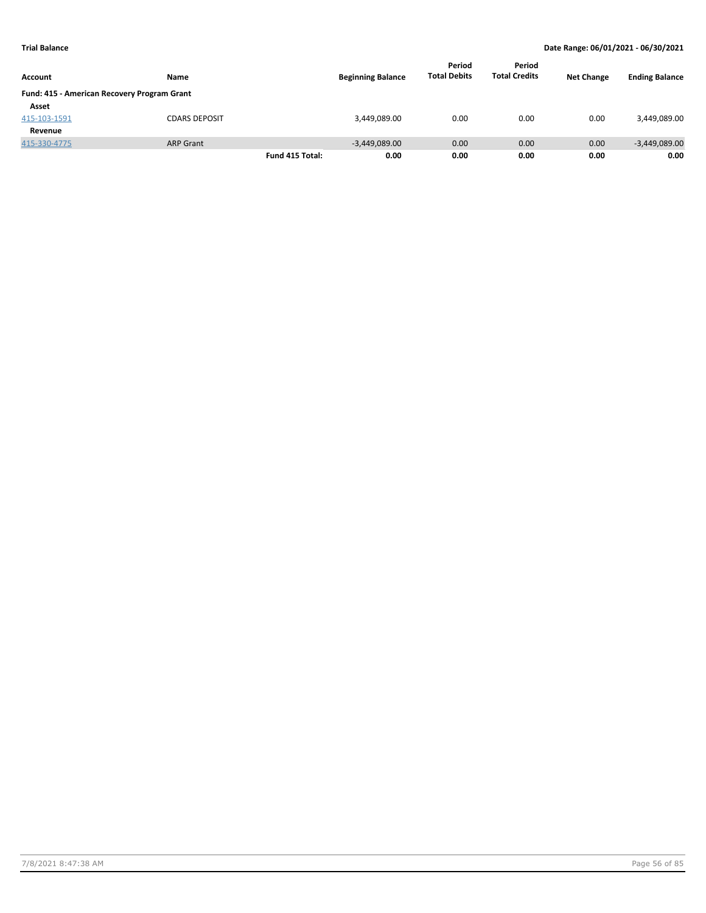**Trial Balance** — Date Range: 06/01/2021 - 06/30/2021

| Account | Name | | Beginning Balance | Period Total Debits | Period Total Credits | Net Change | Ending Balance |
|---|---|---|---|---|---|---|---|
| **Fund: 415 - American Recovery Program Grant** | | | | | | | |
| **Asset** | | | | | | | |
| 415-103-1591 | CDARS DEPOSIT | | 3,449,089.00 | 0.00 | 0.00 | 0.00 | 3,449,089.00 |
| **Revenue** | | | | | | | |
| 415-330-4775 | ARP Grant | | -3,449,089.00 | 0.00 | 0.00 | 0.00 | -3,449,089.00 |
| | | **Fund 415 Total:** | **0.00** | **0.00** | **0.00** | **0.00** | **0.00** |

7/8/2021 8:47:38 AM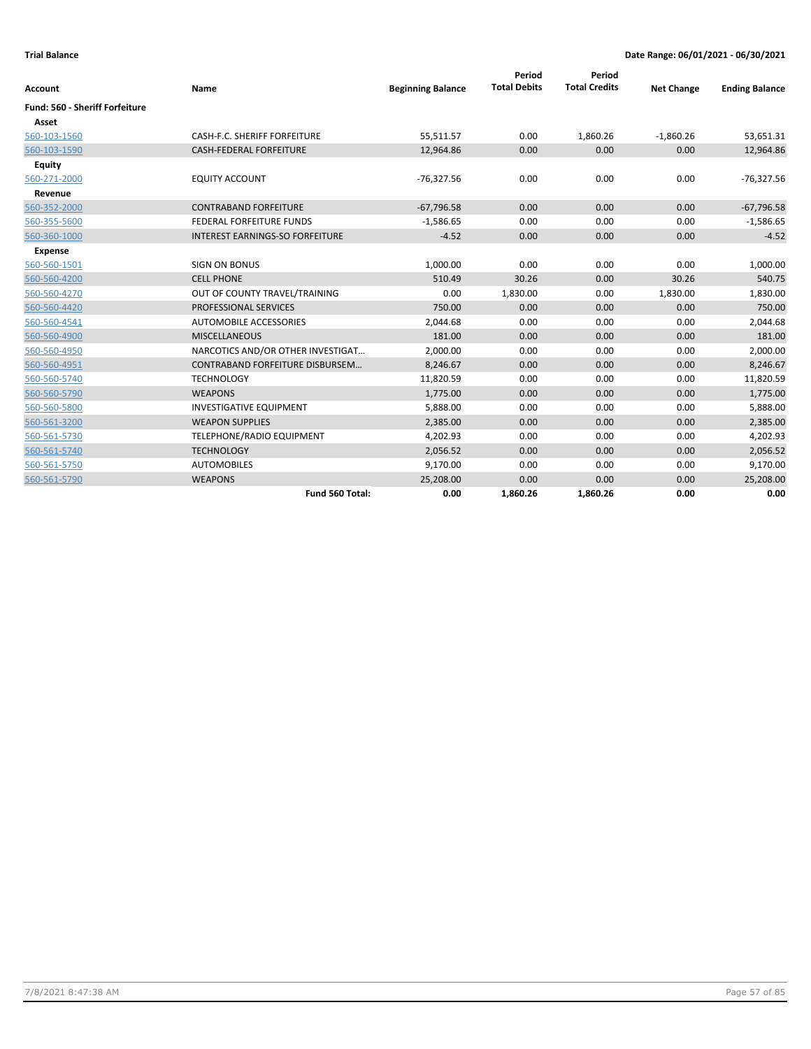**Trial Balance** **Date Range: 06/01/2021 - 06/30/2021**

| Account | Name | Beginning Balance | Period Total Debits | Period Total Credits | Net Change | Ending Balance |
|---|---|---|---|---|---|---|
| **Fund: 560 - Sheriff Forfeiture** | | | | | | |
| **Asset** | | | | | | |
| 560-103-1560 | CASH-F.C. SHERIFF FORFEITURE | 55,511.57 | 0.00 | 1,860.26 | -1,860.26 | 53,651.31 |
| 560-103-1590 | CASH-FEDERAL FORFEITURE | 12,964.86 | 0.00 | 0.00 | 0.00 | 12,964.86 |
| **Equity** | | | | | | |
| 560-271-2000 | EQUITY ACCOUNT | -76,327.56 | 0.00 | 0.00 | 0.00 | -76,327.56 |
| **Revenue** | | | | | | |
| 560-352-2000 | CONTRABAND FORFEITURE | -67,796.58 | 0.00 | 0.00 | 0.00 | -67,796.58 |
| 560-355-5600 | FEDERAL FORFEITURE FUNDS | -1,586.65 | 0.00 | 0.00 | 0.00 | -1,586.65 |
| 560-360-1000 | INTEREST EARNINGS-SO FORFEITURE | -4.52 | 0.00 | 0.00 | 0.00 | -4.52 |
| **Expense** | | | | | | |
| 560-560-1501 | SIGN ON BONUS | 1,000.00 | 0.00 | 0.00 | 0.00 | 1,000.00 |
| 560-560-4200 | CELL PHONE | 510.49 | 30.26 | 0.00 | 30.26 | 540.75 |
| 560-560-4270 | OUT OF COUNTY TRAVEL/TRAINING | 0.00 | 1,830.00 | 0.00 | 1,830.00 | 1,830.00 |
| 560-560-4420 | PROFESSIONAL SERVICES | 750.00 | 0.00 | 0.00 | 0.00 | 750.00 |
| 560-560-4541 | AUTOMOBILE ACCESSORIES | 2,044.68 | 0.00 | 0.00 | 0.00 | 2,044.68 |
| 560-560-4900 | MISCELLANEOUS | 181.00 | 0.00 | 0.00 | 0.00 | 181.00 |
| 560-560-4950 | NARCOTICS AND/OR OTHER INVESTIGAT… | 2,000.00 | 0.00 | 0.00 | 0.00 | 2,000.00 |
| 560-560-4951 | CONTRABAND FORFEITURE DISBURSEM… | 8,246.67 | 0.00 | 0.00 | 0.00 | 8,246.67 |
| 560-560-5740 | TECHNOLOGY | 11,820.59 | 0.00 | 0.00 | 0.00 | 11,820.59 |
| 560-560-5790 | WEAPONS | 1,775.00 | 0.00 | 0.00 | 0.00 | 1,775.00 |
| 560-560-5800 | INVESTIGATIVE EQUIPMENT | 5,888.00 | 0.00 | 0.00 | 0.00 | 5,888.00 |
| 560-561-3200 | WEAPON SUPPLIES | 2,385.00 | 0.00 | 0.00 | 0.00 | 2,385.00 |
| 560-561-5730 | TELEPHONE/RADIO EQUIPMENT | 4,202.93 | 0.00 | 0.00 | 0.00 | 4,202.93 |
| 560-561-5740 | TECHNOLOGY | 2,056.52 | 0.00 | 0.00 | 0.00 | 2,056.52 |
| 560-561-5750 | AUTOMOBILES | 9,170.00 | 0.00 | 0.00 | 0.00 | 9,170.00 |
| 560-561-5790 | WEAPONS | 25,208.00 | 0.00 | 0.00 | 0.00 | 25,208.00 |
| | **Fund 560 Total:** | **0.00** | **1,860.26** | **1,860.26** | **0.00** | **0.00** |

7/8/2021 8:47:38 AM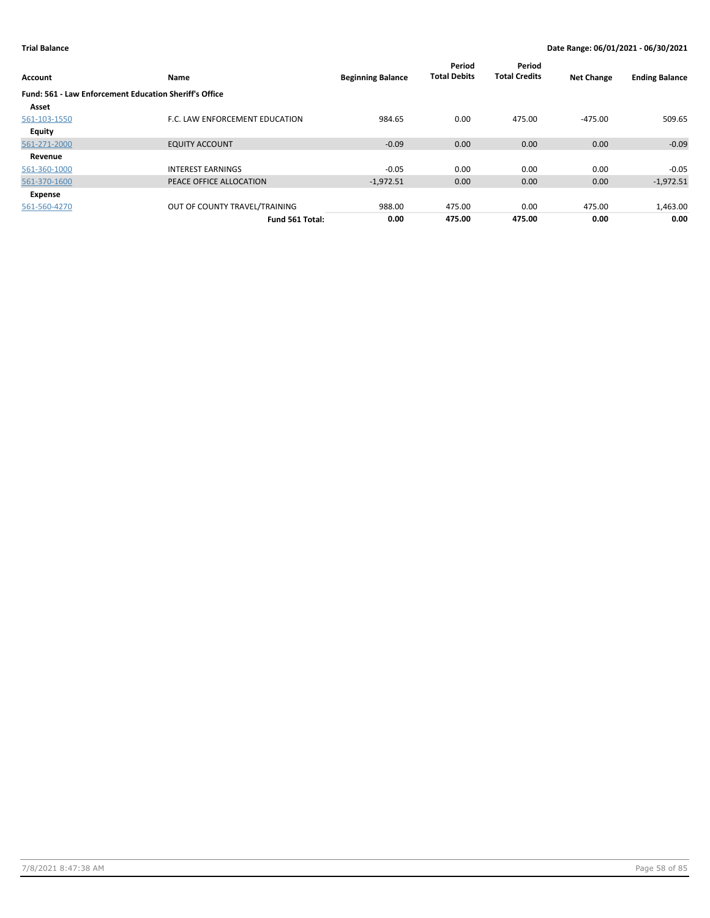**Trial Balance** — Date Range: 06/01/2021 - 06/30/2021

| Account | Name | Beginning Balance | Period Total Debits | Period Total Credits | Net Change | Ending Balance |
|---|---|---|---|---|---|---|
| **Fund: 561 - Law Enforcement Education Sheriff's Office** | | | | | | |
| **Asset** | | | | | | |
| 561-103-1550 | F.C. LAW ENFORCEMENT EDUCATION | 984.65 | 0.00 | 475.00 | -475.00 | 509.65 |
| **Equity** | | | | | | |
| 561-271-2000 | EQUITY ACCOUNT | -0.09 | 0.00 | 0.00 | 0.00 | -0.09 |
| **Revenue** | | | | | | |
| 561-360-1000 | INTEREST EARNINGS | -0.05 | 0.00 | 0.00 | 0.00 | -0.05 |
| 561-370-1600 | PEACE OFFICE ALLOCATION | -1,972.51 | 0.00 | 0.00 | 0.00 | -1,972.51 |
| **Expense** | | | | | | |
| 561-560-4270 | OUT OF COUNTY TRAVEL/TRAINING | 988.00 | 475.00 | 0.00 | 475.00 | 1,463.00 |
| | **Fund 561 Total:** | **0.00** | **475.00** | **475.00** | **0.00** | **0.00** |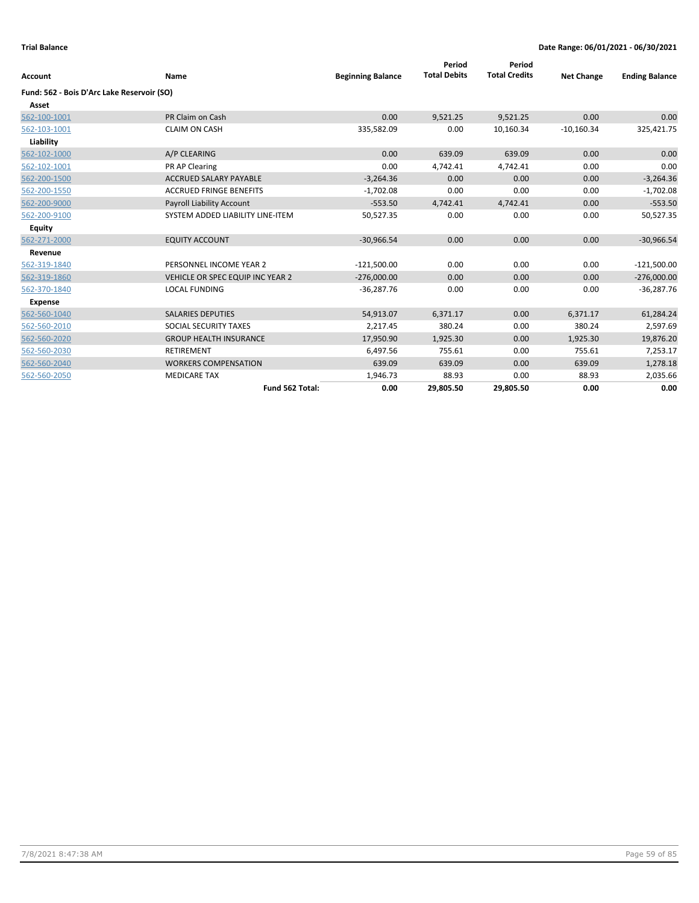**Trial Balance** | **Date Range: 06/01/2021 - 06/30/2021**

| Account | Name | Beginning Balance | Period Total Debits | Period Total Credits | Net Change | Ending Balance |
|---|---|---|---|---|---|---|
| **Fund: 562 - Bois D'Arc Lake Reservoir (SO)** | | | | | | |
| **Asset** | | | | | | |
| 562-100-1001 | PR Claim on Cash | 0.00 | 9,521.25 | 9,521.25 | 0.00 | 0.00 |
| 562-103-1001 | CLAIM ON CASH | 335,582.09 | 0.00 | 10,160.34 | -10,160.34 | 325,421.75 |
| **Liability** | | | | | | |
| 562-102-1000 | A/P CLEARING | 0.00 | 639.09 | 639.09 | 0.00 | 0.00 |
| 562-102-1001 | PR AP Clearing | 0.00 | 4,742.41 | 4,742.41 | 0.00 | 0.00 |
| 562-200-1500 | ACCRUED SALARY PAYABLE | -3,264.36 | 0.00 | 0.00 | 0.00 | -3,264.36 |
| 562-200-1550 | ACCRUED FRINGE BENEFITS | -1,702.08 | 0.00 | 0.00 | 0.00 | -1,702.08 |
| 562-200-9000 | Payroll Liability Account | -553.50 | 4,742.41 | 4,742.41 | 0.00 | -553.50 |
| 562-200-9100 | SYSTEM ADDED LIABILITY LINE-ITEM | 50,527.35 | 0.00 | 0.00 | 0.00 | 50,527.35 |
| **Equity** | | | | | | |
| 562-271-2000 | EQUITY ACCOUNT | -30,966.54 | 0.00 | 0.00 | 0.00 | -30,966.54 |
| **Revenue** | | | | | | |
| 562-319-1840 | PERSONNEL INCOME YEAR 2 | -121,500.00 | 0.00 | 0.00 | 0.00 | -121,500.00 |
| 562-319-1860 | VEHICLE OR SPEC EQUIP INC YEAR 2 | -276,000.00 | 0.00 | 0.00 | 0.00 | -276,000.00 |
| 562-370-1840 | LOCAL FUNDING | -36,287.76 | 0.00 | 0.00 | 0.00 | -36,287.76 |
| **Expense** | | | | | | |
| 562-560-1040 | SALARIES DEPUTIES | 54,913.07 | 6,371.17 | 0.00 | 6,371.17 | 61,284.24 |
| 562-560-2010 | SOCIAL SECURITY TAXES | 2,217.45 | 380.24 | 0.00 | 380.24 | 2,597.69 |
| 562-560-2020 | GROUP HEALTH INSURANCE | 17,950.90 | 1,925.30 | 0.00 | 1,925.30 | 19,876.20 |
| 562-560-2030 | RETIREMENT | 6,497.56 | 755.61 | 0.00 | 755.61 | 7,253.17 |
| 562-560-2040 | WORKERS COMPENSATION | 639.09 | 639.09 | 0.00 | 639.09 | 1,278.18 |
| 562-560-2050 | MEDICARE TAX | 1,946.73 | 88.93 | 0.00 | 88.93 | 2,035.66 |
| | **Fund 562 Total:** | **0.00** | **29,805.50** | **29,805.50** | **0.00** | **0.00** |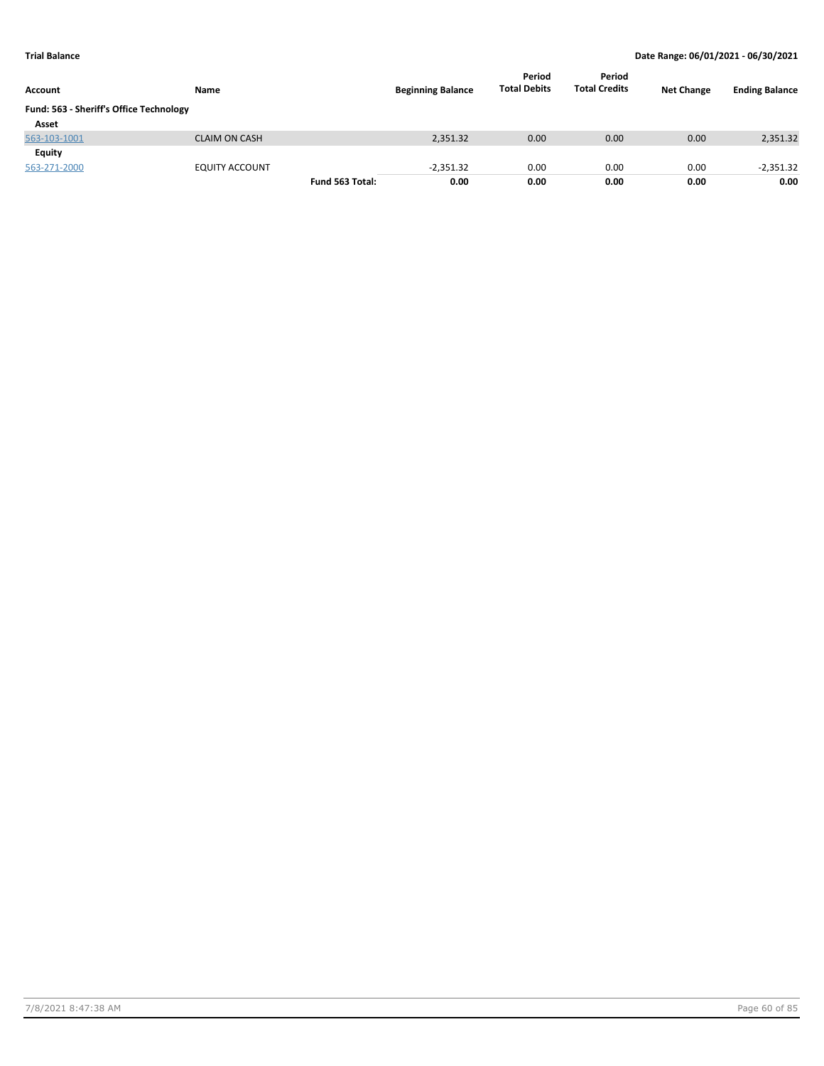**Trial Balance** **Date Range: 06/01/2021 - 06/30/2021**

| Account | Name | | Beginning Balance | Period Total Debits | Period Total Credits | Net Change | Ending Balance |
|---|---|---|---|---|---|---|---|
| **Fund: 563 - Sheriff's Office Technology** | | | | | | | |
| **Asset** | | | | | | | |
| 563-103-1001 | CLAIM ON CASH | | 2,351.32 | 0.00 | 0.00 | 0.00 | 2,351.32 |
| **Equity** | | | | | | | |
| 563-271-2000 | EQUITY ACCOUNT | | -2,351.32 | 0.00 | 0.00 | 0.00 | -2,351.32 |
| | | **Fund 563 Total:** | **0.00** | **0.00** | **0.00** | **0.00** | **0.00** |

7/8/2021 8:47:38 AM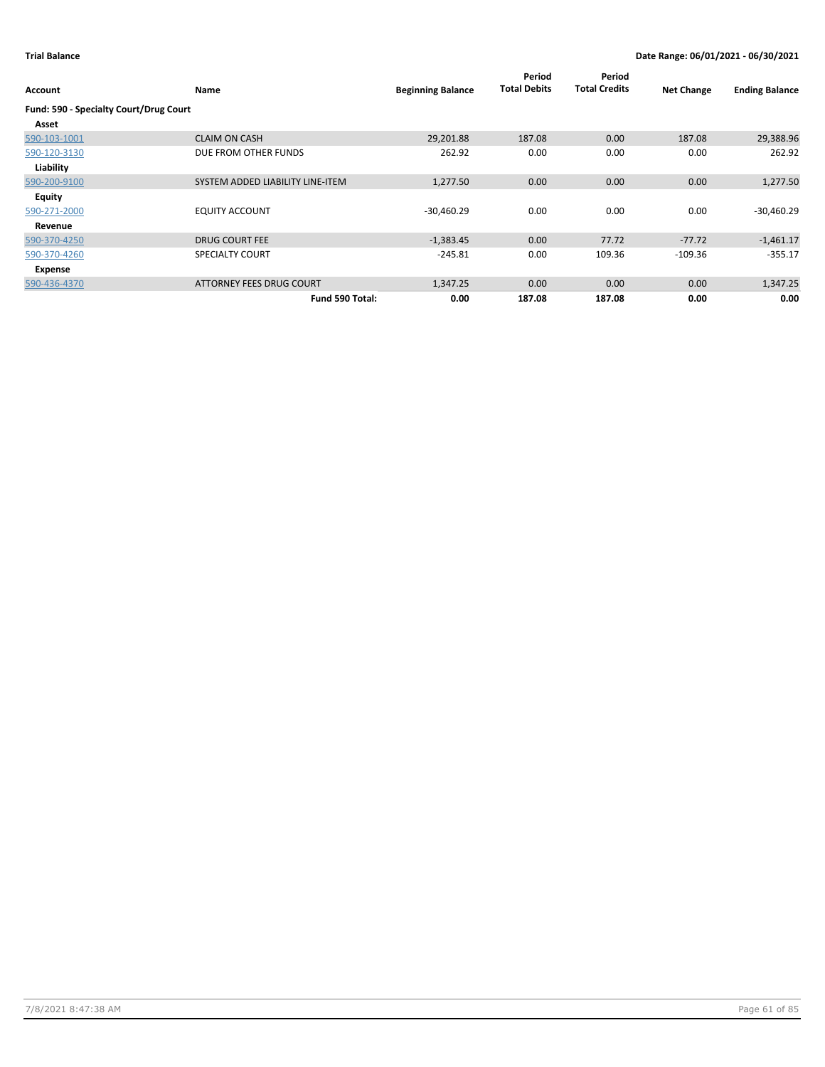**Trial Balance** | **Date Range: 06/01/2021 - 06/30/2021**

| Account | Name | Beginning Balance | Period Total Debits | Period Total Credits | Net Change | Ending Balance |
|---|---|---|---|---|---|---|
| **Fund: 590 - Specialty Court/Drug Court** | | | | | | |
| **Asset** | | | | | | |
| 590-103-1001 | CLAIM ON CASH | 29,201.88 | 187.08 | 0.00 | 187.08 | 29,388.96 |
| 590-120-3130 | DUE FROM OTHER FUNDS | 262.92 | 0.00 | 0.00 | 0.00 | 262.92 |
| **Liability** | | | | | | |
| 590-200-9100 | SYSTEM ADDED LIABILITY LINE-ITEM | 1,277.50 | 0.00 | 0.00 | 0.00 | 1,277.50 |
| **Equity** | | | | | | |
| 590-271-2000 | EQUITY ACCOUNT | -30,460.29 | 0.00 | 0.00 | 0.00 | -30,460.29 |
| **Revenue** | | | | | | |
| 590-370-4250 | DRUG COURT FEE | -1,383.45 | 0.00 | 77.72 | -77.72 | -1,461.17 |
| 590-370-4260 | SPECIALTY COURT | -245.81 | 0.00 | 109.36 | -109.36 | -355.17 |
| **Expense** | | | | | | |
| 590-436-4370 | ATTORNEY FEES DRUG COURT | 1,347.25 | 0.00 | 0.00 | 0.00 | 1,347.25 |
| | **Fund 590 Total:** | **0.00** | **187.08** | **187.08** | **0.00** | **0.00** |

7/8/2021 8:47:38 AM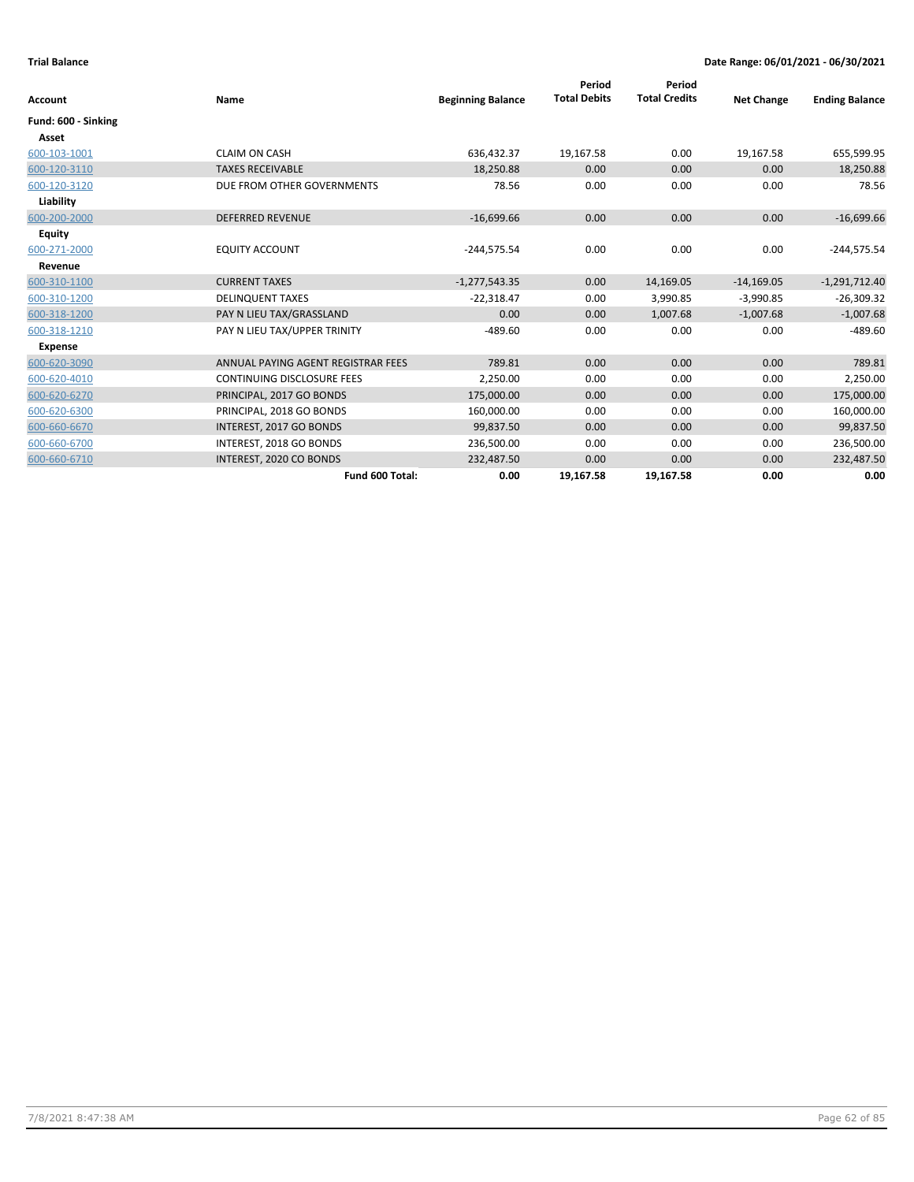**Trial Balance** 

**Date Range: 06/01/2021 - 06/30/2021**

| Account | Name | Beginning Balance | Period Total Debits | Period Total Credits | Net Change | Ending Balance |
|---|---|---|---|---|---|---|
| **Fund: 600 - Sinking** | | | | | | |
| **Asset** | | | | | | |
| 600-103-1001 | CLAIM ON CASH | 636,432.37 | 19,167.58 | 0.00 | 19,167.58 | 655,599.95 |
| 600-120-3110 | TAXES RECEIVABLE | 18,250.88 | 0.00 | 0.00 | 0.00 | 18,250.88 |
| 600-120-3120 | DUE FROM OTHER GOVERNMENTS | 78.56 | 0.00 | 0.00 | 0.00 | 78.56 |
| **Liability** | | | | | | |
| 600-200-2000 | DEFERRED REVENUE | -16,699.66 | 0.00 | 0.00 | 0.00 | -16,699.66 |
| **Equity** | | | | | | |
| 600-271-2000 | EQUITY ACCOUNT | -244,575.54 | 0.00 | 0.00 | 0.00 | -244,575.54 |
| **Revenue** | | | | | | |
| 600-310-1100 | CURRENT TAXES | -1,277,543.35 | 0.00 | 14,169.05 | -14,169.05 | -1,291,712.40 |
| 600-310-1200 | DELINQUENT TAXES | -22,318.47 | 0.00 | 3,990.85 | -3,990.85 | -26,309.32 |
| 600-318-1200 | PAY N LIEU TAX/GRASSLAND | 0.00 | 0.00 | 1,007.68 | -1,007.68 | -1,007.68 |
| 600-318-1210 | PAY N LIEU TAX/UPPER TRINITY | -489.60 | 0.00 | 0.00 | 0.00 | -489.60 |
| **Expense** | | | | | | |
| 600-620-3090 | ANNUAL PAYING AGENT REGISTRAR FEES | 789.81 | 0.00 | 0.00 | 0.00 | 789.81 |
| 600-620-4010 | CONTINUING DISCLOSURE FEES | 2,250.00 | 0.00 | 0.00 | 0.00 | 2,250.00 |
| 600-620-6270 | PRINCIPAL, 2017 GO BONDS | 175,000.00 | 0.00 | 0.00 | 0.00 | 175,000.00 |
| 600-620-6300 | PRINCIPAL, 2018 GO BONDS | 160,000.00 | 0.00 | 0.00 | 0.00 | 160,000.00 |
| 600-660-6670 | INTEREST, 2017 GO BONDS | 99,837.50 | 0.00 | 0.00 | 0.00 | 99,837.50 |
| 600-660-6700 | INTEREST, 2018 GO BONDS | 236,500.00 | 0.00 | 0.00 | 0.00 | 236,500.00 |
| 600-660-6710 | INTEREST, 2020 CO BONDS | 232,487.50 | 0.00 | 0.00 | 0.00 | 232,487.50 |
| | **Fund 600 Total:** | **0.00** | **19,167.58** | **19,167.58** | **0.00** | **0.00** |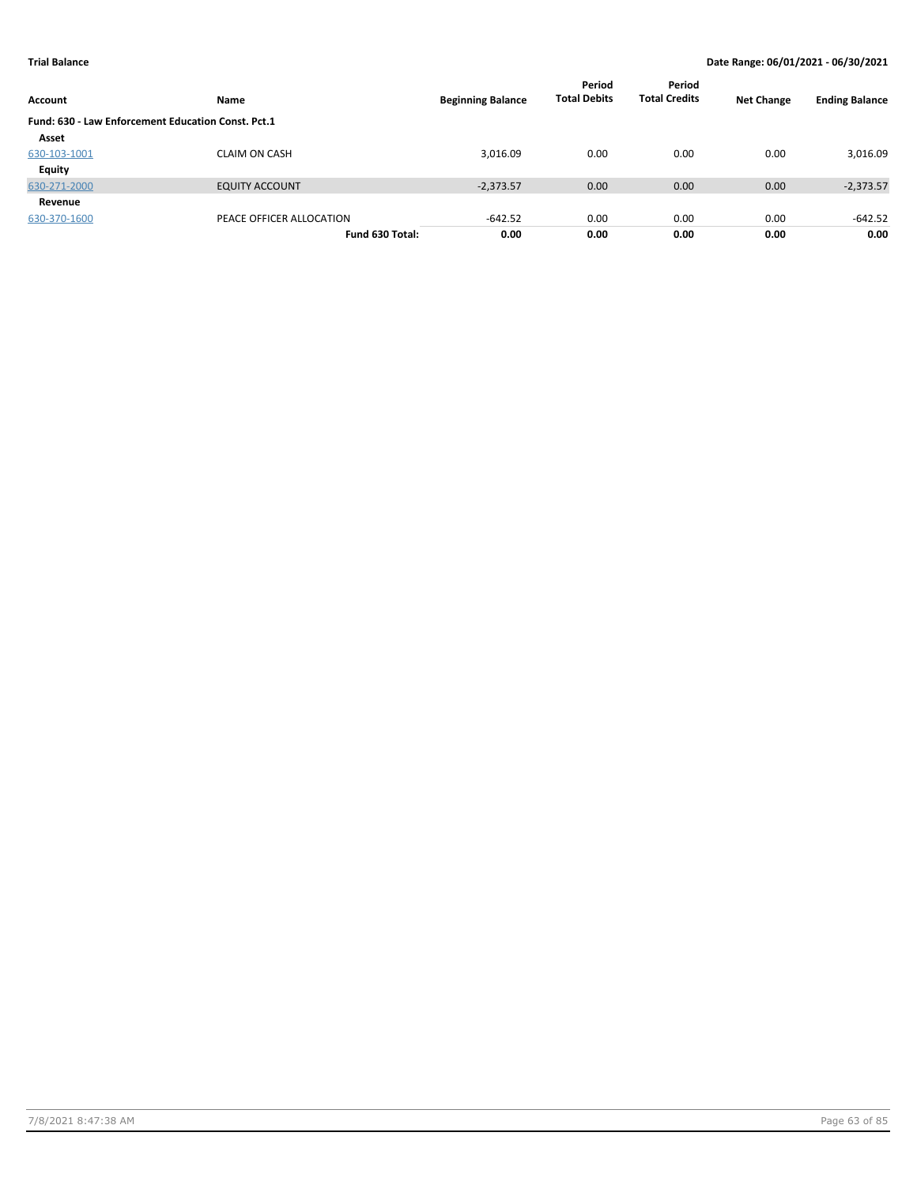**Trial Balance** | **Date Range: 06/01/2021 - 06/30/2021**

| Account | Name | Beginning Balance | Period Total Debits | Period Total Credits | Net Change | Ending Balance |
|---|---|---|---|---|---|---|
| **Fund: 630 - Law Enforcement Education Const. Pct.1** | | | | | | |
| **Asset** | | | | | | |
| 630-103-1001 | CLAIM ON CASH | 3,016.09 | 0.00 | 0.00 | 0.00 | 3,016.09 |
| **Equity** | | | | | | |
| 630-271-2000 | EQUITY ACCOUNT | -2,373.57 | 0.00 | 0.00 | 0.00 | -2,373.57 |
| **Revenue** | | | | | | |
| 630-370-1600 | PEACE OFFICER ALLOCATION | -642.52 | 0.00 | 0.00 | 0.00 | -642.52 |
| | **Fund 630 Total:** | **0.00** | **0.00** | **0.00** | **0.00** | **0.00** |

7/8/2021 8:47:38 AM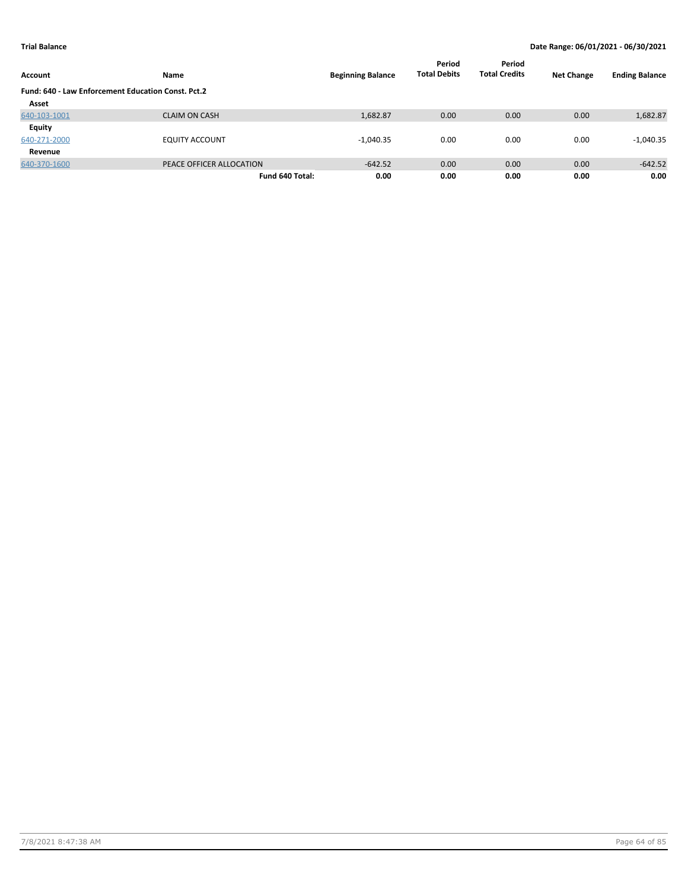**Trial Balance** **Date Range: 06/01/2021 - 06/30/2021**

| Account | Name | Beginning Balance | Period Total Debits | Period Total Credits | Net Change | Ending Balance |
|---|---|---|---|---|---|---|
| **Fund: 640 - Law Enforcement Education Const. Pct.2** | | | | | | |
| **Asset** | | | | | | |
| 640-103-1001 | CLAIM ON CASH | 1,682.87 | 0.00 | 0.00 | 0.00 | 1,682.87 |
| **Equity** | | | | | | |
| 640-271-2000 | EQUITY ACCOUNT | -1,040.35 | 0.00 | 0.00 | 0.00 | -1,040.35 |
| **Revenue** | | | | | | |
| 640-370-1600 | PEACE OFFICER ALLOCATION | -642.52 | 0.00 | 0.00 | 0.00 | -642.52 |
| | **Fund 640 Total:** | **0.00** | **0.00** | **0.00** | **0.00** | **0.00** |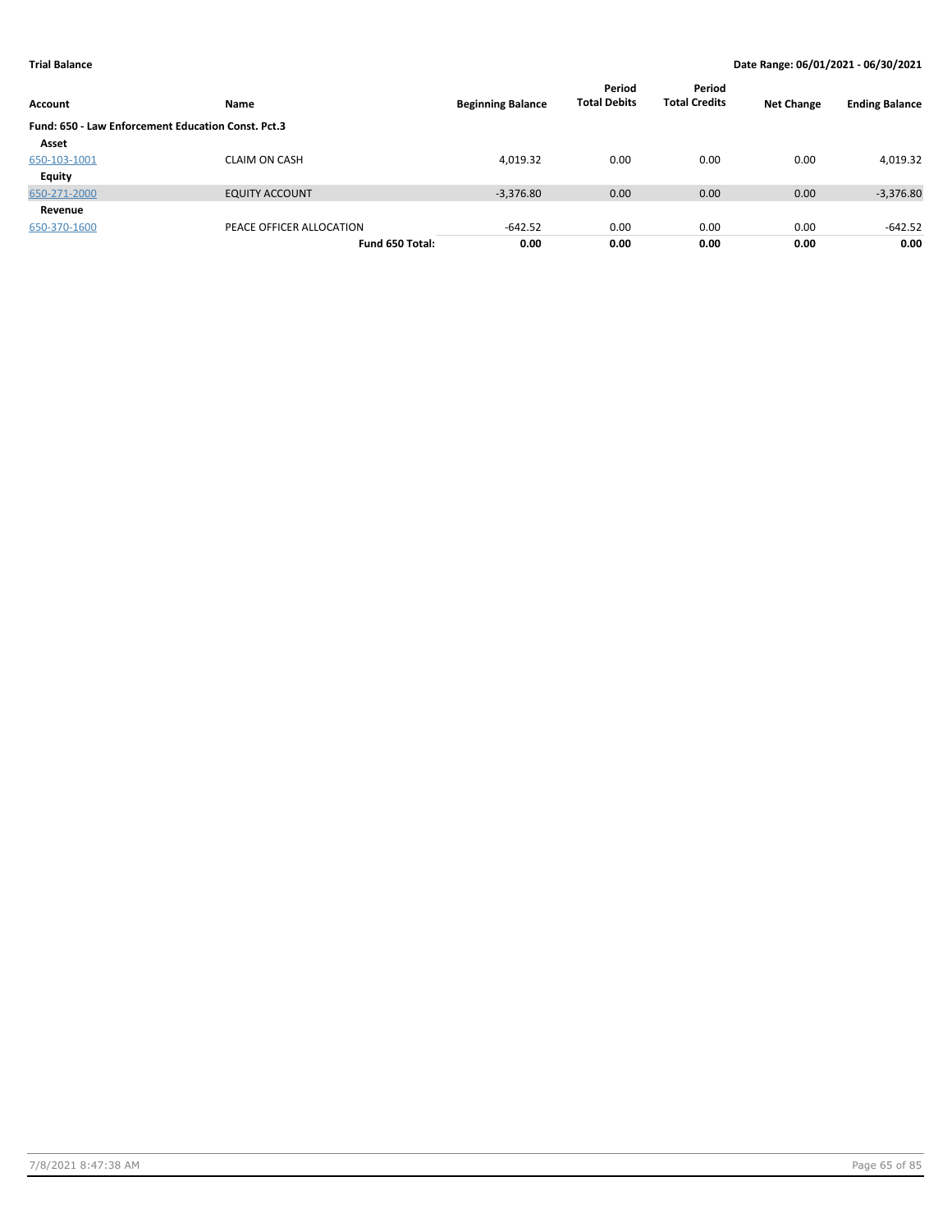**Trial Balance** — **Date Range: 06/01/2021 - 06/30/2021**

| Account | Name | Beginning Balance | Period Total Debits | Period Total Credits | Net Change | Ending Balance |
|---|---|---|---|---|---|---|
| **Fund: 650 - Law Enforcement Education Const. Pct.3** | | | | | | |
| **Asset** | | | | | | |
| 650-103-1001 | CLAIM ON CASH | 4,019.32 | 0.00 | 0.00 | 0.00 | 4,019.32 |
| **Equity** | | | | | | |
| 650-271-2000 | EQUITY ACCOUNT | -3,376.80 | 0.00 | 0.00 | 0.00 | -3,376.80 |
| **Revenue** | | | | | | |
| 650-370-1600 | PEACE OFFICER ALLOCATION | -642.52 | 0.00 | 0.00 | 0.00 | -642.52 |
| | **Fund 650 Total:** | **0.00** | **0.00** | **0.00** | **0.00** | **0.00** |

7/8/2021 8:47:38 AM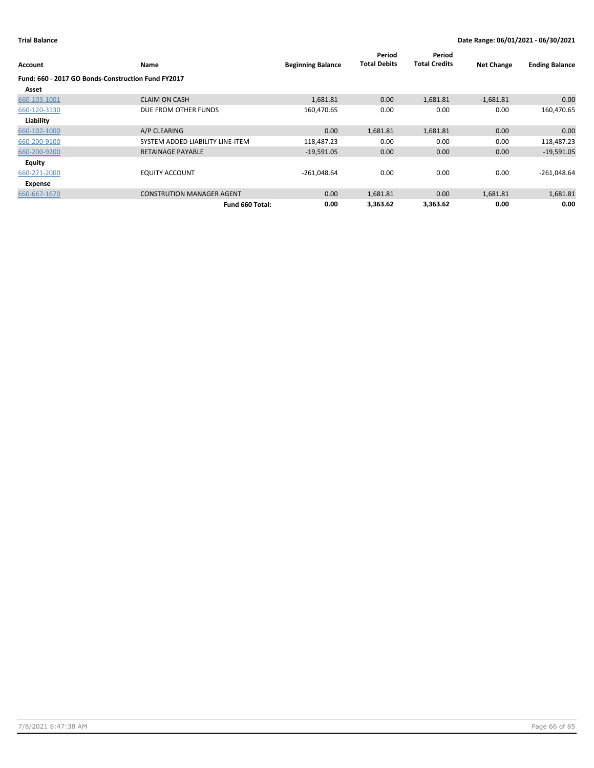**Trial Balance** — Date Range: 06/01/2021 - 06/30/2021

| Account | Name | Beginning Balance | Period Total Debits | Period Total Credits | Net Change | Ending Balance |
|---|---|---|---|---|---|---|
| **Fund: 660 - 2017 GO Bonds-Construction Fund FY2017** | | | | | | |
| **Asset** | | | | | | |
| 660-103-1001 | CLAIM ON CASH | 1,681.81 | 0.00 | 1,681.81 | -1,681.81 | 0.00 |
| 660-120-3130 | DUE FROM OTHER FUNDS | 160,470.65 | 0.00 | 0.00 | 0.00 | 160,470.65 |
| **Liability** | | | | | | |
| 660-102-1000 | A/P CLEARING | 0.00 | 1,681.81 | 1,681.81 | 0.00 | 0.00 |
| 660-200-9100 | SYSTEM ADDED LIABILITY LINE-ITEM | 118,487.23 | 0.00 | 0.00 | 0.00 | 118,487.23 |
| 660-200-9200 | RETAINAGE PAYABLE | -19,591.05 | 0.00 | 0.00 | 0.00 | -19,591.05 |
| **Equity** | | | | | | |
| 660-271-2000 | EQUITY ACCOUNT | -261,048.64 | 0.00 | 0.00 | 0.00 | -261,048.64 |
| **Expense** | | | | | | |
| 660-667-1670 | CONSTRUTION MANAGER AGENT | 0.00 | 1,681.81 | 0.00 | 1,681.81 | 1,681.81 |
| | **Fund 660 Total:** | **0.00** | **3,363.62** | **3,363.62** | **0.00** | **0.00** |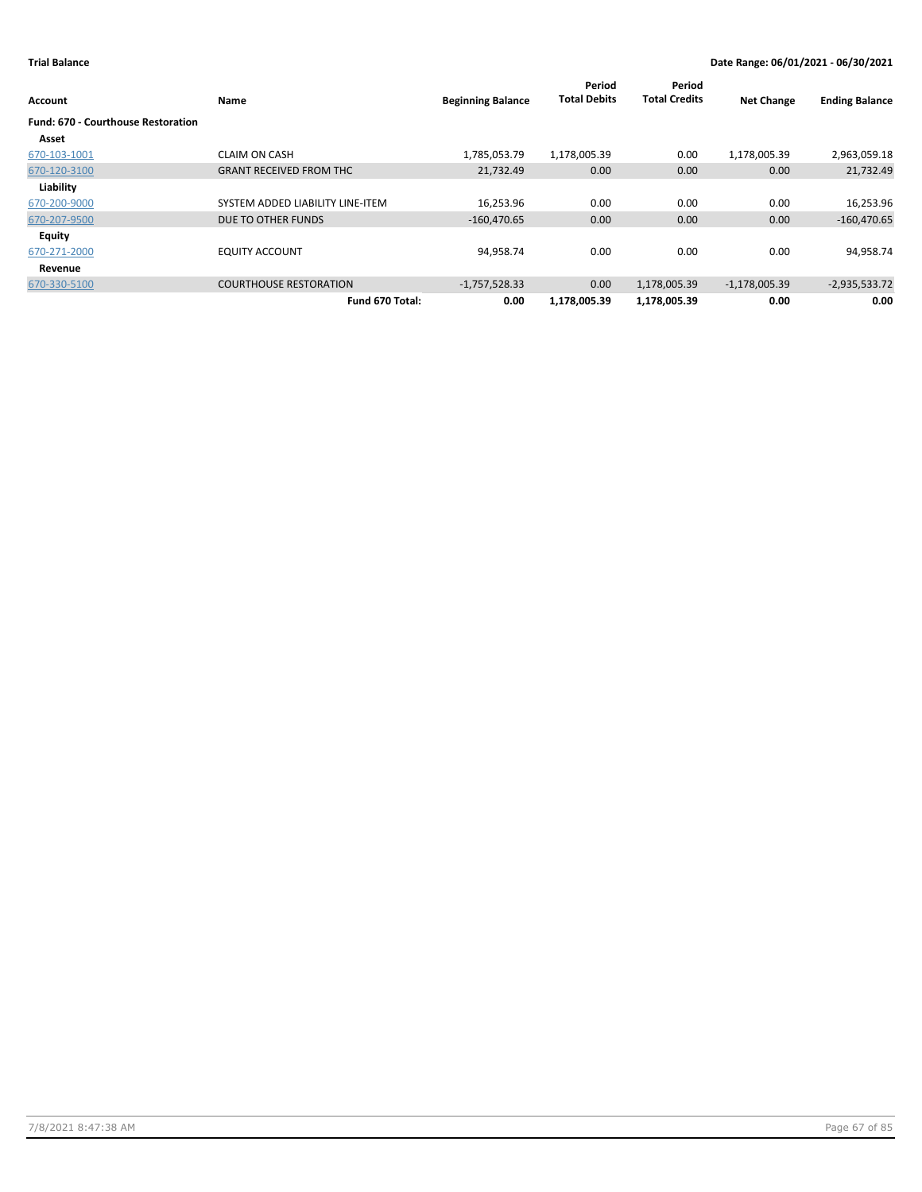**Trial Balance** **Date Range: 06/01/2021 - 06/30/2021**

| Account | Name | Beginning Balance | Period Total Debits | Period Total Credits | Net Change | Ending Balance |
|---|---|---|---|---|---|---|
| **Fund: 670 - Courthouse Restoration** | | | | | | |
| **Asset** | | | | | | |
| 670-103-1001 | CLAIM ON CASH | 1,785,053.79 | 1,178,005.39 | 0.00 | 1,178,005.39 | 2,963,059.18 |
| 670-120-3100 | GRANT RECEIVED FROM THC | 21,732.49 | 0.00 | 0.00 | 0.00 | 21,732.49 |
| **Liability** | | | | | | |
| 670-200-9000 | SYSTEM ADDED LIABILITY LINE-ITEM | 16,253.96 | 0.00 | 0.00 | 0.00 | 16,253.96 |
| 670-207-9500 | DUE TO OTHER FUNDS | -160,470.65 | 0.00 | 0.00 | 0.00 | -160,470.65 |
| **Equity** | | | | | | |
| 670-271-2000 | EQUITY ACCOUNT | 94,958.74 | 0.00 | 0.00 | 0.00 | 94,958.74 |
| **Revenue** | | | | | | |
| 670-330-5100 | COURTHOUSE RESTORATION | -1,757,528.33 | 0.00 | 1,178,005.39 | -1,178,005.39 | -2,935,533.72 |
| | **Fund 670 Total:** | **0.00** | **1,178,005.39** | **1,178,005.39** | **0.00** | **0.00** |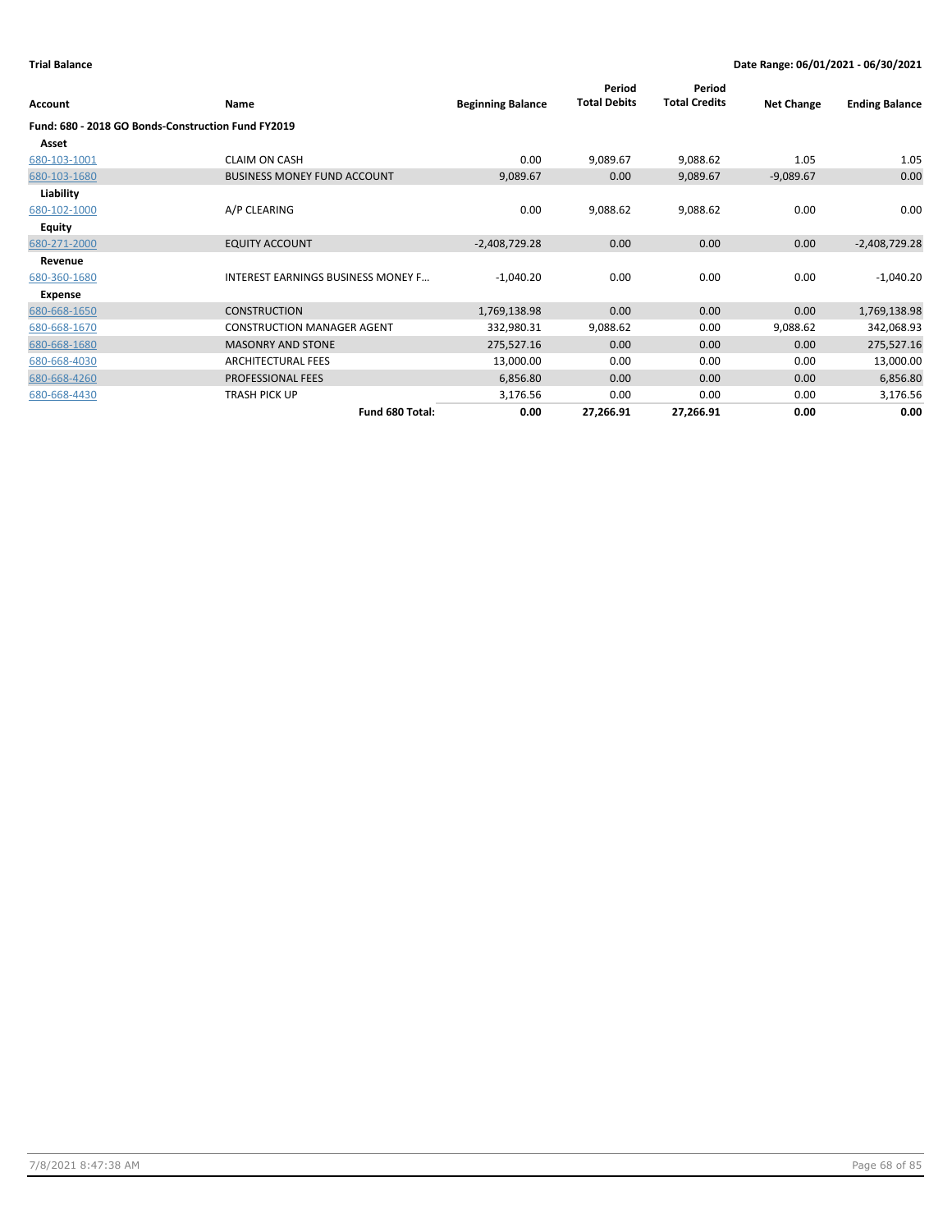**Trial Balance**

**Date Range: 06/01/2021 - 06/30/2021**

| Account | Name | Beginning Balance | Period Total Debits | Period Total Credits | Net Change | Ending Balance |
|---|---|---|---|---|---|---|
| **Fund: 680 - 2018 GO Bonds-Construction Fund FY2019** | | | | | | |
| **Asset** | | | | | | |
| 680-103-1001 | CLAIM ON CASH | 0.00 | 9,089.67 | 9,088.62 | 1.05 | 1.05 |
| 680-103-1680 | BUSINESS MONEY FUND ACCOUNT | 9,089.67 | 0.00 | 9,089.67 | -9,089.67 | 0.00 |
| **Liability** | | | | | | |
| 680-102-1000 | A/P CLEARING | 0.00 | 9,088.62 | 9,088.62 | 0.00 | 0.00 |
| **Equity** | | | | | | |
| 680-271-2000 | EQUITY ACCOUNT | -2,408,729.28 | 0.00 | 0.00 | 0.00 | -2,408,729.28 |
| **Revenue** | | | | | | |
| 680-360-1680 | INTEREST EARNINGS BUSINESS MONEY F... | -1,040.20 | 0.00 | 0.00 | 0.00 | -1,040.20 |
| **Expense** | | | | | | |
| 680-668-1650 | CONSTRUCTION | 1,769,138.98 | 0.00 | 0.00 | 0.00 | 1,769,138.98 |
| 680-668-1670 | CONSTRUCTION MANAGER AGENT | 332,980.31 | 9,088.62 | 0.00 | 9,088.62 | 342,068.93 |
| 680-668-1680 | MASONRY AND STONE | 275,527.16 | 0.00 | 0.00 | 0.00 | 275,527.16 |
| 680-668-4030 | ARCHITECTURAL FEES | 13,000.00 | 0.00 | 0.00 | 0.00 | 13,000.00 |
| 680-668-4260 | PROFESSIONAL FEES | 6,856.80 | 0.00 | 0.00 | 0.00 | 6,856.80 |
| 680-668-4430 | TRASH PICK UP | 3,176.56 | 0.00 | 0.00 | 0.00 | 3,176.56 |
| | **Fund 680 Total:** | **0.00** | **27,266.91** | **27,266.91** | **0.00** | **0.00** |

7/8/2021 8:47:38 AM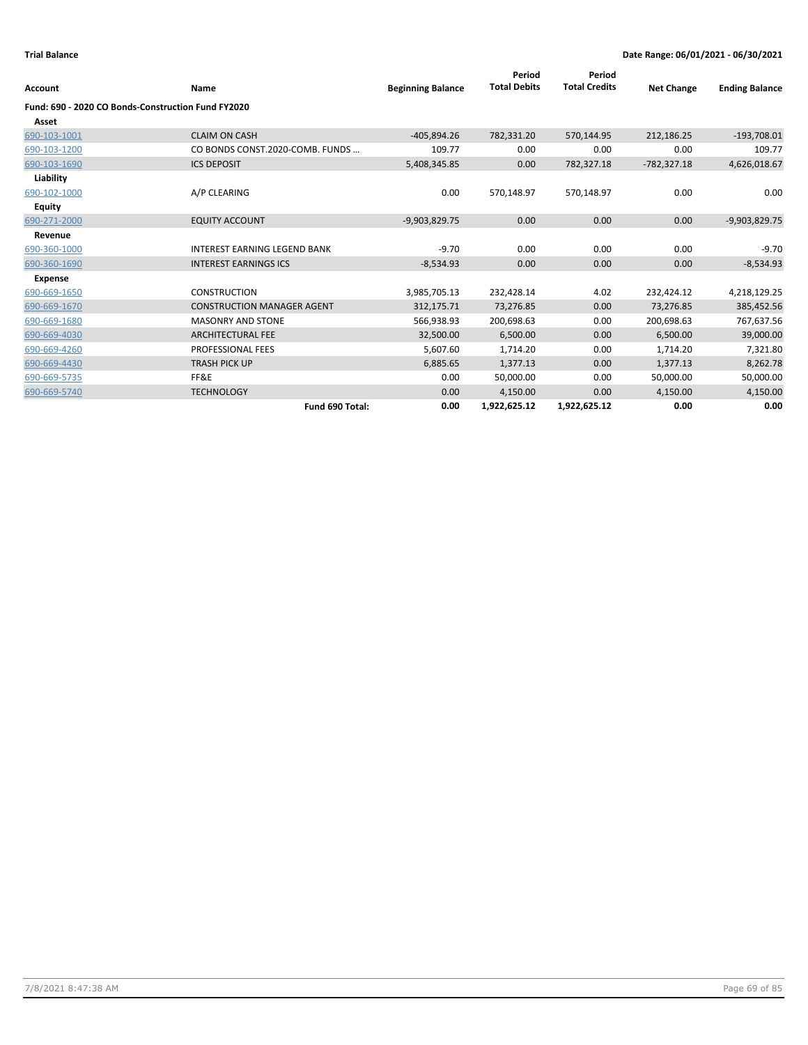**Trial Balance** **Date Range: 06/01/2021 - 06/30/2021**

| Account | Name | Beginning Balance | Period Total Debits | Period Total Credits | Net Change | Ending Balance |
|---|---|---|---|---|---|---|
| **Fund: 690 - 2020 CO Bonds-Construction Fund FY2020** | | | | | | |
| **Asset** | | | | | | |
| 690-103-1001 | CLAIM ON CASH | -405,894.26 | 782,331.20 | 570,144.95 | 212,186.25 | -193,708.01 |
| 690-103-1200 | CO BONDS CONST.2020-COMB. FUNDS ... | 109.77 | 0.00 | 0.00 | 0.00 | 109.77 |
| 690-103-1690 | ICS DEPOSIT | 5,408,345.85 | 0.00 | 782,327.18 | -782,327.18 | 4,626,018.67 |
| **Liability** | | | | | | |
| 690-102-1000 | A/P CLEARING | 0.00 | 570,148.97 | 570,148.97 | 0.00 | 0.00 |
| **Equity** | | | | | | |
| 690-271-2000 | EQUITY ACCOUNT | -9,903,829.75 | 0.00 | 0.00 | 0.00 | -9,903,829.75 |
| **Revenue** | | | | | | |
| 690-360-1000 | INTEREST EARNING LEGEND BANK | -9.70 | 0.00 | 0.00 | 0.00 | -9.70 |
| 690-360-1690 | INTEREST EARNINGS ICS | -8,534.93 | 0.00 | 0.00 | 0.00 | -8,534.93 |
| **Expense** | | | | | | |
| 690-669-1650 | CONSTRUCTION | 3,985,705.13 | 232,428.14 | 4.02 | 232,424.12 | 4,218,129.25 |
| 690-669-1670 | CONSTRUCTION MANAGER AGENT | 312,175.71 | 73,276.85 | 0.00 | 73,276.85 | 385,452.56 |
| 690-669-1680 | MASONRY AND STONE | 566,938.93 | 200,698.63 | 0.00 | 200,698.63 | 767,637.56 |
| 690-669-4030 | ARCHITECTURAL FEE | 32,500.00 | 6,500.00 | 0.00 | 6,500.00 | 39,000.00 |
| 690-669-4260 | PROFESSIONAL FEES | 5,607.60 | 1,714.20 | 0.00 | 1,714.20 | 7,321.80 |
| 690-669-4430 | TRASH PICK UP | 6,885.65 | 1,377.13 | 0.00 | 1,377.13 | 8,262.78 |
| 690-669-5735 | FF&E | 0.00 | 50,000.00 | 0.00 | 50,000.00 | 50,000.00 |
| 690-669-5740 | TECHNOLOGY | 0.00 | 4,150.00 | 0.00 | 4,150.00 | 4,150.00 |
| | **Fund 690 Total:** | **0.00** | **1,922,625.12** | **1,922,625.12** | **0.00** | **0.00** |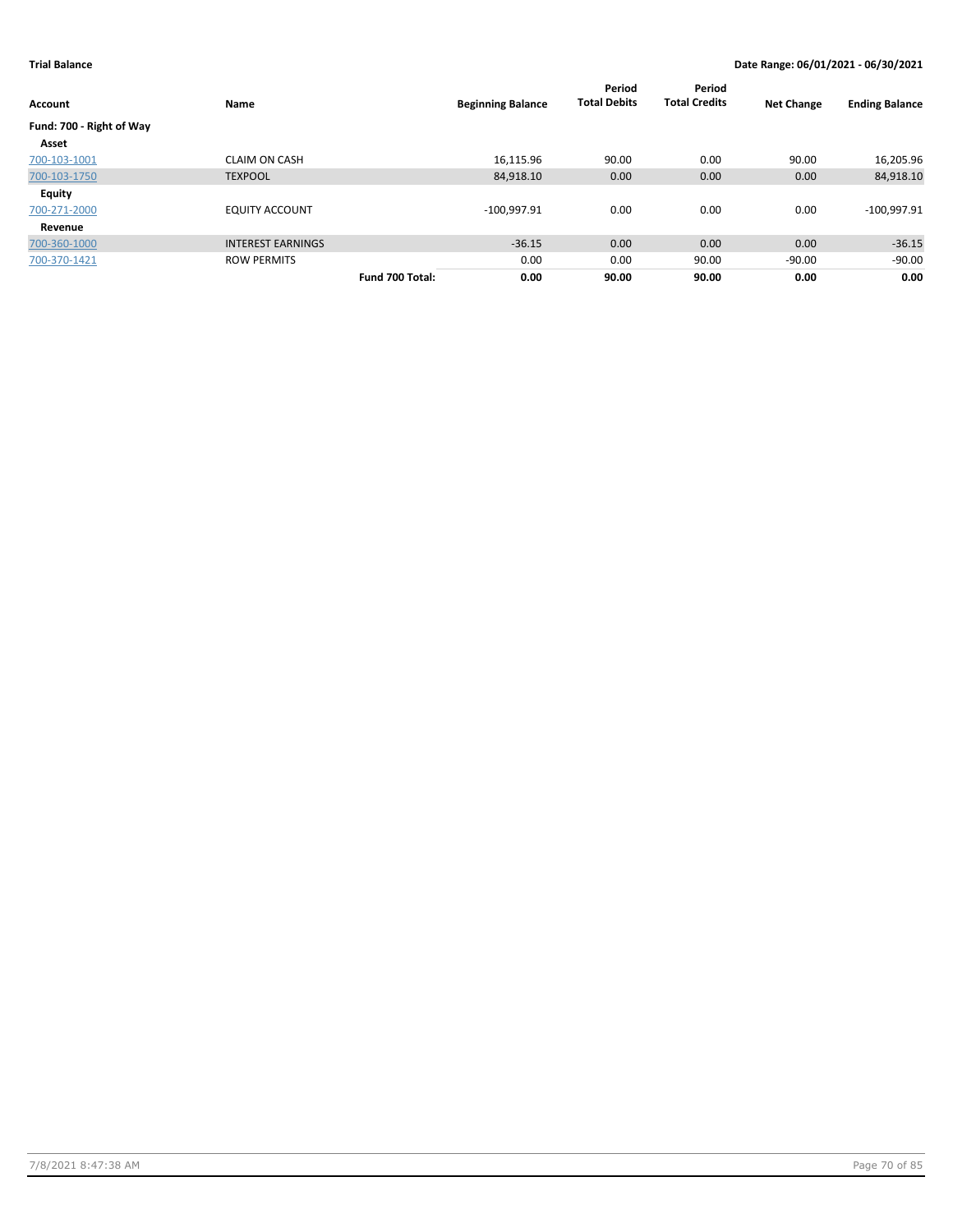**Trial Balance** | **Date Range: 06/01/2021 - 06/30/2021**

| Account | Name | | Beginning Balance | Period Total Debits | Period Total Credits | Net Change | Ending Balance |
|---|---|---|---|---|---|---|---|
| **Fund: 700 - Right of Way** | | | | | | | |
| **Asset** | | | | | | | |
| 700-103-1001 | CLAIM ON CASH | | 16,115.96 | 90.00 | 0.00 | 90.00 | 16,205.96 |
| 700-103-1750 | TEXPOOL | | 84,918.10 | 0.00 | 0.00 | 0.00 | 84,918.10 |
| **Equity** | | | | | | | |
| 700-271-2000 | EQUITY ACCOUNT | | -100,997.91 | 0.00 | 0.00 | 0.00 | -100,997.91 |
| **Revenue** | | | | | | | |
| 700-360-1000 | INTEREST EARNINGS | | -36.15 | 0.00 | 0.00 | 0.00 | -36.15 |
| 700-370-1421 | ROW PERMITS | | 0.00 | 0.00 | 90.00 | -90.00 | -90.00 |
| | | **Fund 700 Total:** | **0.00** | **90.00** | **90.00** | **0.00** | **0.00** |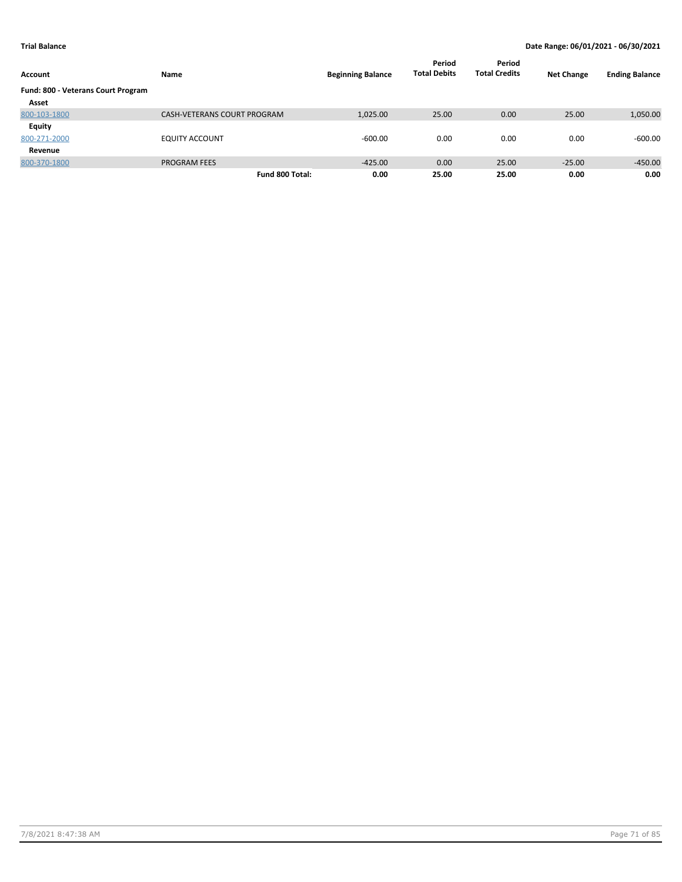**Trial Balance** **Date Range: 06/01/2021 - 06/30/2021**

| Account | Name | Beginning Balance | Period Total Debits | Period Total Credits | Net Change | Ending Balance |
|---|---|---|---|---|---|---|
| **Fund: 800 - Veterans Court Program** | | | | | | |
| **Asset** | | | | | | |
| 800-103-1800 | CASH-VETERANS COURT PROGRAM | 1,025.00 | 25.00 | 0.00 | 25.00 | 1,050.00 |
| **Equity** | | | | | | |
| 800-271-2000 | EQUITY ACCOUNT | -600.00 | 0.00 | 0.00 | 0.00 | -600.00 |
| **Revenue** | | | | | | |
| 800-370-1800 | PROGRAM FEES | -425.00 | 0.00 | 25.00 | -25.00 | -450.00 |
| | **Fund 800 Total:** | **0.00** | **25.00** | **25.00** | **0.00** | **0.00** |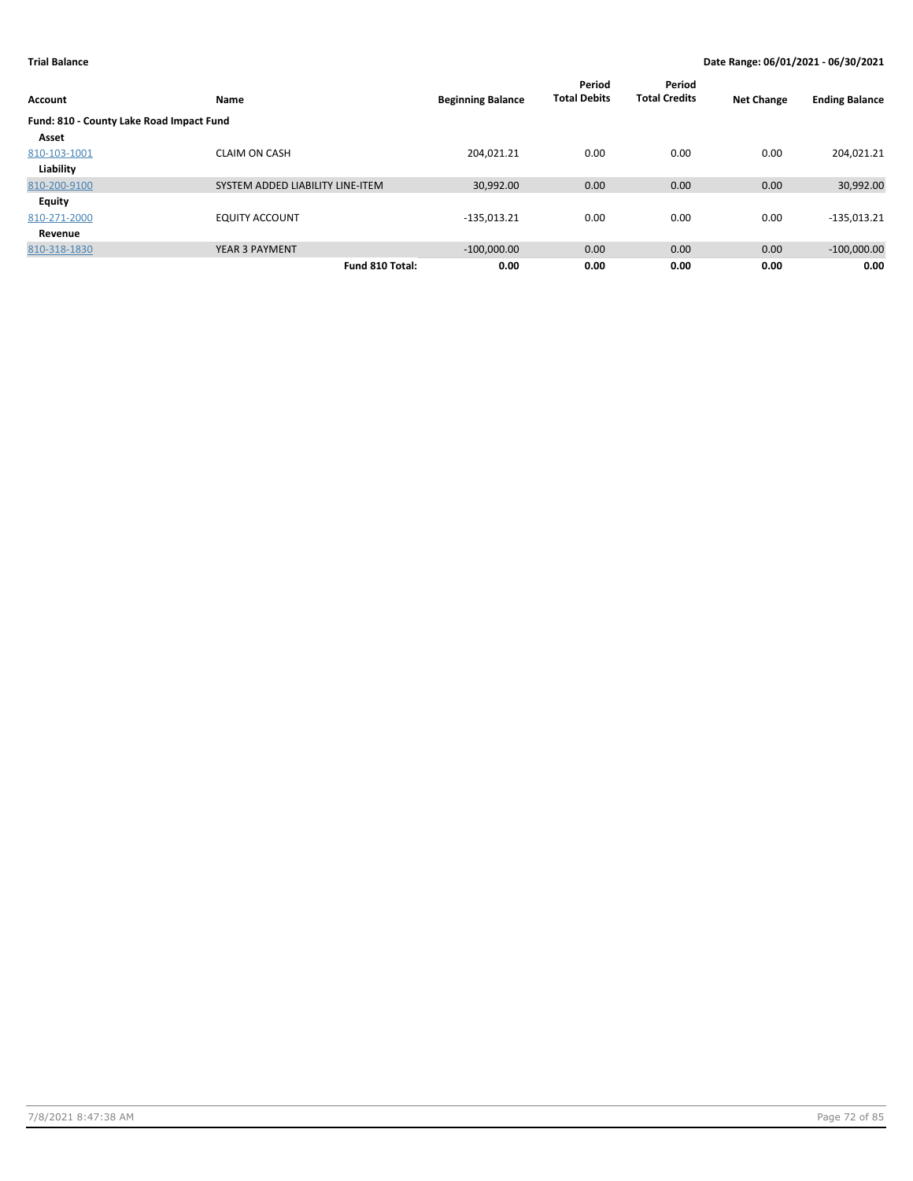**Trial Balance** — Date Range: 06/01/2021 - 06/30/2021

| Account | Name | Beginning Balance | Period Total Debits | Period Total Credits | Net Change | Ending Balance |
|---|---|---|---|---|---|---|
| **Fund: 810 - County Lake Road Impact Fund** | | | | | | |
| **Asset** | | | | | | |
| 810-103-1001 | CLAIM ON CASH | 204,021.21 | 0.00 | 0.00 | 0.00 | 204,021.21 |
| **Liability** | | | | | | |
| 810-200-9100 | SYSTEM ADDED LIABILITY LINE-ITEM | 30,992.00 | 0.00 | 0.00 | 0.00 | 30,992.00 |
| **Equity** | | | | | | |
| 810-271-2000 | EQUITY ACCOUNT | -135,013.21 | 0.00 | 0.00 | 0.00 | -135,013.21 |
| **Revenue** | | | | | | |
| 810-318-1830 | YEAR 3 PAYMENT | -100,000.00 | 0.00 | 0.00 | 0.00 | -100,000.00 |
| | **Fund 810 Total:** | **0.00** | **0.00** | **0.00** | **0.00** | **0.00** |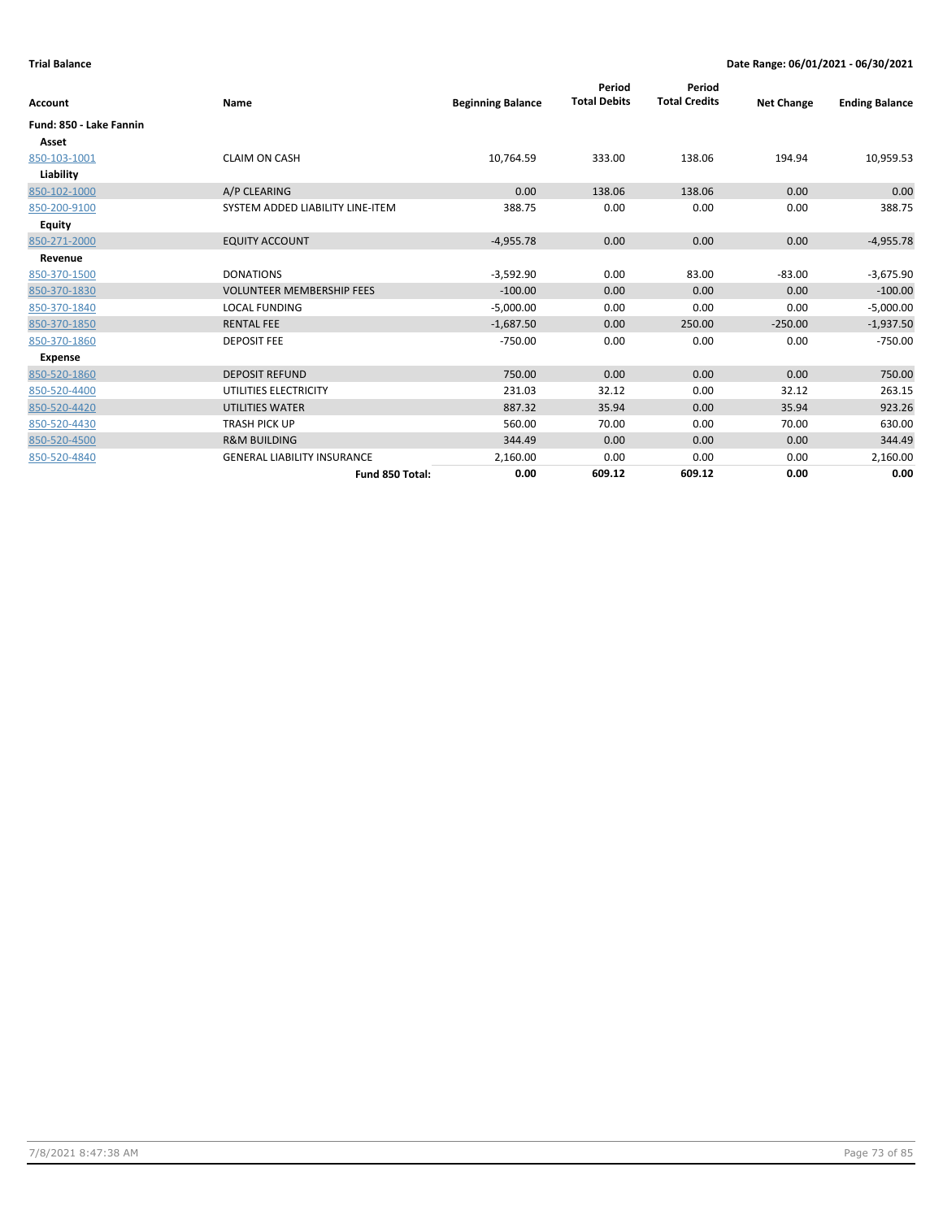**Trial Balance** **Date Range: 06/01/2021 - 06/30/2021**

| Account | Name | Beginning Balance | Period Total Debits | Period Total Credits | Net Change | Ending Balance |
|---|---|---|---|---|---|---|
| **Fund: 850 - Lake Fannin** | | | | | | |
| **Asset** | | | | | | |
| 850-103-1001 | CLAIM ON CASH | 10,764.59 | 333.00 | 138.06 | 194.94 | 10,959.53 |
| **Liability** | | | | | | |
| 850-102-1000 | A/P CLEARING | 0.00 | 138.06 | 138.06 | 0.00 | 0.00 |
| 850-200-9100 | SYSTEM ADDED LIABILITY LINE-ITEM | 388.75 | 0.00 | 0.00 | 0.00 | 388.75 |
| **Equity** | | | | | | |
| 850-271-2000 | EQUITY ACCOUNT | -4,955.78 | 0.00 | 0.00 | 0.00 | -4,955.78 |
| **Revenue** | | | | | | |
| 850-370-1500 | DONATIONS | -3,592.90 | 0.00 | 83.00 | -83.00 | -3,675.90 |
| 850-370-1830 | VOLUNTEER MEMBERSHIP FEES | -100.00 | 0.00 | 0.00 | 0.00 | -100.00 |
| 850-370-1840 | LOCAL FUNDING | -5,000.00 | 0.00 | 0.00 | 0.00 | -5,000.00 |
| 850-370-1850 | RENTAL FEE | -1,687.50 | 0.00 | 250.00 | -250.00 | -1,937.50 |
| 850-370-1860 | DEPOSIT FEE | -750.00 | 0.00 | 0.00 | 0.00 | -750.00 |
| **Expense** | | | | | | |
| 850-520-1860 | DEPOSIT REFUND | 750.00 | 0.00 | 0.00 | 0.00 | 750.00 |
| 850-520-4400 | UTILITIES ELECTRICITY | 231.03 | 32.12 | 0.00 | 32.12 | 263.15 |
| 850-520-4420 | UTILITIES WATER | 887.32 | 35.94 | 0.00 | 35.94 | 923.26 |
| 850-520-4430 | TRASH PICK UP | 560.00 | 70.00 | 0.00 | 70.00 | 630.00 |
| 850-520-4500 | R&M BUILDING | 344.49 | 0.00 | 0.00 | 0.00 | 344.49 |
| 850-520-4840 | GENERAL LIABILITY INSURANCE | 2,160.00 | 0.00 | 0.00 | 0.00 | 2,160.00 |
| | **Fund 850 Total:** | **0.00** | **609.12** | **609.12** | **0.00** | **0.00** |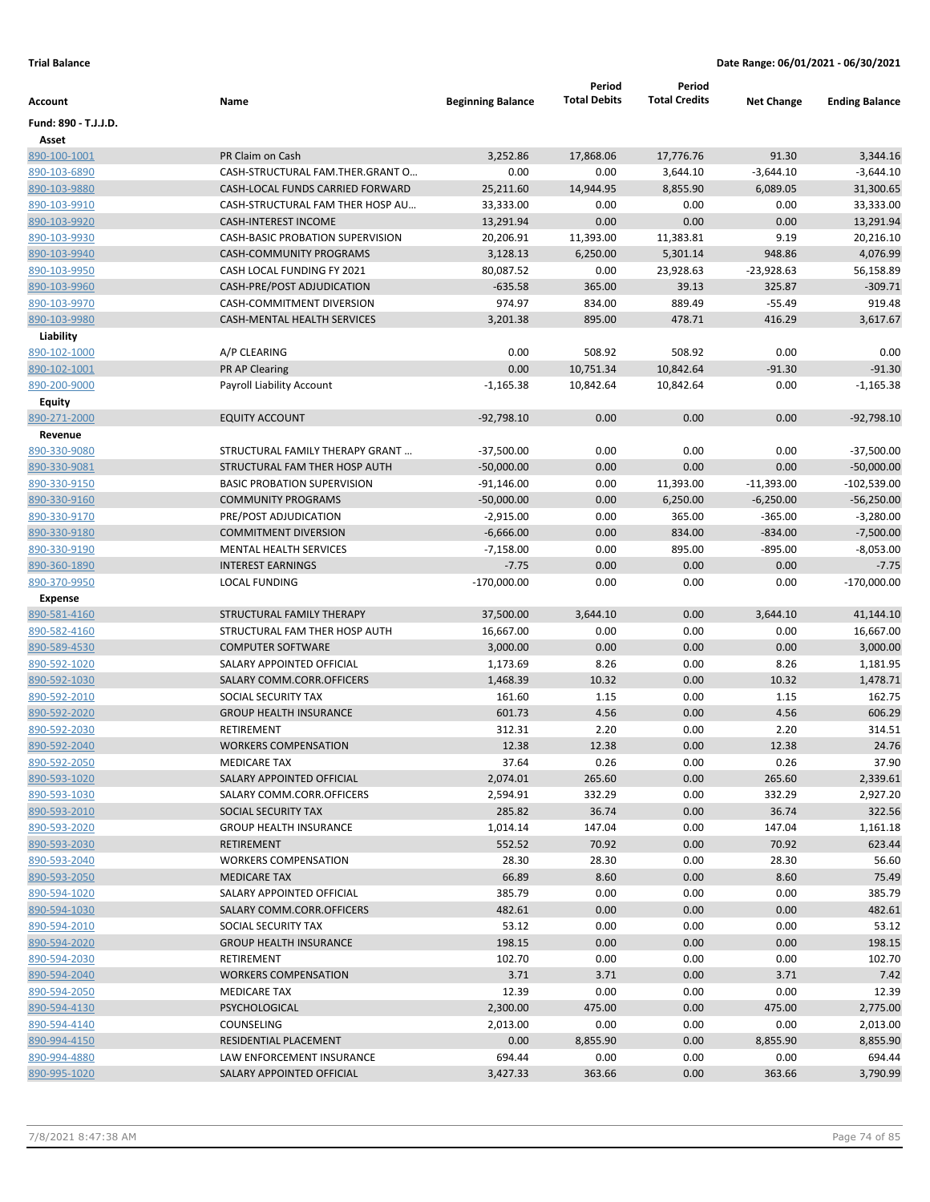**Trial Balance**

**Date Range: 06/01/2021 - 06/30/2021**

| Account | Name | Beginning Balance | Period Total Debits | Period Total Credits | Net Change | Ending Balance |
|---|---|---|---|---|---|---|
| **Fund: 890 - T.J.J.D.** | | | | | | |
| **Asset** | | | | | | |
| 890-100-1001 | PR Claim on Cash | 3,252.86 | 17,868.06 | 17,776.76 | 91.30 | 3,344.16 |
| 890-103-6890 | CASH-STRUCTURAL FAM.THER.GRANT O… | 0.00 | 0.00 | 3,644.10 | -3,644.10 | -3,644.10 |
| 890-103-9880 | CASH-LOCAL FUNDS CARRIED FORWARD | 25,211.60 | 14,944.95 | 8,855.90 | 6,089.05 | 31,300.65 |
| 890-103-9910 | CASH-STRUCTURAL FAM THER HOSP AU… | 33,333.00 | 0.00 | 0.00 | 0.00 | 33,333.00 |
| 890-103-9920 | CASH-INTEREST INCOME | 13,291.94 | 0.00 | 0.00 | 0.00 | 13,291.94 |
| 890-103-9930 | CASH-BASIC PROBATION SUPERVISION | 20,206.91 | 11,393.00 | 11,383.81 | 9.19 | 20,216.10 |
| 890-103-9940 | CASH-COMMUNITY PROGRAMS | 3,128.13 | 6,250.00 | 5,301.14 | 948.86 | 4,076.99 |
| 890-103-9950 | CASH LOCAL FUNDING FY 2021 | 80,087.52 | 0.00 | 23,928.63 | -23,928.63 | 56,158.89 |
| 890-103-9960 | CASH-PRE/POST ADJUDICATION | -635.58 | 365.00 | 39.13 | 325.87 | -309.71 |
| 890-103-9970 | CASH-COMMITMENT DIVERSION | 974.97 | 834.00 | 889.49 | -55.49 | 919.48 |
| 890-103-9980 | CASH-MENTAL HEALTH SERVICES | 3,201.38 | 895.00 | 478.71 | 416.29 | 3,617.67 |
| **Liability** | | | | | | |
| 890-102-1000 | A/P CLEARING | 0.00 | 508.92 | 508.92 | 0.00 | 0.00 |
| 890-102-1001 | PR AP Clearing | 0.00 | 10,751.34 | 10,842.64 | -91.30 | -91.30 |
| 890-200-9000 | Payroll Liability Account | -1,165.38 | 10,842.64 | 10,842.64 | 0.00 | -1,165.38 |
| **Equity** | | | | | | |
| 890-271-2000 | EQUITY ACCOUNT | -92,798.10 | 0.00 | 0.00 | 0.00 | -92,798.10 |
| **Revenue** | | | | | | |
| 890-330-9080 | STRUCTURAL FAMILY THERAPY GRANT … | -37,500.00 | 0.00 | 0.00 | 0.00 | -37,500.00 |
| 890-330-9081 | STRUCTURAL FAM THER HOSP AUTH | -50,000.00 | 0.00 | 0.00 | 0.00 | -50,000.00 |
| 890-330-9150 | BASIC PROBATION SUPERVISION | -91,146.00 | 0.00 | 11,393.00 | -11,393.00 | -102,539.00 |
| 890-330-9160 | COMMUNITY PROGRAMS | -50,000.00 | 0.00 | 6,250.00 | -6,250.00 | -56,250.00 |
| 890-330-9170 | PRE/POST ADJUDICATION | -2,915.00 | 0.00 | 365.00 | -365.00 | -3,280.00 |
| 890-330-9180 | COMMITMENT DIVERSION | -6,666.00 | 0.00 | 834.00 | -834.00 | -7,500.00 |
| 890-330-9190 | MENTAL HEALTH SERVICES | -7,158.00 | 0.00 | 895.00 | -895.00 | -8,053.00 |
| 890-360-1890 | INTEREST EARNINGS | -7.75 | 0.00 | 0.00 | 0.00 | -7.75 |
| 890-370-9950 | LOCAL FUNDING | -170,000.00 | 0.00 | 0.00 | 0.00 | -170,000.00 |
| **Expense** | | | | | | |
| 890-581-4160 | STRUCTURAL FAMILY THERAPY | 37,500.00 | 3,644.10 | 0.00 | 3,644.10 | 41,144.10 |
| 890-582-4160 | STRUCTURAL FAM THER HOSP AUTH | 16,667.00 | 0.00 | 0.00 | 0.00 | 16,667.00 |
| 890-589-4530 | COMPUTER SOFTWARE | 3,000.00 | 0.00 | 0.00 | 0.00 | 3,000.00 |
| 890-592-1020 | SALARY APPOINTED OFFICIAL | 1,173.69 | 8.26 | 0.00 | 8.26 | 1,181.95 |
| 890-592-1030 | SALARY COMM.CORR.OFFICERS | 1,468.39 | 10.32 | 0.00 | 10.32 | 1,478.71 |
| 890-592-2010 | SOCIAL SECURITY TAX | 161.60 | 1.15 | 0.00 | 1.15 | 162.75 |
| 890-592-2020 | GROUP HEALTH INSURANCE | 601.73 | 4.56 | 0.00 | 4.56 | 606.29 |
| 890-592-2030 | RETIREMENT | 312.31 | 2.20 | 0.00 | 2.20 | 314.51 |
| 890-592-2040 | WORKERS COMPENSATION | 12.38 | 12.38 | 0.00 | 12.38 | 24.76 |
| 890-592-2050 | MEDICARE TAX | 37.64 | 0.26 | 0.00 | 0.26 | 37.90 |
| 890-593-1020 | SALARY APPOINTED OFFICIAL | 2,074.01 | 265.60 | 0.00 | 265.60 | 2,339.61 |
| 890-593-1030 | SALARY COMM.CORR.OFFICERS | 2,594.91 | 332.29 | 0.00 | 332.29 | 2,927.20 |
| 890-593-2010 | SOCIAL SECURITY TAX | 285.82 | 36.74 | 0.00 | 36.74 | 322.56 |
| 890-593-2020 | GROUP HEALTH INSURANCE | 1,014.14 | 147.04 | 0.00 | 147.04 | 1,161.18 |
| 890-593-2030 | RETIREMENT | 552.52 | 70.92 | 0.00 | 70.92 | 623.44 |
| 890-593-2040 | WORKERS COMPENSATION | 28.30 | 28.30 | 0.00 | 28.30 | 56.60 |
| 890-593-2050 | MEDICARE TAX | 66.89 | 8.60 | 0.00 | 8.60 | 75.49 |
| 890-594-1020 | SALARY APPOINTED OFFICIAL | 385.79 | 0.00 | 0.00 | 0.00 | 385.79 |
| 890-594-1030 | SALARY COMM.CORR.OFFICERS | 482.61 | 0.00 | 0.00 | 0.00 | 482.61 |
| 890-594-2010 | SOCIAL SECURITY TAX | 53.12 | 0.00 | 0.00 | 0.00 | 53.12 |
| 890-594-2020 | GROUP HEALTH INSURANCE | 198.15 | 0.00 | 0.00 | 0.00 | 198.15 |
| 890-594-2030 | RETIREMENT | 102.70 | 0.00 | 0.00 | 0.00 | 102.70 |
| 890-594-2040 | WORKERS COMPENSATION | 3.71 | 3.71 | 0.00 | 3.71 | 7.42 |
| 890-594-2050 | MEDICARE TAX | 12.39 | 0.00 | 0.00 | 0.00 | 12.39 |
| 890-594-4130 | PSYCHOLOGICAL | 2,300.00 | 475.00 | 0.00 | 475.00 | 2,775.00 |
| 890-594-4140 | COUNSELING | 2,013.00 | 0.00 | 0.00 | 0.00 | 2,013.00 |
| 890-994-4150 | RESIDENTIAL PLACEMENT | 0.00 | 8,855.90 | 0.00 | 8,855.90 | 8,855.90 |
| 890-994-4880 | LAW ENFORCEMENT INSURANCE | 694.44 | 0.00 | 0.00 | 0.00 | 694.44 |
| 890-995-1020 | SALARY APPOINTED OFFICIAL | 3,427.33 | 363.66 | 0.00 | 363.66 | 3,790.99 |

7/8/2021 8:47:38 AM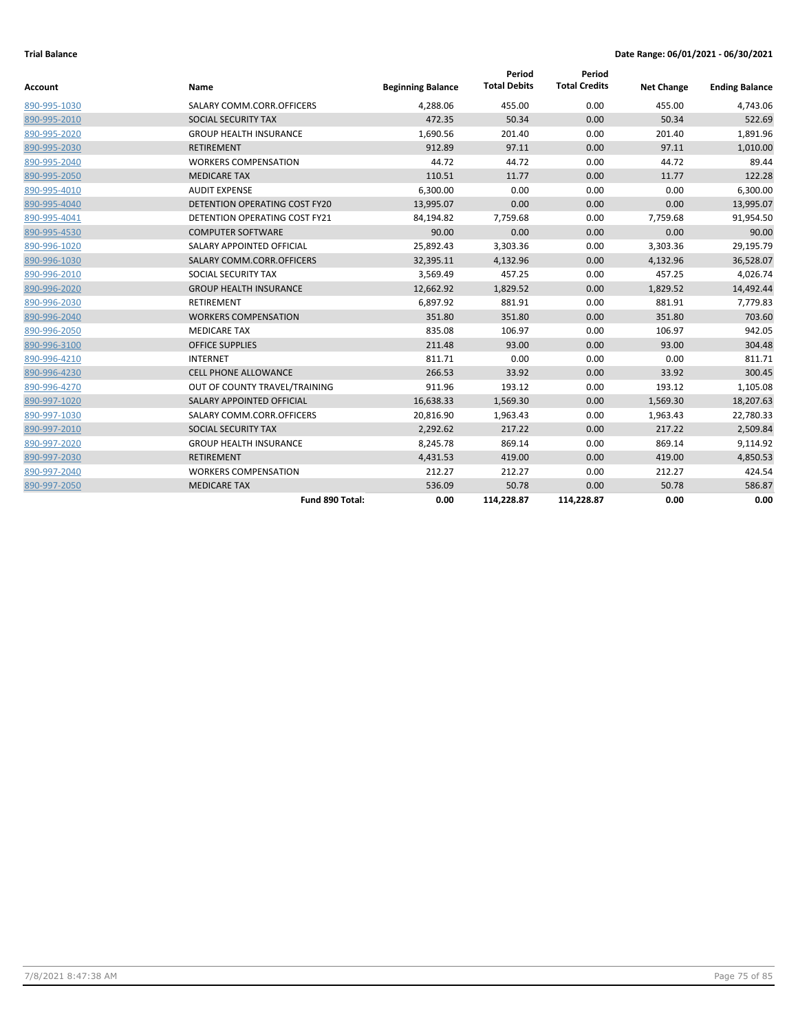**Trial Balance** **Date Range: 06/01/2021 - 06/30/2021**

| Account | Name | Beginning Balance | Period Total Debits | Period Total Credits | Net Change | Ending Balance |
|---|---|---|---|---|---|---|
| 890-995-1030 | SALARY COMM.CORR.OFFICERS | 4,288.06 | 455.00 | 0.00 | 455.00 | 4,743.06 |
| 890-995-2010 | SOCIAL SECURITY TAX | 472.35 | 50.34 | 0.00 | 50.34 | 522.69 |
| 890-995-2020 | GROUP HEALTH INSURANCE | 1,690.56 | 201.40 | 0.00 | 201.40 | 1,891.96 |
| 890-995-2030 | RETIREMENT | 912.89 | 97.11 | 0.00 | 97.11 | 1,010.00 |
| 890-995-2040 | WORKERS COMPENSATION | 44.72 | 44.72 | 0.00 | 44.72 | 89.44 |
| 890-995-2050 | MEDICARE TAX | 110.51 | 11.77 | 0.00 | 11.77 | 122.28 |
| 890-995-4010 | AUDIT EXPENSE | 6,300.00 | 0.00 | 0.00 | 0.00 | 6,300.00 |
| 890-995-4040 | DETENTION OPERATING COST FY20 | 13,995.07 | 0.00 | 0.00 | 0.00 | 13,995.07 |
| 890-995-4041 | DETENTION OPERATING COST FY21 | 84,194.82 | 7,759.68 | 0.00 | 7,759.68 | 91,954.50 |
| 890-995-4530 | COMPUTER SOFTWARE | 90.00 | 0.00 | 0.00 | 0.00 | 90.00 |
| 890-996-1020 | SALARY APPOINTED OFFICIAL | 25,892.43 | 3,303.36 | 0.00 | 3,303.36 | 29,195.79 |
| 890-996-1030 | SALARY COMM.CORR.OFFICERS | 32,395.11 | 4,132.96 | 0.00 | 4,132.96 | 36,528.07 |
| 890-996-2010 | SOCIAL SECURITY TAX | 3,569.49 | 457.25 | 0.00 | 457.25 | 4,026.74 |
| 890-996-2020 | GROUP HEALTH INSURANCE | 12,662.92 | 1,829.52 | 0.00 | 1,829.52 | 14,492.44 |
| 890-996-2030 | RETIREMENT | 6,897.92 | 881.91 | 0.00 | 881.91 | 7,779.83 |
| 890-996-2040 | WORKERS COMPENSATION | 351.80 | 351.80 | 0.00 | 351.80 | 703.60 |
| 890-996-2050 | MEDICARE TAX | 835.08 | 106.97 | 0.00 | 106.97 | 942.05 |
| 890-996-3100 | OFFICE SUPPLIES | 211.48 | 93.00 | 0.00 | 93.00 | 304.48 |
| 890-996-4210 | INTERNET | 811.71 | 0.00 | 0.00 | 0.00 | 811.71 |
| 890-996-4230 | CELL PHONE ALLOWANCE | 266.53 | 33.92 | 0.00 | 33.92 | 300.45 |
| 890-996-4270 | OUT OF COUNTY TRAVEL/TRAINING | 911.96 | 193.12 | 0.00 | 193.12 | 1,105.08 |
| 890-997-1020 | SALARY APPOINTED OFFICIAL | 16,638.33 | 1,569.30 | 0.00 | 1,569.30 | 18,207.63 |
| 890-997-1030 | SALARY COMM.CORR.OFFICERS | 20,816.90 | 1,963.43 | 0.00 | 1,963.43 | 22,780.33 |
| 890-997-2010 | SOCIAL SECURITY TAX | 2,292.62 | 217.22 | 0.00 | 217.22 | 2,509.84 |
| 890-997-2020 | GROUP HEALTH INSURANCE | 8,245.78 | 869.14 | 0.00 | 869.14 | 9,114.92 |
| 890-997-2030 | RETIREMENT | 4,431.53 | 419.00 | 0.00 | 419.00 | 4,850.53 |
| 890-997-2040 | WORKERS COMPENSATION | 212.27 | 212.27 | 0.00 | 212.27 | 424.54 |
| 890-997-2050 | MEDICARE TAX | 536.09 | 50.78 | 0.00 | 50.78 | 586.87 |
| | **Fund 890 Total:** | **0.00** | **114,228.87** | **114,228.87** | **0.00** | **0.00** |

7/8/2021 8:47:38 AM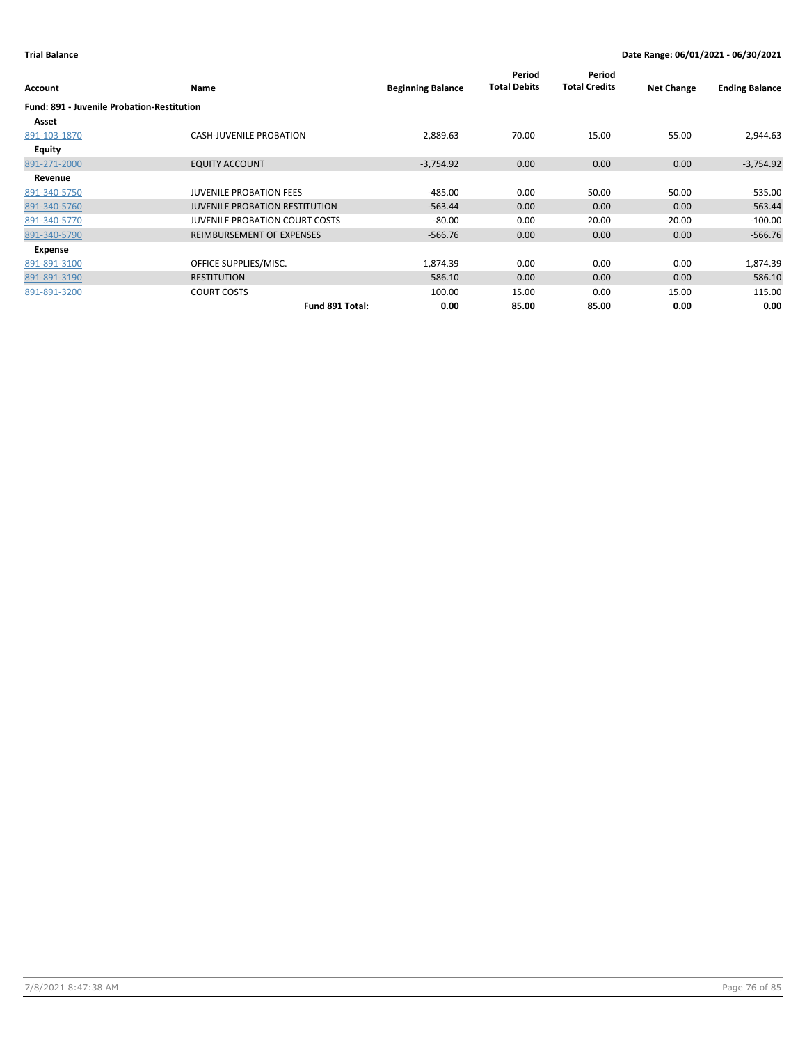**Trial Balance** | **Date Range: 06/01/2021 - 06/30/2021**

| Account | Name | Beginning Balance | Period Total Debits | Period Total Credits | Net Change | Ending Balance |
|---|---|---|---|---|---|---|
| **Fund: 891 - Juvenile Probation-Restitution** | | | | | | |
| **Asset** | | | | | | |
| 891-103-1870 | CASH-JUVENILE PROBATION | 2,889.63 | 70.00 | 15.00 | 55.00 | 2,944.63 |
| **Equity** | | | | | | |
| 891-271-2000 | EQUITY ACCOUNT | -3,754.92 | 0.00 | 0.00 | 0.00 | -3,754.92 |
| **Revenue** | | | | | | |
| 891-340-5750 | JUVENILE PROBATION FEES | -485.00 | 0.00 | 50.00 | -50.00 | -535.00 |
| 891-340-5760 | JUVENILE PROBATION RESTITUTION | -563.44 | 0.00 | 0.00 | 0.00 | -563.44 |
| 891-340-5770 | JUVENILE PROBATION COURT COSTS | -80.00 | 0.00 | 20.00 | -20.00 | -100.00 |
| 891-340-5790 | REIMBURSEMENT OF EXPENSES | -566.76 | 0.00 | 0.00 | 0.00 | -566.76 |
| **Expense** | | | | | | |
| 891-891-3100 | OFFICE SUPPLIES/MISC. | 1,874.39 | 0.00 | 0.00 | 0.00 | 1,874.39 |
| 891-891-3190 | RESTITUTION | 586.10 | 0.00 | 0.00 | 0.00 | 586.10 |
| 891-891-3200 | COURT COSTS | 100.00 | 15.00 | 0.00 | 15.00 | 115.00 |
| | **Fund 891 Total:** | **0.00** | **85.00** | **85.00** | **0.00** | **0.00** |

7/8/2021 8:47:38 AM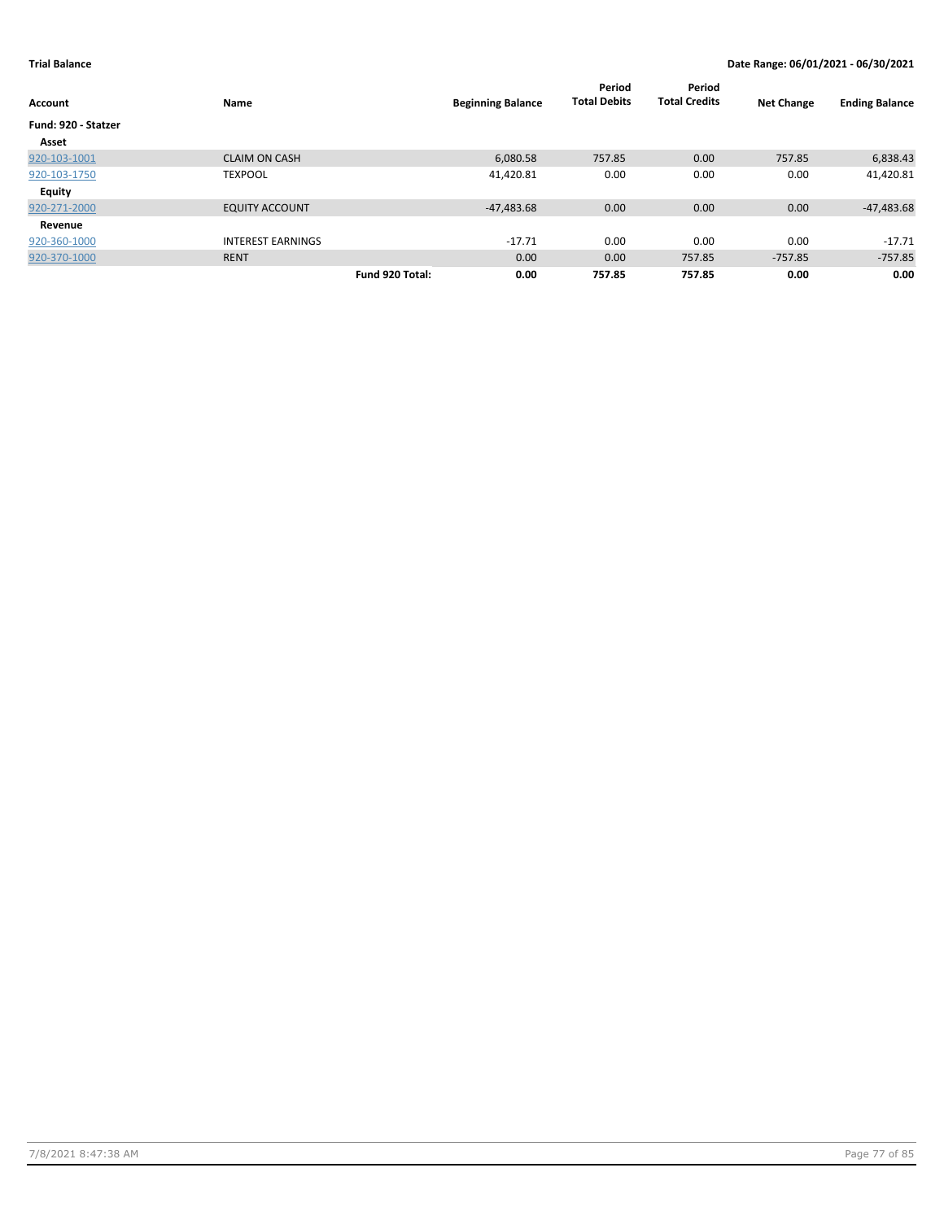**Trial Balance** **Date Range: 06/01/2021 - 06/30/2021**

| Account | Name | | Beginning Balance | Period Total Debits | Period Total Credits | Net Change | Ending Balance |
|---|---|---|---|---|---|---|---|
| **Fund: 920 - Statzer** | | | | | | | |
| **Asset** | | | | | | | |
| 920-103-1001 | CLAIM ON CASH | | 6,080.58 | 757.85 | 0.00 | 757.85 | 6,838.43 |
| 920-103-1750 | TEXPOOL | | 41,420.81 | 0.00 | 0.00 | 0.00 | 41,420.81 |
| **Equity** | | | | | | | |
| 920-271-2000 | EQUITY ACCOUNT | | -47,483.68 | 0.00 | 0.00 | 0.00 | -47,483.68 |
| **Revenue** | | | | | | | |
| 920-360-1000 | INTEREST EARNINGS | | -17.71 | 0.00 | 0.00 | 0.00 | -17.71 |
| 920-370-1000 | RENT | | 0.00 | 0.00 | 757.85 | -757.85 | -757.85 |
| | | **Fund 920 Total:** | **0.00** | **757.85** | **757.85** | **0.00** | **0.00** |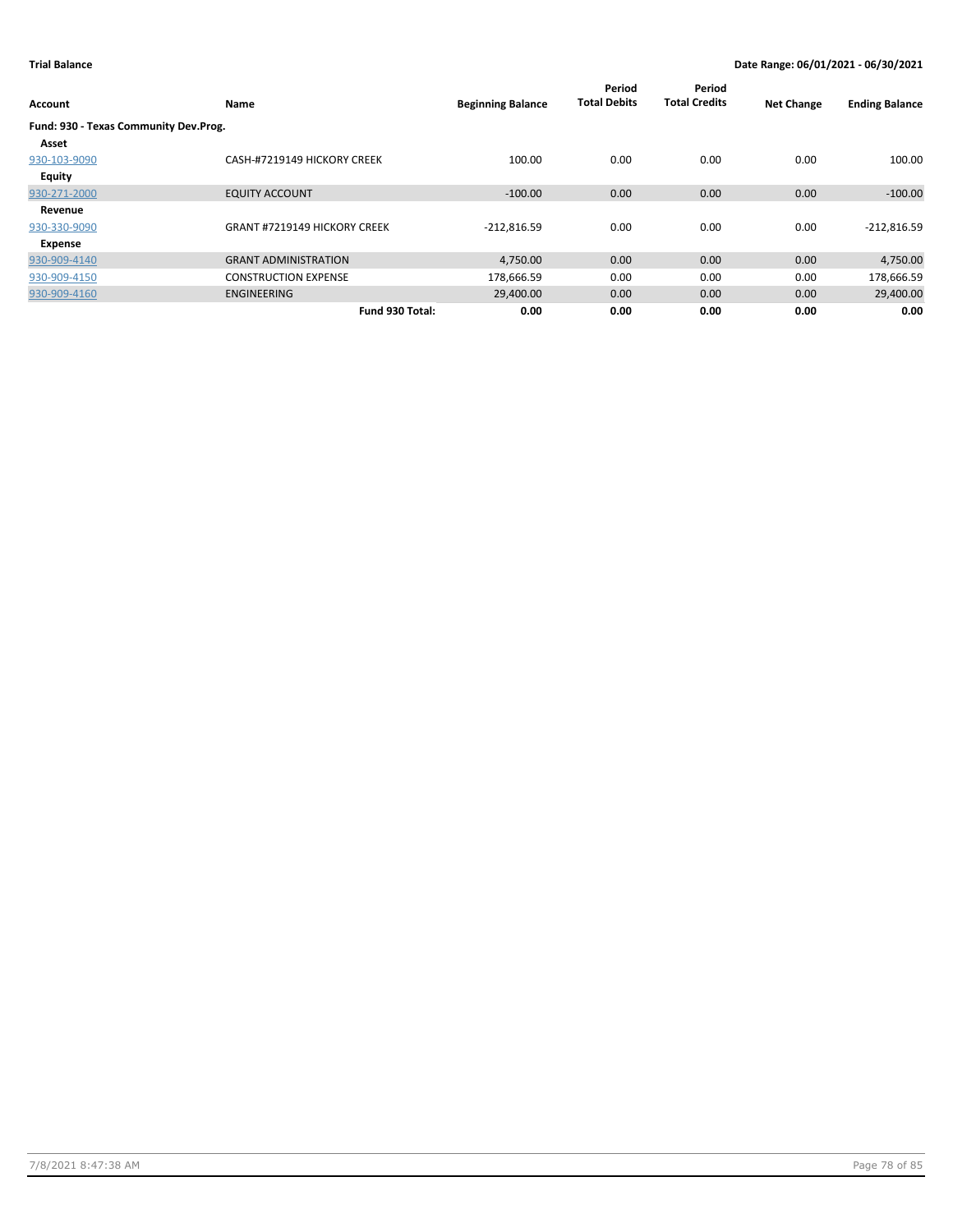**Trial Balance** | **Date Range: 06/01/2021 - 06/30/2021**

| Account | Name | Beginning Balance | Period Total Debits | Period Total Credits | Net Change | Ending Balance |
|---|---|---|---|---|---|---|
| **Fund: 930 - Texas Community Dev.Prog.** | | | | | | |
| **Asset** | | | | | | |
| 930-103-9090 | CASH-#7219149 HICKORY CREEK | 100.00 | 0.00 | 0.00 | 0.00 | 100.00 |
| **Equity** | | | | | | |
| 930-271-2000 | EQUITY ACCOUNT | -100.00 | 0.00 | 0.00 | 0.00 | -100.00 |
| **Revenue** | | | | | | |
| 930-330-9090 | GRANT #7219149 HICKORY CREEK | -212,816.59 | 0.00 | 0.00 | 0.00 | -212,816.59 |
| **Expense** | | | | | | |
| 930-909-4140 | GRANT ADMINISTRATION | 4,750.00 | 0.00 | 0.00 | 0.00 | 4,750.00 |
| 930-909-4150 | CONSTRUCTION EXPENSE | 178,666.59 | 0.00 | 0.00 | 0.00 | 178,666.59 |
| 930-909-4160 | ENGINEERING | 29,400.00 | 0.00 | 0.00 | 0.00 | 29,400.00 |
| | **Fund 930 Total:** | **0.00** | **0.00** | **0.00** | **0.00** | **0.00** |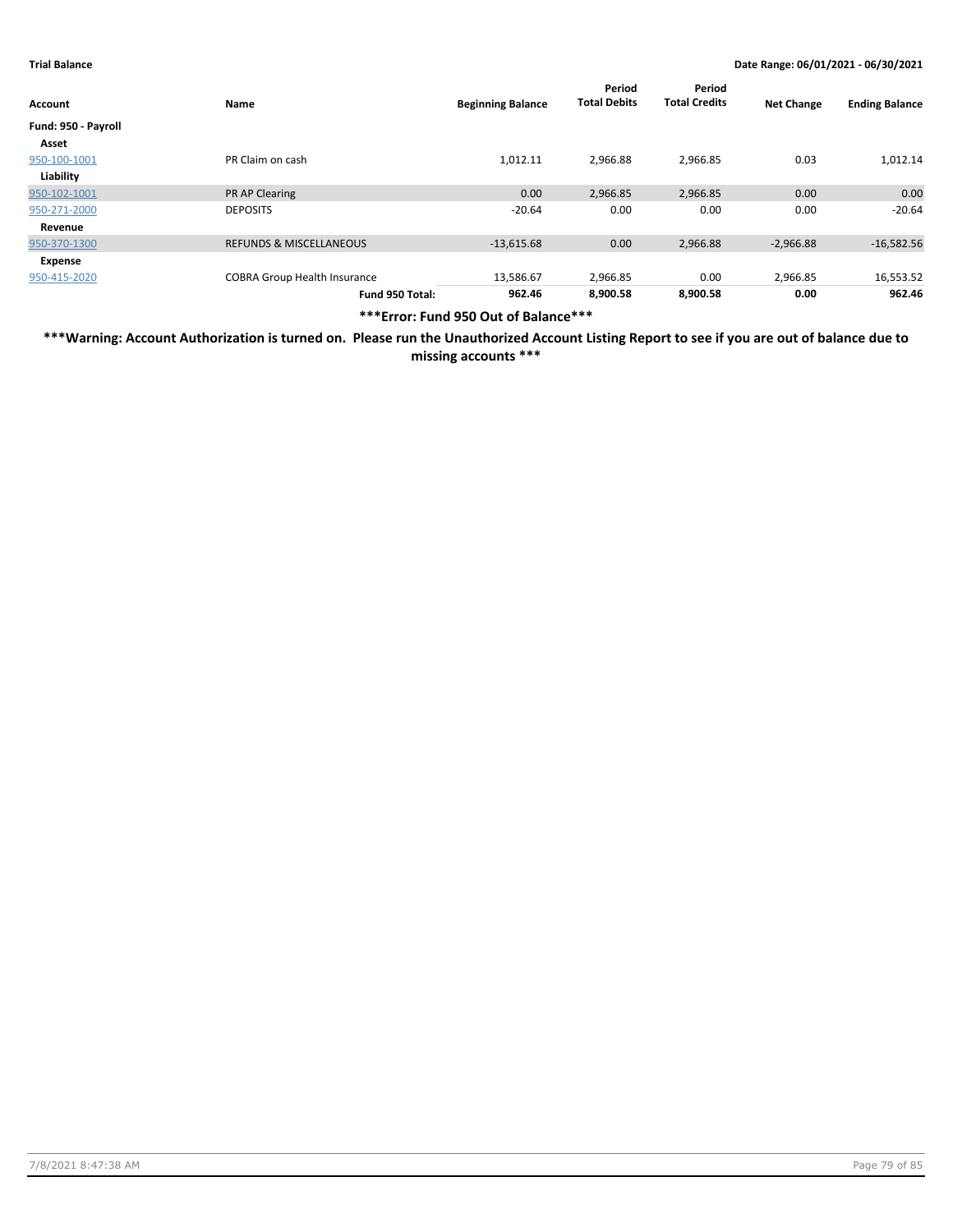**Trial Balance** — Date Range: 06/01/2021 - 06/30/2021

| Account | Name | Beginning Balance | Period Total Debits | Period Total Credits | Net Change | Ending Balance |
|---|---|---|---|---|---|---|
| **Fund: 950 - Payroll** | | | | | | |
| **Asset** | | | | | | |
| 950-100-1001 | PR Claim on cash | 1,012.11 | 2,966.88 | 2,966.85 | 0.03 | 1,012.14 |
| **Liability** | | | | | | |
| 950-102-1001 | PR AP Clearing | 0.00 | 2,966.85 | 2,966.85 | 0.00 | 0.00 |
| 950-271-2000 | DEPOSITS | -20.64 | 0.00 | 0.00 | 0.00 | -20.64 |
| **Revenue** | | | | | | |
| 950-370-1300 | REFUNDS & MISCELLANEOUS | -13,615.68 | 0.00 | 2,966.88 | -2,966.88 | -16,582.56 |
| **Expense** | | | | | | |
| 950-415-2020 | COBRA Group Health Insurance | 13,586.67 | 2,966.85 | 0.00 | 2,966.85 | 16,553.52 |
| | **Fund 950 Total:** | **962.46** | **8,900.58** | **8,900.58** | **0.00** | **962.46** |

**\*\*\*Error: Fund 950 Out of Balance\*\*\***

**\*\*\*Warning: Account Authorization is turned on. Please run the Unauthorized Account Listing Report to see if you are out of balance due to missing accounts \*\*\***

7/8/2021 8:47:38 AM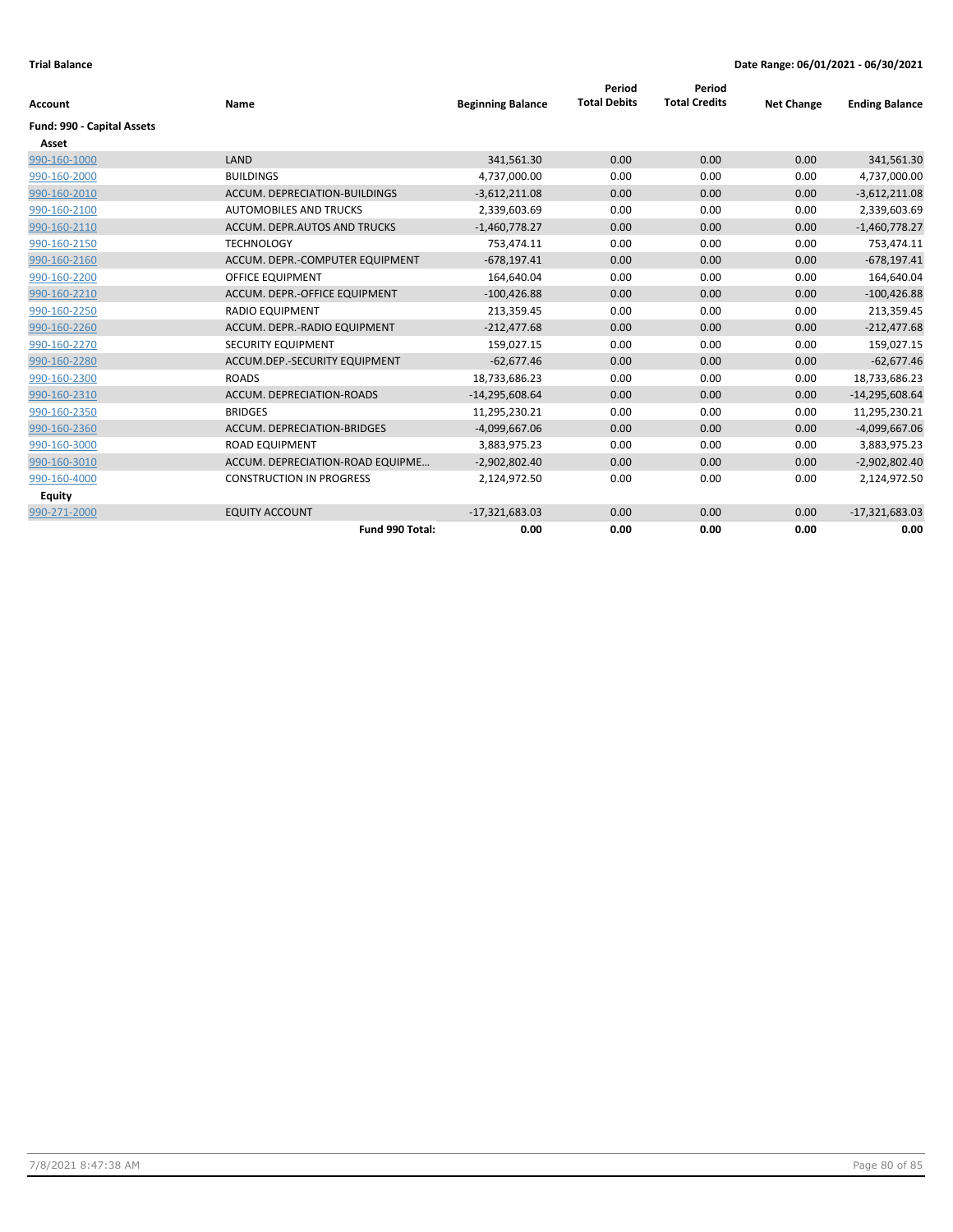**Trial Balance** **Date Range: 06/01/2021 - 06/30/2021**

| Account | Name | Beginning Balance | Period Total Debits | Period Total Credits | Net Change | Ending Balance |
|---|---|---|---|---|---|---|
| **Fund: 990 - Capital Assets** | | | | | | |
| **Asset** | | | | | | |
| 990-160-1000 | LAND | 341,561.30 | 0.00 | 0.00 | 0.00 | 341,561.30 |
| 990-160-2000 | BUILDINGS | 4,737,000.00 | 0.00 | 0.00 | 0.00 | 4,737,000.00 |
| 990-160-2010 | ACCUM. DEPRECIATION-BUILDINGS | -3,612,211.08 | 0.00 | 0.00 | 0.00 | -3,612,211.08 |
| 990-160-2100 | AUTOMOBILES AND TRUCKS | 2,339,603.69 | 0.00 | 0.00 | 0.00 | 2,339,603.69 |
| 990-160-2110 | ACCUM. DEPR.AUTOS AND TRUCKS | -1,460,778.27 | 0.00 | 0.00 | 0.00 | -1,460,778.27 |
| 990-160-2150 | TECHNOLOGY | 753,474.11 | 0.00 | 0.00 | 0.00 | 753,474.11 |
| 990-160-2160 | ACCUM. DEPR.-COMPUTER EQUIPMENT | -678,197.41 | 0.00 | 0.00 | 0.00 | -678,197.41 |
| 990-160-2200 | OFFICE EQUIPMENT | 164,640.04 | 0.00 | 0.00 | 0.00 | 164,640.04 |
| 990-160-2210 | ACCUM. DEPR.-OFFICE EQUIPMENT | -100,426.88 | 0.00 | 0.00 | 0.00 | -100,426.88 |
| 990-160-2250 | RADIO EQUIPMENT | 213,359.45 | 0.00 | 0.00 | 0.00 | 213,359.45 |
| 990-160-2260 | ACCUM. DEPR.-RADIO EQUIPMENT | -212,477.68 | 0.00 | 0.00 | 0.00 | -212,477.68 |
| 990-160-2270 | SECURITY EQUIPMENT | 159,027.15 | 0.00 | 0.00 | 0.00 | 159,027.15 |
| 990-160-2280 | ACCUM.DEP.-SECURITY EQUIPMENT | -62,677.46 | 0.00 | 0.00 | 0.00 | -62,677.46 |
| 990-160-2300 | ROADS | 18,733,686.23 | 0.00 | 0.00 | 0.00 | 18,733,686.23 |
| 990-160-2310 | ACCUM. DEPRECIATION-ROADS | -14,295,608.64 | 0.00 | 0.00 | 0.00 | -14,295,608.64 |
| 990-160-2350 | BRIDGES | 11,295,230.21 | 0.00 | 0.00 | 0.00 | 11,295,230.21 |
| 990-160-2360 | ACCUM. DEPRECIATION-BRIDGES | -4,099,667.06 | 0.00 | 0.00 | 0.00 | -4,099,667.06 |
| 990-160-3000 | ROAD EQUIPMENT | 3,883,975.23 | 0.00 | 0.00 | 0.00 | 3,883,975.23 |
| 990-160-3010 | ACCUM. DEPRECIATION-ROAD EQUIPME... | -2,902,802.40 | 0.00 | 0.00 | 0.00 | -2,902,802.40 |
| 990-160-4000 | CONSTRUCTION IN PROGRESS | 2,124,972.50 | 0.00 | 0.00 | 0.00 | 2,124,972.50 |
| **Equity** | | | | | | |
| 990-271-2000 | EQUITY ACCOUNT | -17,321,683.03 | 0.00 | 0.00 | 0.00 | -17,321,683.03 |
| | **Fund 990 Total:** | **0.00** | **0.00** | **0.00** | **0.00** | **0.00** |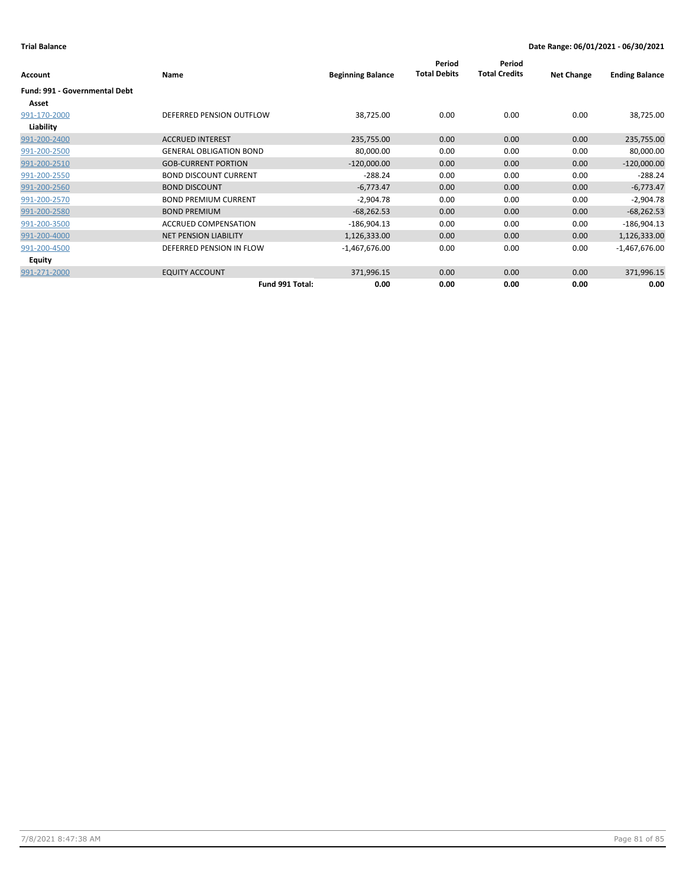**Trial Balance**

**Date Range: 06/01/2021 - 06/30/2021**

| Account | Name | Beginning Balance | Period Total Debits | Period Total Credits | Net Change | Ending Balance |
|---|---|---|---|---|---|---|
| **Fund: 991 - Governmental Debt** | | | | | | |
| **Asset** | | | | | | |
| 991-170-2000 | DEFERRED PENSION OUTFLOW | 38,725.00 | 0.00 | 0.00 | 0.00 | 38,725.00 |
| **Liability** | | | | | | |
| 991-200-2400 | ACCRUED INTEREST | 235,755.00 | 0.00 | 0.00 | 0.00 | 235,755.00 |
| 991-200-2500 | GENERAL OBLIGATION BOND | 80,000.00 | 0.00 | 0.00 | 0.00 | 80,000.00 |
| 991-200-2510 | GOB-CURRENT PORTION | -120,000.00 | 0.00 | 0.00 | 0.00 | -120,000.00 |
| 991-200-2550 | BOND DISCOUNT CURRENT | -288.24 | 0.00 | 0.00 | 0.00 | -288.24 |
| 991-200-2560 | BOND DISCOUNT | -6,773.47 | 0.00 | 0.00 | 0.00 | -6,773.47 |
| 991-200-2570 | BOND PREMIUM CURRENT | -2,904.78 | 0.00 | 0.00 | 0.00 | -2,904.78 |
| 991-200-2580 | BOND PREMIUM | -68,262.53 | 0.00 | 0.00 | 0.00 | -68,262.53 |
| 991-200-3500 | ACCRUED COMPENSATION | -186,904.13 | 0.00 | 0.00 | 0.00 | -186,904.13 |
| 991-200-4000 | NET PENSION LIABILITY | 1,126,333.00 | 0.00 | 0.00 | 0.00 | 1,126,333.00 |
| 991-200-4500 | DEFERRED PENSION IN FLOW | -1,467,676.00 | 0.00 | 0.00 | 0.00 | -1,467,676.00 |
| **Equity** | | | | | | |
| 991-271-2000 | EQUITY ACCOUNT | 371,996.15 | 0.00 | 0.00 | 0.00 | 371,996.15 |
| | **Fund 991 Total:** | **0.00** | **0.00** | **0.00** | **0.00** | **0.00** |

7/8/2021 8:47:38 AM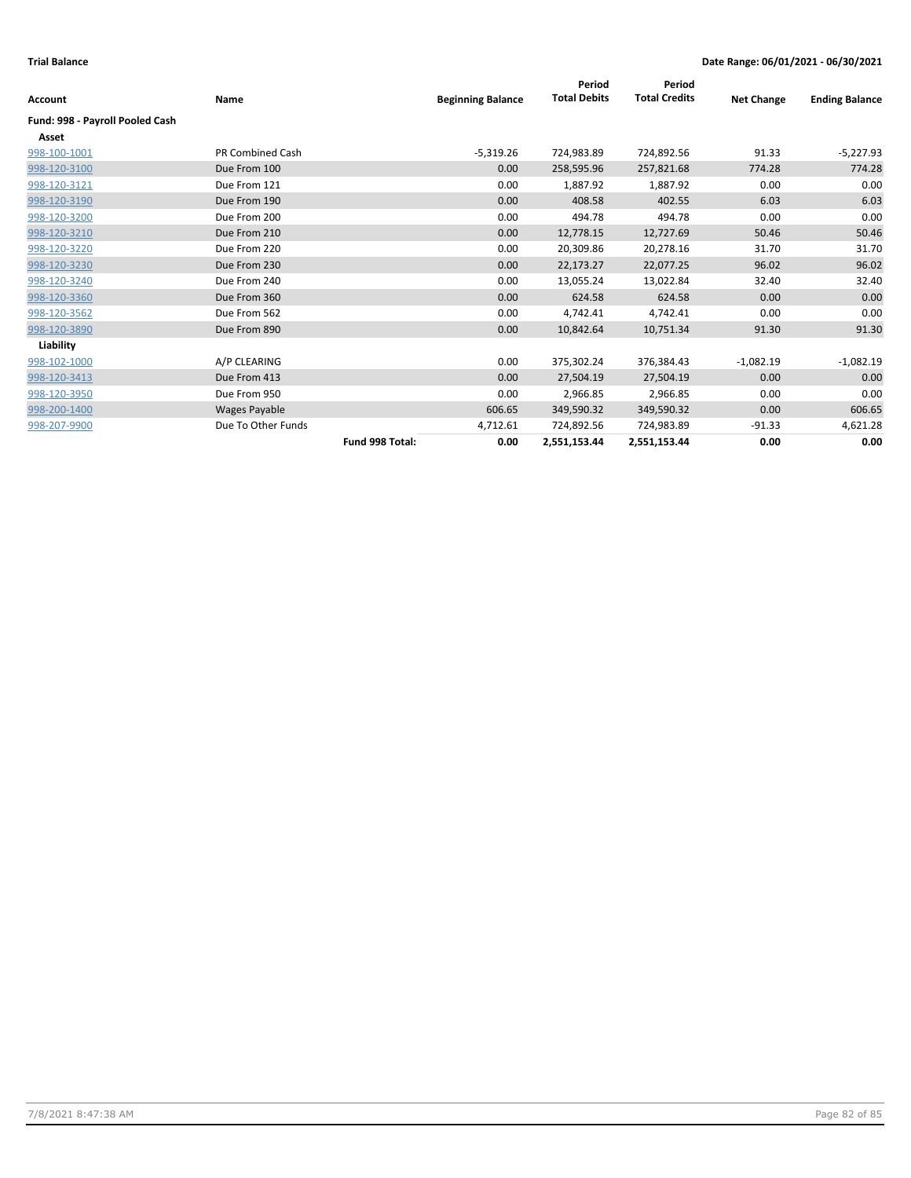**Trial Balance** | **Date Range: 06/01/2021 - 06/30/2021**

| Account | Name | | Beginning Balance | Period Total Debits | Period Total Credits | Net Change | Ending Balance |
|---|---|---|---|---|---|---|---|
| **Fund: 998 - Payroll Pooled Cash** | | | | | | | |
| **Asset** | | | | | | | |
| 998-100-1001 | PR Combined Cash | | -5,319.26 | 724,983.89 | 724,892.56 | 91.33 | -5,227.93 |
| 998-120-3100 | Due From 100 | | 0.00 | 258,595.96 | 257,821.68 | 774.28 | 774.28 |
| 998-120-3121 | Due From 121 | | 0.00 | 1,887.92 | 1,887.92 | 0.00 | 0.00 |
| 998-120-3190 | Due From 190 | | 0.00 | 408.58 | 402.55 | 6.03 | 6.03 |
| 998-120-3200 | Due From 200 | | 0.00 | 494.78 | 494.78 | 0.00 | 0.00 |
| 998-120-3210 | Due From 210 | | 0.00 | 12,778.15 | 12,727.69 | 50.46 | 50.46 |
| 998-120-3220 | Due From 220 | | 0.00 | 20,309.86 | 20,278.16 | 31.70 | 31.70 |
| 998-120-3230 | Due From 230 | | 0.00 | 22,173.27 | 22,077.25 | 96.02 | 96.02 |
| 998-120-3240 | Due From 240 | | 0.00 | 13,055.24 | 13,022.84 | 32.40 | 32.40 |
| 998-120-3360 | Due From 360 | | 0.00 | 624.58 | 624.58 | 0.00 | 0.00 |
| 998-120-3562 | Due From 562 | | 0.00 | 4,742.41 | 4,742.41 | 0.00 | 0.00 |
| 998-120-3890 | Due From 890 | | 0.00 | 10,842.64 | 10,751.34 | 91.30 | 91.30 |
| **Liability** | | | | | | | |
| 998-102-1000 | A/P CLEARING | | 0.00 | 375,302.24 | 376,384.43 | -1,082.19 | -1,082.19 |
| 998-120-3413 | Due From 413 | | 0.00 | 27,504.19 | 27,504.19 | 0.00 | 0.00 |
| 998-120-3950 | Due From 950 | | 0.00 | 2,966.85 | 2,966.85 | 0.00 | 0.00 |
| 998-200-1400 | Wages Payable | | 606.65 | 349,590.32 | 349,590.32 | 0.00 | 606.65 |
| 998-207-9900 | Due To Other Funds | | 4,712.61 | 724,892.56 | 724,983.89 | -91.33 | 4,621.28 |
| | | **Fund 998 Total:** | **0.00** | **2,551,153.44** | **2,551,153.44** | **0.00** | **0.00** |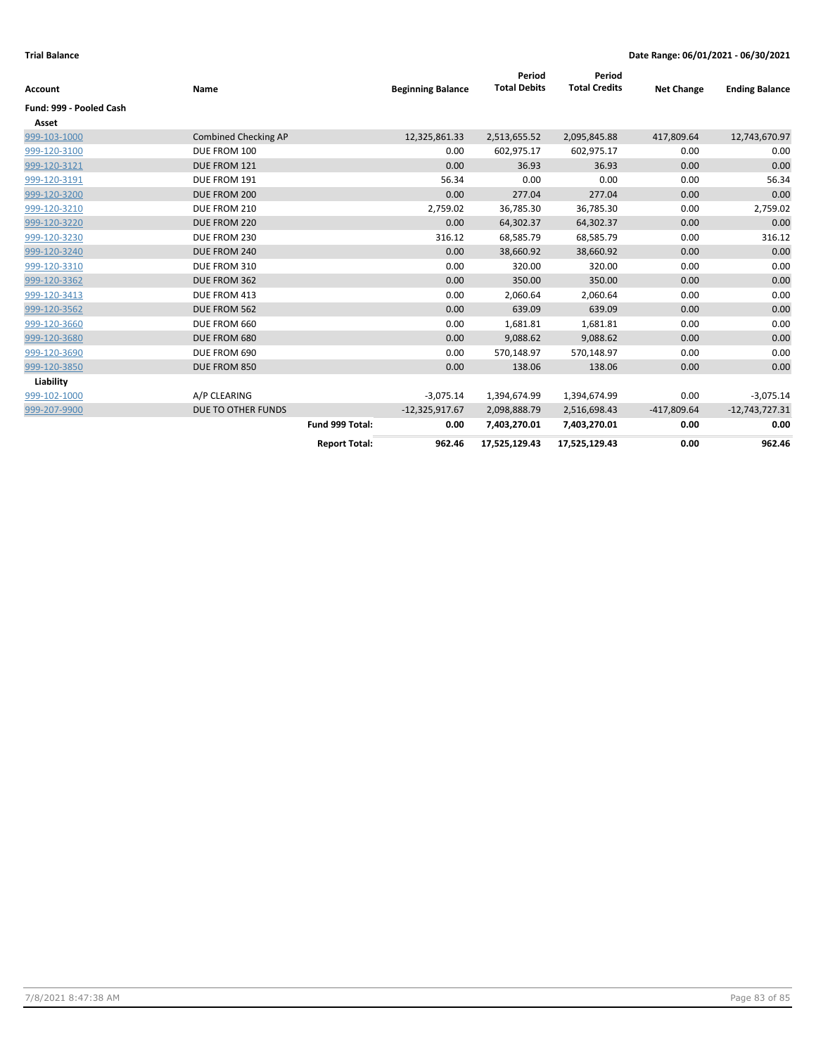**Trial Balance** **Date Range: 06/01/2021 - 06/30/2021**

| Account | Name | | Beginning Balance | Period Total Debits | Period Total Credits | Net Change | Ending Balance |
|---|---|---|---|---|---|---|---|
| **Fund: 999 - Pooled Cash** | | | | | | | |
| **Asset** | | | | | | | |
| 999-103-1000 | Combined Checking AP | | 12,325,861.33 | 2,513,655.52 | 2,095,845.88 | 417,809.64 | 12,743,670.97 |
| 999-120-3100 | DUE FROM 100 | | 0.00 | 602,975.17 | 602,975.17 | 0.00 | 0.00 |
| 999-120-3121 | DUE FROM 121 | | 0.00 | 36.93 | 36.93 | 0.00 | 0.00 |
| 999-120-3191 | DUE FROM 191 | | 56.34 | 0.00 | 0.00 | 0.00 | 56.34 |
| 999-120-3200 | DUE FROM 200 | | 0.00 | 277.04 | 277.04 | 0.00 | 0.00 |
| 999-120-3210 | DUE FROM 210 | | 2,759.02 | 36,785.30 | 36,785.30 | 0.00 | 2,759.02 |
| 999-120-3220 | DUE FROM 220 | | 0.00 | 64,302.37 | 64,302.37 | 0.00 | 0.00 |
| 999-120-3230 | DUE FROM 230 | | 316.12 | 68,585.79 | 68,585.79 | 0.00 | 316.12 |
| 999-120-3240 | DUE FROM 240 | | 0.00 | 38,660.92 | 38,660.92 | 0.00 | 0.00 |
| 999-120-3310 | DUE FROM 310 | | 0.00 | 320.00 | 320.00 | 0.00 | 0.00 |
| 999-120-3362 | DUE FROM 362 | | 0.00 | 350.00 | 350.00 | 0.00 | 0.00 |
| 999-120-3413 | DUE FROM 413 | | 0.00 | 2,060.64 | 2,060.64 | 0.00 | 0.00 |
| 999-120-3562 | DUE FROM 562 | | 0.00 | 639.09 | 639.09 | 0.00 | 0.00 |
| 999-120-3660 | DUE FROM 660 | | 0.00 | 1,681.81 | 1,681.81 | 0.00 | 0.00 |
| 999-120-3680 | DUE FROM 680 | | 0.00 | 9,088.62 | 9,088.62 | 0.00 | 0.00 |
| 999-120-3690 | DUE FROM 690 | | 0.00 | 570,148.97 | 570,148.97 | 0.00 | 0.00 |
| 999-120-3850 | DUE FROM 850 | | 0.00 | 138.06 | 138.06 | 0.00 | 0.00 |
| **Liability** | | | | | | | |
| 999-102-1000 | A/P CLEARING | | -3,075.14 | 1,394,674.99 | 1,394,674.99 | 0.00 | -3,075.14 |
| 999-207-9900 | DUE TO OTHER FUNDS | | -12,325,917.67 | 2,098,888.79 | 2,516,698.43 | -417,809.64 | -12,743,727.31 |
| | | **Fund 999 Total:** | **0.00** | **7,403,270.01** | **7,403,270.01** | **0.00** | **0.00** |
| | | **Report Total:** | **962.46** | **17,525,129.43** | **17,525,129.43** | **0.00** | **962.46** |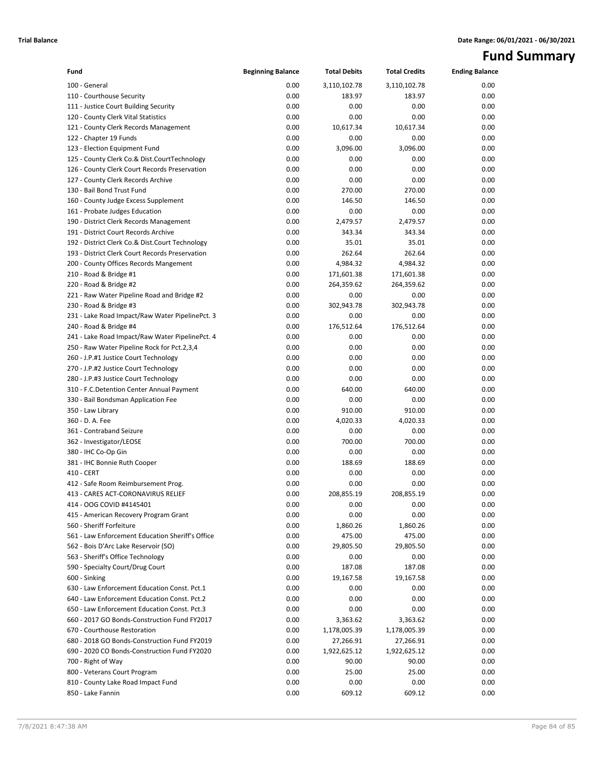**Trial Balance** **Date Range: 06/01/2021 - 06/30/2021**

# Fund Summary

| Fund | Beginning Balance | Total Debits | Total Credits | Ending Balance |
|---|---|---|---|---|
| 100 - General | 0.00 | 3,110,102.78 | 3,110,102.78 | 0.00 |
| 110 - Courthouse Security | 0.00 | 183.97 | 183.97 | 0.00 |
| 111 - Justice Court Building Security | 0.00 | 0.00 | 0.00 | 0.00 |
| 120 - County Clerk Vital Statistics | 0.00 | 0.00 | 0.00 | 0.00 |
| 121 - County Clerk Records Management | 0.00 | 10,617.34 | 10,617.34 | 0.00 |
| 122 - Chapter 19 Funds | 0.00 | 0.00 | 0.00 | 0.00 |
| 123 - Election Equipment Fund | 0.00 | 3,096.00 | 3,096.00 | 0.00 |
| 125 - County Clerk Co.& Dist.CourtTechnology | 0.00 | 0.00 | 0.00 | 0.00 |
| 126 - County Clerk Court Records Preservation | 0.00 | 0.00 | 0.00 | 0.00 |
| 127 - County Clerk Records Archive | 0.00 | 0.00 | 0.00 | 0.00 |
| 130 - Bail Bond Trust Fund | 0.00 | 270.00 | 270.00 | 0.00 |
| 160 - County Judge Excess Supplement | 0.00 | 146.50 | 146.50 | 0.00 |
| 161 - Probate Judges Education | 0.00 | 0.00 | 0.00 | 0.00 |
| 190 - District Clerk Records Management | 0.00 | 2,479.57 | 2,479.57 | 0.00 |
| 191 - District Court Records Archive | 0.00 | 343.34 | 343.34 | 0.00 |
| 192 - District Clerk Co.& Dist.Court Technology | 0.00 | 35.01 | 35.01 | 0.00 |
| 193 - District Clerk Court Records Preservation | 0.00 | 262.64 | 262.64 | 0.00 |
| 200 - County Offices Records Mangement | 0.00 | 4,984.32 | 4,984.32 | 0.00 |
| 210 - Road & Bridge #1 | 0.00 | 171,601.38 | 171,601.38 | 0.00 |
| 220 - Road & Bridge #2 | 0.00 | 264,359.62 | 264,359.62 | 0.00 |
| 221 - Raw Water Pipeline Road and Bridge #2 | 0.00 | 0.00 | 0.00 | 0.00 |
| 230 - Road & Bridge #3 | 0.00 | 302,943.78 | 302,943.78 | 0.00 |
| 231 - Lake Road Impact/Raw Water PipelinePct. 3 | 0.00 | 0.00 | 0.00 | 0.00 |
| 240 - Road & Bridge #4 | 0.00 | 176,512.64 | 176,512.64 | 0.00 |
| 241 - Lake Road Impact/Raw Water PipelinePct. 4 | 0.00 | 0.00 | 0.00 | 0.00 |
| 250 - Raw Water Pipeline Rock for Pct.2,3,4 | 0.00 | 0.00 | 0.00 | 0.00 |
| 260 - J.P.#1 Justice Court Technology | 0.00 | 0.00 | 0.00 | 0.00 |
| 270 - J.P.#2 Justice Court Technology | 0.00 | 0.00 | 0.00 | 0.00 |
| 280 - J.P.#3 Justice Court Technology | 0.00 | 0.00 | 0.00 | 0.00 |
| 310 - F.C.Detention Center Annual Payment | 0.00 | 640.00 | 640.00 | 0.00 |
| 330 - Bail Bondsman Application Fee | 0.00 | 0.00 | 0.00 | 0.00 |
| 350 - Law Library | 0.00 | 910.00 | 910.00 | 0.00 |
| 360 - D. A. Fee | 0.00 | 4,020.33 | 4,020.33 | 0.00 |
| 361 - Contraband Seizure | 0.00 | 0.00 | 0.00 | 0.00 |
| 362 - Investigator/LEOSE | 0.00 | 700.00 | 700.00 | 0.00 |
| 380 - IHC Co-Op Gin | 0.00 | 0.00 | 0.00 | 0.00 |
| 381 - IHC Bonnie Ruth Cooper | 0.00 | 188.69 | 188.69 | 0.00 |
| 410 - CERT | 0.00 | 0.00 | 0.00 | 0.00 |
| 412 - Safe Room Reimbursement Prog. | 0.00 | 0.00 | 0.00 | 0.00 |
| 413 - CARES ACT-CORONAVIRUS RELIEF | 0.00 | 208,855.19 | 208,855.19 | 0.00 |
| 414 - OOG COVID #4145401 | 0.00 | 0.00 | 0.00 | 0.00 |
| 415 - American Recovery Program Grant | 0.00 | 0.00 | 0.00 | 0.00 |
| 560 - Sheriff Forfeiture | 0.00 | 1,860.26 | 1,860.26 | 0.00 |
| 561 - Law Enforcement Education Sheriff's Office | 0.00 | 475.00 | 475.00 | 0.00 |
| 562 - Bois D'Arc Lake Reservoir (SO) | 0.00 | 29,805.50 | 29,805.50 | 0.00 |
| 563 - Sheriff's Office Technology | 0.00 | 0.00 | 0.00 | 0.00 |
| 590 - Specialty Court/Drug Court | 0.00 | 187.08 | 187.08 | 0.00 |
| 600 - Sinking | 0.00 | 19,167.58 | 19,167.58 | 0.00 |
| 630 - Law Enforcement Education Const. Pct.1 | 0.00 | 0.00 | 0.00 | 0.00 |
| 640 - Law Enforcement Education Const. Pct.2 | 0.00 | 0.00 | 0.00 | 0.00 |
| 650 - Law Enforcement Education Const. Pct.3 | 0.00 | 0.00 | 0.00 | 0.00 |
| 660 - 2017 GO Bonds-Construction Fund FY2017 | 0.00 | 3,363.62 | 3,363.62 | 0.00 |
| 670 - Courthouse Restoration | 0.00 | 1,178,005.39 | 1,178,005.39 | 0.00 |
| 680 - 2018 GO Bonds-Construction Fund FY2019 | 0.00 | 27,266.91 | 27,266.91 | 0.00 |
| 690 - 2020 CO Bonds-Construction Fund FY2020 | 0.00 | 1,922,625.12 | 1,922,625.12 | 0.00 |
| 700 - Right of Way | 0.00 | 90.00 | 90.00 | 0.00 |
| 800 - Veterans Court Program | 0.00 | 25.00 | 25.00 | 0.00 |
| 810 - County Lake Road Impact Fund | 0.00 | 0.00 | 0.00 | 0.00 |
| 850 - Lake Fannin | 0.00 | 609.12 | 609.12 | 0.00 |

7/8/2021 8:47:38 AM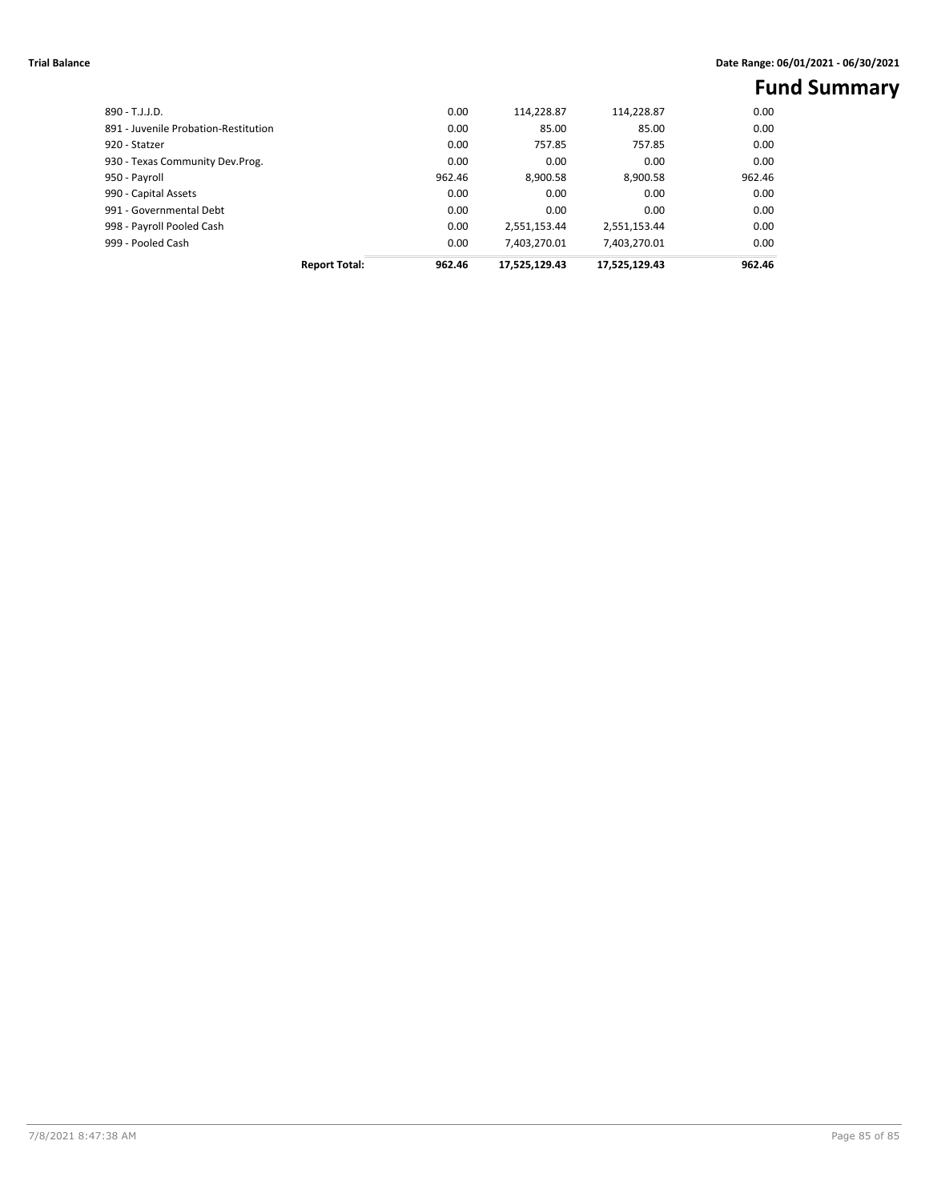# Fund Summary

| | | | | | |
|---|---|---|---|---|---|
| 890 - T.J.J.D. | | 0.00 | 114,228.87 | 114,228.87 | 0.00 |
| 891 - Juvenile Probation-Restitution | | 0.00 | 85.00 | 85.00 | 0.00 |
| 920 - Statzer | | 0.00 | 757.85 | 757.85 | 0.00 |
| 930 - Texas Community Dev.Prog. | | 0.00 | 0.00 | 0.00 | 0.00 |
| 950 - Payroll | | 962.46 | 8,900.58 | 8,900.58 | 962.46 |
| 990 - Capital Assets | | 0.00 | 0.00 | 0.00 | 0.00 |
| 991 - Governmental Debt | | 0.00 | 0.00 | 0.00 | 0.00 |
| 998 - Payroll Pooled Cash | | 0.00 | 2,551,153.44 | 2,551,153.44 | 0.00 |
| 999 - Pooled Cash | | 0.00 | 7,403,270.01 | 7,403,270.01 | 0.00 |
| | **Report Total:** | **962.46** | **17,525,129.43** | **17,525,129.43** | **962.46** |

7/8/2021 8:47:38 AM